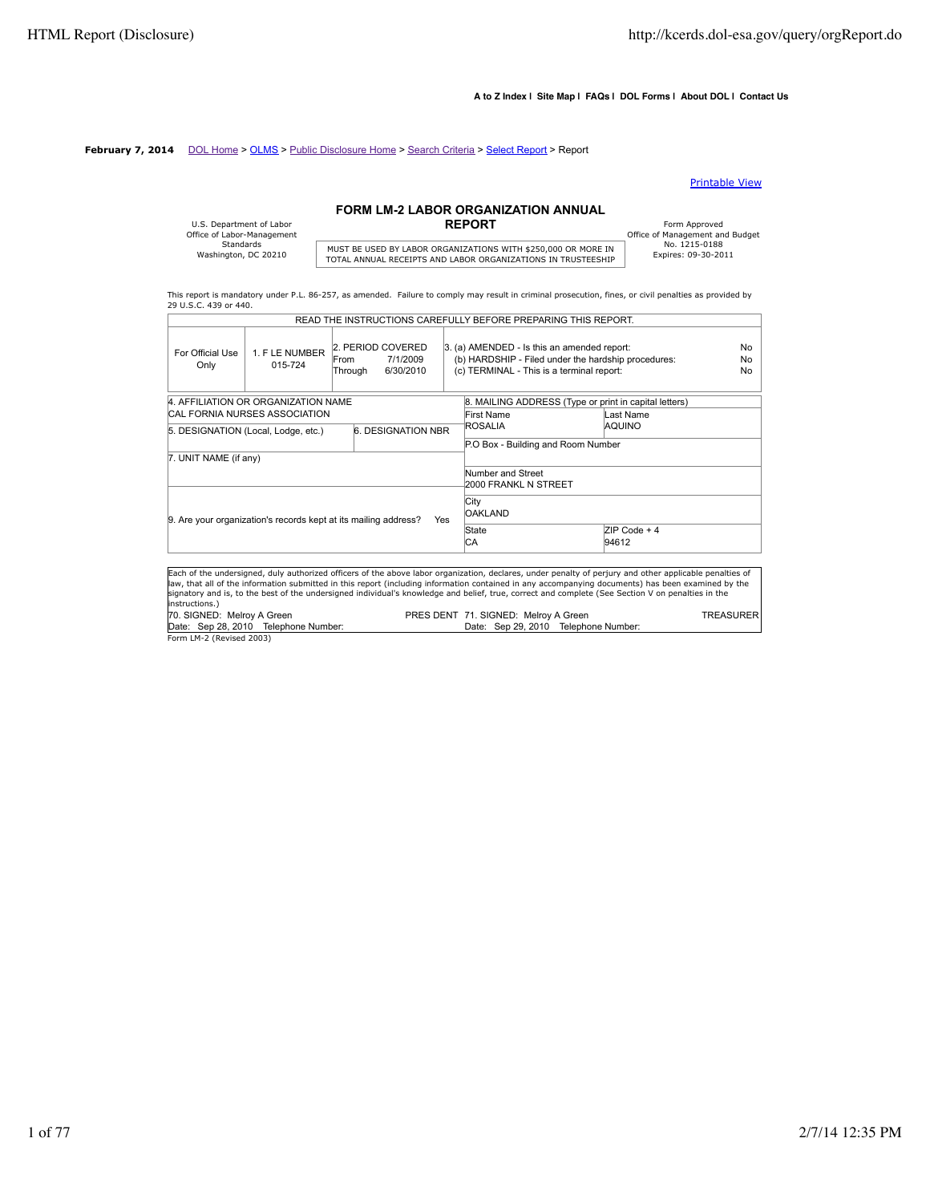**A to Z Index | Site Map | FAQs | DOL Forms | About DOL | Contact Us**

**February 7, 2014** DOL Home > OLMS > Public Disclosure Home > Search Criteria > Select Report > Report

Printable View

U.S. Department of Labor
Office of Labor-Management Standards
Washington, DC 20210

# FORM LM-2 LABOR ORGANIZATION ANNUAL REPORT

MUST BE USED BY LABOR ORGANIZATIONS WITH $250,000 OR MORE IN TOTAL ANNUAL RECEIPTS AND LABOR ORGANIZATIONS IN TRUSTEESHIP

Form Approved
Office of Management and Budget
No. 1215-0188
Expires: 09-30-2011

This report is mandatory under P.L. 86-257, as amended. Failure to comply may result in criminal prosecution, fines, or civil penalties as provided by 29 U.S.C. 439 or 440.

READ THE INSTRUCTIONS CAREFULLY BEFORE PREPARING THIS REPORT.

| For Official Use Only | 1. F LE NUMBER 015-724 | 2. PERIOD COVERED From 7/1/2009 Through 6/30/2010 | 3. (a) AMENDED - Is this an amended report: No<br>(b) HARDSHIP - Filed under the hardship procedures: No<br>(c) TERMINAL - This is a terminal report: No |
|---|---|---|---|

| 4. AFFILIATION OR ORGANIZATION NAME | | 8. MAILING ADDRESS (Type or print in capital letters) | |
|---|---|---|---|
| CAL FORNIA NURSES ASSOCIATION | | First Name ROSALIA | Last Name AQUINO |
| 5. DESIGNATION (Local, Lodge, etc.) | 6. DESIGNATION NBR | P.O Box - Building and Room Number | |
| 7. UNIT NAME (if any) | | Number and Street 2000 FRANKL N STREET | |
| 9. Are your organization's records kept at its mailing address? Yes | | City OAKLAND | |
| | | State CA | ZIP Code + 4 94612 |

Each of the undersigned, duly authorized officers of the above labor organization, declares, under penalty of perjury and other applicable penalties of law, that all of the information submitted in this report (including information contained in any accompanying documents) has been examined by the signatory and is, to the best of the undersigned individual's knowledge and belief, true, correct and complete (See Section V on penalties in the instructions.)

| 70. SIGNED: Melroy A Green | PRES DENT | 71. SIGNED: Melroy A Green | TREASURER |
|---|---|---|---|
| Date: Sep 28, 2010 Telephone Number: | | Date: Sep 29, 2010 Telephone Number: | |

Form LM-2 (Revised 2003)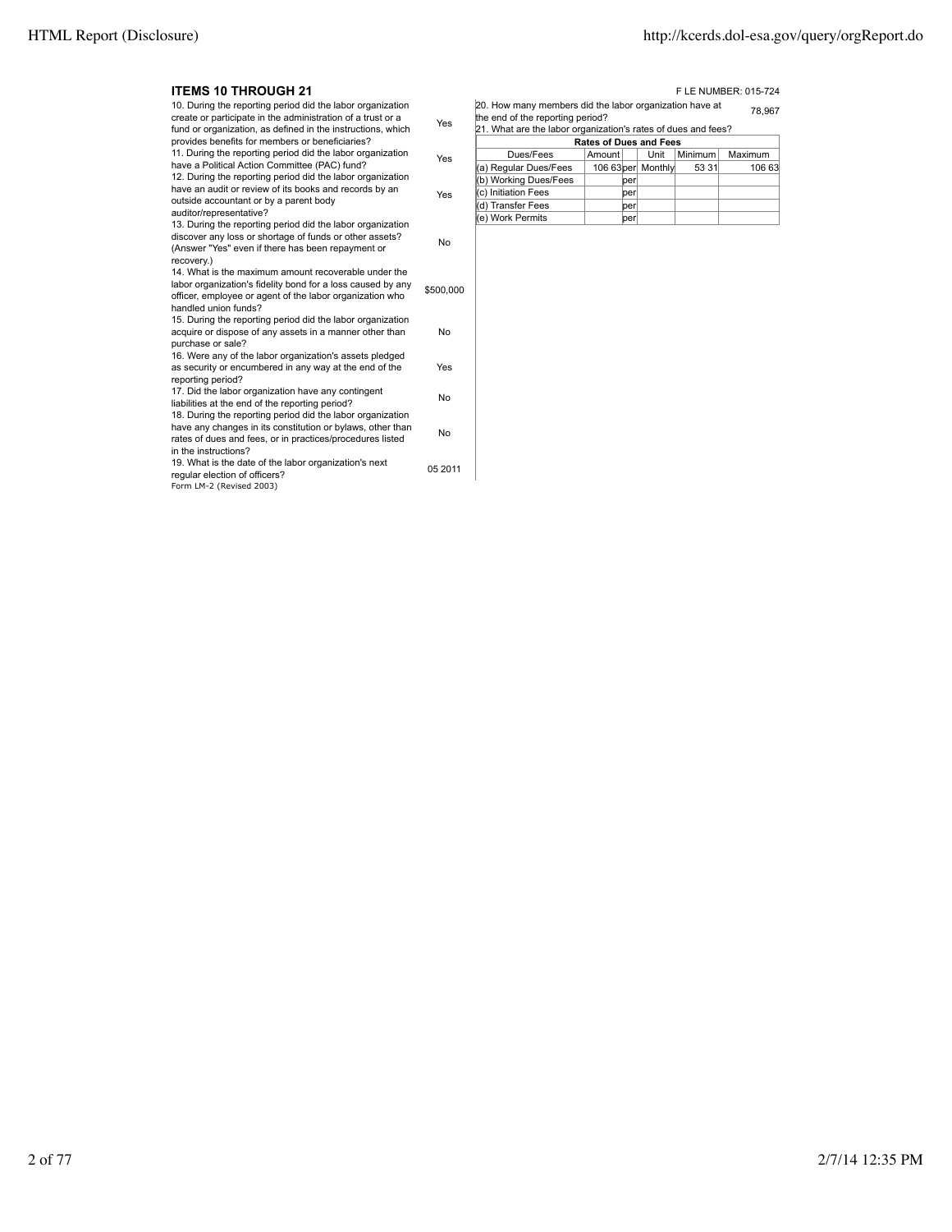### ITEMS 10 THROUGH 21

F LE NUMBER: 015-724

| Question | Answer |
|---|---|
| 10. During the reporting period did the labor organization create or participate in the administration of a trust or a fund or organization, as defined in the instructions, which provides benefits for members or beneficiaries? | Yes |
| 11. During the reporting period did the labor organization have a Political Action Committee (PAC) fund? | Yes |
| 12. During the reporting period did the labor organization have an audit or review of its books and records by an outside accountant or by a parent body auditor/representative? | Yes |
| 13. During the reporting period did the labor organization discover any loss or shortage of funds or other assets? (Answer "Yes" even if there has been repayment or recovery.) | No |
| 14. What is the maximum amount recoverable under the labor organization's fidelity bond for a loss caused by any officer, employee or agent of the labor organization who handled union funds? | $500,000 |
| 15. During the reporting period did the labor organization acquire or dispose of any assets in a manner other than purchase or sale? | No |
| 16. Were any of the labor organization's assets pledged as security or encumbered in any way at the end of the reporting period? | Yes |
| 17. Did the labor organization have any contingent liabilities at the end of the reporting period? | No |
| 18. During the reporting period did the labor organization have any changes in its constitution or bylaws, other than rates of dues and fees, or in practices/procedures listed in the instructions? | No |
| 19. What is the date of the labor organization's next regular election of officers? | 05 2011 |

Form LM-2 (Revised 2003)

20. How many members did the labor organization have at the end of the reporting period? 78,967

21. What are the labor organization's rates of dues and fees?

| Rates of Dues and Fees | | | | | |
|---|---|---|---|---|---|
| Dues/Fees | Amount | | Unit | Minimum | Maximum |
| (a) Regular Dues/Fees | 106 63 | per | Monthly | 53 31 | 106 63 |
| (b) Working Dues/Fees | | per | | | |
| (c) Initiation Fees | | per | | | |
| (d) Transfer Fees | | per | | | |
| (e) Work Permits | | per | | | |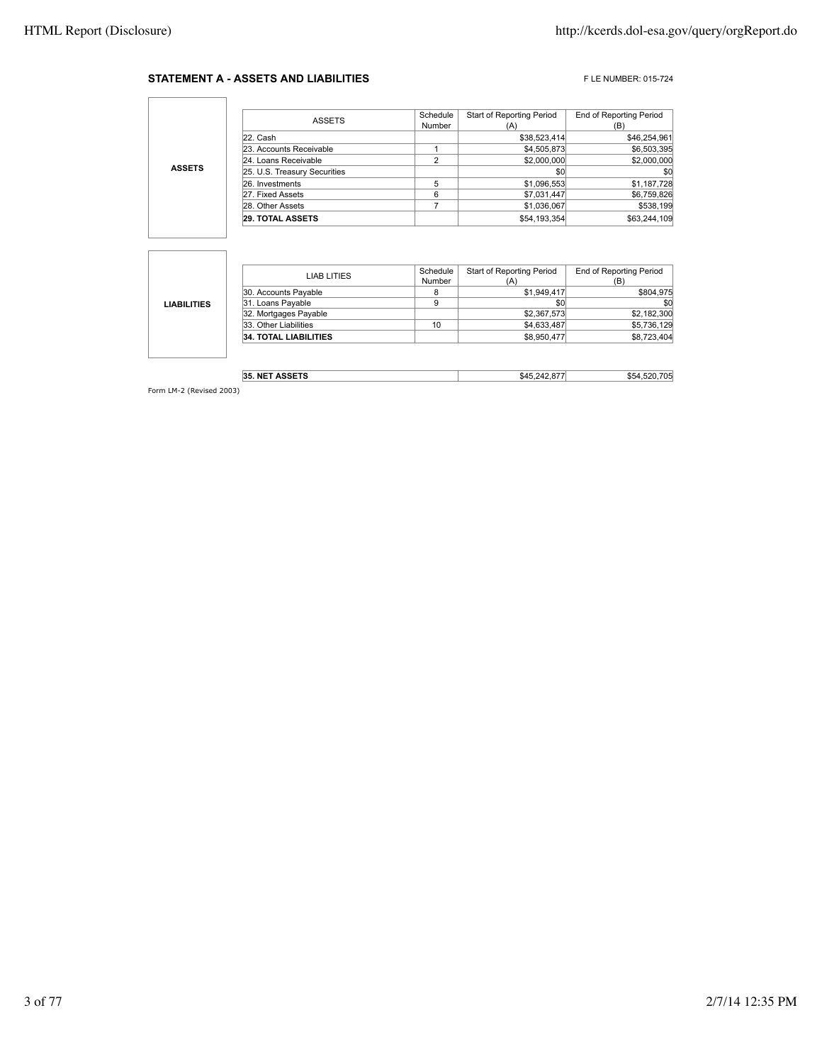## STATEMENT A - ASSETS AND LIABILITIES

F LE NUMBER: 015-724

**ASSETS**

| ASSETS | Schedule Number | Start of Reporting Period (A) | End of Reporting Period (B) |
|---|---|---|---|
| 22. Cash | | $38,523,414 | $46,254,961 |
| 23. Accounts Receivable | 1 | $4,505,873 | $6,503,395 |
| 24. Loans Receivable | 2 | $2,000,000 | $2,000,000 |
| 25. U.S. Treasury Securities | | $0 | $0 |
| 26. Investments | 5 | $1,096,553 | $1,187,728 |
| 27. Fixed Assets | 6 | $7,031,447 | $6,759,826 |
| 28. Other Assets | 7 | $1,036,067 | $538,199 |
| **29. TOTAL ASSETS** | | $54,193,354 | $63,244,109 |

**LIABILITIES**

| LIAB LITIES | Schedule Number | Start of Reporting Period (A) | End of Reporting Period (B) |
|---|---|---|---|
| 30. Accounts Payable | 8 | $1,949,417 | $804,975 |
| 31. Loans Payable | 9 | $0 | $0 |
| 32. Mortgages Payable | | $2,367,573 | $2,182,300 |
| 33. Other Liabilities | 10 | $4,633,487 | $5,736,129 |
| **34. TOTAL LIABILITIES** | | $8,950,477 | $8,723,404 |

| | Start of Reporting Period (A) | End of Reporting Period (B) |
|---|---|---|
| **35. NET ASSETS** | $45,242,877 | $54,520,705 |

Form LM-2 (Revised 2003)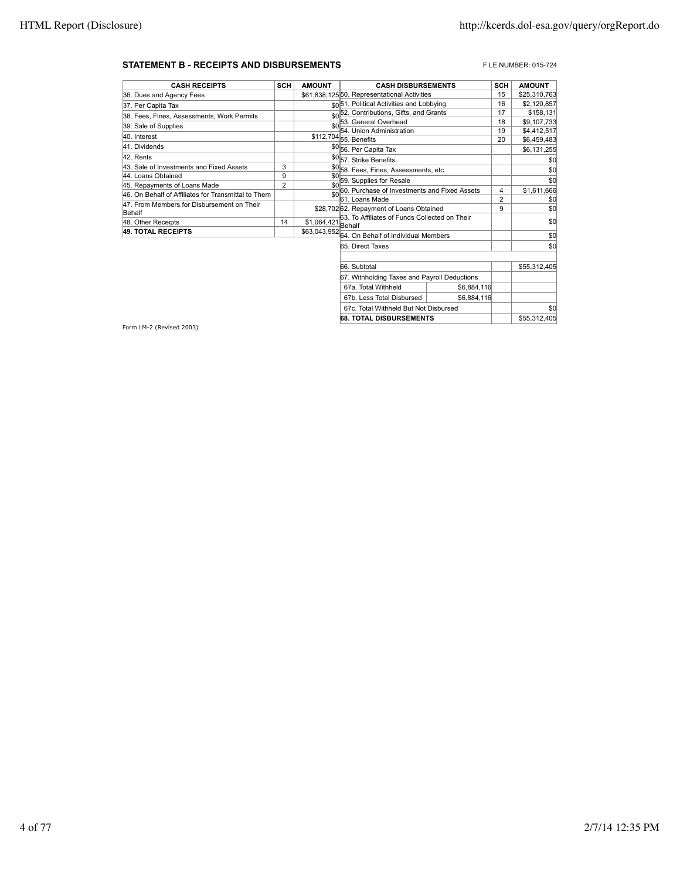## STATEMENT B - RECEIPTS AND DISBURSEMENTS

F LE NUMBER: 015-724

| CASH RECEIPTS | SCH | AMOUNT |
|---|---|---|
| 36. Dues and Agency Fees | | $61,838,125 |
| 37. Per Capita Tax | | $0 |
| 38. Fees, Fines, Assessments, Work Permits | | $0 |
| 39. Sale of Supplies | | $0 |
| 40. Interest | | $112,704 |
| 41. Dividends | | $0 |
| 42. Rents | | $0 |
| 43. Sale of Investments and Fixed Assets | 3 | $0 |
| 44. Loans Obtained | 9 | $0 |
| 45. Repayments of Loans Made | 2 | $0 |
| 46. On Behalf of Affiliates for Transmittal to Them | | $0 |
| 47. From Members for Disbursement on Their Behalf | | $28,702 |
| 48. Other Receipts | 14 | $1,064,421 |
| **49. TOTAL RECEIPTS** | | $63,043,952 |

| CASH DISBURSEMENTS | | SCH | AMOUNT |
|---|---|---|---|
| 50. Representational Activities | | 15 | $25,310,763 |
| 51. Political Activities and Lobbying | | 16 | $2,120,857 |
| 52. Contributions, Gifts, and Grants | | 17 | $158,131 |
| 53. General Overhead | | 18 | $9,107,733 |
| 54. Union Administration | | 19 | $4,412,517 |
| 55. Benefits | | 20 | $6,459,483 |
| 56. Per Capita Tax | | | $6,131,255 |
| 57. Strike Benefits | | | $0 |
| 58. Fees, Fines, Assessments, etc. | | | $0 |
| 59. Supplies for Resale | | | $0 |
| 60. Purchase of Investments and Fixed Assets | | 4 | $1,611,666 |
| 61. Loans Made | | 2 | $0 |
| 62. Repayment of Loans Obtained | | 9 | $0 |
| 63. To Affiliates of Funds Collected on Their Behalf | | | $0 |
| 64. On Behalf of Individual Members | | | $0 |
| 65. Direct Taxes | | | $0 |
| | | | |
| 66. Subtotal | | | $55,312,405 |
| 67. Withholding Taxes and Payroll Deductions | | | |
| 67a. Total Withheld | $6,884,116 | | |
| 67b. Less Total Disbursed | $6,884,116 | | |
| 67c. Total Withheld But Not Disbursed | | | $0 |
| **68. TOTAL DISBURSEMENTS** | | | $55,312,405 |

Form LM-2 (Revised 2003)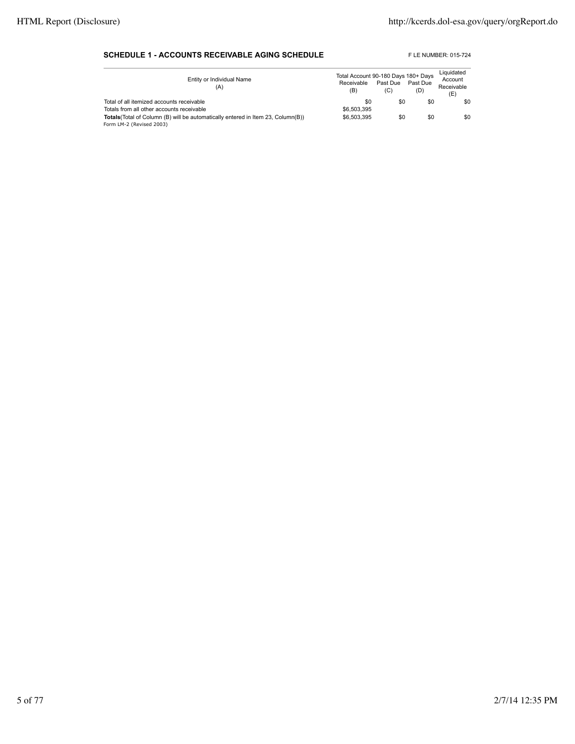**SCHEDULE 1 - ACCOUNTS RECEIVABLE AGING SCHEDULE**

F LE NUMBER: 015-724

| Entity or Individual Name (A) | Total Account Receivable (B) | 90-180 Days Past Due (C) | 180+ Days Past Due (D) | Liquidated Account Receivable (E) |
|---|---|---|---|---|
| Total of all itemized accounts receivable | $0 | $0 | $0 | $0 |
| Totals from all other accounts receivable | $6,503,395 | | | |
| **Totals**(Total of Column (B) will be automatically entered in Item 23, Column(B)) | $6,503,395 | $0 | $0 | $0 |

Form LM-2 (Revised 2003)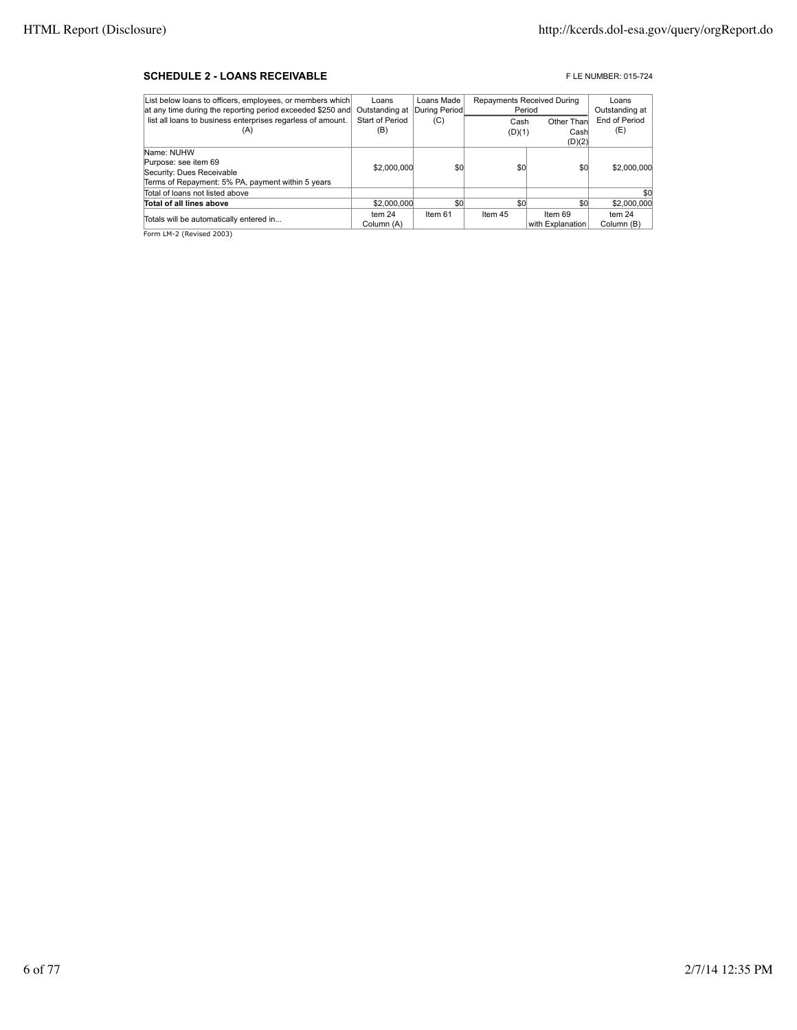**SCHEDULE 2 - LOANS RECEIVABLE**

F LE NUMBER: 015-724

| List below loans to officers, employees, or members which at any time during the reporting period exceeded $250 and list all loans to business enterprises regardless of amount. (A) | Loans Outstanding at Start of Period (B) | Loans Made During Period (C) | Repayments Received During Period | | Loans Outstanding at End of Period (E) |
|---|---|---|---|---|---|
| | | | Cash (D)(1) | Other Than Cash (D)(2) | |
| Name: NUHW<br>Purpose: see item 69<br>Security: Dues Receivable<br>Terms of Repayment: 5% PA, payment within 5 years | $2,000,000 | $0 | $0 | $0 | $2,000,000 |
| Total of loans not listed above | | | | | $0 |
| **Total of all lines above** | $2,000,000 | $0 | $0 | $0 | $2,000,000 |
| Totals will be automatically entered in... | tem 24 Column (A) | Item 61 | Item 45 | Item 69 with Explanation | tem 24 Column (B) |

Form LM-2 (Revised 2003)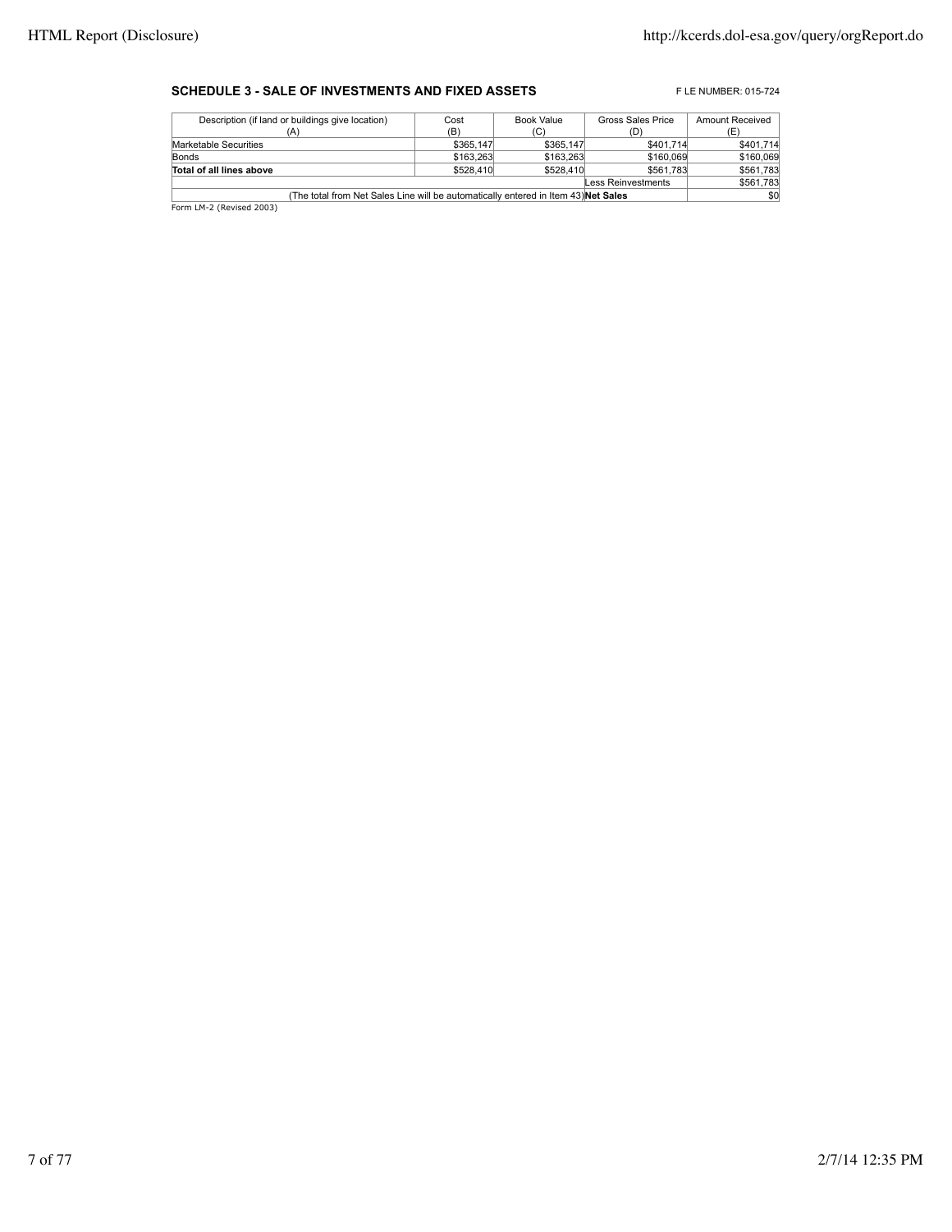**SCHEDULE 3 - SALE OF INVESTMENTS AND FIXED ASSETS**

F LE NUMBER: 015-724

| Description (if land or buildings give location) (A) | Cost (B) | Book Value (C) | Gross Sales Price (D) | Amount Received (E) |
|---|---|---|---|---|
| Marketable Securities | $365,147 | $365,147 | $401,714 | $401,714 |
| Bonds | $163,263 | $163,263 | $160,069 | $160,069 |
| **Total of all lines above** | $528,410 | $528,410 | $561,783 | $561,783 |
| | | | Less Reinvestments | $561,783 |
| (The total from Net Sales Line will be automatically entered in Item 43) | | | **Net Sales** | $0 |

Form LM-2 (Revised 2003)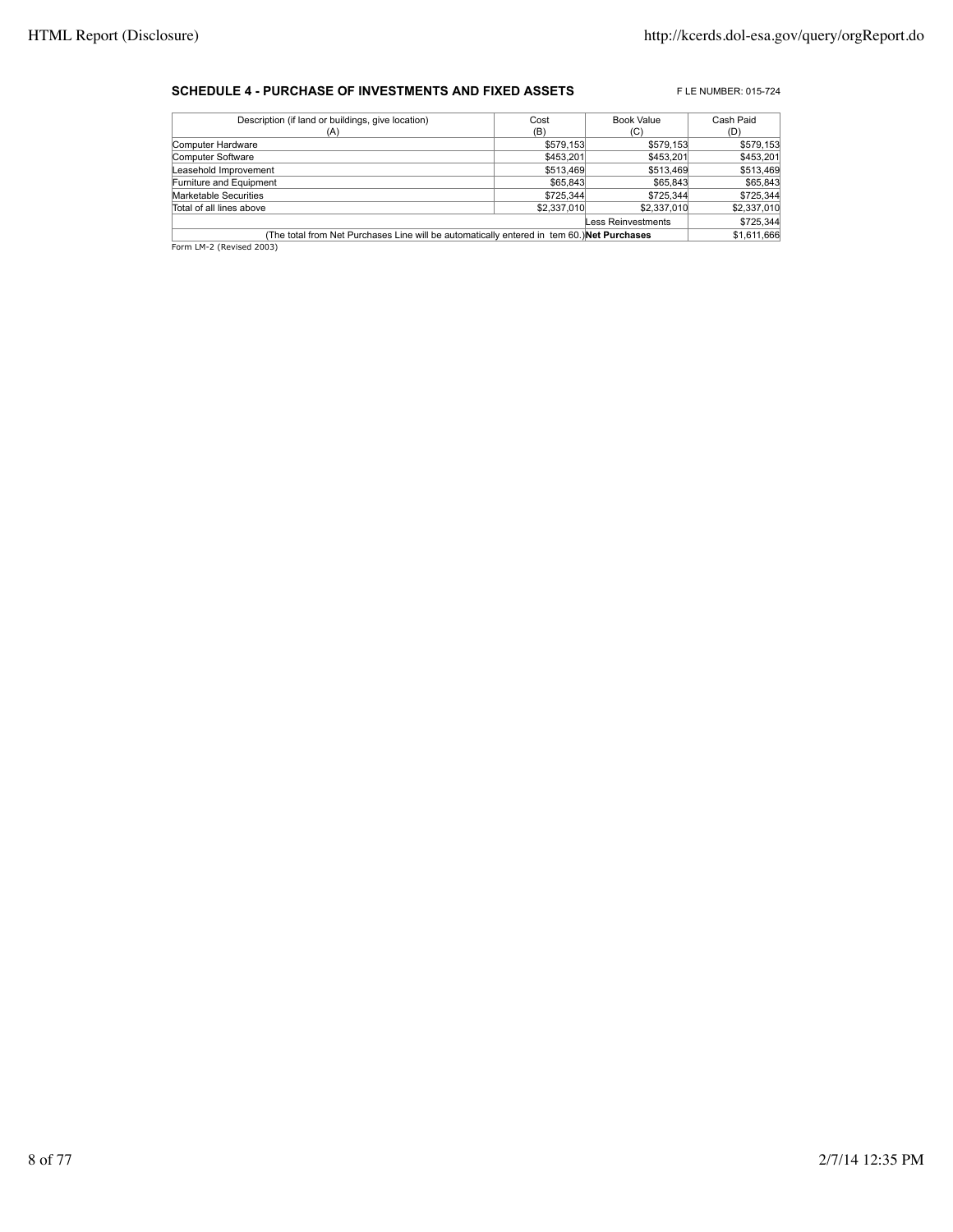**SCHEDULE 4 - PURCHASE OF INVESTMENTS AND FIXED ASSETS**

F LE NUMBER: 015-724

| Description (if land or buildings, give location) (A) | Cost (B) | Book Value (C) | Cash Paid (D) |
|---|---|---|---|
| Computer Hardware | $579,153 | $579,153 | $579,153 |
| Computer Software | $453,201 | $453,201 | $453,201 |
| Leasehold Improvement | $513,469 | $513,469 | $513,469 |
| Furniture and Equipment | $65,843 | $65,843 | $65,843 |
| Marketable Securities | $725,344 | $725,344 | $725,344 |
| Total of all lines above | $2,337,010 | $2,337,010 | $2,337,010 |
| | | Less Reinvestments | $725,344 |
| (The total from Net Purchases Line will be automatically entered in tem 60.) | | **Net Purchases** | $1,611,666 |

Form LM-2 (Revised 2003)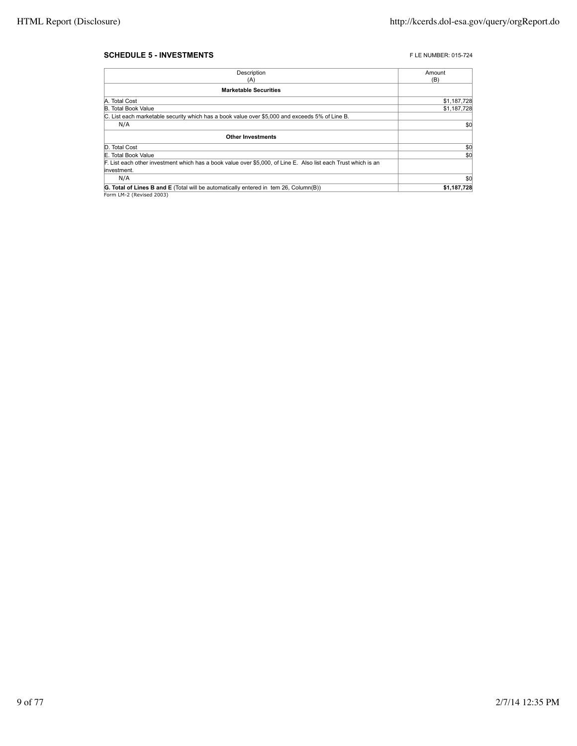## SCHEDULE 5 - INVESTMENTS

F LE NUMBER: 015-724

| Description (A) | Amount (B) |
|---|---|
| **Marketable Securities** | |
| A. Total Cost | $1,187,728 |
| B. Total Book Value | $1,187,728 |
| C. List each marketable security which has a book value over $5,000 and exceeds 5% of Line B. | |
| N/A | $0 |
| **Other Investments** | |
| D. Total Cost | $0 |
| E. Total Book Value | $0 |
| F. List each other investment which has a book value over $5,000, of Line E. Also list each Trust which is an investment. | |
| N/A | $0 |
| **G. Total of Lines B and E** (Total will be automatically entered in tem 26, Column(B)) | **$1,187,728** |

Form LM-2 (Revised 2003)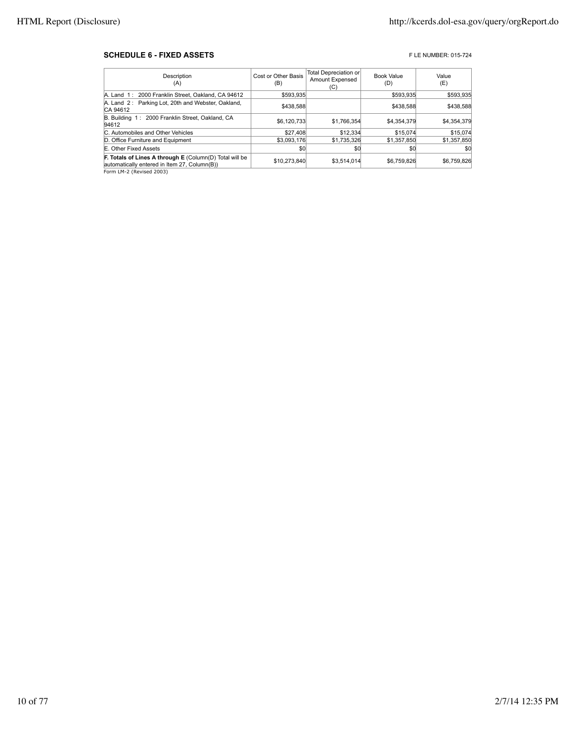**SCHEDULE 6 - FIXED ASSETS**

F LE NUMBER: 015-724

| Description (A) | Cost or Other Basis (B) | Total Depreciation or Amount Expensed (C) | Book Value (D) | Value (E) |
|---|---|---|---|---|
| A. Land 1 : 2000 Franklin Street, Oakland, CA 94612 | $593,935 | | $593,935 | $593,935 |
| A. Land 2 : Parking Lot, 20th and Webster, Oakland, CA 94612 | $438,588 | | $438,588 | $438,588 |
| B. Building 1 : 2000 Franklin Street, Oakland, CA 94612 | $6,120,733 | $1,766,354 | $4,354,379 | $4,354,379 |
| C. Automobiles and Other Vehicles | $27,408 | $12,334 | $15,074 | $15,074 |
| D. Office Furniture and Equipment | $3,093,176 | $1,735,326 | $1,357,850 | $1,357,850 |
| E. Other Fixed Assets | $0 | $0 | $0 | $0 |
| **F. Totals of Lines A through E** (Column(D) Total will be automatically entered in Item 27, Column(B)) | $10,273,840 | $3,514,014 | $6,759,826 | $6,759,826 |

Form LM-2 (Revised 2003)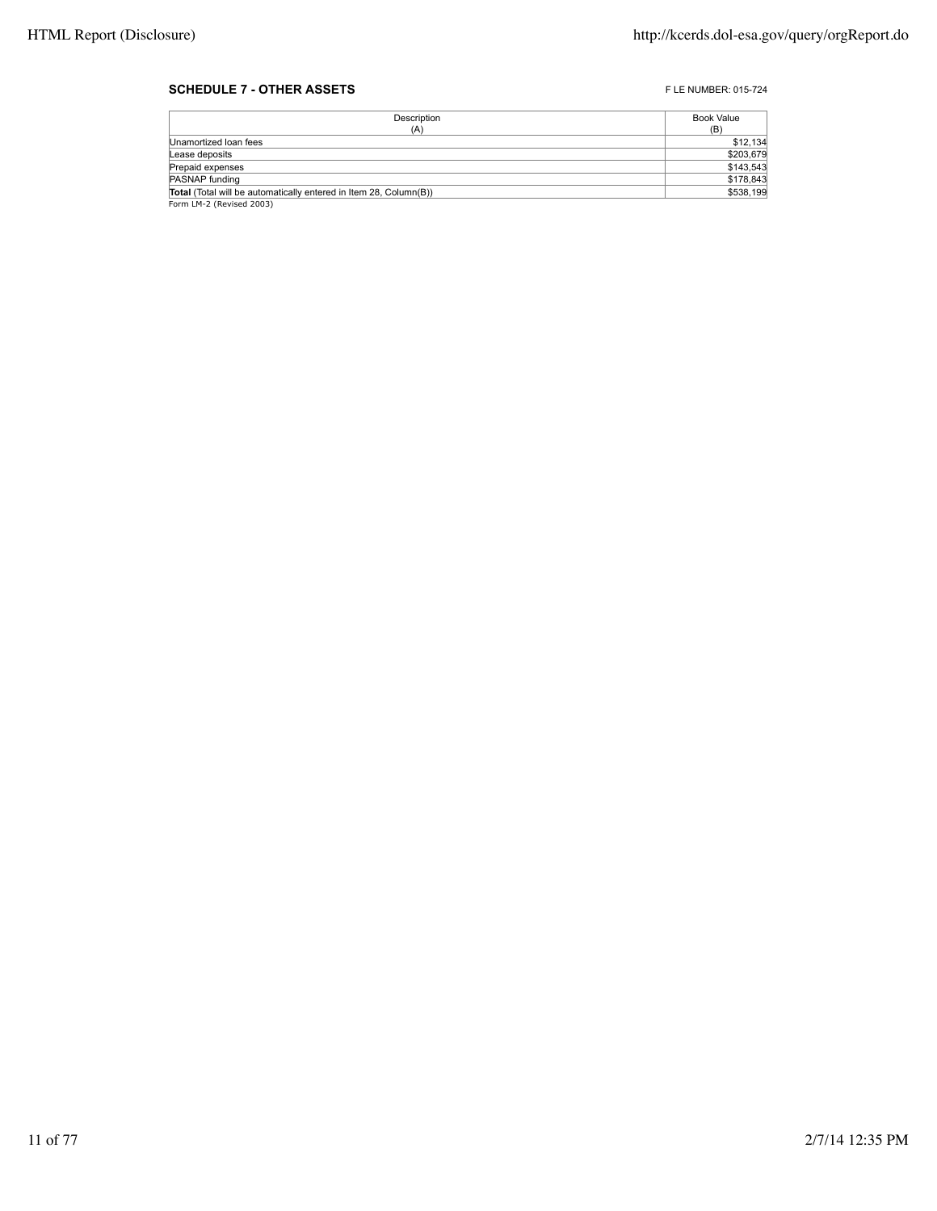**SCHEDULE 7 - OTHER ASSETS**

F LE NUMBER: 015-724

| Description (A) | Book Value (B) |
|---|---|
| Unamortized loan fees | $12,134 |
| Lease deposits | $203,679 |
| Prepaid expenses | $143,543 |
| PASNAP funding | $178,843 |
| **Total** (Total will be automatically entered in Item 28, Column(B)) | $538,199 |

Form LM-2 (Revised 2003)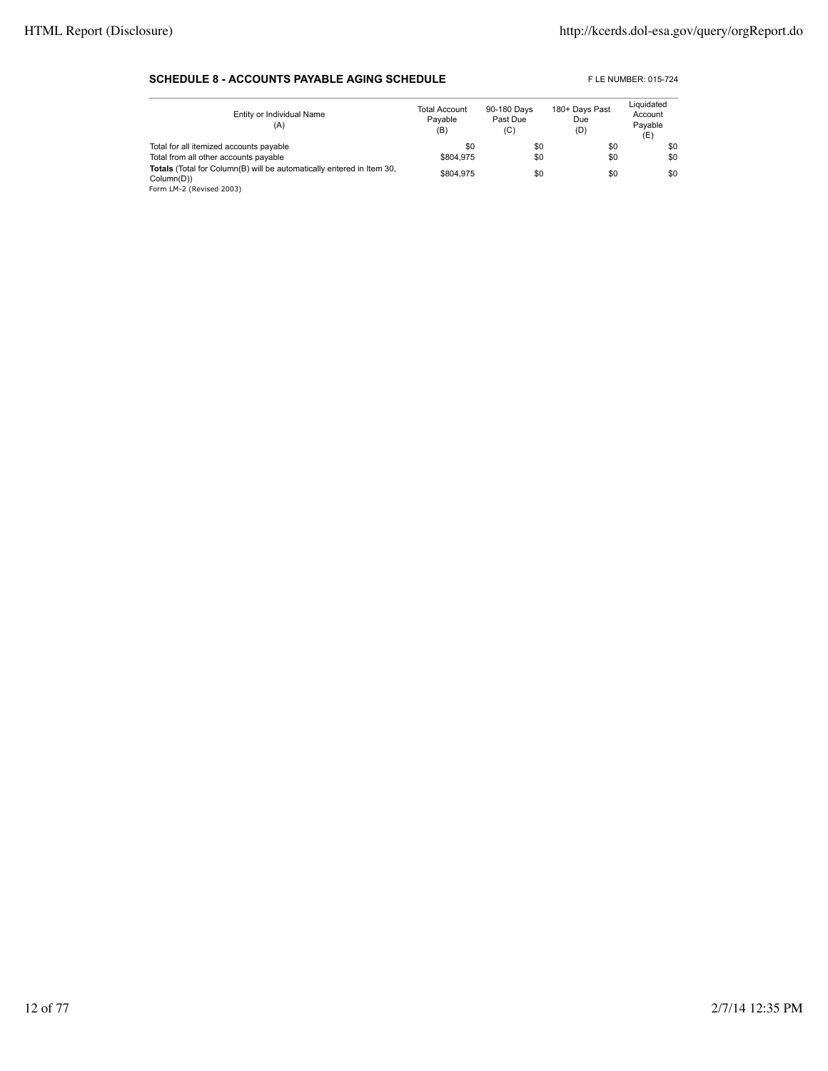**SCHEDULE 8 - ACCOUNTS PAYABLE AGING SCHEDULE**

F LE NUMBER: 015-724

| Entity or Individual Name (A) | Total Account Payable (B) | 90-180 Days Past Due (C) | 180+ Days Past Due (D) | Liquidated Account Payable (E) |
|---|---|---|---|---|
| Total for all itemized accounts payable | $0 | $0 | $0 | $0 |
| Total from all other accounts payable | $804,975 | $0 | $0 | $0 |
| **Totals** (Total for Column(B) will be automatically entered in Item 30, Column(D)) | $804,975 | $0 | $0 | $0 |

Form LM-2 (Revised 2003)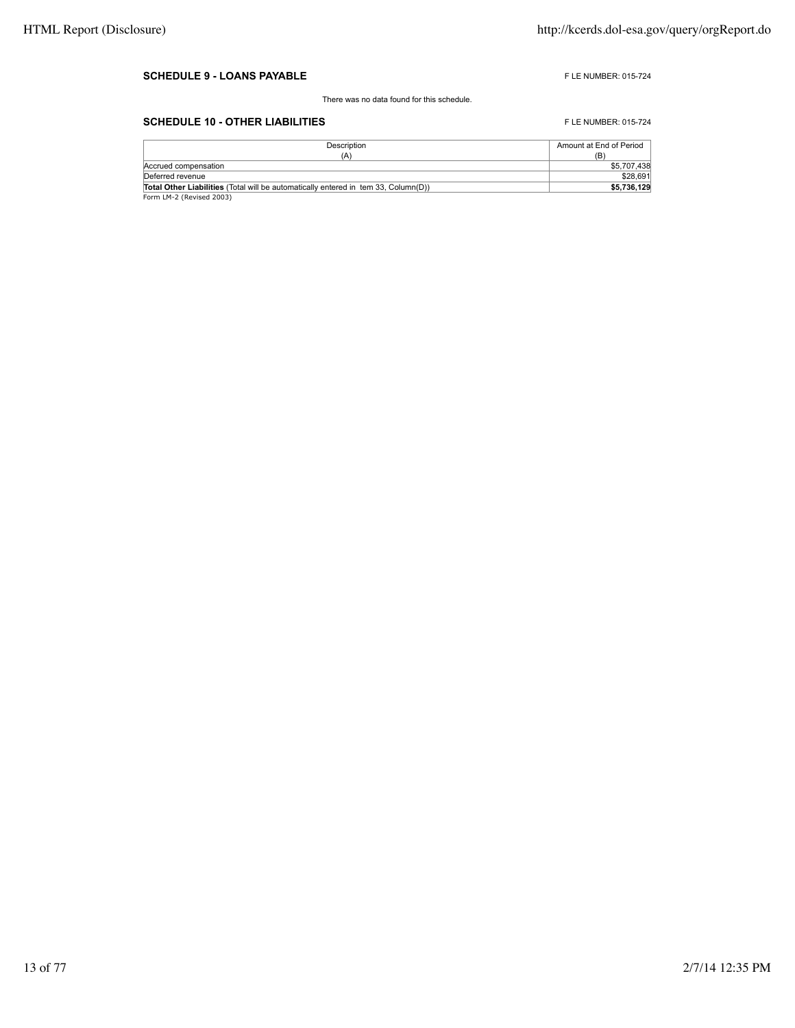### SCHEDULE 9 - LOANS PAYABLE

F LE NUMBER: 015-724

There was no data found for this schedule.

### SCHEDULE 10 - OTHER LIABILITIES

F LE NUMBER: 015-724

| Description (A) | Amount at End of Period (B) |
|---|---|
| Accrued compensation | $5,707,438 |
| Deferred revenue | $28,691 |
| **Total Other Liabilities** (Total will be automatically entered in tem 33, Column(D)) | **$5,736,129** |

Form LM-2 (Revised 2003)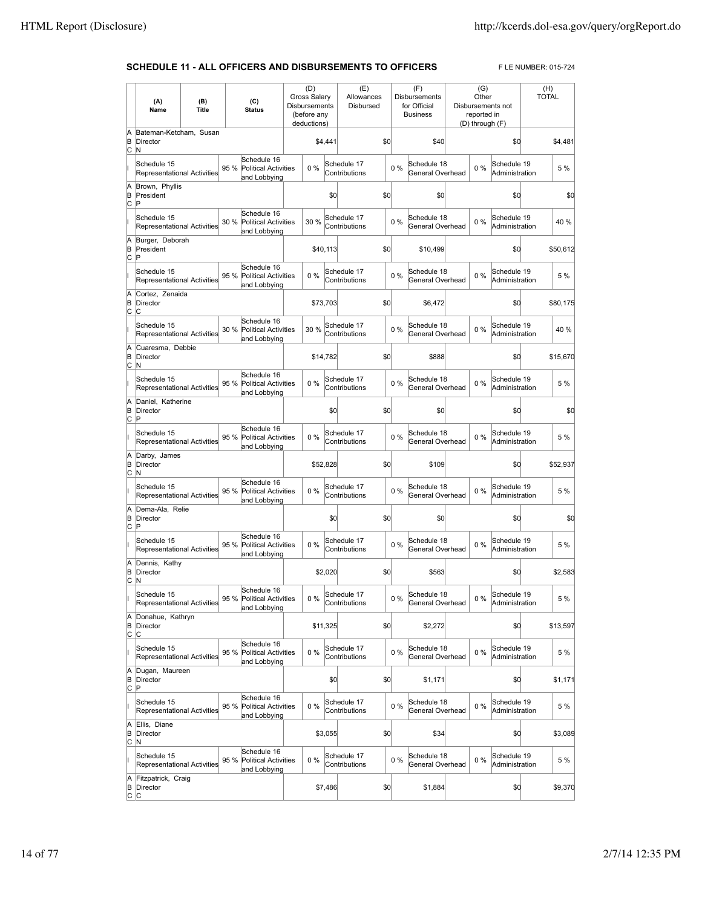## SCHEDULE 11 - ALL OFFICERS AND DISBURSEMENTS TO OFFICERS

F LE NUMBER: 015-724

| | (A) Name | (B) Title | (C) Status | (D) Gross Salary Disbursements (before any deductions) | (E) Allowances Disbursed | (F) Disbursements for Official Business | (G) Other Disbursements not reported in (D) through (F) | (H) TOTAL |
|---|---|---|---|---|---|---|---|---|
| A B C | Bateman-Ketcham, Susan | Director | N | $4,441 | $0 | $40 | $0 | $4,481 |
| I | Schedule 15 Representational Activities 95 % | Schedule 16 Political Activities and Lobbying 0 % | | Schedule 17 Contributions 0 % | | Schedule 18 General Overhead 0 % | Schedule 19 Administration | 5 % |
| A B C | Brown, Phyllis | President | P | $0 | $0 | $0 | $0 | $0 |
| I | Schedule 15 Representational Activities 30 % | Schedule 16 Political Activities and Lobbying 30 % | | Schedule 17 Contributions 0 % | | Schedule 18 General Overhead 0 % | Schedule 19 Administration | 40 % |
| A B C | Burger, Deborah | President | P | $40,113 | $0 | $10,499 | $0 | $50,612 |
| I | Schedule 15 Representational Activities 95 % | Schedule 16 Political Activities and Lobbying 0 % | | Schedule 17 Contributions 0 % | | Schedule 18 General Overhead 0 % | Schedule 19 Administration | 5 % |
| A B C | Cortez, Zenaida | Director | C | $73,703 | $0 | $6,472 | $0 | $80,175 |
| I | Schedule 15 Representational Activities 30 % | Schedule 16 Political Activities and Lobbying 30 % | | Schedule 17 Contributions 0 % | | Schedule 18 General Overhead 0 % | Schedule 19 Administration | 40 % |
| A B C | Cuaresma, Debbie | Director | N | $14,782 | $0 | $888 | $0 | $15,670 |
| I | Schedule 15 Representational Activities 95 % | Schedule 16 Political Activities and Lobbying 0 % | | Schedule 17 Contributions 0 % | | Schedule 18 General Overhead 0 % | Schedule 19 Administration | 5 % |
| A B C | Daniel, Katherine | Director | P | $0 | $0 | $0 | $0 | $0 |
| I | Schedule 15 Representational Activities 95 % | Schedule 16 Political Activities and Lobbying 0 % | | Schedule 17 Contributions 0 % | | Schedule 18 General Overhead 0 % | Schedule 19 Administration | 5 % |
| A B C | Darby, James | Director | N | $52,828 | $0 | $109 | $0 | $52,937 |
| I | Schedule 15 Representational Activities 95 % | Schedule 16 Political Activities and Lobbying 0 % | | Schedule 17 Contributions 0 % | | Schedule 18 General Overhead 0 % | Schedule 19 Administration | 5 % |
| A B C | Dema-Ala, Relie | Director | P | $0 | $0 | $0 | $0 | $0 |
| I | Schedule 15 Representational Activities 95 % | Schedule 16 Political Activities and Lobbying 0 % | | Schedule 17 Contributions 0 % | | Schedule 18 General Overhead 0 % | Schedule 19 Administration | 5 % |
| A B C | Dennis, Kathy | Director | N | $2,020 | $0 | $563 | $0 | $2,583 |
| I | Schedule 15 Representational Activities 95 % | Schedule 16 Political Activities and Lobbying 0 % | | Schedule 17 Contributions 0 % | | Schedule 18 General Overhead 0 % | Schedule 19 Administration | 5 % |
| A B C | Donahue, Kathryn | Director | C | $11,325 | $0 | $2,272 | $0 | $13,597 |
| I | Schedule 15 Representational Activities 95 % | Schedule 16 Political Activities and Lobbying 0 % | | Schedule 17 Contributions 0 % | | Schedule 18 General Overhead 0 % | Schedule 19 Administration | 5 % |
| A B C | Dugan, Maureen | Director | P | $0 | $0 | $1,171 | $0 | $1,171 |
| I | Schedule 15 Representational Activities 95 % | Schedule 16 Political Activities and Lobbying 0 % | | Schedule 17 Contributions 0 % | | Schedule 18 General Overhead 0 % | Schedule 19 Administration | 5 % |
| A B C | Ellis, Diane | Director | N | $3,055 | $0 | $34 | $0 | $3,089 |
| I | Schedule 15 Representational Activities 95 % | Schedule 16 Political Activities and Lobbying 0 % | | Schedule 17 Contributions 0 % | | Schedule 18 General Overhead 0 % | Schedule 19 Administration | 5 % |
| A B C | Fitzpatrick, Craig | Director | C | $7,486 | $0 | $1,884 | $0 | $9,370 |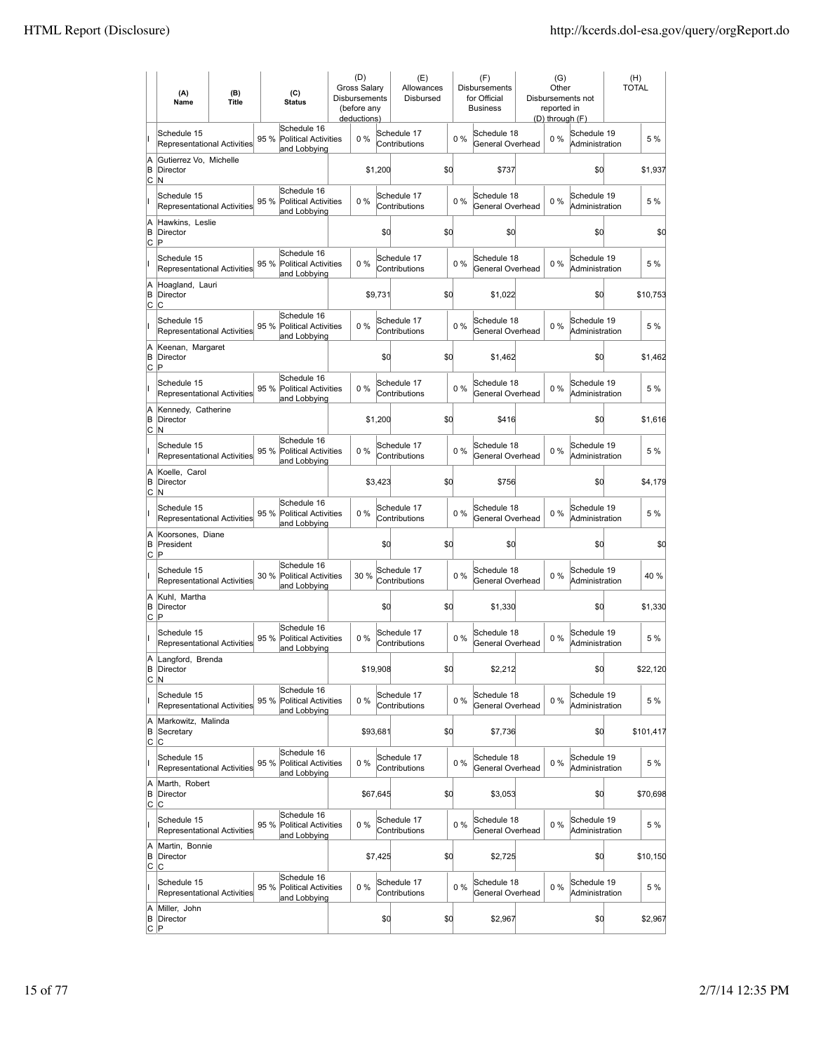| | (A) Name | (B) Title | (C) Status | (D) Gross Salary Disbursements (before any deductions) | (E) Allowances Disbursed | (F) Disbursements for Official Business | (G) Other Disbursements not reported in (D) through (F) | (H) TOTAL |
|---|---|---|---|---|---|---|---|---|
| I | Schedule 15 Representational Activities | 95 % | Schedule 16 Political Activities and Lobbying | 0 % | Schedule 17 Contributions | 0 % | Schedule 18 General Overhead | 0 % | Schedule 19 Administration | 5 % |
| A B C | Gutierrez Vo, Michelle Director N | | | $1,200 | $0 | $737 | $0 | $1,937 |
| I | Schedule 15 Representational Activities | 95 % | Schedule 16 Political Activities and Lobbying | 0 % | Schedule 17 Contributions | 0 % | Schedule 18 General Overhead | 0 % | Schedule 19 Administration | 5 % |
| A B C | Hawkins, Leslie Director P | | | $0 | $0 | $0 | $0 | $0 |
| I | Schedule 15 Representational Activities | 95 % | Schedule 16 Political Activities and Lobbying | 0 % | Schedule 17 Contributions | 0 % | Schedule 18 General Overhead | 0 % | Schedule 19 Administration | 5 % |
| A B C | Hoagland, Lauri Director C | | | $9,731 | $0 | $1,022 | $0 | $10,753 |
| I | Schedule 15 Representational Activities | 95 % | Schedule 16 Political Activities and Lobbying | 0 % | Schedule 17 Contributions | 0 % | Schedule 18 General Overhead | 0 % | Schedule 19 Administration | 5 % |
| A B C | Keenan, Margaret Director P | | | $0 | $0 | $1,462 | $0 | $1,462 |
| I | Schedule 15 Representational Activities | 95 % | Schedule 16 Political Activities and Lobbying | 0 % | Schedule 17 Contributions | 0 % | Schedule 18 General Overhead | 0 % | Schedule 19 Administration | 5 % |
| A B C | Kennedy, Catherine Director N | | | $1,200 | $0 | $416 | $0 | $1,616 |
| I | Schedule 15 Representational Activities | 95 % | Schedule 16 Political Activities and Lobbying | 0 % | Schedule 17 Contributions | 0 % | Schedule 18 General Overhead | 0 % | Schedule 19 Administration | 5 % |
| A B C | Koelle, Carol Director N | | | $3,423 | $0 | $756 | $0 | $4,179 |
| I | Schedule 15 Representational Activities | 95 % | Schedule 16 Political Activities and Lobbying | 0 % | Schedule 17 Contributions | 0 % | Schedule 18 General Overhead | 0 % | Schedule 19 Administration | 5 % |
| A B C | Koorsones, Diane President P | | | $0 | $0 | $0 | $0 | $0 |
| I | Schedule 15 Representational Activities | 30 % | Schedule 16 Political Activities and Lobbying | 30 % | Schedule 17 Contributions | 0 % | Schedule 18 General Overhead | 0 % | Schedule 19 Administration | 40 % |
| A B C | Kuhl, Martha Director P | | | $0 | $0 | $1,330 | $0 | $1,330 |
| I | Schedule 15 Representational Activities | 95 % | Schedule 16 Political Activities and Lobbying | 0 % | Schedule 17 Contributions | 0 % | Schedule 18 General Overhead | 0 % | Schedule 19 Administration | 5 % |
| A B C | Langford, Brenda Director N | | | $19,908 | $0 | $2,212 | $0 | $22,120 |
| I | Schedule 15 Representational Activities | 95 % | Schedule 16 Political Activities and Lobbying | 0 % | Schedule 17 Contributions | 0 % | Schedule 18 General Overhead | 0 % | Schedule 19 Administration | 5 % |
| A B C | Markowitz, Malinda Secretary C | | | $93,681 | $0 | $7,736 | $0 | $101,417 |
| I | Schedule 15 Representational Activities | 95 % | Schedule 16 Political Activities and Lobbying | 0 % | Schedule 17 Contributions | 0 % | Schedule 18 General Overhead | 0 % | Schedule 19 Administration | 5 % |
| A B C | Marth, Robert Director C | | | $67,645 | $0 | $3,053 | $0 | $70,698 |
| I | Schedule 15 Representational Activities | 95 % | Schedule 16 Political Activities and Lobbying | 0 % | Schedule 17 Contributions | 0 % | Schedule 18 General Overhead | 0 % | Schedule 19 Administration | 5 % |
| A B C | Martin, Bonnie Director C | | | $7,425 | $0 | $2,725 | $0 | $10,150 |
| I | Schedule 15 Representational Activities | 95 % | Schedule 16 Political Activities and Lobbying | 0 % | Schedule 17 Contributions | 0 % | Schedule 18 General Overhead | 0 % | Schedule 19 Administration | 5 % |
| A B C | Miller, John Director P | | | $0 | $0 | $2,967 | $0 | $2,967 |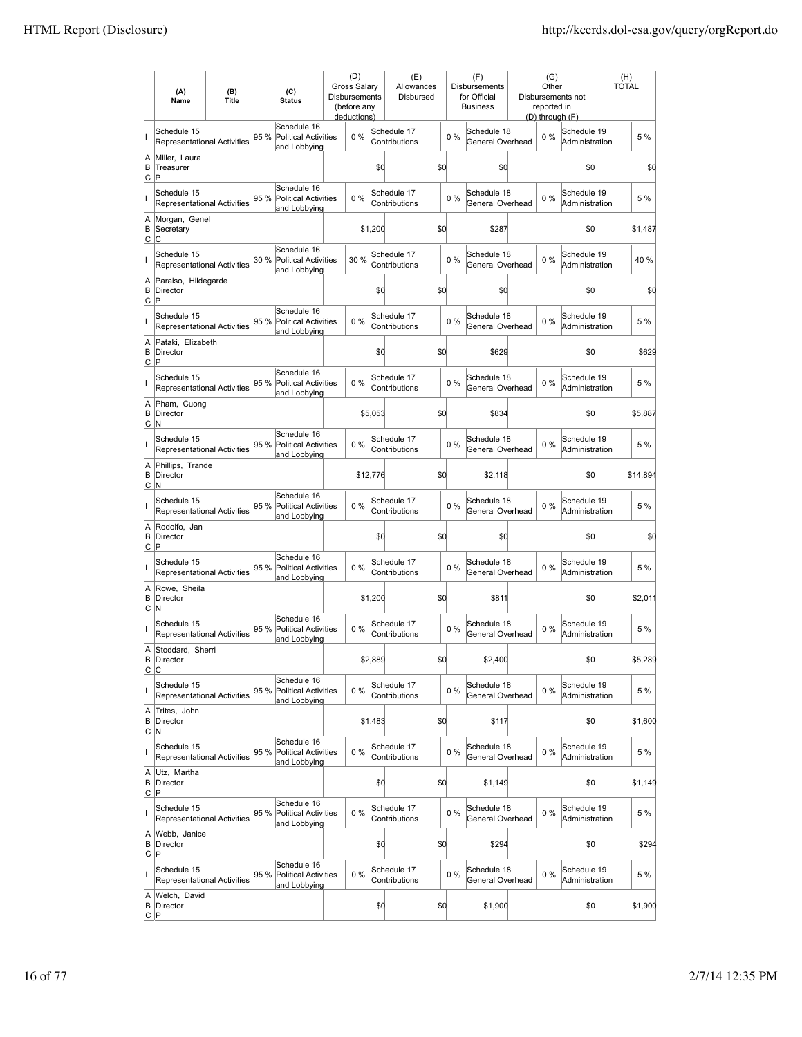| | (A) Name | (B) Title | | (C) Status | (D) Gross Salary Disbursements (before any deductions) | | (E) Allowances Disbursed | | (F) Disbursements for Official Business | | (G) Other Disbursements not reported in (D) through (F) | | (H) TOTAL |
|---|---|---|---|---|---|---|---|---|---|---|---|---|---|
| I | Schedule 15 Representational Activities | | 95 % | Schedule 16 Political Activities and Lobbying | 0 % | | Schedule 17 Contributions | 0 % | Schedule 18 General Overhead | 0 % | Schedule 19 Administration | | 5 % |
| A B C | Miller, Laura Treasurer P | | | | | $0 | | $0 | $0 | | | $0 | $0 |
| I | Schedule 15 Representational Activities | | 95 % | Schedule 16 Political Activities and Lobbying | 0 % | | Schedule 17 Contributions | 0 % | Schedule 18 General Overhead | 0 % | Schedule 19 Administration | | 5 % |
| A B C | Morgan, Genel Secretary C | | | | | $1,200 | | $0 | $287 | | | $0 | $1,487 |
| I | Schedule 15 Representational Activities | | 30 % | Schedule 16 Political Activities and Lobbying | 30 % | | Schedule 17 Contributions | 0 % | Schedule 18 General Overhead | 0 % | Schedule 19 Administration | | 40 % |
| A B C | Paraiso, Hildegarde Director P | | | | | $0 | | $0 | $0 | | | $0 | $0 |
| I | Schedule 15 Representational Activities | | 95 % | Schedule 16 Political Activities and Lobbying | 0 % | | Schedule 17 Contributions | 0 % | Schedule 18 General Overhead | 0 % | Schedule 19 Administration | | 5 % |
| A B C | Pataki, Elizabeth Director P | | | | | $0 | | $0 | $629 | | | $0 | $629 |
| I | Schedule 15 Representational Activities | | 95 % | Schedule 16 Political Activities and Lobbying | 0 % | | Schedule 17 Contributions | 0 % | Schedule 18 General Overhead | 0 % | Schedule 19 Administration | | 5 % |
| A B C | Pham, Cuong Director N | | | | | $5,053 | | $0 | $834 | | | $0 | $5,887 |
| I | Schedule 15 Representational Activities | | 95 % | Schedule 16 Political Activities and Lobbying | 0 % | | Schedule 17 Contributions | 0 % | Schedule 18 General Overhead | 0 % | Schedule 19 Administration | | 5 % |
| A B C | Phillips, Trande Director N | | | | | $12,776 | | $0 | $2,118 | | | $0 | $14,894 |
| I | Schedule 15 Representational Activities | | 95 % | Schedule 16 Political Activities and Lobbying | 0 % | | Schedule 17 Contributions | 0 % | Schedule 18 General Overhead | 0 % | Schedule 19 Administration | | 5 % |
| A B C | Rodolfo, Jan Director P | | | | | $0 | | $0 | $0 | | | $0 | $0 |
| I | Schedule 15 Representational Activities | | 95 % | Schedule 16 Political Activities and Lobbying | 0 % | | Schedule 17 Contributions | 0 % | Schedule 18 General Overhead | 0 % | Schedule 19 Administration | | 5 % |
| A B C | Rowe, Sheila Director N | | | | | $1,200 | | $0 | $811 | | | $0 | $2,011 |
| I | Schedule 15 Representational Activities | | 95 % | Schedule 16 Political Activities and Lobbying | 0 % | | Schedule 17 Contributions | 0 % | Schedule 18 General Overhead | 0 % | Schedule 19 Administration | | 5 % |
| A B C | Stoddard, Sherri Director C | | | | | $2,889 | | $0 | $2,400 | | | $0 | $5,289 |
| I | Schedule 15 Representational Activities | | 95 % | Schedule 16 Political Activities and Lobbying | 0 % | | Schedule 17 Contributions | 0 % | Schedule 18 General Overhead | 0 % | Schedule 19 Administration | | 5 % |
| A B C | Trites, John Director N | | | | | $1,483 | | $0 | $117 | | | $0 | $1,600 |
| I | Schedule 15 Representational Activities | | 95 % | Schedule 16 Political Activities and Lobbying | 0 % | | Schedule 17 Contributions | 0 % | Schedule 18 General Overhead | 0 % | Schedule 19 Administration | | 5 % |
| A B C | Utz, Martha Director P | | | | | $0 | | $0 | $1,149 | | | $0 | $1,149 |
| I | Schedule 15 Representational Activities | | 95 % | Schedule 16 Political Activities and Lobbying | 0 % | | Schedule 17 Contributions | 0 % | Schedule 18 General Overhead | 0 % | Schedule 19 Administration | | 5 % |
| A B C | Webb, Janice Director P | | | | | $0 | | $0 | $294 | | | $0 | $294 |
| I | Schedule 15 Representational Activities | | 95 % | Schedule 16 Political Activities and Lobbying | 0 % | | Schedule 17 Contributions | 0 % | Schedule 18 General Overhead | 0 % | Schedule 19 Administration | | 5 % |
| A B C | Welch, David Director P | | | | | $0 | | $0 | $1,900 | | | $0 | $1,900 |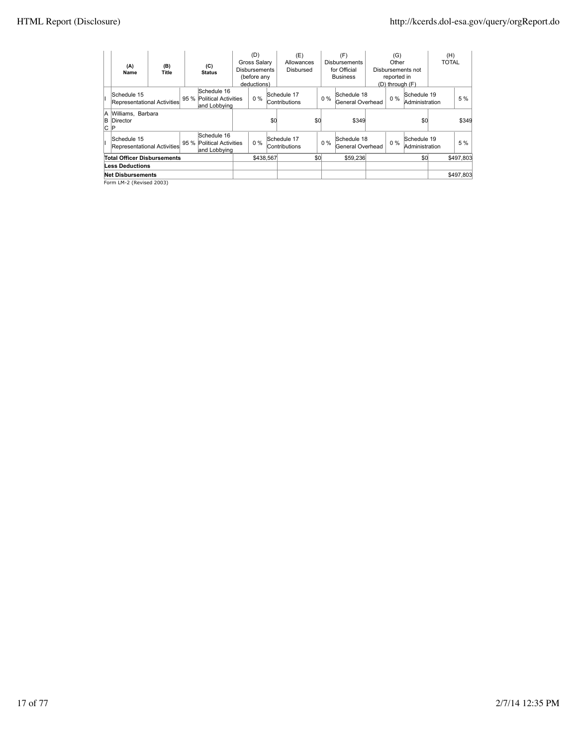| | (A) Name | (B) Title | (C) Status | (D) Gross Salary Disbursements (before any deductions) | (E) Allowances Disbursed | (F) Disbursements for Official Business | (G) Other Disbursements not reported in (D) through (F) | (H) TOTAL |
|---|---|---|---|---|---|---|---|---|
| I | Schedule 15 Representational Activities 95 % | Schedule 16 Political Activities and Lobbying 0 % | | Schedule 17 Contributions 0 % | | Schedule 18 General Overhead 0 % | Schedule 19 Administration 5 % | |
| A B C | Williams, Barbara | Director | P | $0 | $0 | $349 | $0 | $349 |
| I | Schedule 15 Representational Activities 95 % | Schedule 16 Political Activities and Lobbying 0 % | | Schedule 17 Contributions 0 % | | Schedule 18 General Overhead 0 % | Schedule 19 Administration 5 % | |
| **Total Officer Disbursements** | | | | $438,567 | $0 | $59,236 | $0 | $497,803 |
| **Less Deductions** | | | | | | | | |
| **Net Disbursements** | | | | | | | | $497,803 |

Form LM-2 (Revised 2003)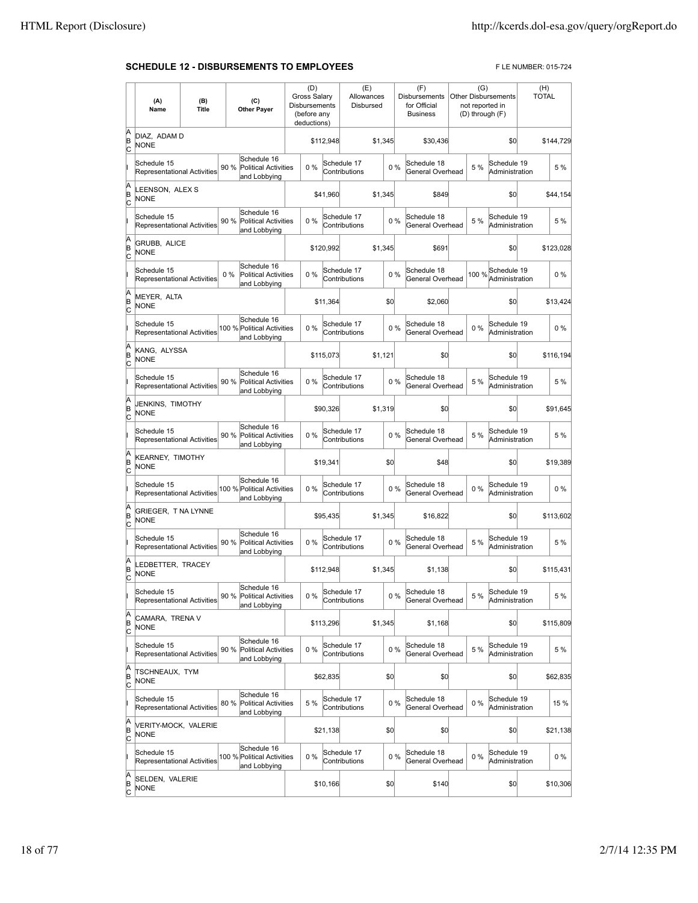**SCHEDULE 12 - DISBURSEMENTS TO EMPLOYEES**

F LE NUMBER: 015-724

| | (A) Name | (B) Title | (C) Other Payer | (D) Gross Salary Disbursements (before any deductions) | (E) Allowances Disbursed | (F) Disbursements for Official Business | (G) Other Disbursements not reported in (D) through (F) | (H) TOTAL |
|---|---|---|---|---|---|---|---|---|
| A B C | DIAZ, ADAM D NONE | | | $112,948 | $1,345 | $30,436 | $0 | $144,729 |
| I | Schedule 15 Representational Activities 90 % | Schedule 16 Political Activities and Lobbying 0 % | | Schedule 17 Contributions 0 % | Schedule 18 General Overhead 5 % | Schedule 19 Administration 5 % | | |
| A B C | LEENSON, ALEX S NONE | | | $41,960 | $1,345 | $849 | $0 | $44,154 |
| I | Schedule 15 Representational Activities 90 % | Schedule 16 Political Activities and Lobbying 0 % | | Schedule 17 Contributions 0 % | Schedule 18 General Overhead 5 % | Schedule 19 Administration 5 % | | |
| A B C | GRUBB, ALICE NONE | | | $120,992 | $1,345 | $691 | $0 | $123,028 |
| I | Schedule 15 Representational Activities 0 % | Schedule 16 Political Activities and Lobbying 0 % | | Schedule 17 Contributions 0 % | Schedule 18 General Overhead 100 % | Schedule 19 Administration 0 % | | |
| A B C | MEYER, ALTA NONE | | | $11,364 | $0 | $2,060 | $0 | $13,424 |
| I | Schedule 15 Representational Activities 100 % | Schedule 16 Political Activities and Lobbying 0 % | | Schedule 17 Contributions 0 % | Schedule 18 General Overhead 0 % | Schedule 19 Administration 0 % | | |
| A B C | KANG, ALYSSA NONE | | | $115,073 | $1,121 | $0 | $0 | $116,194 |
| I | Schedule 15 Representational Activities 90 % | Schedule 16 Political Activities and Lobbying 0 % | | Schedule 17 Contributions 0 % | Schedule 18 General Overhead 5 % | Schedule 19 Administration 5 % | | |
| A B C | JENKINS, TIMOTHY NONE | | | $90,326 | $1,319 | $0 | $0 | $91,645 |
| I | Schedule 15 Representational Activities 90 % | Schedule 16 Political Activities and Lobbying 0 % | | Schedule 17 Contributions 0 % | Schedule 18 General Overhead 5 % | Schedule 19 Administration 5 % | | |
| A B C | KEARNEY, TIMOTHY NONE | | | $19,341 | $0 | $48 | $0 | $19,389 |
| I | Schedule 15 Representational Activities 100 % | Schedule 16 Political Activities and Lobbying 0 % | | Schedule 17 Contributions 0 % | Schedule 18 General Overhead 0 % | Schedule 19 Administration 0 % | | |
| A B C | GRIEGER, T NA LYNNE NONE | | | $95,435 | $1,345 | $16,822 | $0 | $113,602 |
| I | Schedule 15 Representational Activities 90 % | Schedule 16 Political Activities and Lobbying 0 % | | Schedule 17 Contributions 0 % | Schedule 18 General Overhead 5 % | Schedule 19 Administration 5 % | | |
| A B C | LEDBETTER, TRACEY NONE | | | $112,948 | $1,345 | $1,138 | $0 | $115,431 |
| I | Schedule 15 Representational Activities 90 % | Schedule 16 Political Activities and Lobbying 0 % | | Schedule 17 Contributions 0 % | Schedule 18 General Overhead 5 % | Schedule 19 Administration 5 % | | |
| A B C | CAMARA, TRENA V NONE | | | $113,296 | $1,345 | $1,168 | $0 | $115,809 |
| I | Schedule 15 Representational Activities 90 % | Schedule 16 Political Activities and Lobbying 0 % | | Schedule 17 Contributions 0 % | Schedule 18 General Overhead 5 % | Schedule 19 Administration 5 % | | |
| A B C | TSCHNEAUX, TYM NONE | | | $62,835 | $0 | $0 | $0 | $62,835 |
| I | Schedule 15 Representational Activities 80 % | Schedule 16 Political Activities and Lobbying 5 % | | Schedule 17 Contributions 0 % | Schedule 18 General Overhead 0 % | Schedule 19 Administration 15 % | | |
| A B C | VERITY-MOCK, VALERIE NONE | | | $21,138 | $0 | $0 | $0 | $21,138 |
| I | Schedule 15 Representational Activities 100 % | Schedule 16 Political Activities and Lobbying 0 % | | Schedule 17 Contributions 0 % | Schedule 18 General Overhead 0 % | Schedule 19 Administration 0 % | | |
| A B C | SELDEN, VALERIE NONE | | | $10,166 | $0 | $140 | $0 | $10,306 |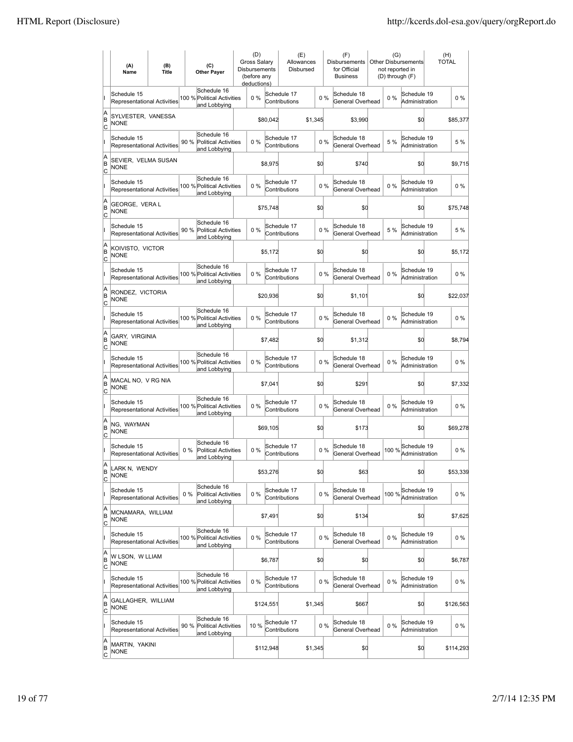| | (A) Name | (B) Title | | (C) Other Payer | (D) Gross Salary Disbursements (before any deductions) | | (E) Allowances Disbursed | | (F) Disbursements for Official Business | | (G) Other Disbursements not reported in (D) through (F) | | (H) TOTAL |
|---|---|---|---|---|---|---|---|---|---|---|---|---|---|
| I | Schedule 15 Representational Activities | | 100 % | Schedule 16 Political Activities and Lobbying | 0 % | | Schedule 17 Contributions | 0 % | Schedule 18 General Overhead | 0 % | Schedule 19 Administration | | 0 % |
| A B C | SYLVESTER, VANESSA NONE | | | | | $80,042 | | $1,345 | $3,990 | | | $0 | $85,377 |
| I | Schedule 15 Representational Activities | | 90 % | Schedule 16 Political Activities and Lobbying | 0 % | | Schedule 17 Contributions | 0 % | Schedule 18 General Overhead | 5 % | Schedule 19 Administration | | 5 % |
| A B C | SEVIER, VELMA SUSAN NONE | | | | | $8,975 | | $0 | $740 | | | $0 | $9,715 |
| I | Schedule 15 Representational Activities | | 100 % | Schedule 16 Political Activities and Lobbying | 0 % | | Schedule 17 Contributions | 0 % | Schedule 18 General Overhead | 0 % | Schedule 19 Administration | | 0 % |
| A B C | GEORGE, VERA L NONE | | | | | $75,748 | | $0 | $0 | | | $0 | $75,748 |
| I | Schedule 15 Representational Activities | | 90 % | Schedule 16 Political Activities and Lobbying | 0 % | | Schedule 17 Contributions | 0 % | Schedule 18 General Overhead | 5 % | Schedule 19 Administration | | 5 % |
| A B C | KOIVISTO, VICTOR NONE | | | | | $5,172 | | $0 | $0 | | | $0 | $5,172 |
| I | Schedule 15 Representational Activities | | 100 % | Schedule 16 Political Activities and Lobbying | 0 % | | Schedule 17 Contributions | 0 % | Schedule 18 General Overhead | 0 % | Schedule 19 Administration | | 0 % |
| A B C | RONDEZ, VICTORIA NONE | | | | | $20,936 | | $0 | $1,101 | | | $0 | $22,037 |
| I | Schedule 15 Representational Activities | | 100 % | Schedule 16 Political Activities and Lobbying | 0 % | | Schedule 17 Contributions | 0 % | Schedule 18 General Overhead | 0 % | Schedule 19 Administration | | 0 % |
| A B C | GARY, VIRGINIA NONE | | | | | $7,482 | | $0 | $1,312 | | | $0 | $8,794 |
| I | Schedule 15 Representational Activities | | 100 % | Schedule 16 Political Activities and Lobbying | 0 % | | Schedule 17 Contributions | 0 % | Schedule 18 General Overhead | 0 % | Schedule 19 Administration | | 0 % |
| A B C | MACAL NO, V RG NIA NONE | | | | | $7,041 | | $0 | $291 | | | $0 | $7,332 |
| I | Schedule 15 Representational Activities | | 100 % | Schedule 16 Political Activities and Lobbying | 0 % | | Schedule 17 Contributions | 0 % | Schedule 18 General Overhead | 0 % | Schedule 19 Administration | | 0 % |
| A B C | NG, WAYMAN NONE | | | | | $69,105 | | $0 | $173 | | | $0 | $69,278 |
| I | Schedule 15 Representational Activities | | 0 % | Schedule 16 Political Activities and Lobbying | 0 % | | Schedule 17 Contributions | 0 % | Schedule 18 General Overhead | 100 % | Schedule 19 Administration | | 0 % |
| A B C | LARK N, WENDY NONE | | | | | $53,276 | | $0 | $63 | | | $0 | $53,339 |
| I | Schedule 15 Representational Activities | | 0 % | Schedule 16 Political Activities and Lobbying | 0 % | | Schedule 17 Contributions | 0 % | Schedule 18 General Overhead | 100 % | Schedule 19 Administration | | 0 % |
| A B C | MCNAMARA, WILLIAM NONE | | | | | $7,491 | | $0 | $134 | | | $0 | $7,625 |
| I | Schedule 15 Representational Activities | | 100 % | Schedule 16 Political Activities and Lobbying | 0 % | | Schedule 17 Contributions | 0 % | Schedule 18 General Overhead | 0 % | Schedule 19 Administration | | 0 % |
| A B C | W LSON, W LLIAM NONE | | | | | $6,787 | | $0 | $0 | | | $0 | $6,787 |
| I | Schedule 15 Representational Activities | | 100 % | Schedule 16 Political Activities and Lobbying | 0 % | | Schedule 17 Contributions | 0 % | Schedule 18 General Overhead | 0 % | Schedule 19 Administration | | 0 % |
| A B C | GALLAGHER, WILLIAM NONE | | | | | $124,551 | | $1,345 | $667 | | | $0 | $126,563 |
| I | Schedule 15 Representational Activities | | 90 % | Schedule 16 Political Activities and Lobbying | 10 % | | Schedule 17 Contributions | 0 % | Schedule 18 General Overhead | 0 % | Schedule 19 Administration | | 0 % |
| A B C | MARTIN, YAKINI NONE | | | | | $112,948 | | $1,345 | $0 | | | $0 | $114,293 |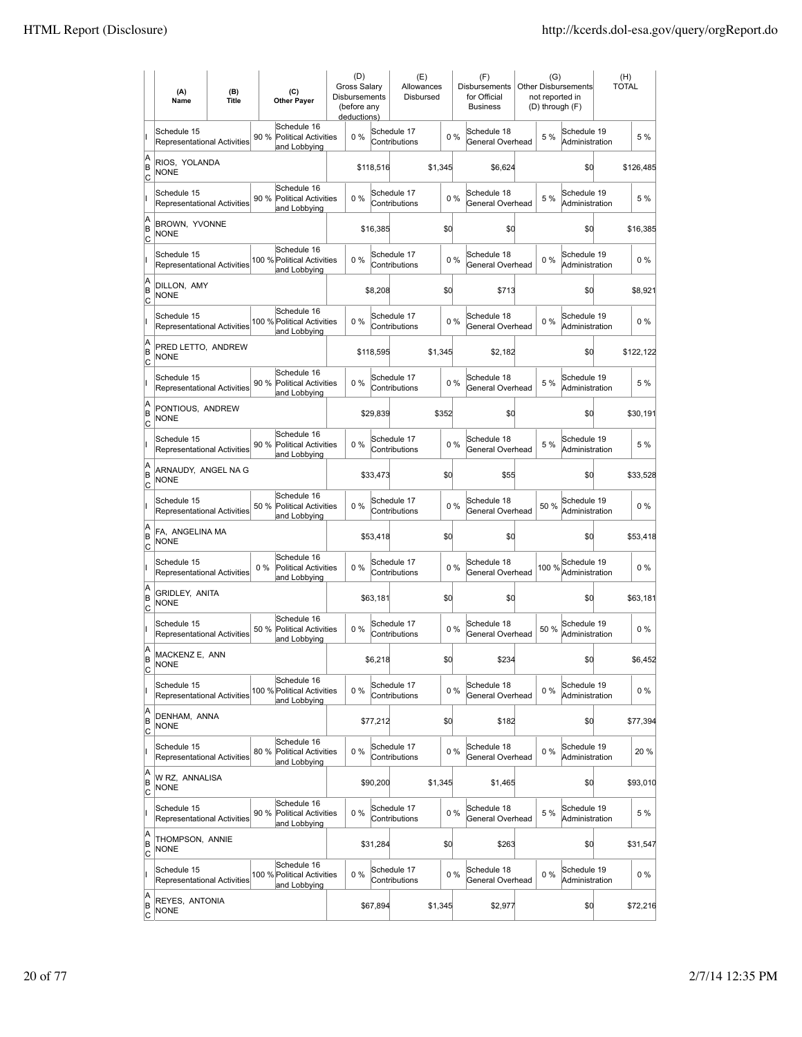| | (A) Name | (B) Title | | (C) Other Payer | (D) Gross Salary Disbursements (before any deductions) | | (E) Allowances Disbursed | | (F) Disbursements for Official Business | | (G) Other Disbursements not reported in (D) through (F) | | (H) TOTAL |
|---|---|---|---|---|---|---|---|---|---|---|---|---|---|
| I | Schedule 15 Representational Activities | | 90 % | Schedule 16 Political Activities and Lobbying | 0 % | | Schedule 17 Contributions | 0 % | Schedule 18 General Overhead | | 5 % | Schedule 19 Administration | 5 % |
| A B C | RIOS, YOLANDA NONE | | | | | $118,516 | | $1,345 | | $6,624 | | $0 | $126,485 |
| I | Schedule 15 Representational Activities | | 90 % | Schedule 16 Political Activities and Lobbying | 0 % | | Schedule 17 Contributions | 0 % | Schedule 18 General Overhead | | 5 % | Schedule 19 Administration | 5 % |
| A B C | BROWN, YVONNE NONE | | | | | $16,385 | | $0 | | $0 | | $0 | $16,385 |
| I | Schedule 15 Representational Activities | | 100 % | Schedule 16 Political Activities and Lobbying | 0 % | | Schedule 17 Contributions | 0 % | Schedule 18 General Overhead | | 0 % | Schedule 19 Administration | 0 % |
| A B C | DILLON, AMY NONE | | | | | $8,208 | | $0 | | $713 | | $0 | $8,921 |
| I | Schedule 15 Representational Activities | | 100 % | Schedule 16 Political Activities and Lobbying | 0 % | | Schedule 17 Contributions | 0 % | Schedule 18 General Overhead | | 0 % | Schedule 19 Administration | 0 % |
| A B C | PRED LETTO, ANDREW NONE | | | | | $118,595 | | $1,345 | | $2,182 | | $0 | $122,122 |
| I | Schedule 15 Representational Activities | | 90 % | Schedule 16 Political Activities and Lobbying | 0 % | | Schedule 17 Contributions | 0 % | Schedule 18 General Overhead | | 5 % | Schedule 19 Administration | 5 % |
| A B C | PONTIOUS, ANDREW NONE | | | | | $29,839 | | $352 | | $0 | | $0 | $30,191 |
| I | Schedule 15 Representational Activities | | 90 % | Schedule 16 Political Activities and Lobbying | 0 % | | Schedule 17 Contributions | 0 % | Schedule 18 General Overhead | | 5 % | Schedule 19 Administration | 5 % |
| A B C | ARNAUDY, ANGEL NA G NONE | | | | | $33,473 | | $0 | | $55 | | $0 | $33,528 |
| I | Schedule 15 Representational Activities | | 50 % | Schedule 16 Political Activities and Lobbying | 0 % | | Schedule 17 Contributions | 0 % | Schedule 18 General Overhead | | 50 % | Schedule 19 Administration | 0 % |
| A B C | FA, ANGELINA MA NONE | | | | | $53,418 | | $0 | | $0 | | $0 | $53,418 |
| I | Schedule 15 Representational Activities | | 0 % | Schedule 16 Political Activities and Lobbying | 0 % | | Schedule 17 Contributions | 0 % | Schedule 18 General Overhead | | 100 % | Schedule 19 Administration | 0 % |
| A B C | GRIDLEY, ANITA NONE | | | | | $63,181 | | $0 | | $0 | | $0 | $63,181 |
| I | Schedule 15 Representational Activities | | 50 % | Schedule 16 Political Activities and Lobbying | 0 % | | Schedule 17 Contributions | 0 % | Schedule 18 General Overhead | | 50 % | Schedule 19 Administration | 0 % |
| A B C | MACKENZ E, ANN NONE | | | | | $6,218 | | $0 | | $234 | | $0 | $6,452 |
| I | Schedule 15 Representational Activities | | 100 % | Schedule 16 Political Activities and Lobbying | 0 % | | Schedule 17 Contributions | 0 % | Schedule 18 General Overhead | | 0 % | Schedule 19 Administration | 0 % |
| A B C | DENHAM, ANNA NONE | | | | | $77,212 | | $0 | | $182 | | $0 | $77,394 |
| I | Schedule 15 Representational Activities | | 80 % | Schedule 16 Political Activities and Lobbying | 0 % | | Schedule 17 Contributions | 0 % | Schedule 18 General Overhead | | 0 % | Schedule 19 Administration | 20 % |
| A B C | W RZ, ANNALISA NONE | | | | | $90,200 | | $1,345 | | $1,465 | | $0 | $93,010 |
| I | Schedule 15 Representational Activities | | 90 % | Schedule 16 Political Activities and Lobbying | 0 % | | Schedule 17 Contributions | 0 % | Schedule 18 General Overhead | | 5 % | Schedule 19 Administration | 5 % |
| A B C | THOMPSON, ANNIE NONE | | | | | $31,284 | | $0 | | $263 | | $0 | $31,547 |
| I | Schedule 15 Representational Activities | | 100 % | Schedule 16 Political Activities and Lobbying | 0 % | | Schedule 17 Contributions | 0 % | Schedule 18 General Overhead | | 0 % | Schedule 19 Administration | 0 % |
| A B C | REYES, ANTONIA NONE | | | | | $67,894 | | $1,345 | | $2,977 | | $0 | $72,216 |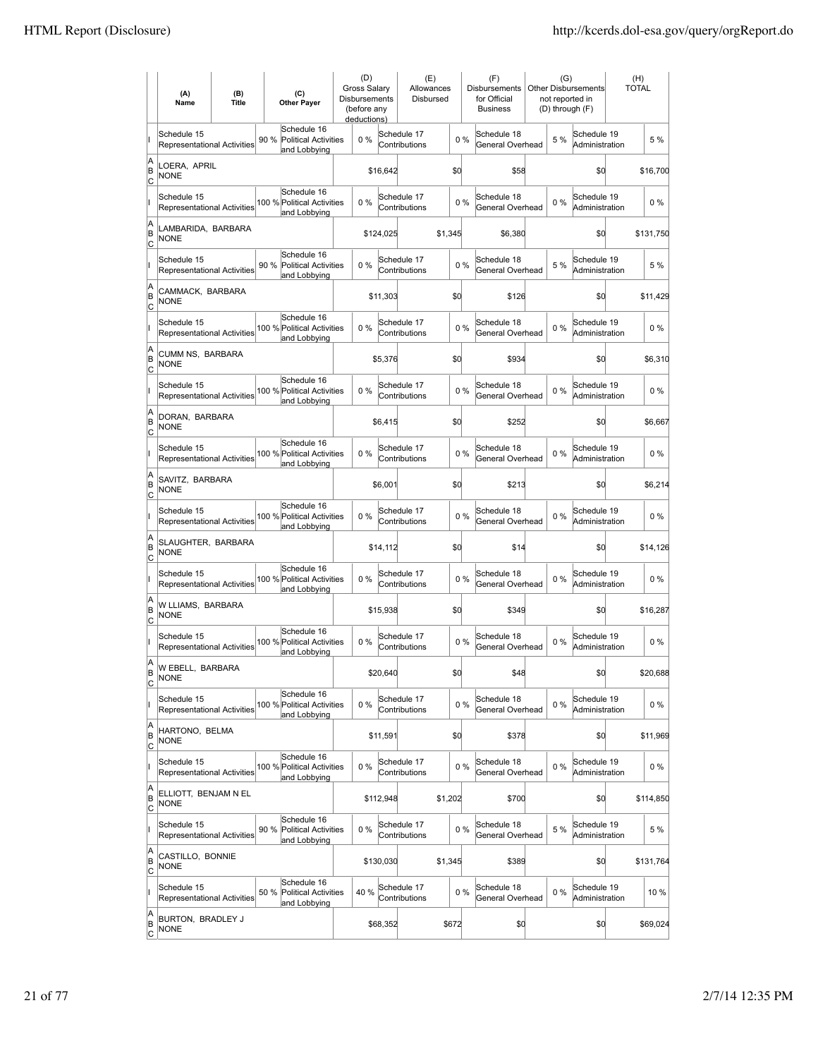| | (A) Name | (B) Title | (C) Other Payer | (D) Gross Salary Disbursements (before any deductions) | (E) Allowances Disbursed | (F) Disbursements for Official Business | (G) Other Disbursements not reported in (D) through (F) | (H) TOTAL |
|---|---|---|---|---|---|---|---|---|
| I | Schedule 15 Representational Activities | 90 % | Schedule 16 Political Activities and Lobbying | 0 % | Schedule 17 Contributions | 0 % | Schedule 18 General Overhead | 5 % | Schedule 19 Administration | 5 % |
| A B C | LOERA, APRIL NONE | | | $16,642 | $0 | $58 | $0 | $16,700 |
| I | Schedule 15 Representational Activities | 100 % | Schedule 16 Political Activities and Lobbying | 0 % | Schedule 17 Contributions | 0 % | Schedule 18 General Overhead | 0 % | Schedule 19 Administration | 0 % |
| A B C | LAMBARIDA, BARBARA NONE | | | $124,025 | $1,345 | $6,380 | $0 | $131,750 |
| I | Schedule 15 Representational Activities | 90 % | Schedule 16 Political Activities and Lobbying | 0 % | Schedule 17 Contributions | 0 % | Schedule 18 General Overhead | 5 % | Schedule 19 Administration | 5 % |
| A B C | CAMMACK, BARBARA NONE | | | $11,303 | $0 | $126 | $0 | $11,429 |
| I | Schedule 15 Representational Activities | 100 % | Schedule 16 Political Activities and Lobbying | 0 % | Schedule 17 Contributions | 0 % | Schedule 18 General Overhead | 0 % | Schedule 19 Administration | 0 % |
| A B C | CUMM NS, BARBARA NONE | | | $5,376 | $0 | $934 | $0 | $6,310 |
| I | Schedule 15 Representational Activities | 100 % | Schedule 16 Political Activities and Lobbying | 0 % | Schedule 17 Contributions | 0 % | Schedule 18 General Overhead | 0 % | Schedule 19 Administration | 0 % |
| A B C | DORAN, BARBARA NONE | | | $6,415 | $0 | $252 | $0 | $6,667 |
| I | Schedule 15 Representational Activities | 100 % | Schedule 16 Political Activities and Lobbying | 0 % | Schedule 17 Contributions | 0 % | Schedule 18 General Overhead | 0 % | Schedule 19 Administration | 0 % |
| A B C | SAVITZ, BARBARA NONE | | | $6,001 | $0 | $213 | $0 | $6,214 |
| I | Schedule 15 Representational Activities | 100 % | Schedule 16 Political Activities and Lobbying | 0 % | Schedule 17 Contributions | 0 % | Schedule 18 General Overhead | 0 % | Schedule 19 Administration | 0 % |
| A B C | SLAUGHTER, BARBARA NONE | | | $14,112 | $0 | $14 | $0 | $14,126 |
| I | Schedule 15 Representational Activities | 100 % | Schedule 16 Political Activities and Lobbying | 0 % | Schedule 17 Contributions | 0 % | Schedule 18 General Overhead | 0 % | Schedule 19 Administration | 0 % |
| A B C | W LLIAMS, BARBARA NONE | | | $15,938 | $0 | $349 | $0 | $16,287 |
| I | Schedule 15 Representational Activities | 100 % | Schedule 16 Political Activities and Lobbying | 0 % | Schedule 17 Contributions | 0 % | Schedule 18 General Overhead | 0 % | Schedule 19 Administration | 0 % |
| A B C | W EBELL, BARBARA NONE | | | $20,640 | $0 | $48 | $0 | $20,688 |
| I | Schedule 15 Representational Activities | 100 % | Schedule 16 Political Activities and Lobbying | 0 % | Schedule 17 Contributions | 0 % | Schedule 18 General Overhead | 0 % | Schedule 19 Administration | 0 % |
| A B C | HARTONO, BELMA NONE | | | $11,591 | $0 | $378 | $0 | $11,969 |
| I | Schedule 15 Representational Activities | 100 % | Schedule 16 Political Activities and Lobbying | 0 % | Schedule 17 Contributions | 0 % | Schedule 18 General Overhead | 0 % | Schedule 19 Administration | 0 % |
| A B C | ELLIOTT, BENJAM N EL NONE | | | $112,948 | $1,202 | $700 | $0 | $114,850 |
| I | Schedule 15 Representational Activities | 90 % | Schedule 16 Political Activities and Lobbying | 0 % | Schedule 17 Contributions | 0 % | Schedule 18 General Overhead | 5 % | Schedule 19 Administration | 5 % |
| A B C | CASTILLO, BONNIE NONE | | | $130,030 | $1,345 | $389 | $0 | $131,764 |
| I | Schedule 15 Representational Activities | 50 % | Schedule 16 Political Activities and Lobbying | 40 % | Schedule 17 Contributions | 0 % | Schedule 18 General Overhead | 0 % | Schedule 19 Administration | 10 % |
| A B C | BURTON, BRADLEY J NONE | | | $68,352 | $672 | $0 | $0 | $69,024 |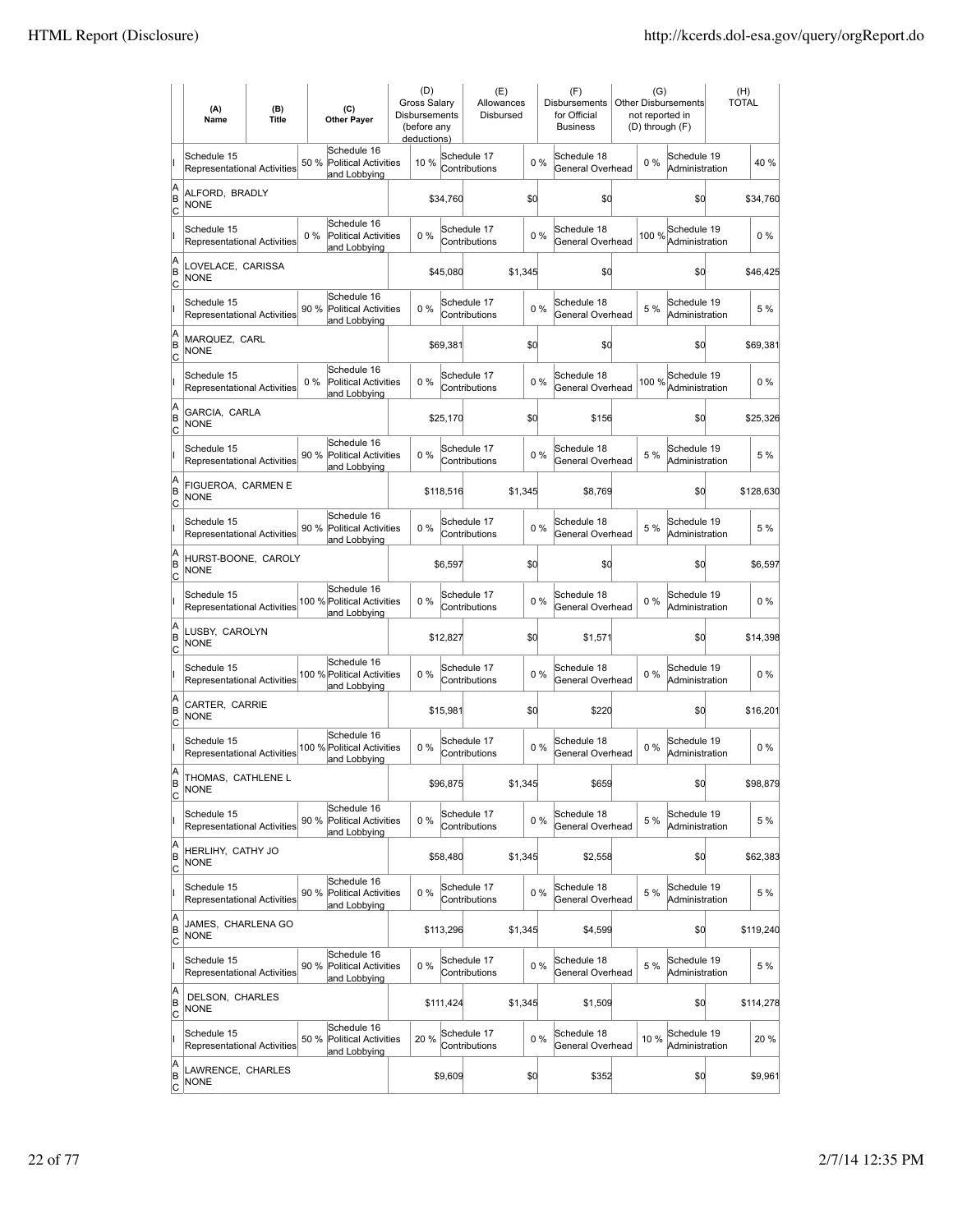| | (A) Name | (B) Title | | (C) Other Payer | (D) Gross Salary Disbursements (before any deductions) | | (E) Allowances Disbursed | | (F) Disbursements for Official Business | (G) Other Disbursements not reported in (D) through (F) | | (H) TOTAL |
|---|---|---|---|---|---|---|---|---|---|---|---|---|
| I | Schedule 15 Representational Activities | | 50 % | Schedule 16 Political Activities and Lobbying | 10 % | | Schedule 17 Contributions | 0 % | Schedule 18 General Overhead | 0 % | Schedule 19 Administration | 40 % |
| A B C | ALFORD, BRADLY NONE | | | | | $34,760 | | $0 | $0 | | $0 | $34,760 |
| I | Schedule 15 Representational Activities | | 0 % | Schedule 16 Political Activities and Lobbying | 0 % | | Schedule 17 Contributions | 0 % | Schedule 18 General Overhead | 100 % | Schedule 19 Administration | 0 % |
| A B C | LOVELACE, CARISSA NONE | | | | | $45,080 | | $1,345 | $0 | | $0 | $46,425 |
| I | Schedule 15 Representational Activities | | 90 % | Schedule 16 Political Activities and Lobbying | 0 % | | Schedule 17 Contributions | 0 % | Schedule 18 General Overhead | 5 % | Schedule 19 Administration | 5 % |
| A B C | MARQUEZ, CARL NONE | | | | | $69,381 | | $0 | $0 | | $0 | $69,381 |
| I | Schedule 15 Representational Activities | | 0 % | Schedule 16 Political Activities and Lobbying | 0 % | | Schedule 17 Contributions | 0 % | Schedule 18 General Overhead | 100 % | Schedule 19 Administration | 0 % |
| A B C | GARCIA, CARLA NONE | | | | | $25,170 | | $0 | $156 | | $0 | $25,326 |
| I | Schedule 15 Representational Activities | | 90 % | Schedule 16 Political Activities and Lobbying | 0 % | | Schedule 17 Contributions | 0 % | Schedule 18 General Overhead | 5 % | Schedule 19 Administration | 5 % |
| A B C | FIGUEROA, CARMEN E NONE | | | | | $118,516 | | $1,345 | $8,769 | | $0 | $128,630 |
| I | Schedule 15 Representational Activities | | 90 % | Schedule 16 Political Activities and Lobbying | 0 % | | Schedule 17 Contributions | 0 % | Schedule 18 General Overhead | 5 % | Schedule 19 Administration | 5 % |
| A B C | HURST-BOONE, CAROLY NONE | | | | | $6,597 | | $0 | $0 | | $0 | $6,597 |
| I | Schedule 15 Representational Activities | | 100 % | Schedule 16 Political Activities and Lobbying | 0 % | | Schedule 17 Contributions | 0 % | Schedule 18 General Overhead | 0 % | Schedule 19 Administration | 0 % |
| A B C | LUSBY, CAROLYN NONE | | | | | $12,827 | | $0 | $1,571 | | $0 | $14,398 |
| I | Schedule 15 Representational Activities | | 100 % | Schedule 16 Political Activities and Lobbying | 0 % | | Schedule 17 Contributions | 0 % | Schedule 18 General Overhead | 0 % | Schedule 19 Administration | 0 % |
| A B C | CARTER, CARRIE NONE | | | | | $15,981 | | $0 | $220 | | $0 | $16,201 |
| I | Schedule 15 Representational Activities | | 100 % | Schedule 16 Political Activities and Lobbying | 0 % | | Schedule 17 Contributions | 0 % | Schedule 18 General Overhead | 0 % | Schedule 19 Administration | 0 % |
| A B C | THOMAS, CATHLENE L NONE | | | | | $96,875 | | $1,345 | $659 | | $0 | $98,879 |
| I | Schedule 15 Representational Activities | | 90 % | Schedule 16 Political Activities and Lobbying | 0 % | | Schedule 17 Contributions | 0 % | Schedule 18 General Overhead | 5 % | Schedule 19 Administration | 5 % |
| A B C | HERLIHY, CATHY JO NONE | | | | | $58,480 | | $1,345 | $2,558 | | $0 | $62,383 |
| I | Schedule 15 Representational Activities | | 90 % | Schedule 16 Political Activities and Lobbying | 0 % | | Schedule 17 Contributions | 0 % | Schedule 18 General Overhead | 5 % | Schedule 19 Administration | 5 % |
| A B C | JAMES, CHARLENA GO NONE | | | | | $113,296 | | $1,345 | $4,599 | | $0 | $119,240 |
| I | Schedule 15 Representational Activities | | 90 % | Schedule 16 Political Activities and Lobbying | 0 % | | Schedule 17 Contributions | 0 % | Schedule 18 General Overhead | 5 % | Schedule 19 Administration | 5 % |
| A B C | DELSON, CHARLES NONE | | | | | $111,424 | | $1,345 | $1,509 | | $0 | $114,278 |
| I | Schedule 15 Representational Activities | | 50 % | Schedule 16 Political Activities and Lobbying | 20 % | | Schedule 17 Contributions | 0 % | Schedule 18 General Overhead | 10 % | Schedule 19 Administration | 20 % |
| A B C | LAWRENCE, CHARLES NONE | | | | | $9,609 | | $0 | $352 | | $0 | $9,961 |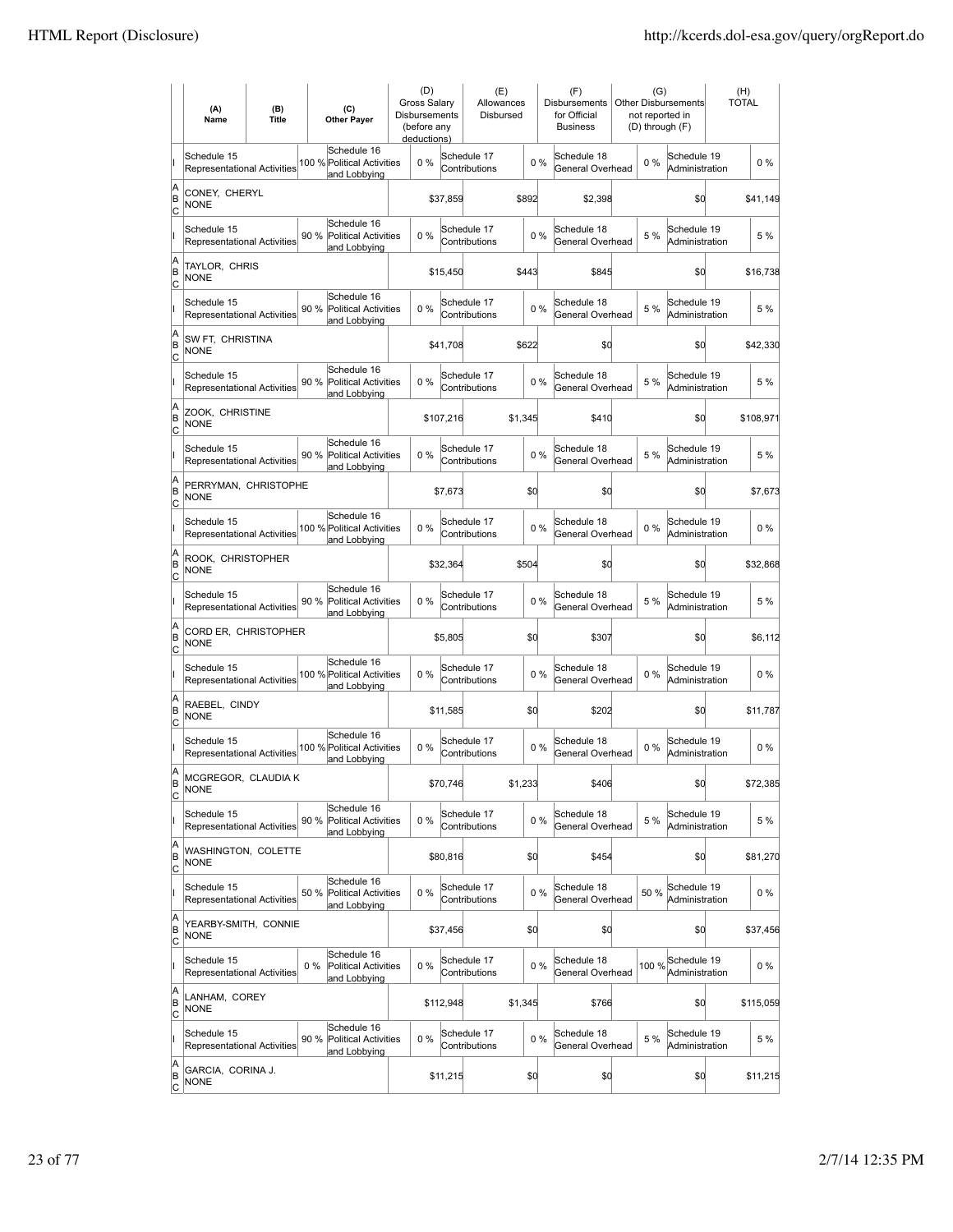| | (A) Name | (B) Title | (C) Other Payer | (D) Gross Salary Disbursements (before any deductions) | (E) Allowances Disbursed | (F) Disbursements for Official Business | (G) Other Disbursements not reported in (D) through (F) | (H) TOTAL |
|---|---|---|---|---|---|---|---|---|
| I | Schedule 15 Representational Activities 100 % | Schedule 16 Political Activities and Lobbying 0 % | | Schedule 17 Contributions 0 % | | Schedule 18 General Overhead 0 % | Schedule 19 Administration 0 % | |
| A B C | CONEY, CHERYL NONE | | | $37,859 | $892 | $2,398 | $0 | $41,149 |
| I | Schedule 15 Representational Activities 90 % | Schedule 16 Political Activities and Lobbying 0 % | | Schedule 17 Contributions 0 % | | Schedule 18 General Overhead 5 % | Schedule 19 Administration 5 % | |
| A B C | TAYLOR, CHRIS NONE | | | $15,450 | $443 | $845 | $0 | $16,738 |
| I | Schedule 15 Representational Activities 90 % | Schedule 16 Political Activities and Lobbying 0 % | | Schedule 17 Contributions 0 % | | Schedule 18 General Overhead 5 % | Schedule 19 Administration 5 % | |
| A B C | SW FT, CHRISTINA NONE | | | $41,708 | $622 | $0 | $0 | $42,330 |
| I | Schedule 15 Representational Activities 90 % | Schedule 16 Political Activities and Lobbying 0 % | | Schedule 17 Contributions 0 % | | Schedule 18 General Overhead 5 % | Schedule 19 Administration 5 % | |
| A B C | ZOOK, CHRISTINE NONE | | | $107,216 | $1,345 | $410 | $0 | $108,971 |
| I | Schedule 15 Representational Activities 90 % | Schedule 16 Political Activities and Lobbying 0 % | | Schedule 17 Contributions 0 % | | Schedule 18 General Overhead 5 % | Schedule 19 Administration 5 % | |
| A B C | PERRYMAN, CHRISTOPHE NONE | | | $7,673 | $0 | $0 | $0 | $7,673 |
| I | Schedule 15 Representational Activities 100 % | Schedule 16 Political Activities and Lobbying 0 % | | Schedule 17 Contributions 0 % | | Schedule 18 General Overhead 0 % | Schedule 19 Administration 0 % | |
| A B C | ROOK, CHRISTOPHER NONE | | | $32,364 | $504 | $0 | $0 | $32,868 |
| I | Schedule 15 Representational Activities 90 % | Schedule 16 Political Activities and Lobbying 0 % | | Schedule 17 Contributions 0 % | | Schedule 18 General Overhead 5 % | Schedule 19 Administration 5 % | |
| A B C | CORD ER, CHRISTOPHER NONE | | | $5,805 | $0 | $307 | $0 | $6,112 |
| I | Schedule 15 Representational Activities 100 % | Schedule 16 Political Activities and Lobbying 0 % | | Schedule 17 Contributions 0 % | | Schedule 18 General Overhead 0 % | Schedule 19 Administration 0 % | |
| A B C | RAEBEL, CINDY NONE | | | $11,585 | $0 | $202 | $0 | $11,787 |
| I | Schedule 15 Representational Activities 100 % | Schedule 16 Political Activities and Lobbying 0 % | | Schedule 17 Contributions 0 % | | Schedule 18 General Overhead 0 % | Schedule 19 Administration 0 % | |
| A B C | MCGREGOR, CLAUDIA K NONE | | | $70,746 | $1,233 | $406 | $0 | $72,385 |
| I | Schedule 15 Representational Activities 90 % | Schedule 16 Political Activities and Lobbying 0 % | | Schedule 17 Contributions 0 % | | Schedule 18 General Overhead 5 % | Schedule 19 Administration 5 % | |
| A B C | WASHINGTON, COLETTE NONE | | | $80,816 | $0 | $454 | $0 | $81,270 |
| I | Schedule 15 Representational Activities 50 % | Schedule 16 Political Activities and Lobbying 0 % | | Schedule 17 Contributions 0 % | | Schedule 18 General Overhead 50 % | Schedule 19 Administration 0 % | |
| A B C | YEARBY-SMITH, CONNIE NONE | | | $37,456 | $0 | $0 | $0 | $37,456 |
| I | Schedule 15 Representational Activities 0 % | Schedule 16 Political Activities and Lobbying 0 % | | Schedule 17 Contributions 0 % | | Schedule 18 General Overhead 100 % | Schedule 19 Administration 0 % | |
| A B C | LANHAM, COREY NONE | | | $112,948 | $1,345 | $766 | $0 | $115,059 |
| I | Schedule 15 Representational Activities 90 % | Schedule 16 Political Activities and Lobbying 0 % | | Schedule 17 Contributions 0 % | | Schedule 18 General Overhead 5 % | Schedule 19 Administration 5 % | |
| A B C | GARCIA, CORINA J. NONE | | | $11,215 | $0 | $0 | $0 | $11,215 |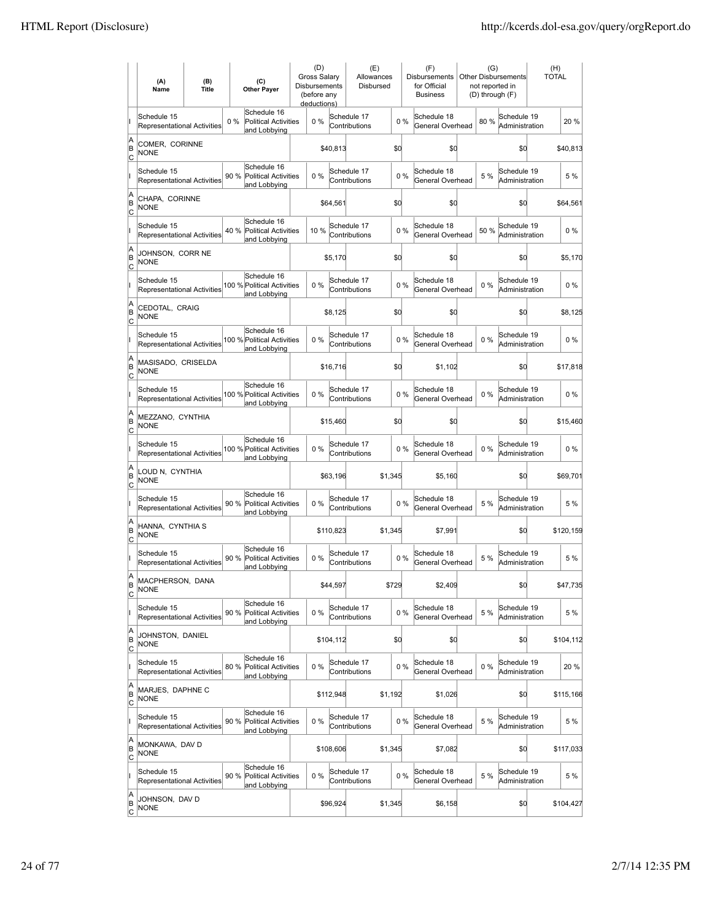| | (A) Name | (B) Title | | (C) Other Payer | (D) Gross Salary Disbursements (before any deductions) | | (E) Allowances Disbursed | | (F) Disbursements for Official Business | | (G) Other Disbursements not reported in (D) through (F) | | (H) TOTAL |
|---|---|---|---|---|---|---|---|---|---|---|---|---|---|
| I | Schedule 15 Representational Activities | | 0 % | Schedule 16 Political Activities and Lobbying | 0 % | Schedule 17 Contributions | | 0 % | Schedule 18 General Overhead | 80 % | Schedule 19 Administration | | 20 % |
| A B C | COMER, CORINNE NONE | | | | | $40,813 | | $0 | | $0 | | $0 | $40,813 |
| I | Schedule 15 Representational Activities | | 90 % | Schedule 16 Political Activities and Lobbying | 0 % | Schedule 17 Contributions | | 0 % | Schedule 18 General Overhead | 5 % | Schedule 19 Administration | | 5 % |
| A B C | CHAPA, CORINNE NONE | | | | | $64,561 | | $0 | | $0 | | $0 | $64,561 |
| I | Schedule 15 Representational Activities | | 40 % | Schedule 16 Political Activities and Lobbying | 10 % | Schedule 17 Contributions | | 0 % | Schedule 18 General Overhead | 50 % | Schedule 19 Administration | | 0 % |
| A B C | JOHNSON, CORR NE NONE | | | | | $5,170 | | $0 | | $0 | | $0 | $5,170 |
| I | Schedule 15 Representational Activities | | 100 % | Schedule 16 Political Activities and Lobbying | 0 % | Schedule 17 Contributions | | 0 % | Schedule 18 General Overhead | 0 % | Schedule 19 Administration | | 0 % |
| A B C | CEDOTAL, CRAIG NONE | | | | | $8,125 | | $0 | | $0 | | $0 | $8,125 |
| I | Schedule 15 Representational Activities | | 100 % | Schedule 16 Political Activities and Lobbying | 0 % | Schedule 17 Contributions | | 0 % | Schedule 18 General Overhead | 0 % | Schedule 19 Administration | | 0 % |
| A B C | MASISADO, CRISELDA NONE | | | | | $16,716 | | $0 | | $1,102 | | $0 | $17,818 |
| I | Schedule 15 Representational Activities | | 100 % | Schedule 16 Political Activities and Lobbying | 0 % | Schedule 17 Contributions | | 0 % | Schedule 18 General Overhead | 0 % | Schedule 19 Administration | | 0 % |
| A B C | MEZZANO, CYNTHIA NONE | | | | | $15,460 | | $0 | | $0 | | $0 | $15,460 |
| I | Schedule 15 Representational Activities | | 100 % | Schedule 16 Political Activities and Lobbying | 0 % | Schedule 17 Contributions | | 0 % | Schedule 18 General Overhead | 0 % | Schedule 19 Administration | | 0 % |
| A B C | LOUD N, CYNTHIA NONE | | | | | $63,196 | | $1,345 | | $5,160 | | $0 | $69,701 |
| I | Schedule 15 Representational Activities | | 90 % | Schedule 16 Political Activities and Lobbying | 0 % | Schedule 17 Contributions | | 0 % | Schedule 18 General Overhead | 5 % | Schedule 19 Administration | | 5 % |
| A B C | HANNA, CYNTHIA S NONE | | | | | $110,823 | | $1,345 | | $7,991 | | $0 | $120,159 |
| I | Schedule 15 Representational Activities | | 90 % | Schedule 16 Political Activities and Lobbying | 0 % | Schedule 17 Contributions | | 0 % | Schedule 18 General Overhead | 5 % | Schedule 19 Administration | | 5 % |
| A B C | MACPHERSON, DANA NONE | | | | | $44,597 | | $729 | | $2,409 | | $0 | $47,735 |
| I | Schedule 15 Representational Activities | | 90 % | Schedule 16 Political Activities and Lobbying | 0 % | Schedule 17 Contributions | | 0 % | Schedule 18 General Overhead | 5 % | Schedule 19 Administration | | 5 % |
| A B C | JOHNSTON, DANIEL NONE | | | | | $104,112 | | $0 | | $0 | | $0 | $104,112 |
| I | Schedule 15 Representational Activities | | 80 % | Schedule 16 Political Activities and Lobbying | 0 % | Schedule 17 Contributions | | 0 % | Schedule 18 General Overhead | 0 % | Schedule 19 Administration | | 20 % |
| A B C | MARJES, DAPHNE C NONE | | | | | $112,948 | | $1,192 | | $1,026 | | $0 | $115,166 |
| I | Schedule 15 Representational Activities | | 90 % | Schedule 16 Political Activities and Lobbying | 0 % | Schedule 17 Contributions | | 0 % | Schedule 18 General Overhead | 5 % | Schedule 19 Administration | | 5 % |
| A B C | MONKAWA, DAV D NONE | | | | | $108,606 | | $1,345 | | $7,082 | | $0 | $117,033 |
| I | Schedule 15 Representational Activities | | 90 % | Schedule 16 Political Activities and Lobbying | 0 % | Schedule 17 Contributions | | 0 % | Schedule 18 General Overhead | 5 % | Schedule 19 Administration | | 5 % |
| A B C | JOHNSON, DAV D NONE | | | | | $96,924 | | $1,345 | | $6,158 | | $0 | $104,427 |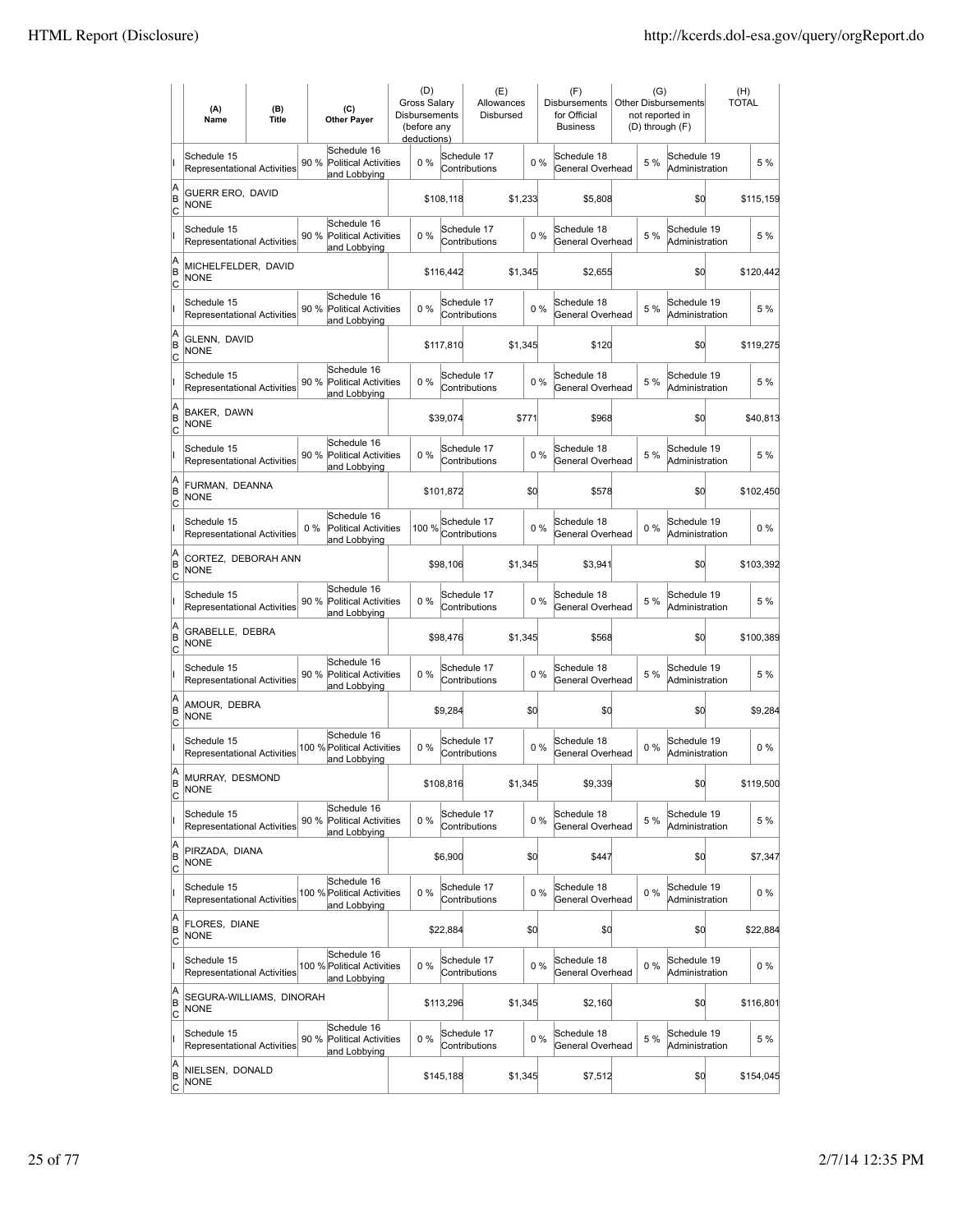| | (A) Name | (B) Title | (C) Other Payer | (D) Gross Salary Disbursements (before any deductions) | (E) Allowances Disbursed | (F) Disbursements for Official Business | (G) Other Disbursements not reported in (D) through (F) | (H) TOTAL |
|---|---|---|---|---|---|---|---|---|
| I | Schedule 15 Representational Activities 90 % | | Schedule 16 Political Activities and Lobbying 0 % | | Schedule 17 Contributions 0 % | Schedule 18 General Overhead 5 % | Schedule 19 Administration | 5 % |
| A B C | GUERR ERO, DAVID NONE | | | $108,118 | $1,233 | $5,808 | $0 | $115,159 |
| I | Schedule 15 Representational Activities 90 % | | Schedule 16 Political Activities and Lobbying 0 % | | Schedule 17 Contributions 0 % | Schedule 18 General Overhead 5 % | Schedule 19 Administration | 5 % |
| A B C | MICHELFELDER, DAVID NONE | | | $116,442 | $1,345 | $2,655 | $0 | $120,442 |
| I | Schedule 15 Representational Activities 90 % | | Schedule 16 Political Activities and Lobbying 0 % | | Schedule 17 Contributions 0 % | Schedule 18 General Overhead 5 % | Schedule 19 Administration | 5 % |
| A B C | GLENN, DAVID NONE | | | $117,810 | $1,345 | $120 | $0 | $119,275 |
| I | Schedule 15 Representational Activities 90 % | | Schedule 16 Political Activities and Lobbying 0 % | | Schedule 17 Contributions 0 % | Schedule 18 General Overhead 5 % | Schedule 19 Administration | 5 % |
| A B C | BAKER, DAWN NONE | | | $39,074 | $771 | $968 | $0 | $40,813 |
| I | Schedule 15 Representational Activities 90 % | | Schedule 16 Political Activities and Lobbying 0 % | | Schedule 17 Contributions 0 % | Schedule 18 General Overhead 5 % | Schedule 19 Administration | 5 % |
| A B C | FURMAN, DEANNA NONE | | | $101,872 | $0 | $578 | $0 | $102,450 |
| I | Schedule 15 Representational Activities 0 % | | Schedule 16 Political Activities and Lobbying 100 % | | Schedule 17 Contributions 0 % | Schedule 18 General Overhead 0 % | Schedule 19 Administration | 0 % |
| A B C | CORTEZ, DEBORAH ANN NONE | | | $98,106 | $1,345 | $3,941 | $0 | $103,392 |
| I | Schedule 15 Representational Activities 90 % | | Schedule 16 Political Activities and Lobbying 0 % | | Schedule 17 Contributions 0 % | Schedule 18 General Overhead 5 % | Schedule 19 Administration | 5 % |
| A B C | GRABELLE, DEBRA NONE | | | $98,476 | $1,345 | $568 | $0 | $100,389 |
| I | Schedule 15 Representational Activities 90 % | | Schedule 16 Political Activities and Lobbying 0 % | | Schedule 17 Contributions 0 % | Schedule 18 General Overhead 5 % | Schedule 19 Administration | 5 % |
| A B C | AMOUR, DEBRA NONE | | | $9,284 | $0 | $0 | $0 | $9,284 |
| I | Schedule 15 Representational Activities 100 % | | Schedule 16 Political Activities and Lobbying 0 % | | Schedule 17 Contributions 0 % | Schedule 18 General Overhead 0 % | Schedule 19 Administration | 0 % |
| A B C | MURRAY, DESMOND NONE | | | $108,816 | $1,345 | $9,339 | $0 | $119,500 |
| I | Schedule 15 Representational Activities 90 % | | Schedule 16 Political Activities and Lobbying 0 % | | Schedule 17 Contributions 0 % | Schedule 18 General Overhead 5 % | Schedule 19 Administration | 5 % |
| A B C | PIRZADA, DIANA NONE | | | $6,900 | $0 | $447 | $0 | $7,347 |
| I | Schedule 15 Representational Activities 100 % | | Schedule 16 Political Activities and Lobbying 0 % | | Schedule 17 Contributions 0 % | Schedule 18 General Overhead 0 % | Schedule 19 Administration | 0 % |
| A B C | FLORES, DIANE NONE | | | $22,884 | $0 | $0 | $0 | $22,884 |
| I | Schedule 15 Representational Activities 100 % | | Schedule 16 Political Activities and Lobbying 0 % | | Schedule 17 Contributions 0 % | Schedule 18 General Overhead 0 % | Schedule 19 Administration | 0 % |
| A B C | SEGURA-WILLIAMS, DINORAH NONE | | | $113,296 | $1,345 | $2,160 | $0 | $116,801 |
| I | Schedule 15 Representational Activities 90 % | | Schedule 16 Political Activities and Lobbying 0 % | | Schedule 17 Contributions 0 % | Schedule 18 General Overhead 5 % | Schedule 19 Administration | 5 % |
| A B C | NIELSEN, DONALD NONE | | | $145,188 | $1,345 | $7,512 | $0 | $154,045 |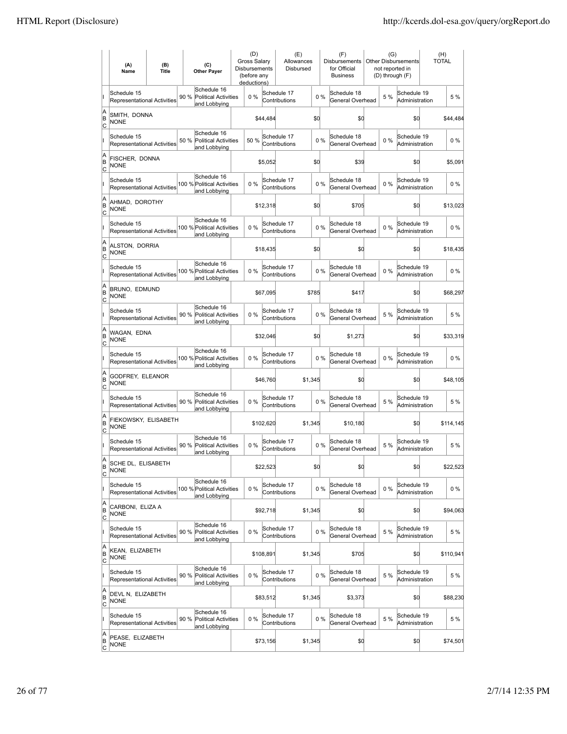| | (A) Name | (B) Title | (C) Other Payer | (D) Gross Salary Disbursements (before any deductions) | (E) Allowances Disbursed | (F) Disbursements for Official Business | (G) Other Disbursements not reported in (D) through (F) | (H) TOTAL |
|---|---|---|---|---|---|---|---|---|
| I | Schedule 15 Representational Activities 90 % | Schedule 16 Political Activities and Lobbying 0 % | | Schedule 17 Contributions 0 % | | Schedule 18 General Overhead 5 % | Schedule 19 Administration | 5 % |
| A B C | SMITH, DONNA NONE | | | $44,484 | $0 | $0 | $0 | $44,484 |
| I | Schedule 15 Representational Activities 50 % | Schedule 16 Political Activities and Lobbying 50 % | | Schedule 17 Contributions 0 % | | Schedule 18 General Overhead 0 % | Schedule 19 Administration | 0 % |
| A B C | FISCHER, DONNA NONE | | | $5,052 | $0 | $39 | $0 | $5,091 |
| I | Schedule 15 Representational Activities 100 % | Schedule 16 Political Activities and Lobbying 0 % | | Schedule 17 Contributions 0 % | | Schedule 18 General Overhead 0 % | Schedule 19 Administration | 0 % |
| A B C | AHMAD, DOROTHY NONE | | | $12,318 | $0 | $705 | $0 | $13,023 |
| I | Schedule 15 Representational Activities 100 % | Schedule 16 Political Activities and Lobbying 0 % | | Schedule 17 Contributions 0 % | | Schedule 18 General Overhead 0 % | Schedule 19 Administration | 0 % |
| A B C | ALSTON, DORRIA NONE | | | $18,435 | $0 | $0 | $0 | $18,435 |
| I | Schedule 15 Representational Activities 100 % | Schedule 16 Political Activities and Lobbying 0 % | | Schedule 17 Contributions 0 % | | Schedule 18 General Overhead 0 % | Schedule 19 Administration | 0 % |
| A B C | BRUNO, EDMUND NONE | | | $67,095 | $785 | $417 | $0 | $68,297 |
| I | Schedule 15 Representational Activities 90 % | Schedule 16 Political Activities and Lobbying 0 % | | Schedule 17 Contributions 0 % | | Schedule 18 General Overhead 5 % | Schedule 19 Administration | 5 % |
| A B C | WAGAN, EDNA NONE | | | $32,046 | $0 | $1,273 | $0 | $33,319 |
| I | Schedule 15 Representational Activities 100 % | Schedule 16 Political Activities and Lobbying 0 % | | Schedule 17 Contributions 0 % | | Schedule 18 General Overhead 0 % | Schedule 19 Administration | 0 % |
| A B C | GODFREY, ELEANOR NONE | | | $46,760 | $1,345 | $0 | $0 | $48,105 |
| I | Schedule 15 Representational Activities 90 % | Schedule 16 Political Activities and Lobbying 0 % | | Schedule 17 Contributions 0 % | | Schedule 18 General Overhead 5 % | Schedule 19 Administration | 5 % |
| A B C | FIEKOWSKY, ELISABETH NONE | | | $102,620 | $1,345 | $10,180 | $0 | $114,145 |
| I | Schedule 15 Representational Activities 90 % | Schedule 16 Political Activities and Lobbying 0 % | | Schedule 17 Contributions 0 % | | Schedule 18 General Overhead 5 % | Schedule 19 Administration | 5 % |
| A B C | SCHE DL, ELISABETH NONE | | | $22,523 | $0 | $0 | $0 | $22,523 |
| I | Schedule 15 Representational Activities 100 % | Schedule 16 Political Activities and Lobbying 0 % | | Schedule 17 Contributions 0 % | | Schedule 18 General Overhead 0 % | Schedule 19 Administration | 0 % |
| A B C | CARBONI, ELIZA A NONE | | | $92,718 | $1,345 | $0 | $0 | $94,063 |
| I | Schedule 15 Representational Activities 90 % | Schedule 16 Political Activities and Lobbying 0 % | | Schedule 17 Contributions 0 % | | Schedule 18 General Overhead 5 % | Schedule 19 Administration | 5 % |
| A B C | KEAN, ELIZABETH NONE | | | $108,891 | $1,345 | $705 | $0 | $110,941 |
| I | Schedule 15 Representational Activities 90 % | Schedule 16 Political Activities and Lobbying 0 % | | Schedule 17 Contributions 0 % | | Schedule 18 General Overhead 5 % | Schedule 19 Administration | 5 % |
| A B C | DEVL N, ELIZABETH NONE | | | $83,512 | $1,345 | $3,373 | $0 | $88,230 |
| I | Schedule 15 Representational Activities 90 % | Schedule 16 Political Activities and Lobbying 0 % | | Schedule 17 Contributions 0 % | | Schedule 18 General Overhead 5 % | Schedule 19 Administration | 5 % |
| A B C | PEASE, ELIZABETH NONE | | | $73,156 | $1,345 | $0 | $0 | $74,501 |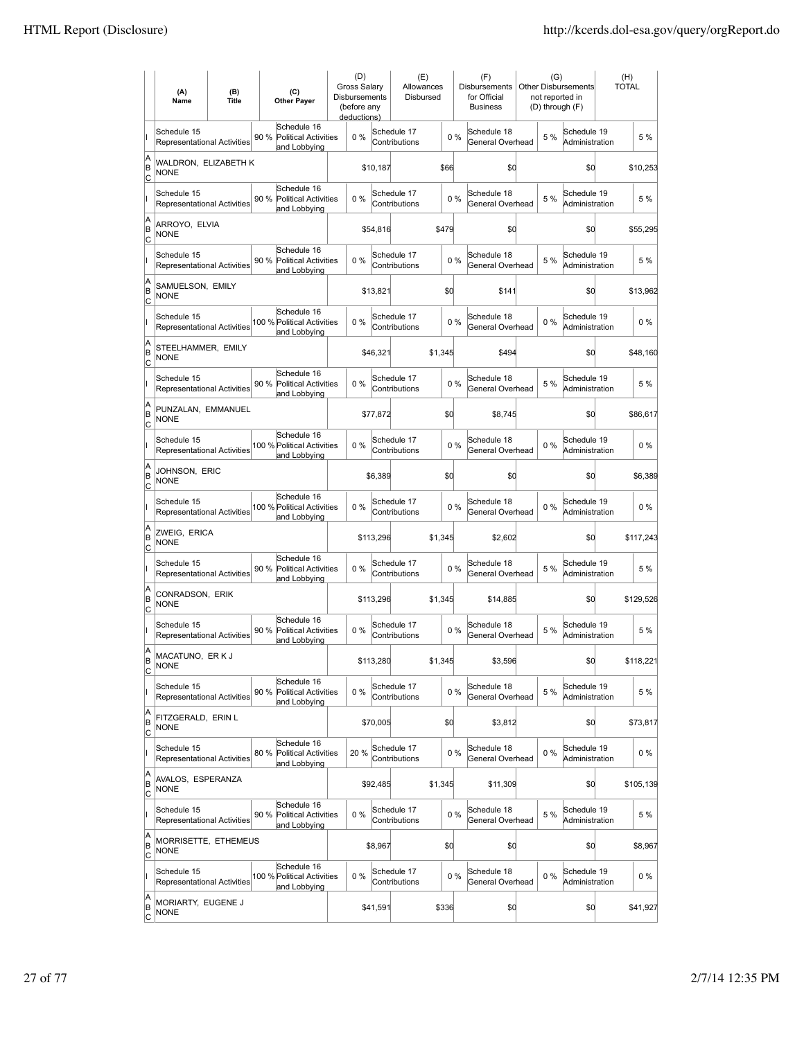|  | (A) Name | (B) Title | (C) Other Payer | (D) Gross Salary Disbursements (before any deductions) | (E) Allowances Disbursed | (F) Disbursements for Official Business | (G) Other Disbursements not reported in (D) through (F) | (H) TOTAL |
|---|---|---|---|---|---|---|---|---|
| I | Schedule 15 Representational Activities | 90 % | Schedule 16 Political Activities and Lobbying | 0 % | Schedule 17 Contributions | 0 % | Schedule 18 General Overhead | 5 % | Schedule 19 Administration | 5 % |
| A B C | WALDRON, ELIZABETH K NONE | | | $10,187 | $66 | $0 | $0 | $10,253 |
| I | Schedule 15 Representational Activities | 90 % | Schedule 16 Political Activities and Lobbying | 0 % | Schedule 17 Contributions | 0 % | Schedule 18 General Overhead | 5 % | Schedule 19 Administration | 5 % |
| A B C | ARROYO, ELVIA NONE | | | $54,816 | $479 | $0 | $0 | $55,295 |
| I | Schedule 15 Representational Activities | 90 % | Schedule 16 Political Activities and Lobbying | 0 % | Schedule 17 Contributions | 0 % | Schedule 18 General Overhead | 5 % | Schedule 19 Administration | 5 % |
| A B C | SAMUELSON, EMILY NONE | | | $13,821 | $0 | $141 | $0 | $13,962 |
| I | Schedule 15 Representational Activities | 100 % | Schedule 16 Political Activities and Lobbying | 0 % | Schedule 17 Contributions | 0 % | Schedule 18 General Overhead | 0 % | Schedule 19 Administration | 0 % |
| A B C | STEELHAMMER, EMILY NONE | | | $46,321 | $1,345 | $494 | $0 | $48,160 |
| I | Schedule 15 Representational Activities | 90 % | Schedule 16 Political Activities and Lobbying | 0 % | Schedule 17 Contributions | 0 % | Schedule 18 General Overhead | 5 % | Schedule 19 Administration | 5 % |
| A B C | PUNZALAN, EMMANUEL NONE | | | $77,872 | $0 | $8,745 | $0 | $86,617 |
| I | Schedule 15 Representational Activities | 100 % | Schedule 16 Political Activities and Lobbying | 0 % | Schedule 17 Contributions | 0 % | Schedule 18 General Overhead | 0 % | Schedule 19 Administration | 0 % |
| A B C | JOHNSON, ERIC NONE | | | $6,389 | $0 | $0 | $0 | $6,389 |
| I | Schedule 15 Representational Activities | 100 % | Schedule 16 Political Activities and Lobbying | 0 % | Schedule 17 Contributions | 0 % | Schedule 18 General Overhead | 0 % | Schedule 19 Administration | 0 % |
| A B C | ZWEIG, ERICA NONE | | | $113,296 | $1,345 | $2,602 | $0 | $117,243 |
| I | Schedule 15 Representational Activities | 90 % | Schedule 16 Political Activities and Lobbying | 0 % | Schedule 17 Contributions | 0 % | Schedule 18 General Overhead | 5 % | Schedule 19 Administration | 5 % |
| A B C | CONRADSON, ERIK NONE | | | $113,296 | $1,345 | $14,885 | $0 | $129,526 |
| I | Schedule 15 Representational Activities | 90 % | Schedule 16 Political Activities and Lobbying | 0 % | Schedule 17 Contributions | 0 % | Schedule 18 General Overhead | 5 % | Schedule 19 Administration | 5 % |
| A B C | MACATUNO, ER K J NONE | | | $113,280 | $1,345 | $3,596 | $0 | $118,221 |
| I | Schedule 15 Representational Activities | 90 % | Schedule 16 Political Activities and Lobbying | 0 % | Schedule 17 Contributions | 0 % | Schedule 18 General Overhead | 5 % | Schedule 19 Administration | 5 % |
| A B C | FITZGERALD, ERIN L NONE | | | $70,005 | $0 | $3,812 | $0 | $73,817 |
| I | Schedule 15 Representational Activities | 80 % | Schedule 16 Political Activities and Lobbying | 20 % | Schedule 17 Contributions | 0 % | Schedule 18 General Overhead | 0 % | Schedule 19 Administration | 0 % |
| A B C | AVALOS, ESPERANZA NONE | | | $92,485 | $1,345 | $11,309 | $0 | $105,139 |
| I | Schedule 15 Representational Activities | 90 % | Schedule 16 Political Activities and Lobbying | 0 % | Schedule 17 Contributions | 0 % | Schedule 18 General Overhead | 5 % | Schedule 19 Administration | 5 % |
| A B C | MORRISETTE, ETHEMEUS NONE | | | $8,967 | $0 | $0 | $0 | $8,967 |
| I | Schedule 15 Representational Activities | 100 % | Schedule 16 Political Activities and Lobbying | 0 % | Schedule 17 Contributions | 0 % | Schedule 18 General Overhead | 0 % | Schedule 19 Administration | 0 % |
| A B C | MORIARTY, EUGENE J NONE | | | $41,591 | $336 | $0 | $0 | $41,927 |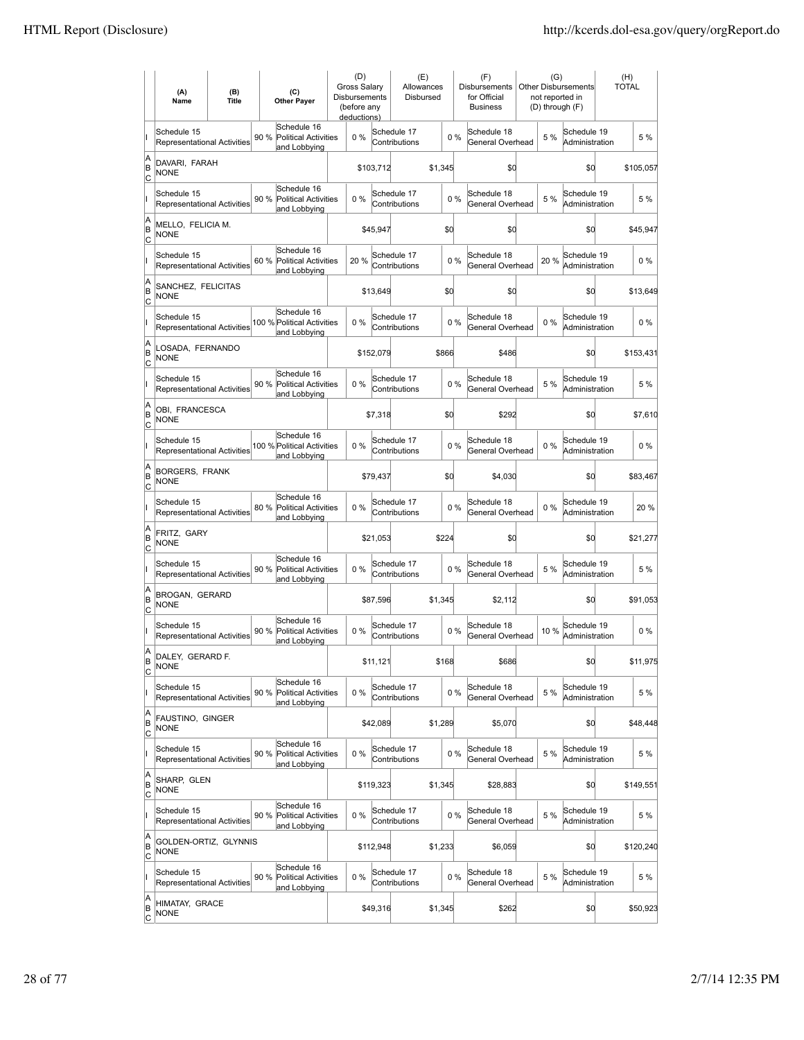| | (A) Name | (B) Title | (C) Other Payer | (D) Gross Salary Disbursements (before any deductions) | (E) Allowances Disbursed | (F) Disbursements for Official Business | (G) Other Disbursements not reported in (D) through (F) | (H) TOTAL |
|---|---|---|---|---|---|---|---|---|
| I | Schedule 15 Representational Activities 90 % | | Schedule 16 Political Activities and Lobbying 0 % | | Schedule 17 Contributions 0 % | | Schedule 18 General Overhead 5 % | Schedule 19 Administration 5 % |
| A B C | DAVARI, FARAH NONE | | | $103,712 | $1,345 | $0 | $0 | $105,057 |
| I | Schedule 15 Representational Activities 90 % | | Schedule 16 Political Activities and Lobbying 0 % | | Schedule 17 Contributions 0 % | | Schedule 18 General Overhead 5 % | Schedule 19 Administration 5 % |
| A B C | MELLO, FELICIA M. NONE | | | $45,947 | $0 | $0 | $0 | $45,947 |
| I | Schedule 15 Representational Activities 60 % | | Schedule 16 Political Activities and Lobbying 20 % | | Schedule 17 Contributions 0 % | | Schedule 18 General Overhead 20 % | Schedule 19 Administration 0 % |
| A B C | SANCHEZ, FELICITAS NONE | | | $13,649 | $0 | $0 | $0 | $13,649 |
| I | Schedule 15 Representational Activities 100 % | | Schedule 16 Political Activities and Lobbying 0 % | | Schedule 17 Contributions 0 % | | Schedule 18 General Overhead 0 % | Schedule 19 Administration 0 % |
| A B C | LOSADA, FERNANDO NONE | | | $152,079 | $866 | $486 | $0 | $153,431 |
| I | Schedule 15 Representational Activities 90 % | | Schedule 16 Political Activities and Lobbying 0 % | | Schedule 17 Contributions 0 % | | Schedule 18 General Overhead 5 % | Schedule 19 Administration 5 % |
| A B C | OBI, FRANCESCA NONE | | | $7,318 | $0 | $292 | $0 | $7,610 |
| I | Schedule 15 Representational Activities 100 % | | Schedule 16 Political Activities and Lobbying 0 % | | Schedule 17 Contributions 0 % | | Schedule 18 General Overhead 0 % | Schedule 19 Administration 0 % |
| A B C | BORGERS, FRANK NONE | | | $79,437 | $0 | $4,030 | $0 | $83,467 |
| I | Schedule 15 Representational Activities 80 % | | Schedule 16 Political Activities and Lobbying 0 % | | Schedule 17 Contributions 0 % | | Schedule 18 General Overhead 0 % | Schedule 19 Administration 20 % |
| A B C | FRITZ, GARY NONE | | | $21,053 | $224 | $0 | $0 | $21,277 |
| I | Schedule 15 Representational Activities 90 % | | Schedule 16 Political Activities and Lobbying 0 % | | Schedule 17 Contributions 0 % | | Schedule 18 General Overhead 5 % | Schedule 19 Administration 5 % |
| A B C | BROGAN, GERARD NONE | | | $87,596 | $1,345 | $2,112 | $0 | $91,053 |
| I | Schedule 15 Representational Activities 90 % | | Schedule 16 Political Activities and Lobbying 0 % | | Schedule 17 Contributions 0 % | | Schedule 18 General Overhead 10 % | Schedule 19 Administration 0 % |
| A B C | DALEY, GERARD F. NONE | | | $11,121 | $168 | $686 | $0 | $11,975 |
| I | Schedule 15 Representational Activities 90 % | | Schedule 16 Political Activities and Lobbying 0 % | | Schedule 17 Contributions 0 % | | Schedule 18 General Overhead 5 % | Schedule 19 Administration 5 % |
| A B C | FAUSTINO, GINGER NONE | | | $42,089 | $1,289 | $5,070 | $0 | $48,448 |
| I | Schedule 15 Representational Activities 90 % | | Schedule 16 Political Activities and Lobbying 0 % | | Schedule 17 Contributions 0 % | | Schedule 18 General Overhead 5 % | Schedule 19 Administration 5 % |
| A B C | SHARP, GLEN NONE | | | $119,323 | $1,345 | $28,883 | $0 | $149,551 |
| I | Schedule 15 Representational Activities 90 % | | Schedule 16 Political Activities and Lobbying 0 % | | Schedule 17 Contributions 0 % | | Schedule 18 General Overhead 5 % | Schedule 19 Administration 5 % |
| A B C | GOLDEN-ORTIZ, GLYNNIS NONE | | | $112,948 | $1,233 | $6,059 | $0 | $120,240 |
| I | Schedule 15 Representational Activities 90 % | | Schedule 16 Political Activities and Lobbying 0 % | | Schedule 17 Contributions 0 % | | Schedule 18 General Overhead 5 % | Schedule 19 Administration 5 % |
| A B C | HIMATAY, GRACE NONE | | | $49,316 | $1,345 | $262 | $0 | $50,923 |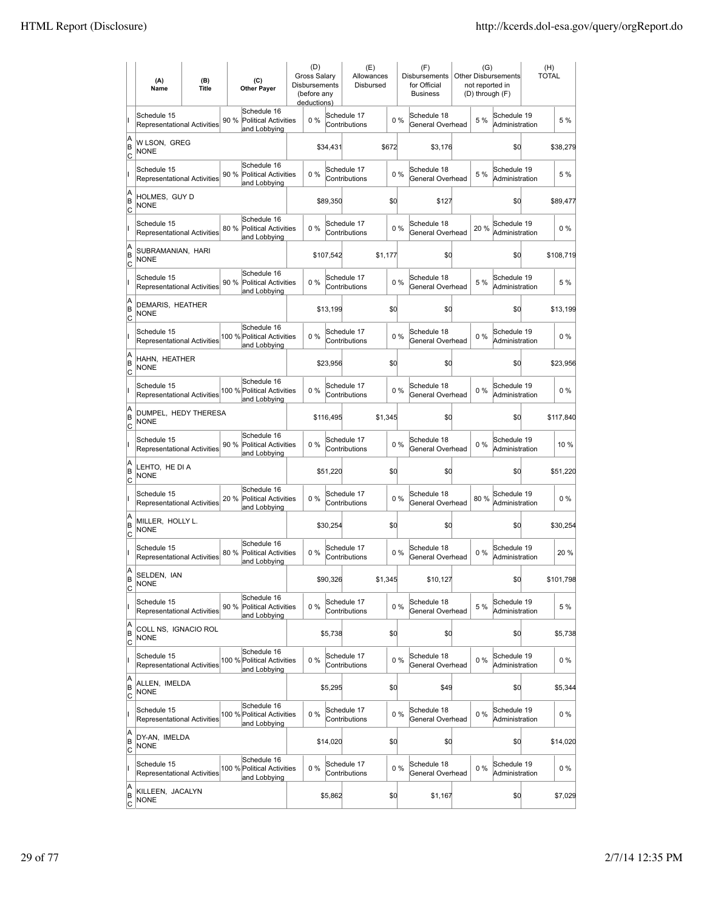| | (A) Name | (B) Title | (C) Other Payer | (D) Gross Salary Disbursements (before any deductions) | (E) Allowances Disbursed | (F) Disbursements for Official Business | (G) Other Disbursements not reported in (D) through (F) | (H) TOTAL |
|---|---|---|---|---|---|---|---|---|
| I | Schedule 15 Representational Activities 90 % | | Schedule 16 Political Activities and Lobbying 0 % | | Schedule 17 Contributions 0 % | Schedule 18 General Overhead 5 % | Schedule 19 Administration 5 % | |
| A B C | W LSON, GREG NONE | | | $34,431 | $672 | $3,176 | $0 | $38,279 |
| I | Schedule 15 Representational Activities 90 % | | Schedule 16 Political Activities and Lobbying 0 % | | Schedule 17 Contributions 0 % | Schedule 18 General Overhead 5 % | Schedule 19 Administration 5 % | |
| A B C | HOLMES, GUY D NONE | | | $89,350 | $0 | $127 | $0 | $89,477 |
| I | Schedule 15 Representational Activities 80 % | | Schedule 16 Political Activities and Lobbying 0 % | | Schedule 17 Contributions 0 % | Schedule 18 General Overhead 20 % | Schedule 19 Administration 0 % | |
| A B C | SUBRAMANIAN, HARI NONE | | | $107,542 | $1,177 | $0 | $0 | $108,719 |
| I | Schedule 15 Representational Activities 90 % | | Schedule 16 Political Activities and Lobbying 0 % | | Schedule 17 Contributions 0 % | Schedule 18 General Overhead 5 % | Schedule 19 Administration 5 % | |
| A B C | DEMARIS, HEATHER NONE | | | $13,199 | $0 | $0 | $0 | $13,199 |
| I | Schedule 15 Representational Activities 100 % | | Schedule 16 Political Activities and Lobbying 0 % | | Schedule 17 Contributions 0 % | Schedule 18 General Overhead 0 % | Schedule 19 Administration 0 % | |
| A B C | HAHN, HEATHER NONE | | | $23,956 | $0 | $0 | $0 | $23,956 |
| I | Schedule 15 Representational Activities 100 % | | Schedule 16 Political Activities and Lobbying 0 % | | Schedule 17 Contributions 0 % | Schedule 18 General Overhead 0 % | Schedule 19 Administration 0 % | |
| A B C | DUMPEL, HEDY THERESA NONE | | | $116,495 | $1,345 | $0 | $0 | $117,840 |
| I | Schedule 15 Representational Activities 90 % | | Schedule 16 Political Activities and Lobbying 0 % | | Schedule 17 Contributions 0 % | Schedule 18 General Overhead 0 % | Schedule 19 Administration 10 % | |
| A B C | LEHTO, HE DI A NONE | | | $51,220 | $0 | $0 | $0 | $51,220 |
| I | Schedule 15 Representational Activities 20 % | | Schedule 16 Political Activities and Lobbying 0 % | | Schedule 17 Contributions 0 % | Schedule 18 General Overhead 80 % | Schedule 19 Administration 0 % | |
| A B C | MILLER, HOLLY L. NONE | | | $30,254 | $0 | $0 | $0 | $30,254 |
| I | Schedule 15 Representational Activities 80 % | | Schedule 16 Political Activities and Lobbying 0 % | | Schedule 17 Contributions 0 % | Schedule 18 General Overhead 0 % | Schedule 19 Administration 20 % | |
| A B C | SELDEN, IAN NONE | | | $90,326 | $1,345 | $10,127 | $0 | $101,798 |
| I | Schedule 15 Representational Activities 90 % | | Schedule 16 Political Activities and Lobbying 0 % | | Schedule 17 Contributions 0 % | Schedule 18 General Overhead 5 % | Schedule 19 Administration 5 % | |
| A B C | COLL NS, IGNACIO ROL NONE | | | $5,738 | $0 | $0 | $0 | $5,738 |
| I | Schedule 15 Representational Activities 100 % | | Schedule 16 Political Activities and Lobbying 0 % | | Schedule 17 Contributions 0 % | Schedule 18 General Overhead 0 % | Schedule 19 Administration 0 % | |
| A B C | ALLEN, IMELDA NONE | | | $5,295 | $0 | $49 | $0 | $5,344 |
| I | Schedule 15 Representational Activities 100 % | | Schedule 16 Political Activities and Lobbying 0 % | | Schedule 17 Contributions 0 % | Schedule 18 General Overhead 0 % | Schedule 19 Administration 0 % | |
| A B C | DY-AN, IMELDA NONE | | | $14,020 | $0 | $0 | $0 | $14,020 |
| I | Schedule 15 Representational Activities 100 % | | Schedule 16 Political Activities and Lobbying 0 % | | Schedule 17 Contributions 0 % | Schedule 18 General Overhead 0 % | Schedule 19 Administration 0 % | |
| A B C | KILLEEN, JACALYN NONE | | | $5,862 | $0 | $1,167 | $0 | $7,029 |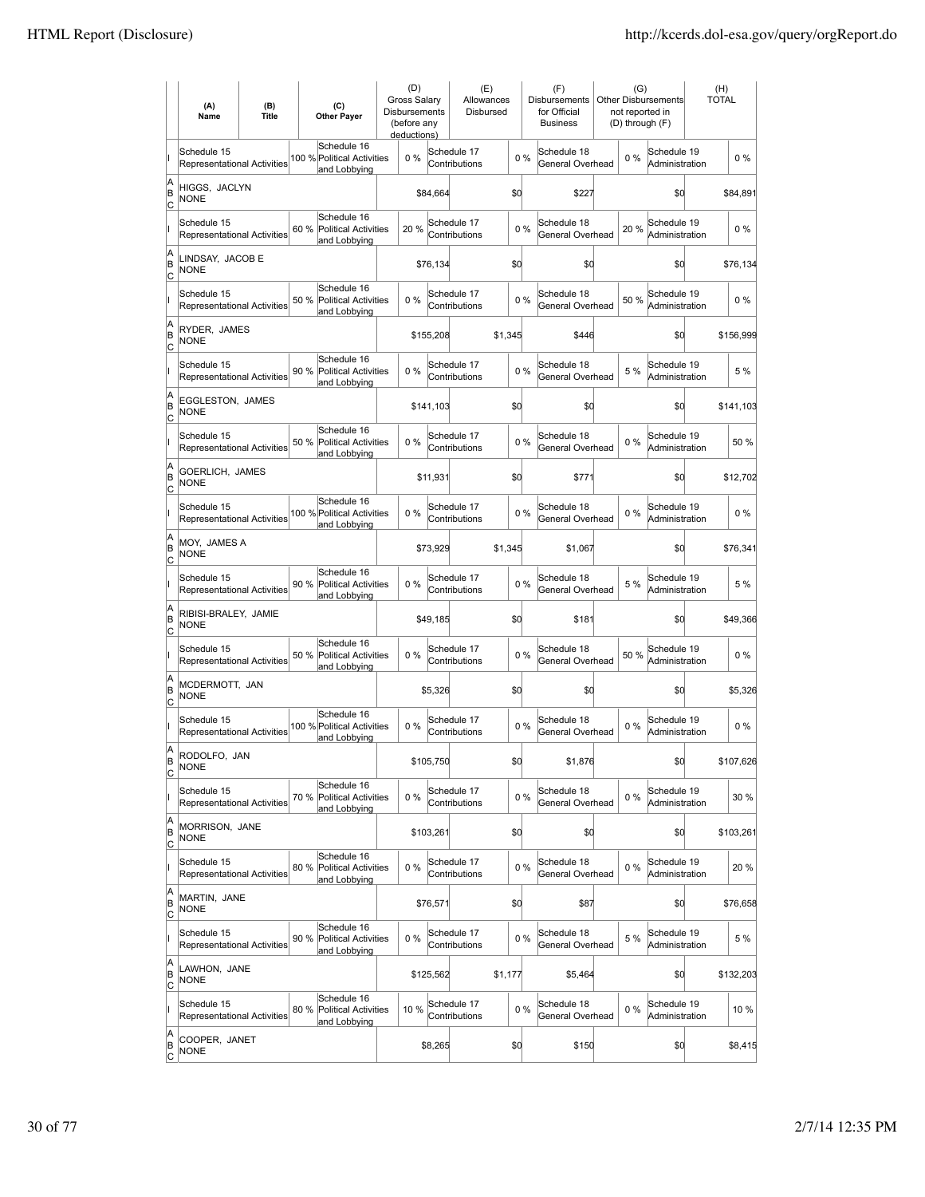| | (A) Name | (B) Title | (C) Other Payer | (D) Gross Salary Disbursements (before any deductions) | (E) Allowances Disbursed | (F) Disbursements for Official Business | (G) Other Disbursements not reported in (D) through (F) | (H) TOTAL |
|---|---|---|---|---|---|---|---|---|
| I | Schedule 15 Representational Activities | 100 % | Schedule 16 Political Activities and Lobbying | 0 % | Schedule 17 Contributions | 0 % | Schedule 18 General Overhead | 0 % | Schedule 19 Administration | 0 % |
| A B C | HIGGS, JACLYN NONE | | | $84,664 | $0 | $227 | $0 | $84,891 |
| I | Schedule 15 Representational Activities | 60 % | Schedule 16 Political Activities and Lobbying | 20 % | Schedule 17 Contributions | 0 % | Schedule 18 General Overhead | 20 % | Schedule 19 Administration | 0 % |
| A B C | LINDSAY, JACOB E NONE | | | $76,134 | $0 | $0 | $0 | $76,134 |
| I | Schedule 15 Representational Activities | 50 % | Schedule 16 Political Activities and Lobbying | 0 % | Schedule 17 Contributions | 0 % | Schedule 18 General Overhead | 50 % | Schedule 19 Administration | 0 % |
| A B C | RYDER, JAMES NONE | | | $155,208 | $1,345 | $446 | $0 | $156,999 |
| I | Schedule 15 Representational Activities | 90 % | Schedule 16 Political Activities and Lobbying | 0 % | Schedule 17 Contributions | 0 % | Schedule 18 General Overhead | 5 % | Schedule 19 Administration | 5 % |
| A B C | EGGLESTON, JAMES NONE | | | $141,103 | $0 | $0 | $0 | $141,103 |
| I | Schedule 15 Representational Activities | 50 % | Schedule 16 Political Activities and Lobbying | 0 % | Schedule 17 Contributions | 0 % | Schedule 18 General Overhead | 0 % | Schedule 19 Administration | 50 % |
| A B C | GOERLICH, JAMES NONE | | | $11,931 | $0 | $771 | $0 | $12,702 |
| I | Schedule 15 Representational Activities | 100 % | Schedule 16 Political Activities and Lobbying | 0 % | Schedule 17 Contributions | 0 % | Schedule 18 General Overhead | 0 % | Schedule 19 Administration | 0 % |
| A B C | MOY, JAMES A NONE | | | $73,929 | $1,345 | $1,067 | $0 | $76,341 |
| I | Schedule 15 Representational Activities | 90 % | Schedule 16 Political Activities and Lobbying | 0 % | Schedule 17 Contributions | 0 % | Schedule 18 General Overhead | 5 % | Schedule 19 Administration | 5 % |
| A B C | RIBISI-BRALEY, JAMIE NONE | | | $49,185 | $0 | $181 | $0 | $49,366 |
| I | Schedule 15 Representational Activities | 50 % | Schedule 16 Political Activities and Lobbying | 0 % | Schedule 17 Contributions | 0 % | Schedule 18 General Overhead | 50 % | Schedule 19 Administration | 0 % |
| A B C | MCDERMOTT, JAN NONE | | | $5,326 | $0 | $0 | $0 | $5,326 |
| I | Schedule 15 Representational Activities | 100 % | Schedule 16 Political Activities and Lobbying | 0 % | Schedule 17 Contributions | 0 % | Schedule 18 General Overhead | 0 % | Schedule 19 Administration | 0 % |
| A B C | RODOLFO, JAN NONE | | | $105,750 | $0 | $1,876 | $0 | $107,626 |
| I | Schedule 15 Representational Activities | 70 % | Schedule 16 Political Activities and Lobbying | 0 % | Schedule 17 Contributions | 0 % | Schedule 18 General Overhead | 0 % | Schedule 19 Administration | 30 % |
| A B C | MORRISON, JANE NONE | | | $103,261 | $0 | $0 | $0 | $103,261 |
| I | Schedule 15 Representational Activities | 80 % | Schedule 16 Political Activities and Lobbying | 0 % | Schedule 17 Contributions | 0 % | Schedule 18 General Overhead | 0 % | Schedule 19 Administration | 20 % |
| A B C | MARTIN, JANE NONE | | | $76,571 | $0 | $87 | $0 | $76,658 |
| I | Schedule 15 Representational Activities | 90 % | Schedule 16 Political Activities and Lobbying | 0 % | Schedule 17 Contributions | 0 % | Schedule 18 General Overhead | 5 % | Schedule 19 Administration | 5 % |
| A B C | LAWHON, JANE NONE | | | $125,562 | $1,177 | $5,464 | $0 | $132,203 |
| I | Schedule 15 Representational Activities | 80 % | Schedule 16 Political Activities and Lobbying | 10 % | Schedule 17 Contributions | 0 % | Schedule 18 General Overhead | 0 % | Schedule 19 Administration | 10 % |
| A B C | COOPER, JANET NONE | | | $8,265 | $0 | $150 | $0 | $8,415 |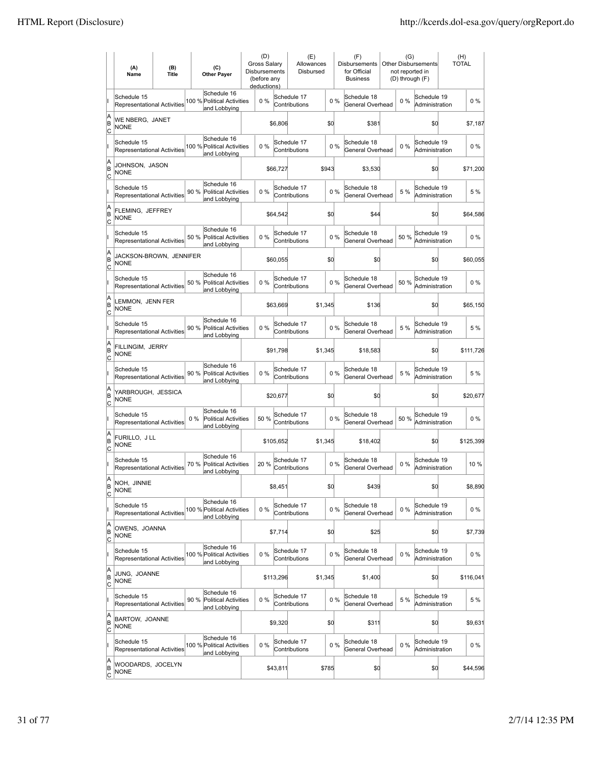| | (A) Name | (B) Title | (C) Other Payer | (D) Gross Salary Disbursements (before any deductions) | (E) Allowances Disbursed | (F) Disbursements for Official Business | (G) Other Disbursements not reported in (D) through (F) | (H) TOTAL |
|---|---|---|---|---|---|---|---|---|
| I | Schedule 15 Representational Activities 100 % | Schedule 16 Political Activities and Lobbying 0 % | Schedule 17 Contributions 0 % | Schedule 18 General Overhead 0 % | Schedule 19 Administration 0 % | | | |
| A B C | WE NBERG, JANET NONE | | | $6,806 | $0 | $381 | $0 | $7,187 |
| I | Schedule 15 Representational Activities 100 % | Schedule 16 Political Activities and Lobbying 0 % | Schedule 17 Contributions 0 % | Schedule 18 General Overhead 0 % | Schedule 19 Administration 0 % | | | |
| A B C | JOHNSON, JASON NONE | | | $66,727 | $943 | $3,530 | $0 | $71,200 |
| I | Schedule 15 Representational Activities 90 % | Schedule 16 Political Activities and Lobbying 0 % | Schedule 17 Contributions 0 % | Schedule 18 General Overhead 5 % | Schedule 19 Administration 5 % | | | |
| A B C | FLEMING, JEFFREY NONE | | | $64,542 | $0 | $44 | $0 | $64,586 |
| I | Schedule 15 Representational Activities 50 % | Schedule 16 Political Activities and Lobbying 0 % | Schedule 17 Contributions 0 % | Schedule 18 General Overhead 50 % | Schedule 19 Administration 0 % | | | |
| A B C | JACKSON-BROWN, JENNIFER NONE | | | $60,055 | $0 | $0 | $0 | $60,055 |
| I | Schedule 15 Representational Activities 50 % | Schedule 16 Political Activities and Lobbying 0 % | Schedule 17 Contributions 0 % | Schedule 18 General Overhead 50 % | Schedule 19 Administration 0 % | | | |
| A B C | LEMMON, JENN FER NONE | | | $63,669 | $1,345 | $136 | $0 | $65,150 |
| I | Schedule 15 Representational Activities 90 % | Schedule 16 Political Activities and Lobbying 0 % | Schedule 17 Contributions 0 % | Schedule 18 General Overhead 5 % | Schedule 19 Administration 5 % | | | |
| A B C | FILLINGIM, JERRY NONE | | | $91,798 | $1,345 | $18,583 | $0 | $111,726 |
| I | Schedule 15 Representational Activities 90 % | Schedule 16 Political Activities and Lobbying 0 % | Schedule 17 Contributions 0 % | Schedule 18 General Overhead 5 % | Schedule 19 Administration 5 % | | | |
| A B C | YARBROUGH, JESSICA NONE | | | $20,677 | $0 | $0 | $0 | $20,677 |
| I | Schedule 15 Representational Activities 0 % | Schedule 16 Political Activities and Lobbying 50 % | Schedule 17 Contributions 0 % | Schedule 18 General Overhead 50 % | Schedule 19 Administration 0 % | | | |
| A B C | FURILLO, J LL NONE | | | $105,652 | $1,345 | $18,402 | $0 | $125,399 |
| I | Schedule 15 Representational Activities 70 % | Schedule 16 Political Activities and Lobbying 20 % | Schedule 17 Contributions 0 % | Schedule 18 General Overhead 0 % | Schedule 19 Administration 10 % | | | |
| A B C | NOH, JINNIE NONE | | | $8,451 | $0 | $439 | $0 | $8,890 |
| I | Schedule 15 Representational Activities 100 % | Schedule 16 Political Activities and Lobbying 0 % | Schedule 17 Contributions 0 % | Schedule 18 General Overhead 0 % | Schedule 19 Administration 0 % | | | |
| A B C | OWENS, JOANNA NONE | | | $7,714 | $0 | $25 | $0 | $7,739 |
| I | Schedule 15 Representational Activities 100 % | Schedule 16 Political Activities and Lobbying 0 % | Schedule 17 Contributions 0 % | Schedule 18 General Overhead 0 % | Schedule 19 Administration 0 % | | | |
| A B C | JUNG, JOANNE NONE | | | $113,296 | $1,345 | $1,400 | $0 | $116,041 |
| I | Schedule 15 Representational Activities 90 % | Schedule 16 Political Activities and Lobbying 0 % | Schedule 17 Contributions 0 % | Schedule 18 General Overhead 5 % | Schedule 19 Administration 5 % | | | |
| A B C | BARTOW, JOANNE NONE | | | $9,320 | $0 | $311 | $0 | $9,631 |
| I | Schedule 15 Representational Activities 100 % | Schedule 16 Political Activities and Lobbying 0 % | Schedule 17 Contributions 0 % | Schedule 18 General Overhead 0 % | Schedule 19 Administration 0 % | | | |
| A B C | WOODARDS, JOCELYN NONE | | | $43,811 | $785 | $0 | $0 | $44,596 |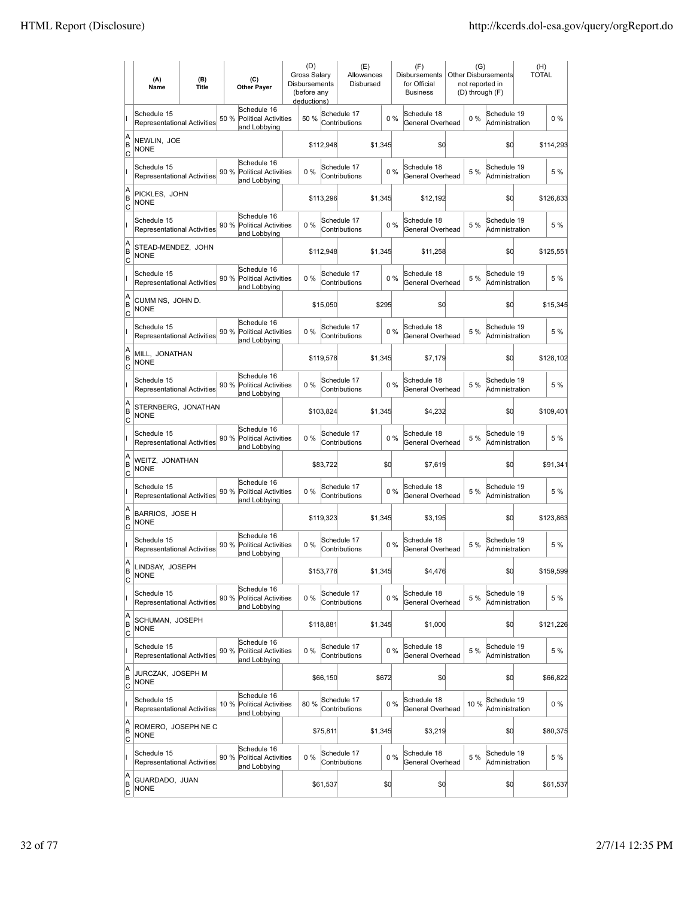| | (A) Name | (B) Title | | (C) Other Payer | (D) Gross Salary Disbursements (before any deductions) | | (E) Allowances Disbursed | | (F) Disbursements for Official Business | (G) Other Disbursements not reported in (D) through (F) | | (H) TOTAL |
|---|---|---|---|---|---|---|---|---|---|---|---|---|
| I | Schedule 15 Representational Activities | | 50 % | Schedule 16 Political Activities and Lobbying | 50 % | | Schedule 17 Contributions | 0 % | Schedule 18 General Overhead | 0 % | Schedule 19 Administration | 0 % |
| A B C | NEWLIN, JOE NONE | | | | | $112,948 | | $1,345 | $0 | | $0 | $114,293 |
| I | Schedule 15 Representational Activities | | 90 % | Schedule 16 Political Activities and Lobbying | 0 % | | Schedule 17 Contributions | 0 % | Schedule 18 General Overhead | 5 % | Schedule 19 Administration | 5 % |
| A B C | PICKLES, JOHN NONE | | | | | $113,296 | | $1,345 | $12,192 | | $0 | $126,833 |
| I | Schedule 15 Representational Activities | | 90 % | Schedule 16 Political Activities and Lobbying | 0 % | | Schedule 17 Contributions | 0 % | Schedule 18 General Overhead | 5 % | Schedule 19 Administration | 5 % |
| A B C | STEAD-MENDEZ, JOHN NONE | | | | | $112,948 | | $1,345 | $11,258 | | $0 | $125,551 |
| I | Schedule 15 Representational Activities | | 90 % | Schedule 16 Political Activities and Lobbying | 0 % | | Schedule 17 Contributions | 0 % | Schedule 18 General Overhead | 5 % | Schedule 19 Administration | 5 % |
| A B C | CUMM NS, JOHN D. NONE | | | | | $15,050 | | $295 | $0 | | $0 | $15,345 |
| I | Schedule 15 Representational Activities | | 90 % | Schedule 16 Political Activities and Lobbying | 0 % | | Schedule 17 Contributions | 0 % | Schedule 18 General Overhead | 5 % | Schedule 19 Administration | 5 % |
| A B C | MILL, JONATHAN NONE | | | | | $119,578 | | $1,345 | $7,179 | | $0 | $128,102 |
| I | Schedule 15 Representational Activities | | 90 % | Schedule 16 Political Activities and Lobbying | 0 % | | Schedule 17 Contributions | 0 % | Schedule 18 General Overhead | 5 % | Schedule 19 Administration | 5 % |
| A B C | STERNBERG, JONATHAN NONE | | | | | $103,824 | | $1,345 | $4,232 | | $0 | $109,401 |
| I | Schedule 15 Representational Activities | | 90 % | Schedule 16 Political Activities and Lobbying | 0 % | | Schedule 17 Contributions | 0 % | Schedule 18 General Overhead | 5 % | Schedule 19 Administration | 5 % |
| A B C | WEITZ, JONATHAN NONE | | | | | $83,722 | | $0 | $7,619 | | $0 | $91,341 |
| I | Schedule 15 Representational Activities | | 90 % | Schedule 16 Political Activities and Lobbying | 0 % | | Schedule 17 Contributions | 0 % | Schedule 18 General Overhead | 5 % | Schedule 19 Administration | 5 % |
| A B C | BARRIOS, JOSE H NONE | | | | | $119,323 | | $1,345 | $3,195 | | $0 | $123,863 |
| I | Schedule 15 Representational Activities | | 90 % | Schedule 16 Political Activities and Lobbying | 0 % | | Schedule 17 Contributions | 0 % | Schedule 18 General Overhead | 5 % | Schedule 19 Administration | 5 % |
| A B C | LINDSAY, JOSEPH NONE | | | | | $153,778 | | $1,345 | $4,476 | | $0 | $159,599 |
| I | Schedule 15 Representational Activities | | 90 % | Schedule 16 Political Activities and Lobbying | 0 % | | Schedule 17 Contributions | 0 % | Schedule 18 General Overhead | 5 % | Schedule 19 Administration | 5 % |
| A B C | SCHUMAN, JOSEPH NONE | | | | | $118,881 | | $1,345 | $1,000 | | $0 | $121,226 |
| I | Schedule 15 Representational Activities | | 90 % | Schedule 16 Political Activities and Lobbying | 0 % | | Schedule 17 Contributions | 0 % | Schedule 18 General Overhead | 5 % | Schedule 19 Administration | 5 % |
| A B C | JURCZAK, JOSEPH M NONE | | | | | $66,150 | | $672 | $0 | | $0 | $66,822 |
| I | Schedule 15 Representational Activities | | 10 % | Schedule 16 Political Activities and Lobbying | 80 % | | Schedule 17 Contributions | 0 % | Schedule 18 General Overhead | 10 % | Schedule 19 Administration | 0 % |
| A B C | ROMERO, JOSEPH NE C NONE | | | | | $75,811 | | $1,345 | $3,219 | | $0 | $80,375 |
| I | Schedule 15 Representational Activities | | 90 % | Schedule 16 Political Activities and Lobbying | 0 % | | Schedule 17 Contributions | 0 % | Schedule 18 General Overhead | 5 % | Schedule 19 Administration | 5 % |
| A B C | GUARDADO, JUAN NONE | | | | | $61,537 | | $0 | $0 | | $0 | $61,537 |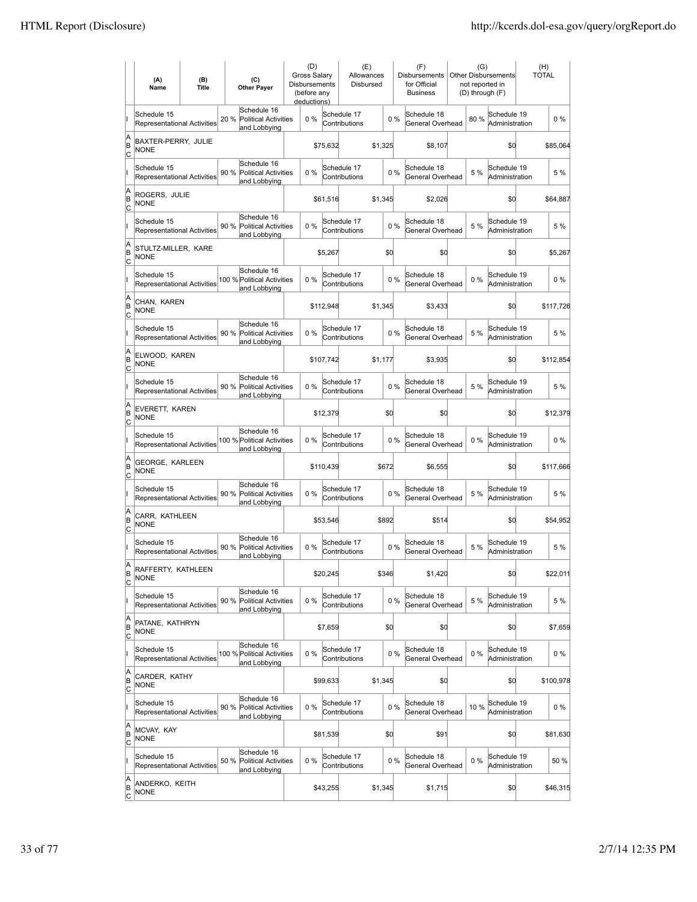| | (A) Name | (B) Title | (C) Other Payer | (D) Gross Salary Disbursements (before any deductions) | (E) Allowances Disbursed | (F) Disbursements for Official Business | (G) Other Disbursements not reported in (D) through (F) | (H) TOTAL |
|---|---|---|---|---|---|---|---|---|
| I | Schedule 15 Representational Activities | 20 % | Schedule 16 Political Activities and Lobbying | 0 % | Schedule 17 Contributions | 0 % | Schedule 18 General Overhead 80 % | Schedule 19 Administration 0 % |
| A B C | BAXTER-PERRY, JULIE NONE | | | $75,632 | $1,325 | $8,107 | $0 | $85,064 |
| I | Schedule 15 Representational Activities | 90 % | Schedule 16 Political Activities and Lobbying | 0 % | Schedule 17 Contributions | 0 % | Schedule 18 General Overhead 5 % | Schedule 19 Administration 5 % |
| A B C | ROGERS, JULIE NONE | | | $61,516 | $1,345 | $2,026 | $0 | $64,887 |
| I | Schedule 15 Representational Activities | 90 % | Schedule 16 Political Activities and Lobbying | 0 % | Schedule 17 Contributions | 0 % | Schedule 18 General Overhead 5 % | Schedule 19 Administration 5 % |
| A B C | STULTZ-MILLER, KARE NONE | | | $5,267 | $0 | $0 | $0 | $5,267 |
| I | Schedule 15 Representational Activities | 100 % | Schedule 16 Political Activities and Lobbying | 0 % | Schedule 17 Contributions | 0 % | Schedule 18 General Overhead 0 % | Schedule 19 Administration 0 % |
| A B C | CHAN, KAREN NONE | | | $112,948 | $1,345 | $3,433 | $0 | $117,726 |
| I | Schedule 15 Representational Activities | 90 % | Schedule 16 Political Activities and Lobbying | 0 % | Schedule 17 Contributions | 0 % | Schedule 18 General Overhead 5 % | Schedule 19 Administration 5 % |
| A B C | ELWOOD, KAREN NONE | | | $107,742 | $1,177 | $3,935 | $0 | $112,854 |
| I | Schedule 15 Representational Activities | 90 % | Schedule 16 Political Activities and Lobbying | 0 % | Schedule 17 Contributions | 0 % | Schedule 18 General Overhead 5 % | Schedule 19 Administration 5 % |
| A B C | EVERETT, KAREN NONE | | | $12,379 | $0 | $0 | $0 | $12,379 |
| I | Schedule 15 Representational Activities | 100 % | Schedule 16 Political Activities and Lobbying | 0 % | Schedule 17 Contributions | 0 % | Schedule 18 General Overhead 0 % | Schedule 19 Administration 0 % |
| A B C | GEORGE, KARLEEN NONE | | | $110,439 | $672 | $6,555 | $0 | $117,666 |
| I | Schedule 15 Representational Activities | 90 % | Schedule 16 Political Activities and Lobbying | 0 % | Schedule 17 Contributions | 0 % | Schedule 18 General Overhead 5 % | Schedule 19 Administration 5 % |
| A B C | CARR, KATHLEEN NONE | | | $53,546 | $892 | $514 | $0 | $54,952 |
| I | Schedule 15 Representational Activities | 90 % | Schedule 16 Political Activities and Lobbying | 0 % | Schedule 17 Contributions | 0 % | Schedule 18 General Overhead 5 % | Schedule 19 Administration 5 % |
| A B C | RAFFERTY, KATHLEEN NONE | | | $20,245 | $346 | $1,420 | $0 | $22,011 |
| I | Schedule 15 Representational Activities | 90 % | Schedule 16 Political Activities and Lobbying | 0 % | Schedule 17 Contributions | 0 % | Schedule 18 General Overhead 5 % | Schedule 19 Administration 5 % |
| A B C | PATANE, KATHRYN NONE | | | $7,659 | $0 | $0 | $0 | $7,659 |
| I | Schedule 15 Representational Activities | 100 % | Schedule 16 Political Activities and Lobbying | 0 % | Schedule 17 Contributions | 0 % | Schedule 18 General Overhead 0 % | Schedule 19 Administration 0 % |
| A B C | CARDER, KATHY NONE | | | $99,633 | $1,345 | $0 | $0 | $100,978 |
| I | Schedule 15 Representational Activities | 90 % | Schedule 16 Political Activities and Lobbying | 0 % | Schedule 17 Contributions | 0 % | Schedule 18 General Overhead 10 % | Schedule 19 Administration 0 % |
| A B C | MCVAY, KAY NONE | | | $81,539 | $0 | $91 | $0 | $81,630 |
| I | Schedule 15 Representational Activities | 50 % | Schedule 16 Political Activities and Lobbying | 0 % | Schedule 17 Contributions | 0 % | Schedule 18 General Overhead 0 % | Schedule 19 Administration 50 % |
| A B C | ANDERKO, KEITH NONE | | | $43,255 | $1,345 | $1,715 | $0 | $46,315 |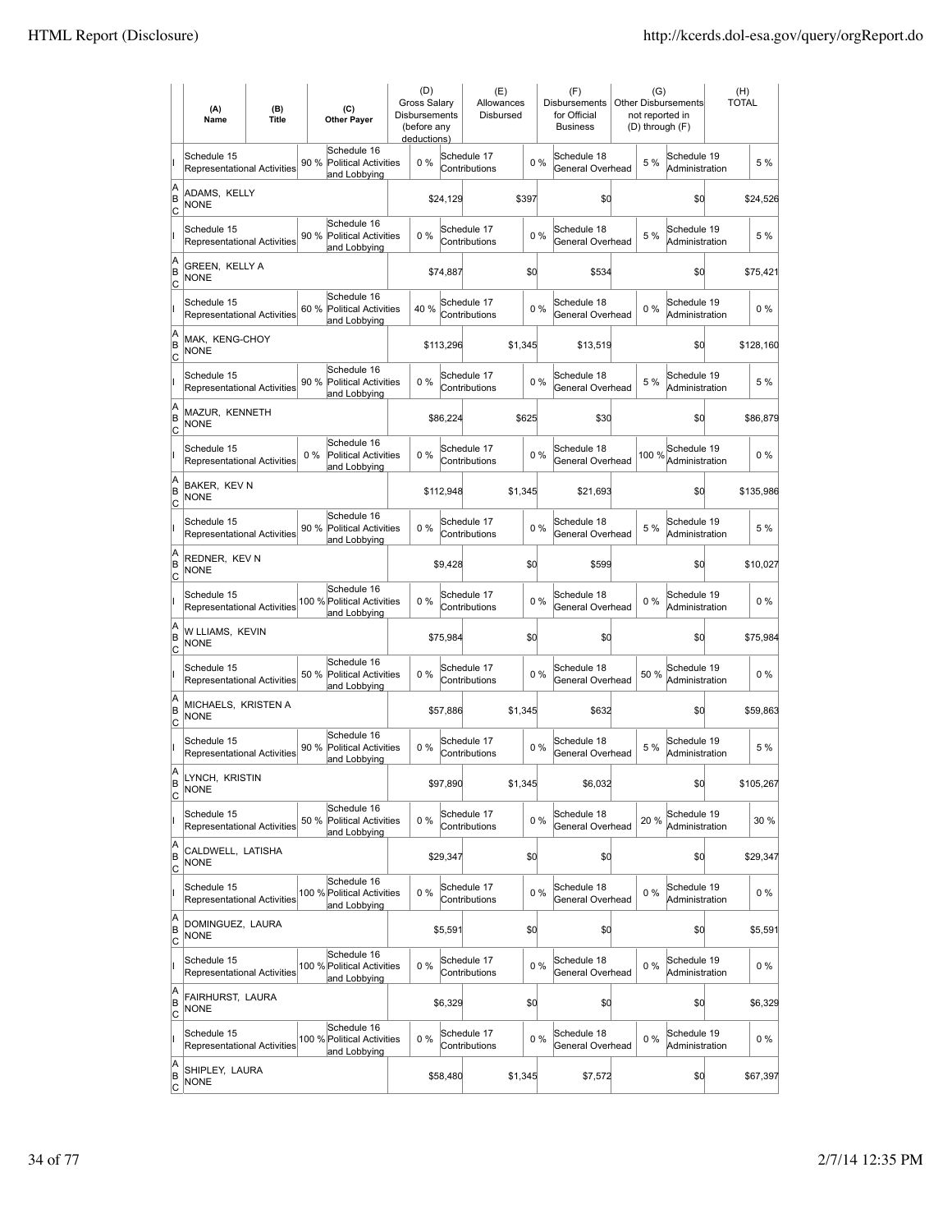| | (A) Name | (B) Title | | (C) Other Payer | (D) Gross Salary Disbursements (before any deductions) | | (E) Allowances Disbursed | | (F) Disbursements for Official Business | (G) Other Disbursements not reported in (D) through (F) | | (H) TOTAL |
|---|---|---|---|---|---|---|---|---|---|---|---|---|
| I | Schedule 15 Representational Activities | | 90 % | Schedule 16 Political Activities and Lobbying | 0 % | | Schedule 17 Contributions | 0 % | Schedule 18 General Overhead | 5 % | Schedule 19 Administration | 5 % |
| A B C | ADAMS, KELLY NONE | | | | | $24,129 | | $397 | $0 | | $0 | $24,526 |
| I | Schedule 15 Representational Activities | | 90 % | Schedule 16 Political Activities and Lobbying | 0 % | | Schedule 17 Contributions | 0 % | Schedule 18 General Overhead | 5 % | Schedule 19 Administration | 5 % |
| A B C | GREEN, KELLY A NONE | | | | | $74,887 | | $0 | $534 | | $0 | $75,421 |
| I | Schedule 15 Representational Activities | | 60 % | Schedule 16 Political Activities and Lobbying | 40 % | | Schedule 17 Contributions | 0 % | Schedule 18 General Overhead | 0 % | Schedule 19 Administration | 0 % |
| A B C | MAK, KENG-CHOY NONE | | | | | $113,296 | | $1,345 | $13,519 | | $0 | $128,160 |
| I | Schedule 15 Representational Activities | | 90 % | Schedule 16 Political Activities and Lobbying | 0 % | | Schedule 17 Contributions | 0 % | Schedule 18 General Overhead | 5 % | Schedule 19 Administration | 5 % |
| A B C | MAZUR, KENNETH NONE | | | | | $86,224 | | $625 | $30 | | $0 | $86,879 |
| I | Schedule 15 Representational Activities | | 0 % | Schedule 16 Political Activities and Lobbying | 0 % | | Schedule 17 Contributions | 0 % | Schedule 18 General Overhead | 100 % | Schedule 19 Administration | 0 % |
| A B C | BAKER, KEV N NONE | | | | | $112,948 | | $1,345 | $21,693 | | $0 | $135,986 |
| I | Schedule 15 Representational Activities | | 90 % | Schedule 16 Political Activities and Lobbying | 0 % | | Schedule 17 Contributions | 0 % | Schedule 18 General Overhead | 5 % | Schedule 19 Administration | 5 % |
| A B C | REDNER, KEV N NONE | | | | | $9,428 | | $0 | $599 | | $0 | $10,027 |
| I | Schedule 15 Representational Activities | | 100 % | Schedule 16 Political Activities and Lobbying | 0 % | | Schedule 17 Contributions | 0 % | Schedule 18 General Overhead | 0 % | Schedule 19 Administration | 0 % |
| A B C | W LLIAMS, KEVIN NONE | | | | | $75,984 | | $0 | $0 | | $0 | $75,984 |
| I | Schedule 15 Representational Activities | | 50 % | Schedule 16 Political Activities and Lobbying | 0 % | | Schedule 17 Contributions | 0 % | Schedule 18 General Overhead | 50 % | Schedule 19 Administration | 0 % |
| A B C | MICHAELS, KRISTEN A NONE | | | | | $57,886 | | $1,345 | $632 | | $0 | $59,863 |
| I | Schedule 15 Representational Activities | | 90 % | Schedule 16 Political Activities and Lobbying | 0 % | | Schedule 17 Contributions | 0 % | Schedule 18 General Overhead | 5 % | Schedule 19 Administration | 5 % |
| A B C | LYNCH, KRISTIN NONE | | | | | $97,890 | | $1,345 | $6,032 | | $0 | $105,267 |
| I | Schedule 15 Representational Activities | | 50 % | Schedule 16 Political Activities and Lobbying | 0 % | | Schedule 17 Contributions | 0 % | Schedule 18 General Overhead | 20 % | Schedule 19 Administration | 30 % |
| A B C | CALDWELL, LATISHA NONE | | | | | $29,347 | | $0 | $0 | | $0 | $29,347 |
| I | Schedule 15 Representational Activities | | 100 % | Schedule 16 Political Activities and Lobbying | 0 % | | Schedule 17 Contributions | 0 % | Schedule 18 General Overhead | 0 % | Schedule 19 Administration | 0 % |
| A B C | DOMINGUEZ, LAURA NONE | | | | | $5,591 | | $0 | $0 | | $0 | $5,591 |
| I | Schedule 15 Representational Activities | | 100 % | Schedule 16 Political Activities and Lobbying | 0 % | | Schedule 17 Contributions | 0 % | Schedule 18 General Overhead | 0 % | Schedule 19 Administration | 0 % |
| A B C | FAIRHURST, LAURA NONE | | | | | $6,329 | | $0 | $0 | | $0 | $6,329 |
| I | Schedule 15 Representational Activities | | 100 % | Schedule 16 Political Activities and Lobbying | 0 % | | Schedule 17 Contributions | 0 % | Schedule 18 General Overhead | 0 % | Schedule 19 Administration | 0 % |
| A B C | SHIPLEY, LAURA NONE | | | | | $58,480 | | $1,345 | $7,572 | | $0 | $67,397 |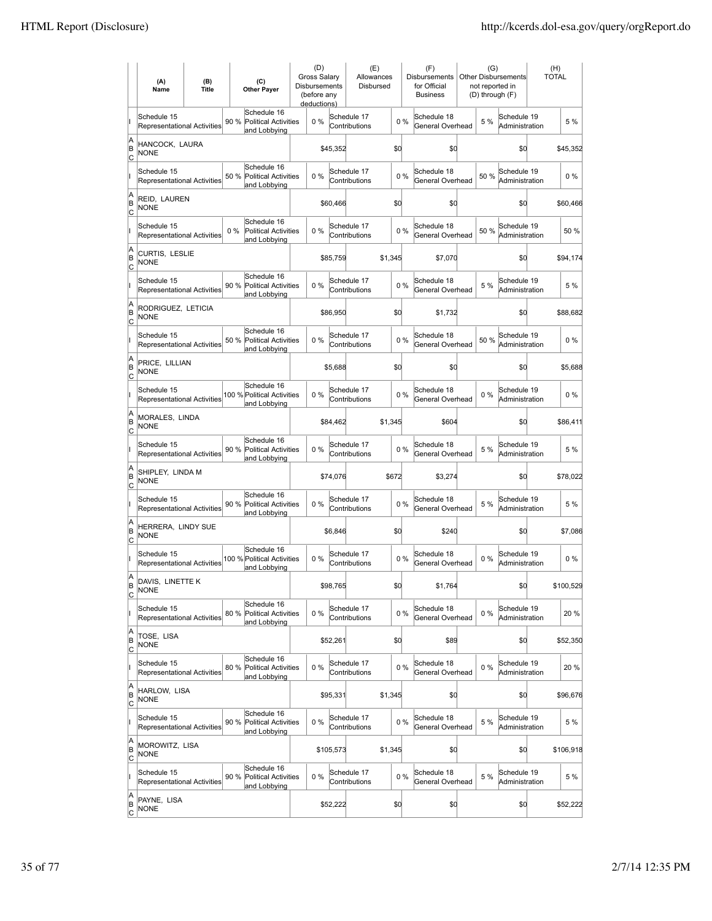| | (A) Name | (B) Title | (C) Other Payer | (D) Gross Salary Disbursements (before any deductions) | (E) Allowances Disbursed | (F) Disbursements for Official Business | (G) Other Disbursements not reported in (D) through (F) | (H) TOTAL |
|---|---|---|---|---|---|---|---|---|
| I | Schedule 15 Representational Activities 90 % | | Schedule 16 Political Activities and Lobbying 0 % | | Schedule 17 Contributions 0 % | Schedule 18 General Overhead 5 % | Schedule 19 Administration 5 % | |
| A B C | HANCOCK, LAURA NONE | | | $45,352 | $0 | $0 | $0 | $45,352 |
| I | Schedule 15 Representational Activities 50 % | | Schedule 16 Political Activities and Lobbying 0 % | | Schedule 17 Contributions 0 % | Schedule 18 General Overhead 50 % | Schedule 19 Administration 0 % | |
| A B C | REID, LAUREN NONE | | | $60,466 | $0 | $0 | $0 | $60,466 |
| I | Schedule 15 Representational Activities 0 % | | Schedule 16 Political Activities and Lobbying 0 % | | Schedule 17 Contributions 0 % | Schedule 18 General Overhead 50 % | Schedule 19 Administration 50 % | |
| A B C | CURTIS, LESLIE NONE | | | $85,759 | $1,345 | $7,070 | $0 | $94,174 |
| I | Schedule 15 Representational Activities 90 % | | Schedule 16 Political Activities and Lobbying 0 % | | Schedule 17 Contributions 0 % | Schedule 18 General Overhead 5 % | Schedule 19 Administration 5 % | |
| A B C | RODRIGUEZ, LETICIA NONE | | | $86,950 | $0 | $1,732 | $0 | $88,682 |
| I | Schedule 15 Representational Activities 50 % | | Schedule 16 Political Activities and Lobbying 0 % | | Schedule 17 Contributions 0 % | Schedule 18 General Overhead 50 % | Schedule 19 Administration 0 % | |
| A B C | PRICE, LILLIAN NONE | | | $5,688 | $0 | $0 | $0 | $5,688 |
| I | Schedule 15 Representational Activities 100 % | | Schedule 16 Political Activities and Lobbying 0 % | | Schedule 17 Contributions 0 % | Schedule 18 General Overhead 0 % | Schedule 19 Administration 0 % | |
| A B C | MORALES, LINDA NONE | | | $84,462 | $1,345 | $604 | $0 | $86,411 |
| I | Schedule 15 Representational Activities 90 % | | Schedule 16 Political Activities and Lobbying 0 % | | Schedule 17 Contributions 0 % | Schedule 18 General Overhead 5 % | Schedule 19 Administration 5 % | |
| A B C | SHIPLEY, LINDA M NONE | | | $74,076 | $672 | $3,274 | $0 | $78,022 |
| I | Schedule 15 Representational Activities 90 % | | Schedule 16 Political Activities and Lobbying 0 % | | Schedule 17 Contributions 0 % | Schedule 18 General Overhead 5 % | Schedule 19 Administration 5 % | |
| A B C | HERRERA, LINDY SUE NONE | | | $6,846 | $0 | $240 | $0 | $7,086 |
| I | Schedule 15 Representational Activities 100 % | | Schedule 16 Political Activities and Lobbying 0 % | | Schedule 17 Contributions 0 % | Schedule 18 General Overhead 0 % | Schedule 19 Administration 0 % | |
| A B C | DAVIS, LINETTE K NONE | | | $98,765 | $0 | $1,764 | $0 | $100,529 |
| I | Schedule 15 Representational Activities 80 % | | Schedule 16 Political Activities and Lobbying 0 % | | Schedule 17 Contributions 0 % | Schedule 18 General Overhead 0 % | Schedule 19 Administration 20 % | |
| A B C | TOSE, LISA NONE | | | $52,261 | $0 | $89 | $0 | $52,350 |
| I | Schedule 15 Representational Activities 80 % | | Schedule 16 Political Activities and Lobbying 0 % | | Schedule 17 Contributions 0 % | Schedule 18 General Overhead 0 % | Schedule 19 Administration 20 % | |
| A B C | HARLOW, LISA NONE | | | $95,331 | $1,345 | $0 | $0 | $96,676 |
| I | Schedule 15 Representational Activities 90 % | | Schedule 16 Political Activities and Lobbying 0 % | | Schedule 17 Contributions 0 % | Schedule 18 General Overhead 5 % | Schedule 19 Administration 5 % | |
| A B C | MOROWITZ, LISA NONE | | | $105,573 | $1,345 | $0 | $0 | $106,918 |
| I | Schedule 15 Representational Activities 90 % | | Schedule 16 Political Activities and Lobbying 0 % | | Schedule 17 Contributions 0 % | Schedule 18 General Overhead 5 % | Schedule 19 Administration 5 % | |
| A B C | PAYNE, LISA NONE | | | $52,222 | $0 | $0 | $0 | $52,222 |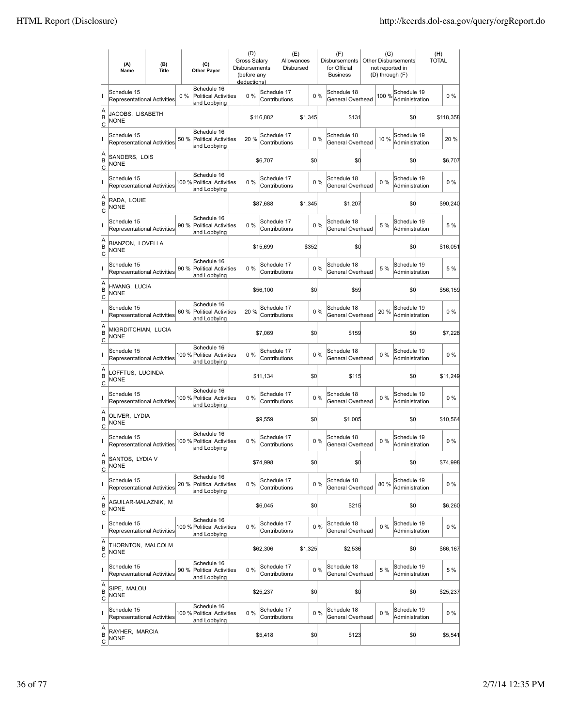| | (A) Name | (B) Title | (C) Other Payer | (D) Gross Salary Disbursements (before any deductions) | (E) Allowances Disbursed | (F) Disbursements for Official Business | (G) Other Disbursements not reported in (D) through (F) | (H) TOTAL |
|---|---|---|---|---|---|---|---|---|
| I | Schedule 15 Representational Activities 0 % | | Schedule 16 Political Activities and Lobbying 0 % | | Schedule 17 Contributions 0 % | Schedule 18 General Overhead 100 % | Schedule 19 Administration 0 % | |
| A B C | JACOBS, LISABETH NONE | | | $116,882 | $1,345 | $131 | $0 | $118,358 |
| I | Schedule 15 Representational Activities 50 % | | Schedule 16 Political Activities and Lobbying 20 % | | Schedule 17 Contributions 0 % | Schedule 18 General Overhead 10 % | Schedule 19 Administration 20 % | |
| A B C | SANDERS, LOIS NONE | | | $6,707 | $0 | $0 | $0 | $6,707 |
| I | Schedule 15 Representational Activities 100 % | | Schedule 16 Political Activities and Lobbying 0 % | | Schedule 17 Contributions 0 % | Schedule 18 General Overhead 0 % | Schedule 19 Administration 0 % | |
| A B C | RADA, LOUIE NONE | | | $87,688 | $1,345 | $1,207 | $0 | $90,240 |
| I | Schedule 15 Representational Activities 90 % | | Schedule 16 Political Activities and Lobbying 0 % | | Schedule 17 Contributions 0 % | Schedule 18 General Overhead 5 % | Schedule 19 Administration 5 % | |
| A B C | BIANZON, LOVELLA NONE | | | $15,699 | $352 | $0 | $0 | $16,051 |
| I | Schedule 15 Representational Activities 90 % | | Schedule 16 Political Activities and Lobbying 0 % | | Schedule 17 Contributions 0 % | Schedule 18 General Overhead 5 % | Schedule 19 Administration 5 % | |
| A B C | HWANG, LUCIA NONE | | | $56,100 | $0 | $59 | $0 | $56,159 |
| I | Schedule 15 Representational Activities 60 % | | Schedule 16 Political Activities and Lobbying 20 % | | Schedule 17 Contributions 0 % | Schedule 18 General Overhead 20 % | Schedule 19 Administration 0 % | |
| A B C | MIGRDITCHIAN, LUCIA NONE | | | $7,069 | $0 | $159 | $0 | $7,228 |
| I | Schedule 15 Representational Activities 100 % | | Schedule 16 Political Activities and Lobbying 0 % | | Schedule 17 Contributions 0 % | Schedule 18 General Overhead 0 % | Schedule 19 Administration 0 % | |
| A B C | LOFFTUS, LUCINDA NONE | | | $11,134 | $0 | $115 | $0 | $11,249 |
| I | Schedule 15 Representational Activities 100 % | | Schedule 16 Political Activities and Lobbying 0 % | | Schedule 17 Contributions 0 % | Schedule 18 General Overhead 0 % | Schedule 19 Administration 0 % | |
| A B C | OLIVER, LYDIA NONE | | | $9,559 | $0 | $1,005 | $0 | $10,564 |
| I | Schedule 15 Representational Activities 100 % | | Schedule 16 Political Activities and Lobbying 0 % | | Schedule 17 Contributions 0 % | Schedule 18 General Overhead 0 % | Schedule 19 Administration 0 % | |
| A B C | SANTOS, LYDIA V NONE | | | $74,998 | $0 | $0 | $0 | $74,998 |
| I | Schedule 15 Representational Activities 20 % | | Schedule 16 Political Activities and Lobbying 0 % | | Schedule 17 Contributions 0 % | Schedule 18 General Overhead 80 % | Schedule 19 Administration 0 % | |
| A B C | AGUILAR-MALAZNIK, M NONE | | | $6,045 | $0 | $215 | $0 | $6,260 |
| I | Schedule 15 Representational Activities 100 % | | Schedule 16 Political Activities and Lobbying 0 % | | Schedule 17 Contributions 0 % | Schedule 18 General Overhead 0 % | Schedule 19 Administration 0 % | |
| A B C | THORNTON, MALCOLM NONE | | | $62,306 | $1,325 | $2,536 | $0 | $66,167 |
| I | Schedule 15 Representational Activities 90 % | | Schedule 16 Political Activities and Lobbying 0 % | | Schedule 17 Contributions 0 % | Schedule 18 General Overhead 5 % | Schedule 19 Administration 5 % | |
| A B C | SIPE, MALOU NONE | | | $25,237 | $0 | $0 | $0 | $25,237 |
| I | Schedule 15 Representational Activities 100 % | | Schedule 16 Political Activities and Lobbying 0 % | | Schedule 17 Contributions 0 % | Schedule 18 General Overhead 0 % | Schedule 19 Administration 0 % | |
| A B C | RAYHER, MARCIA NONE | | | $5,418 | $0 | $123 | $0 | $5,541 |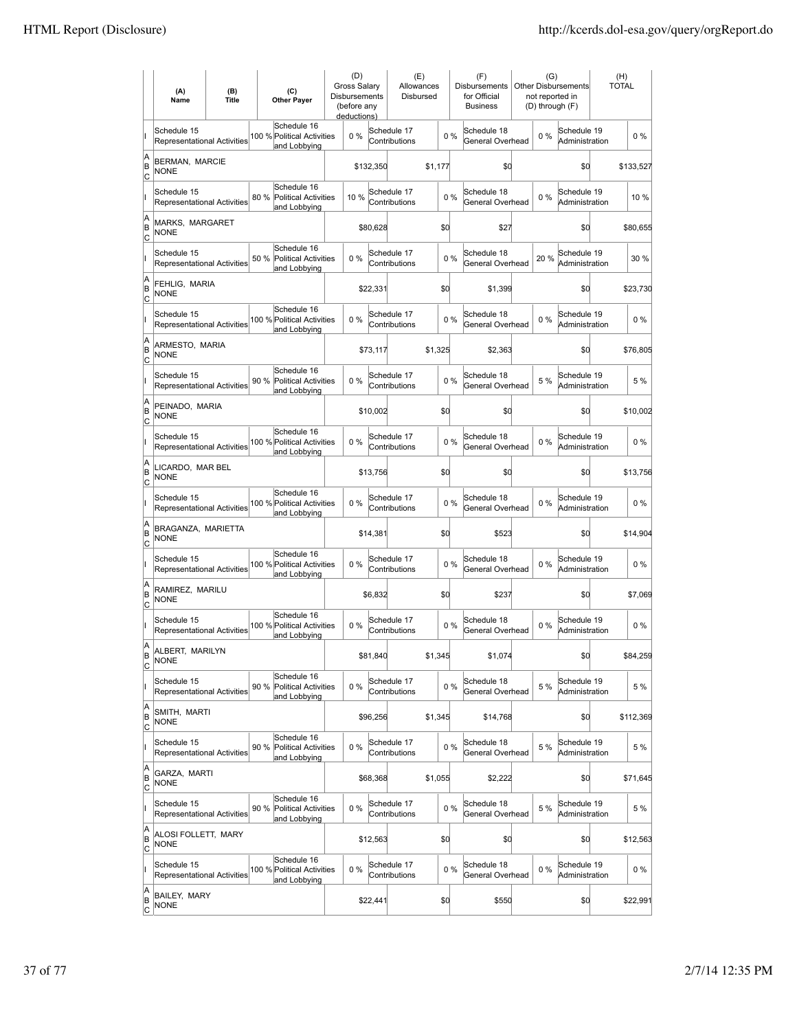| | (A) Name | (B) Title | (C) Other Payer | (D) Gross Salary Disbursements (before any deductions) | (E) Allowances Disbursed | (F) Disbursements for Official Business | (G) Other Disbursements not reported in (D) through (F) | (H) TOTAL |
|---|---|---|---|---|---|---|---|---|
| I | Schedule 15 Representational Activities 100 % | | Schedule 16 Political Activities and Lobbying 0 % | | Schedule 17 Contributions 0 % | Schedule 18 General Overhead 0 % | Schedule 19 Administration | 0 % |
| A B C | BERMAN, MARCIE NONE | | | $132,350 | $1,177 | $0 | $0 | $133,527 |
| I | Schedule 15 Representational Activities 80 % | | Schedule 16 Political Activities and Lobbying 10 % | | Schedule 17 Contributions 0 % | Schedule 18 General Overhead 0 % | Schedule 19 Administration | 10 % |
| A B C | MARKS, MARGARET NONE | | | $80,628 | $0 | $27 | $0 | $80,655 |
| I | Schedule 15 Representational Activities 50 % | | Schedule 16 Political Activities and Lobbying 0 % | | Schedule 17 Contributions 0 % | Schedule 18 General Overhead 20 % | Schedule 19 Administration | 30 % |
| A B C | FEHLIG, MARIA NONE | | | $22,331 | $0 | $1,399 | $0 | $23,730 |
| I | Schedule 15 Representational Activities 100 % | | Schedule 16 Political Activities and Lobbying 0 % | | Schedule 17 Contributions 0 % | Schedule 18 General Overhead 0 % | Schedule 19 Administration | 0 % |
| A B C | ARMESTO, MARIA NONE | | | $73,117 | $1,325 | $2,363 | $0 | $76,805 |
| I | Schedule 15 Representational Activities 90 % | | Schedule 16 Political Activities and Lobbying 0 % | | Schedule 17 Contributions 0 % | Schedule 18 General Overhead 5 % | Schedule 19 Administration | 5 % |
| A B C | PEINADO, MARIA NONE | | | $10,002 | $0 | $0 | $0 | $10,002 |
| I | Schedule 15 Representational Activities 100 % | | Schedule 16 Political Activities and Lobbying 0 % | | Schedule 17 Contributions 0 % | Schedule 18 General Overhead 0 % | Schedule 19 Administration | 0 % |
| A B C | LICARDO, MAR BEL NONE | | | $13,756 | $0 | $0 | $0 | $13,756 |
| I | Schedule 15 Representational Activities 100 % | | Schedule 16 Political Activities and Lobbying 0 % | | Schedule 17 Contributions 0 % | Schedule 18 General Overhead 0 % | Schedule 19 Administration | 0 % |
| A B C | BRAGANZA, MARIETTA NONE | | | $14,381 | $0 | $523 | $0 | $14,904 |
| I | Schedule 15 Representational Activities 100 % | | Schedule 16 Political Activities and Lobbying 0 % | | Schedule 17 Contributions 0 % | Schedule 18 General Overhead 0 % | Schedule 19 Administration | 0 % |
| A B C | RAMIREZ, MARILU NONE | | | $6,832 | $0 | $237 | $0 | $7,069 |
| I | Schedule 15 Representational Activities 100 % | | Schedule 16 Political Activities and Lobbying 0 % | | Schedule 17 Contributions 0 % | Schedule 18 General Overhead 0 % | Schedule 19 Administration | 0 % |
| A B C | ALBERT, MARILYN NONE | | | $81,840 | $1,345 | $1,074 | $0 | $84,259 |
| I | Schedule 15 Representational Activities 90 % | | Schedule 16 Political Activities and Lobbying 0 % | | Schedule 17 Contributions 0 % | Schedule 18 General Overhead 5 % | Schedule 19 Administration | 5 % |
| A B C | SMITH, MARTI NONE | | | $96,256 | $1,345 | $14,768 | $0 | $112,369 |
| I | Schedule 15 Representational Activities 90 % | | Schedule 16 Political Activities and Lobbying 0 % | | Schedule 17 Contributions 0 % | Schedule 18 General Overhead 5 % | Schedule 19 Administration | 5 % |
| A B C | GARZA, MARTI NONE | | | $68,368 | $1,055 | $2,222 | $0 | $71,645 |
| I | Schedule 15 Representational Activities 90 % | | Schedule 16 Political Activities and Lobbying 0 % | | Schedule 17 Contributions 0 % | Schedule 18 General Overhead 5 % | Schedule 19 Administration | 5 % |
| A B C | ALOSI FOLLETT, MARY NONE | | | $12,563 | $0 | $0 | $0 | $12,563 |
| I | Schedule 15 Representational Activities 100 % | | Schedule 16 Political Activities and Lobbying 0 % | | Schedule 17 Contributions 0 % | Schedule 18 General Overhead 0 % | Schedule 19 Administration | 0 % |
| A B C | BAILEY, MARY NONE | | | $22,441 | $0 | $550 | $0 | $22,991 |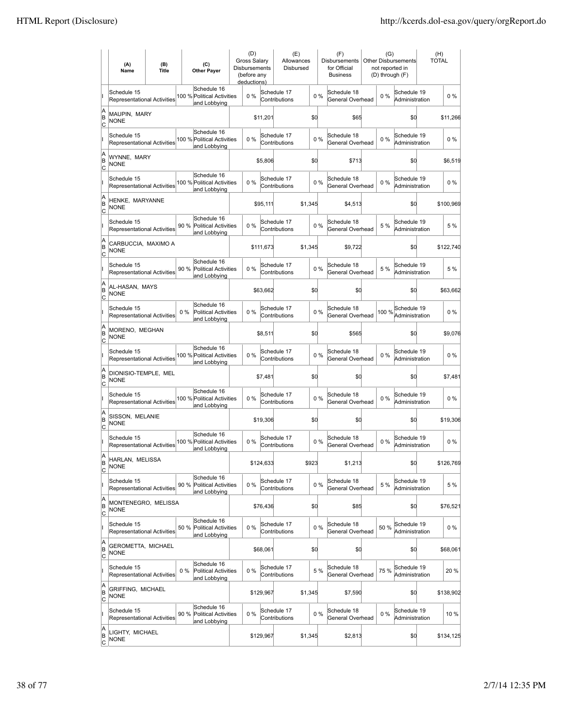| | (A) Name | (B) Title | (C) Other Payer | (D) Gross Salary Disbursements (before any deductions) | (E) Allowances Disbursed | (F) Disbursements for Official Business | (G) Other Disbursements not reported in (D) through (F) | (H) TOTAL |
|---|---|---|---|---|---|---|---|---|
| I | Schedule 15 Representational Activities | 100 % | Schedule 16 Political Activities and Lobbying | 0 % | Schedule 17 Contributions | 0 % | Schedule 18 General Overhead | 0 % | Schedule 19 Administration | 0 % |
| A B C | MAUPIN, MARY NONE | | | $11,201 | $0 | $65 | $0 | $11,266 |
| I | Schedule 15 Representational Activities | 100 % | Schedule 16 Political Activities and Lobbying | 0 % | Schedule 17 Contributions | 0 % | Schedule 18 General Overhead | 0 % | Schedule 19 Administration | 0 % |
| A B C | WYNNE, MARY NONE | | | $5,806 | $0 | $713 | $0 | $6,519 |
| I | Schedule 15 Representational Activities | 100 % | Schedule 16 Political Activities and Lobbying | 0 % | Schedule 17 Contributions | 0 % | Schedule 18 General Overhead | 0 % | Schedule 19 Administration | 0 % |
| A B C | HENKE, MARYANNE NONE | | | $95,111 | $1,345 | $4,513 | $0 | $100,969 |
| I | Schedule 15 Representational Activities | 90 % | Schedule 16 Political Activities and Lobbying | 0 % | Schedule 17 Contributions | 0 % | Schedule 18 General Overhead | 5 % | Schedule 19 Administration | 5 % |
| A B C | CARBUCCIA, MAXIMO A NONE | | | $111,673 | $1,345 | $9,722 | $0 | $122,740 |
| I | Schedule 15 Representational Activities | 90 % | Schedule 16 Political Activities and Lobbying | 0 % | Schedule 17 Contributions | 0 % | Schedule 18 General Overhead | 5 % | Schedule 19 Administration | 5 % |
| A B C | AL-HASAN, MAYS NONE | | | $63,662 | $0 | $0 | $0 | $63,662 |
| I | Schedule 15 Representational Activities | 0 % | Schedule 16 Political Activities and Lobbying | 0 % | Schedule 17 Contributions | 0 % | Schedule 18 General Overhead | 100 % | Schedule 19 Administration | 0 % |
| A B C | MORENO, MEGHAN NONE | | | $8,511 | $0 | $565 | $0 | $9,076 |
| I | Schedule 15 Representational Activities | 100 % | Schedule 16 Political Activities and Lobbying | 0 % | Schedule 17 Contributions | 0 % | Schedule 18 General Overhead | 0 % | Schedule 19 Administration | 0 % |
| A B C | DIONISIO-TEMPLE, MEL NONE | | | $7,481 | $0 | $0 | $0 | $7,481 |
| I | Schedule 15 Representational Activities | 100 % | Schedule 16 Political Activities and Lobbying | 0 % | Schedule 17 Contributions | 0 % | Schedule 18 General Overhead | 0 % | Schedule 19 Administration | 0 % |
| A B C | SISSON, MELANIE NONE | | | $19,306 | $0 | $0 | $0 | $19,306 |
| I | Schedule 15 Representational Activities | 100 % | Schedule 16 Political Activities and Lobbying | 0 % | Schedule 17 Contributions | 0 % | Schedule 18 General Overhead | 0 % | Schedule 19 Administration | 0 % |
| A B C | HARLAN, MELISSA NONE | | | $124,633 | $923 | $1,213 | $0 | $126,769 |
| I | Schedule 15 Representational Activities | 90 % | Schedule 16 Political Activities and Lobbying | 0 % | Schedule 17 Contributions | 0 % | Schedule 18 General Overhead | 5 % | Schedule 19 Administration | 5 % |
| A B C | MONTENEGRO, MELISSA NONE | | | $76,436 | $0 | $85 | $0 | $76,521 |
| I | Schedule 15 Representational Activities | 50 % | Schedule 16 Political Activities and Lobbying | 0 % | Schedule 17 Contributions | 0 % | Schedule 18 General Overhead | 50 % | Schedule 19 Administration | 0 % |
| A B C | GEROMETTA, MICHAEL NONE | | | $68,061 | $0 | $0 | $0 | $68,061 |
| I | Schedule 15 Representational Activities | 0 % | Schedule 16 Political Activities and Lobbying | 0 % | Schedule 17 Contributions | 5 % | Schedule 18 General Overhead | 75 % | Schedule 19 Administration | 20 % |
| A B C | GRIFFING, MICHAEL NONE | | | $129,967 | $1,345 | $7,590 | $0 | $138,902 |
| I | Schedule 15 Representational Activities | 90 % | Schedule 16 Political Activities and Lobbying | 0 % | Schedule 17 Contributions | 0 % | Schedule 18 General Overhead | 0 % | Schedule 19 Administration | 10 % |
| A B C | LIGHTY, MICHAEL NONE | | | $129,967 | $1,345 | $2,813 | $0 | $134,125 |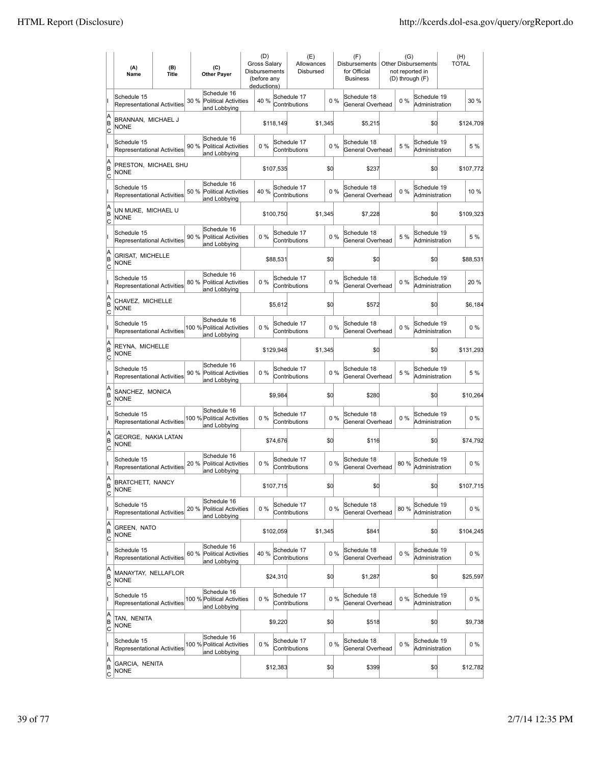| | (A) Name | (B) Title | (C) Other Payer | (D) Gross Salary Disbursements (before any deductions) | (E) Allowances Disbursed | (F) Disbursements for Official Business | (G) Other Disbursements not reported in (D) through (F) | (H) TOTAL |
|---|---|---|---|---|---|---|---|---|
| I | Schedule 15 Representational Activities 30 % | | Schedule 16 Political Activities and Lobbying 40 % | | Schedule 17 Contributions 0 % | Schedule 18 General Overhead 0 % | Schedule 19 Administration | 30 % |
| A B C | BRANNAN, MICHAEL J NONE | | | $118,149 | $1,345 | $5,215 | $0 | $124,709 |
| I | Schedule 15 Representational Activities 90 % | | Schedule 16 Political Activities and Lobbying 0 % | | Schedule 17 Contributions 0 % | Schedule 18 General Overhead 5 % | Schedule 19 Administration | 5 % |
| A B C | PRESTON, MICHAEL SHU NONE | | | $107,535 | $0 | $237 | $0 | $107,772 |
| I | Schedule 15 Representational Activities 50 % | | Schedule 16 Political Activities and Lobbying 40 % | | Schedule 17 Contributions 0 % | Schedule 18 General Overhead 0 % | Schedule 19 Administration | 10 % |
| A B C | UN MUKE, MICHAEL U NONE | | | $100,750 | $1,345 | $7,228 | $0 | $109,323 |
| I | Schedule 15 Representational Activities 90 % | | Schedule 16 Political Activities and Lobbying 0 % | | Schedule 17 Contributions 0 % | Schedule 18 General Overhead 5 % | Schedule 19 Administration | 5 % |
| A B C | GRISAT, MICHELLE NONE | | | $88,531 | $0 | $0 | $0 | $88,531 |
| I | Schedule 15 Representational Activities 80 % | | Schedule 16 Political Activities and Lobbying 0 % | | Schedule 17 Contributions 0 % | Schedule 18 General Overhead 0 % | Schedule 19 Administration | 20 % |
| A B C | CHAVEZ, MICHELLE NONE | | | $5,612 | $0 | $572 | $0 | $6,184 |
| I | Schedule 15 Representational Activities 100 % | | Schedule 16 Political Activities and Lobbying 0 % | | Schedule 17 Contributions 0 % | Schedule 18 General Overhead 0 % | Schedule 19 Administration | 0 % |
| A B C | REYNA, MICHELLE NONE | | | $129,948 | $1,345 | $0 | $0 | $131,293 |
| I | Schedule 15 Representational Activities 90 % | | Schedule 16 Political Activities and Lobbying 0 % | | Schedule 17 Contributions 0 % | Schedule 18 General Overhead 5 % | Schedule 19 Administration | 5 % |
| A B C | SANCHEZ, MONICA NONE | | | $9,984 | $0 | $280 | $0 | $10,264 |
| I | Schedule 15 Representational Activities 100 % | | Schedule 16 Political Activities and Lobbying 0 % | | Schedule 17 Contributions 0 % | Schedule 18 General Overhead 0 % | Schedule 19 Administration | 0 % |
| A B C | GEORGE, NAKIA LATAN NONE | | | $74,676 | $0 | $116 | $0 | $74,792 |
| I | Schedule 15 Representational Activities 20 % | | Schedule 16 Political Activities and Lobbying 0 % | | Schedule 17 Contributions 0 % | Schedule 18 General Overhead 80 % | Schedule 19 Administration | 0 % |
| A B C | BRATCHETT, NANCY NONE | | | $107,715 | $0 | $0 | $0 | $107,715 |
| I | Schedule 15 Representational Activities 20 % | | Schedule 16 Political Activities and Lobbying 0 % | | Schedule 17 Contributions 0 % | Schedule 18 General Overhead 80 % | Schedule 19 Administration | 0 % |
| A B C | GREEN, NATO NONE | | | $102,059 | $1,345 | $841 | $0 | $104,245 |
| I | Schedule 15 Representational Activities 60 % | | Schedule 16 Political Activities and Lobbying 40 % | | Schedule 17 Contributions 0 % | Schedule 18 General Overhead 0 % | Schedule 19 Administration | 0 % |
| A B C | MANAYTAY, NELLAFLOR NONE | | | $24,310 | $0 | $1,287 | $0 | $25,597 |
| I | Schedule 15 Representational Activities 100 % | | Schedule 16 Political Activities and Lobbying 0 % | | Schedule 17 Contributions 0 % | Schedule 18 General Overhead 0 % | Schedule 19 Administration | 0 % |
| A B C | TAN, NENITA NONE | | | $9,220 | $0 | $518 | $0 | $9,738 |
| I | Schedule 15 Representational Activities 100 % | | Schedule 16 Political Activities and Lobbying 0 % | | Schedule 17 Contributions 0 % | Schedule 18 General Overhead 0 % | Schedule 19 Administration | 0 % |
| A B C | GARCIA, NENITA NONE | | | $12,383 | $0 | $399 | $0 | $12,782 |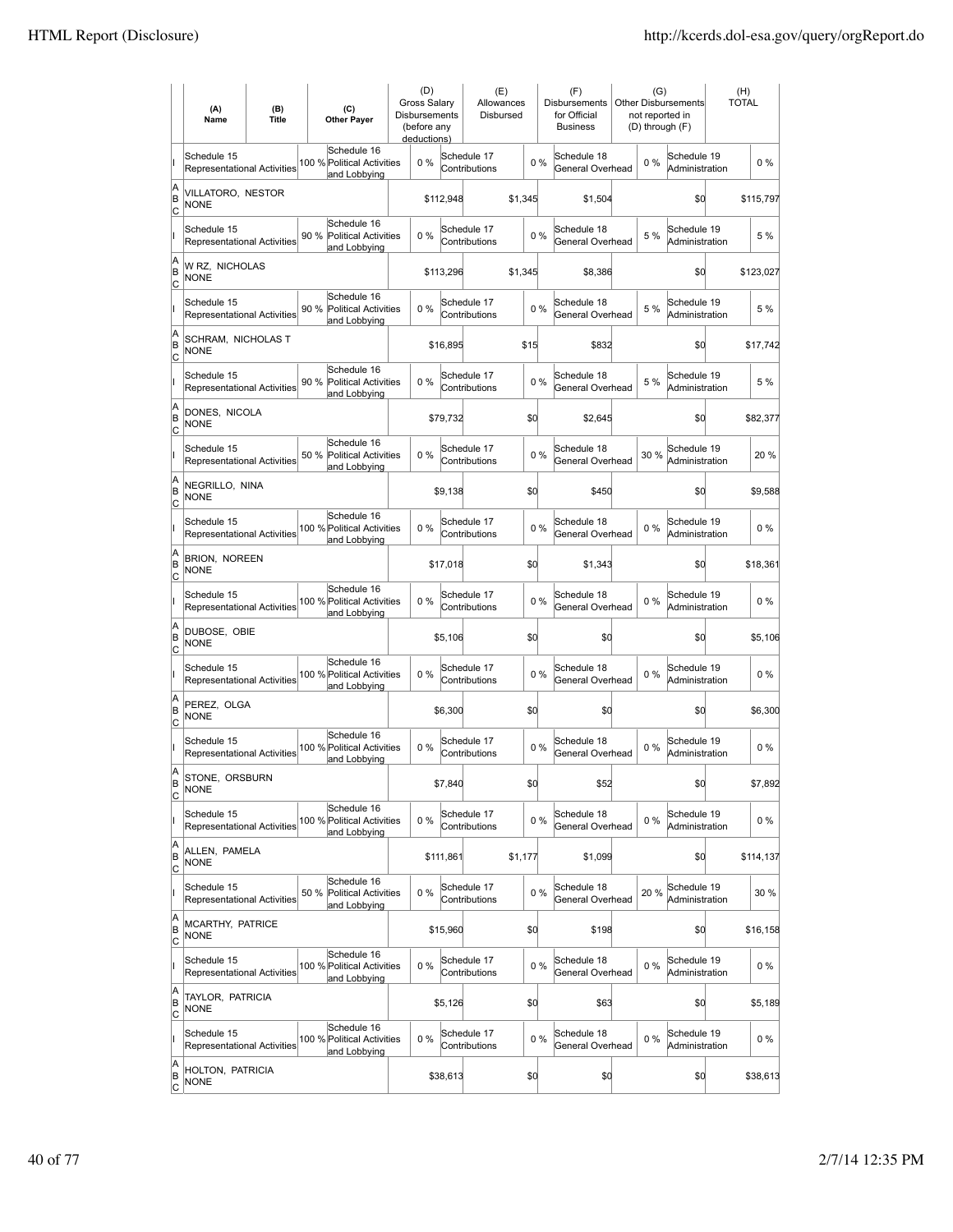| | (A) Name | (B) Title | (C) Other Payer | (D) Gross Salary Disbursements (before any deductions) | (E) Allowances Disbursed | (F) Disbursements for Official Business | (G) Other Disbursements not reported in (D) through (F) | (H) TOTAL |
|---|---|---|---|---|---|---|---|---|
| I | Schedule 15 Representational Activities 100 % | | Schedule 16 Political Activities and Lobbying 0 % | | Schedule 17 Contributions 0 % | Schedule 18 General Overhead 0 % | Schedule 19 Administration 0 % | |
| A B C | VILLATORO, NESTOR | NONE | | $112,948 | $1,345 | $1,504 | $0 | $115,797 |
| I | Schedule 15 Representational Activities 90 % | | Schedule 16 Political Activities and Lobbying 0 % | | Schedule 17 Contributions 0 % | Schedule 18 General Overhead 5 % | Schedule 19 Administration 5 % | |
| A B C | W RZ, NICHOLAS | NONE | | $113,296 | $1,345 | $8,386 | $0 | $123,027 |
| I | Schedule 15 Representational Activities 90 % | | Schedule 16 Political Activities and Lobbying 0 % | | Schedule 17 Contributions 0 % | Schedule 18 General Overhead 5 % | Schedule 19 Administration 5 % | |
| A B C | SCHRAM, NICHOLAS T | NONE | | $16,895 | $15 | $832 | $0 | $17,742 |
| I | Schedule 15 Representational Activities 90 % | | Schedule 16 Political Activities and Lobbying 0 % | | Schedule 17 Contributions 0 % | Schedule 18 General Overhead 5 % | Schedule 19 Administration 5 % | |
| A B C | DONES, NICOLA | NONE | | $79,732 | $0 | $2,645 | $0 | $82,377 |
| I | Schedule 15 Representational Activities 50 % | | Schedule 16 Political Activities and Lobbying 0 % | | Schedule 17 Contributions 0 % | Schedule 18 General Overhead 30 % | Schedule 19 Administration 20 % | |
| A B C | NEGRILLO, NINA | NONE | | $9,138 | $0 | $450 | $0 | $9,588 |
| I | Schedule 15 Representational Activities 100 % | | Schedule 16 Political Activities and Lobbying 0 % | | Schedule 17 Contributions 0 % | Schedule 18 General Overhead 0 % | Schedule 19 Administration 0 % | |
| A B C | BRION, NOREEN | NONE | | $17,018 | $0 | $1,343 | $0 | $18,361 |
| I | Schedule 15 Representational Activities 100 % | | Schedule 16 Political Activities and Lobbying 0 % | | Schedule 17 Contributions 0 % | Schedule 18 General Overhead 0 % | Schedule 19 Administration 0 % | |
| A B C | DUBOSE, OBIE | NONE | | $5,106 | $0 | $0 | $0 | $5,106 |
| I | Schedule 15 Representational Activities 100 % | | Schedule 16 Political Activities and Lobbying 0 % | | Schedule 17 Contributions 0 % | Schedule 18 General Overhead 0 % | Schedule 19 Administration 0 % | |
| A B C | PEREZ, OLGA | NONE | | $6,300 | $0 | $0 | $0 | $6,300 |
| I | Schedule 15 Representational Activities 100 % | | Schedule 16 Political Activities and Lobbying 0 % | | Schedule 17 Contributions 0 % | Schedule 18 General Overhead 0 % | Schedule 19 Administration 0 % | |
| A B C | STONE, ORSBURN | NONE | | $7,840 | $0 | $52 | $0 | $7,892 |
| I | Schedule 15 Representational Activities 100 % | | Schedule 16 Political Activities and Lobbying 0 % | | Schedule 17 Contributions 0 % | Schedule 18 General Overhead 0 % | Schedule 19 Administration 0 % | |
| A B C | ALLEN, PAMELA | NONE | | $111,861 | $1,177 | $1,099 | $0 | $114,137 |
| I | Schedule 15 Representational Activities 50 % | | Schedule 16 Political Activities and Lobbying 0 % | | Schedule 17 Contributions 0 % | Schedule 18 General Overhead 20 % | Schedule 19 Administration 30 % | |
| A B C | MCARTHY, PATRICE | NONE | | $15,960 | $0 | $198 | $0 | $16,158 |
| I | Schedule 15 Representational Activities 100 % | | Schedule 16 Political Activities and Lobbying 0 % | | Schedule 17 Contributions 0 % | Schedule 18 General Overhead 0 % | Schedule 19 Administration 0 % | |
| A B C | TAYLOR, PATRICIA | NONE | | $5,126 | $0 | $63 | $0 | $5,189 |
| I | Schedule 15 Representational Activities 100 % | | Schedule 16 Political Activities and Lobbying 0 % | | Schedule 17 Contributions 0 % | Schedule 18 General Overhead 0 % | Schedule 19 Administration 0 % | |
| A B C | HOLTON, PATRICIA | NONE | | $38,613 | $0 | $0 | $0 | $38,613 |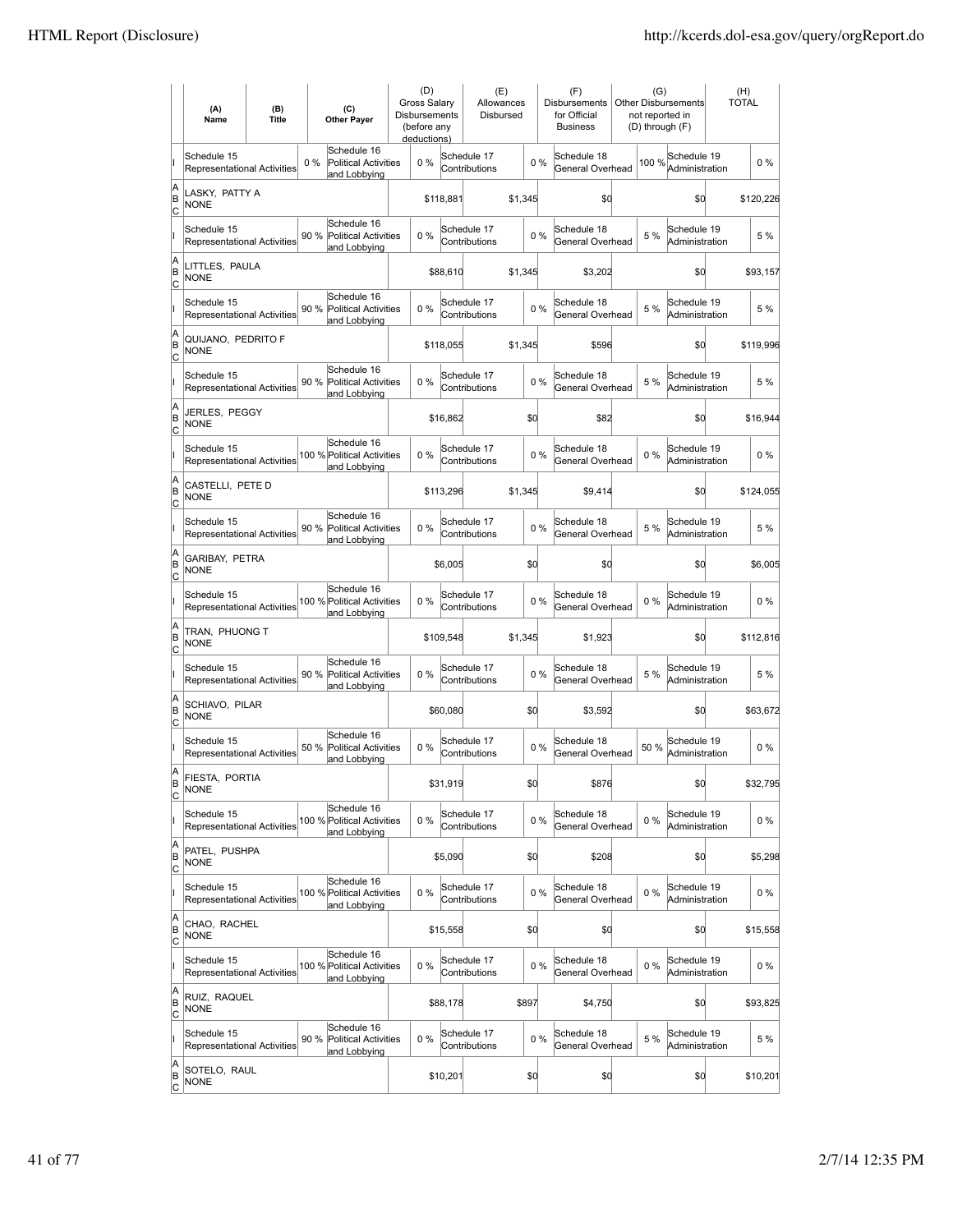| | (A) Name | (B) Title | (C) Other Payer | (D) Gross Salary Disbursements (before any deductions) | (E) Allowances Disbursed | (F) Disbursements for Official Business | (G) Other Disbursements not reported in (D) through (F) | (H) TOTAL |
|---|---|---|---|---|---|---|---|---|
| I | Schedule 15 Representational Activities 0 % | | Schedule 16 Political Activities and Lobbying 0 % | | Schedule 17 Contributions 0 % | Schedule 18 General Overhead 100 % | Schedule 19 Administration 0 % | |
| A B C | LASKY, PATTY A NONE | | | $118,881 | $1,345 | $0 | $0 | $120,226 |
| I | Schedule 15 Representational Activities 90 % | | Schedule 16 Political Activities and Lobbying 0 % | | Schedule 17 Contributions 0 % | Schedule 18 General Overhead 5 % | Schedule 19 Administration 5 % | |
| A B C | LITTLES, PAULA NONE | | | $88,610 | $1,345 | $3,202 | $0 | $93,157 |
| I | Schedule 15 Representational Activities 90 % | | Schedule 16 Political Activities and Lobbying 0 % | | Schedule 17 Contributions 0 % | Schedule 18 General Overhead 5 % | Schedule 19 Administration 5 % | |
| A B C | QUIJANO, PEDRITO F NONE | | | $118,055 | $1,345 | $596 | $0 | $119,996 |
| I | Schedule 15 Representational Activities 90 % | | Schedule 16 Political Activities and Lobbying 0 % | | Schedule 17 Contributions 0 % | Schedule 18 General Overhead 5 % | Schedule 19 Administration 5 % | |
| A B C | JERLES, PEGGY NONE | | | $16,862 | $0 | $82 | $0 | $16,944 |
| I | Schedule 15 Representational Activities 100 % | | Schedule 16 Political Activities and Lobbying 0 % | | Schedule 17 Contributions 0 % | Schedule 18 General Overhead 0 % | Schedule 19 Administration 0 % | |
| A B C | CASTELLI, PETE D NONE | | | $113,296 | $1,345 | $9,414 | $0 | $124,055 |
| I | Schedule 15 Representational Activities 90 % | | Schedule 16 Political Activities and Lobbying 0 % | | Schedule 17 Contributions 0 % | Schedule 18 General Overhead 5 % | Schedule 19 Administration 5 % | |
| A B C | GARIBAY, PETRA NONE | | | $6,005 | $0 | $0 | $0 | $6,005 |
| I | Schedule 15 Representational Activities 100 % | | Schedule 16 Political Activities and Lobbying 0 % | | Schedule 17 Contributions 0 % | Schedule 18 General Overhead 0 % | Schedule 19 Administration 0 % | |
| A B C | TRAN, PHUONG T NONE | | | $109,548 | $1,345 | $1,923 | $0 | $112,816 |
| I | Schedule 15 Representational Activities 90 % | | Schedule 16 Political Activities and Lobbying 0 % | | Schedule 17 Contributions 0 % | Schedule 18 General Overhead 5 % | Schedule 19 Administration 5 % | |
| A B C | SCHIAVO, PILAR NONE | | | $60,080 | $0 | $3,592 | $0 | $63,672 |
| I | Schedule 15 Representational Activities 50 % | | Schedule 16 Political Activities and Lobbying 0 % | | Schedule 17 Contributions 0 % | Schedule 18 General Overhead 50 % | Schedule 19 Administration 0 % | |
| A B C | FIESTA, PORTIA NONE | | | $31,919 | $0 | $876 | $0 | $32,795 |
| I | Schedule 15 Representational Activities 100 % | | Schedule 16 Political Activities and Lobbying 0 % | | Schedule 17 Contributions 0 % | Schedule 18 General Overhead 0 % | Schedule 19 Administration 0 % | |
| A B C | PATEL, PUSHPA NONE | | | $5,090 | $0 | $208 | $0 | $5,298 |
| I | Schedule 15 Representational Activities 100 % | | Schedule 16 Political Activities and Lobbying 0 % | | Schedule 17 Contributions 0 % | Schedule 18 General Overhead 0 % | Schedule 19 Administration 0 % | |
| A B C | CHAO, RACHEL NONE | | | $15,558 | $0 | $0 | $0 | $15,558 |
| I | Schedule 15 Representational Activities 100 % | | Schedule 16 Political Activities and Lobbying 0 % | | Schedule 17 Contributions 0 % | Schedule 18 General Overhead 0 % | Schedule 19 Administration 0 % | |
| A B C | RUIZ, RAQUEL NONE | | | $88,178 | $897 | $4,750 | $0 | $93,825 |
| I | Schedule 15 Representational Activities 90 % | | Schedule 16 Political Activities and Lobbying 0 % | | Schedule 17 Contributions 0 % | Schedule 18 General Overhead 5 % | Schedule 19 Administration 5 % | |
| A B C | SOTELO, RAUL NONE | | | $10,201 | $0 | $0 | $0 | $10,201 |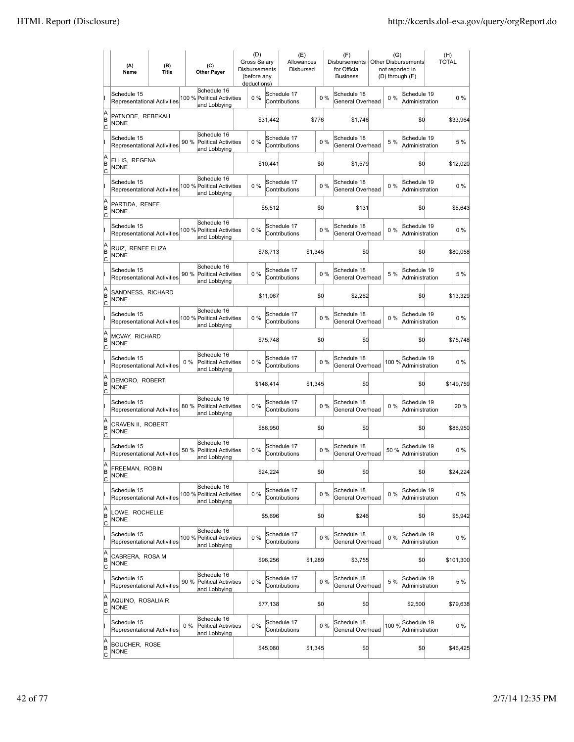| | (A) Name | (B) Title | (C) Other Payer | (D) Gross Salary Disbursements (before any deductions) | (E) Allowances Disbursed | (F) Disbursements for Official Business | (G) Other Disbursements not reported in (D) through (F) | (H) TOTAL |
|---|---|---|---|---|---|---|---|---|
| I | Schedule 15 Representational Activities 100 % | | Schedule 16 Political Activities and Lobbying 0 % | | Schedule 17 Contributions 0 % | Schedule 18 General Overhead 0 % | Schedule 19 Administration 0 % | |
| A B C | PATNODE, REBEKAH NONE | | | $31,442 | $776 | $1,746 | $0 | $33,964 |
| I | Schedule 15 Representational Activities 90 % | | Schedule 16 Political Activities and Lobbying 0 % | | Schedule 17 Contributions 0 % | Schedule 18 General Overhead 5 % | Schedule 19 Administration 5 % | |
| A B C | ELLIS, REGENA NONE | | | $10,441 | $0 | $1,579 | $0 | $12,020 |
| I | Schedule 15 Representational Activities 100 % | | Schedule 16 Political Activities and Lobbying 0 % | | Schedule 17 Contributions 0 % | Schedule 18 General Overhead 0 % | Schedule 19 Administration 0 % | |
| A B C | PARTIDA, RENEE NONE | | | $5,512 | $0 | $131 | $0 | $5,643 |
| I | Schedule 15 Representational Activities 100 % | | Schedule 16 Political Activities and Lobbying 0 % | | Schedule 17 Contributions 0 % | Schedule 18 General Overhead 0 % | Schedule 19 Administration 0 % | |
| A B C | RUIZ, RENEE ELIZA NONE | | | $78,713 | $1,345 | $0 | $0 | $80,058 |
| I | Schedule 15 Representational Activities 90 % | | Schedule 16 Political Activities and Lobbying 0 % | | Schedule 17 Contributions 0 % | Schedule 18 General Overhead 5 % | Schedule 19 Administration 5 % | |
| A B C | SANDNESS, RICHARD NONE | | | $11,067 | $0 | $2,262 | $0 | $13,329 |
| I | Schedule 15 Representational Activities 100 % | | Schedule 16 Political Activities and Lobbying 0 % | | Schedule 17 Contributions 0 % | Schedule 18 General Overhead 0 % | Schedule 19 Administration 0 % | |
| A B C | MCVAY, RICHARD NONE | | | $75,748 | $0 | $0 | $0 | $75,748 |
| I | Schedule 15 Representational Activities 0 % | | Schedule 16 Political Activities and Lobbying 0 % | | Schedule 17 Contributions 0 % | Schedule 18 General Overhead 100 % | Schedule 19 Administration 0 % | |
| A B C | DEMORO, ROBERT NONE | | | $148,414 | $1,345 | $0 | $0 | $149,759 |
| I | Schedule 15 Representational Activities 80 % | | Schedule 16 Political Activities and Lobbying 0 % | | Schedule 17 Contributions 0 % | Schedule 18 General Overhead 0 % | Schedule 19 Administration 20 % | |
| A B C | CRAVEN II, ROBERT NONE | | | $86,950 | $0 | $0 | $0 | $86,950 |
| I | Schedule 15 Representational Activities 50 % | | Schedule 16 Political Activities and Lobbying 0 % | | Schedule 17 Contributions 0 % | Schedule 18 General Overhead 50 % | Schedule 19 Administration 0 % | |
| A B C | FREEMAN, ROBIN NONE | | | $24,224 | $0 | $0 | $0 | $24,224 |
| I | Schedule 15 Representational Activities 100 % | | Schedule 16 Political Activities and Lobbying 0 % | | Schedule 17 Contributions 0 % | Schedule 18 General Overhead 0 % | Schedule 19 Administration 0 % | |
| A B C | LOWE, ROCHELLE NONE | | | $5,696 | $0 | $246 | $0 | $5,942 |
| I | Schedule 15 Representational Activities 100 % | | Schedule 16 Political Activities and Lobbying 0 % | | Schedule 17 Contributions 0 % | Schedule 18 General Overhead 0 % | Schedule 19 Administration 0 % | |
| A B C | CABRERA, ROSA M NONE | | | $96,256 | $1,289 | $3,755 | $0 | $101,300 |
| I | Schedule 15 Representational Activities 90 % | | Schedule 16 Political Activities and Lobbying 0 % | | Schedule 17 Contributions 0 % | Schedule 18 General Overhead 5 % | Schedule 19 Administration 5 % | |
| A B C | AQUINO, ROSALIA R. NONE | | | $77,138 | $0 | $0 | $2,500 | $79,638 |
| I | Schedule 15 Representational Activities 0 % | | Schedule 16 Political Activities and Lobbying 0 % | | Schedule 17 Contributions 0 % | Schedule 18 General Overhead 100 % | Schedule 19 Administration 0 % | |
| A B C | BOUCHER, ROSE NONE | | | $45,080 | $1,345 | $0 | $0 | $46,425 |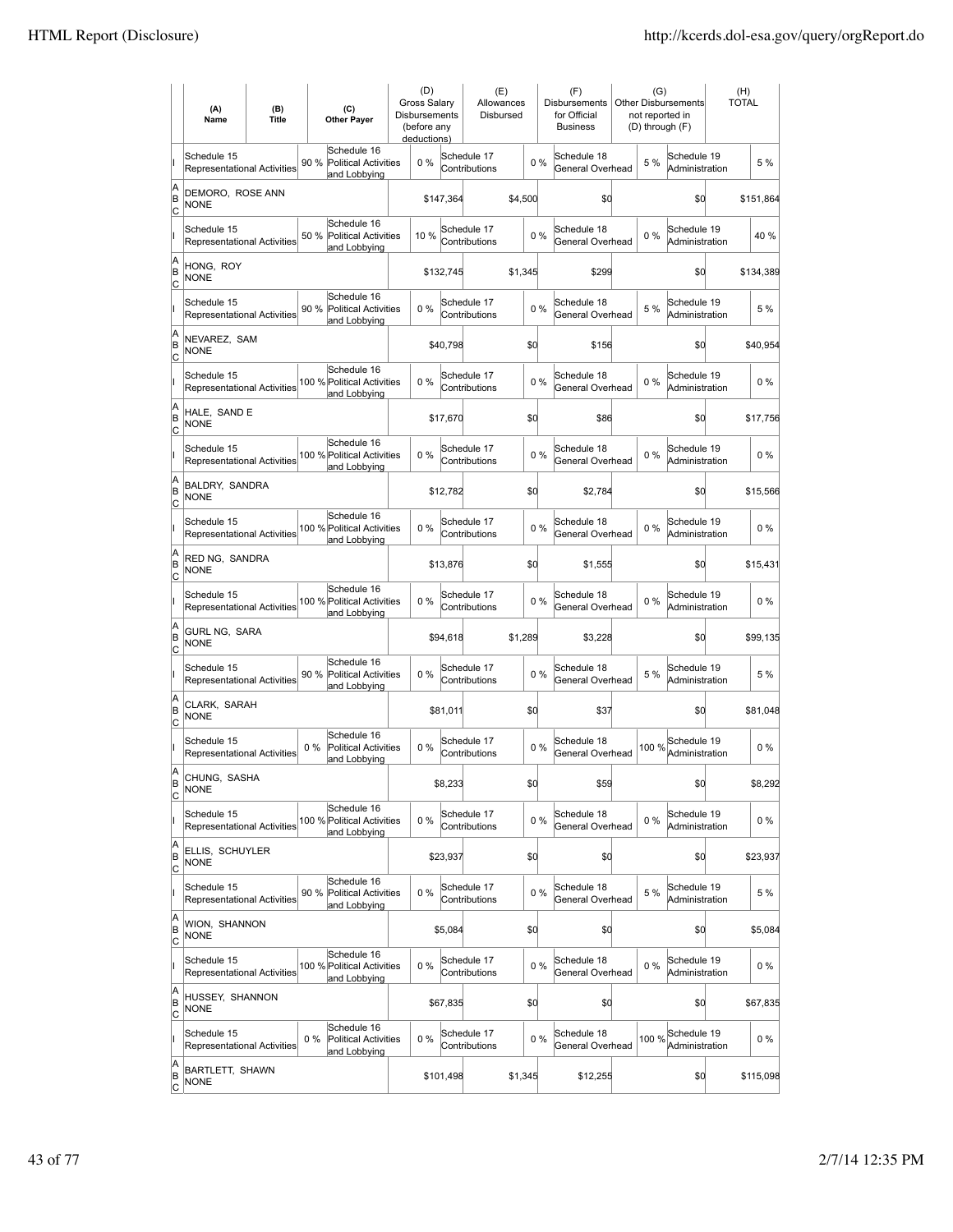| | (A) Name | (B) Title | (C) Other Payer | (D) Gross Salary Disbursements (before any deductions) | (E) Allowances Disbursed | (F) Disbursements for Official Business | (G) Other Disbursements not reported in (D) through (F) | (H) TOTAL |
|---|---|---|---|---|---|---|---|---|
| I | Schedule 15 Representational Activities 90 % | Schedule 16 Political Activities and Lobbying 0 % | | Schedule 17 Contributions 0 % | | Schedule 18 General Overhead 5 % | Schedule 19 Administration 5 % | |
| A B C | DEMORO, ROSE ANN NONE | | | $147,364 | $4,500 | $0 | $0 | $151,864 |
| I | Schedule 15 Representational Activities 50 % | Schedule 16 Political Activities and Lobbying 10 % | | Schedule 17 Contributions 0 % | | Schedule 18 General Overhead 0 % | Schedule 19 Administration 40 % | |
| A B C | HONG, ROY NONE | | | $132,745 | $1,345 | $299 | $0 | $134,389 |
| I | Schedule 15 Representational Activities 90 % | Schedule 16 Political Activities and Lobbying 0 % | | Schedule 17 Contributions 0 % | | Schedule 18 General Overhead 5 % | Schedule 19 Administration 5 % | |
| A B C | NEVAREZ, SAM NONE | | | $40,798 | $0 | $156 | $0 | $40,954 |
| I | Schedule 15 Representational Activities 100 % | Schedule 16 Political Activities and Lobbying 0 % | | Schedule 17 Contributions 0 % | | Schedule 18 General Overhead 0 % | Schedule 19 Administration 0 % | |
| A B C | HALE, SAND E NONE | | | $17,670 | $0 | $86 | $0 | $17,756 |
| I | Schedule 15 Representational Activities 100 % | Schedule 16 Political Activities and Lobbying 0 % | | Schedule 17 Contributions 0 % | | Schedule 18 General Overhead 0 % | Schedule 19 Administration 0 % | |
| A B C | BALDRY, SANDRA NONE | | | $12,782 | $0 | $2,784 | $0 | $15,566 |
| I | Schedule 15 Representational Activities 100 % | Schedule 16 Political Activities and Lobbying 0 % | | Schedule 17 Contributions 0 % | | Schedule 18 General Overhead 0 % | Schedule 19 Administration 0 % | |
| A B C | RED NG, SANDRA NONE | | | $13,876 | $0 | $1,555 | $0 | $15,431 |
| I | Schedule 15 Representational Activities 100 % | Schedule 16 Political Activities and Lobbying 0 % | | Schedule 17 Contributions 0 % | | Schedule 18 General Overhead 0 % | Schedule 19 Administration 0 % | |
| A B C | GURL NG, SARA NONE | | | $94,618 | $1,289 | $3,228 | $0 | $99,135 |
| I | Schedule 15 Representational Activities 90 % | Schedule 16 Political Activities and Lobbying 0 % | | Schedule 17 Contributions 0 % | | Schedule 18 General Overhead 5 % | Schedule 19 Administration 5 % | |
| A B C | CLARK, SARAH NONE | | | $81,011 | $0 | $37 | $0 | $81,048 |
| I | Schedule 15 Representational Activities 0 % | Schedule 16 Political Activities and Lobbying 0 % | | Schedule 17 Contributions 0 % | | Schedule 18 General Overhead 100 % | Schedule 19 Administration 0 % | |
| A B C | CHUNG, SASHA NONE | | | $8,233 | $0 | $59 | $0 | $8,292 |
| I | Schedule 15 Representational Activities 100 % | Schedule 16 Political Activities and Lobbying 0 % | | Schedule 17 Contributions 0 % | | Schedule 18 General Overhead 0 % | Schedule 19 Administration 0 % | |
| A B C | ELLIS, SCHUYLER NONE | | | $23,937 | $0 | $0 | $0 | $23,937 |
| I | Schedule 15 Representational Activities 90 % | Schedule 16 Political Activities and Lobbying 0 % | | Schedule 17 Contributions 0 % | | Schedule 18 General Overhead 5 % | Schedule 19 Administration 5 % | |
| A B C | WION, SHANNON NONE | | | $5,084 | $0 | $0 | $0 | $5,084 |
| I | Schedule 15 Representational Activities 100 % | Schedule 16 Political Activities and Lobbying 0 % | | Schedule 17 Contributions 0 % | | Schedule 18 General Overhead 0 % | Schedule 19 Administration 0 % | |
| A B C | HUSSEY, SHANNON NONE | | | $67,835 | $0 | $0 | $0 | $67,835 |
| I | Schedule 15 Representational Activities 0 % | Schedule 16 Political Activities and Lobbying 0 % | | Schedule 17 Contributions 0 % | | Schedule 18 General Overhead 100 % | Schedule 19 Administration 0 % | |
| A B C | BARTLETT, SHAWN NONE | | | $101,498 | $1,345 | $12,255 | $0 | $115,098 |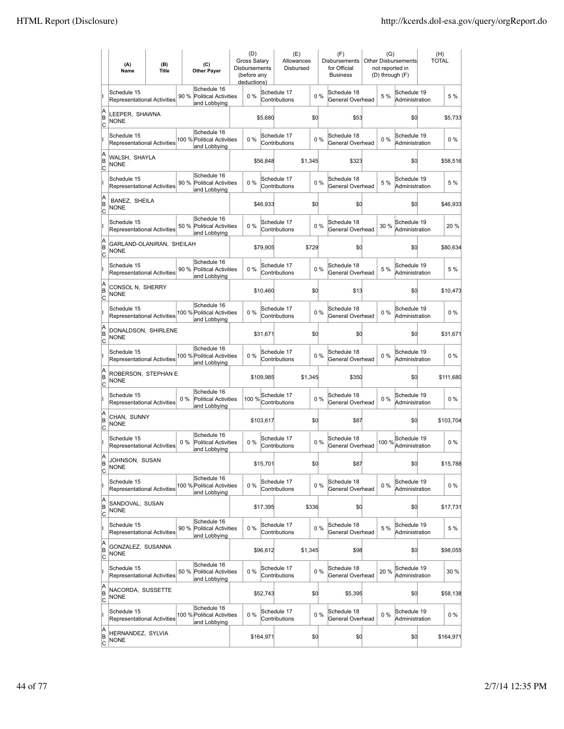| | (A) Name | (B) Title | | (C) Other Payer | (D) Gross Salary Disbursements (before any deductions) | | (E) Allowances Disbursed | | (F) Disbursements for Official Business | | (G) Other Disbursements not reported in (D) through (F) | | (H) TOTAL |
|---|---|---|---|---|---|---|---|---|---|---|---|---|---|
| I | Schedule 15 Representational Activities | | 90 % | Schedule 16 Political Activities and Lobbying | 0 % | Schedule 17 Contributions | | 0 % | Schedule 18 General Overhead | 5 % | Schedule 19 Administration | | 5 % |
| A B C | LEEPER, SHAWNA NONE | | | | | $5,680 | | $0 | | $53 | | $0 | $5,733 |
| I | Schedule 15 Representational Activities | | 100 % | Schedule 16 Political Activities and Lobbying | 0 % | Schedule 17 Contributions | | 0 % | Schedule 18 General Overhead | 0 % | Schedule 19 Administration | | 0 % |
| A B C | WALSH, SHAYLA NONE | | | | | $56,848 | | $1,345 | | $323 | | $0 | $58,516 |
| I | Schedule 15 Representational Activities | | 90 % | Schedule 16 Political Activities and Lobbying | 0 % | Schedule 17 Contributions | | 0 % | Schedule 18 General Overhead | 5 % | Schedule 19 Administration | | 5 % |
| A B C | BANEZ, SHEILA NONE | | | | | $46,933 | | $0 | | $0 | | $0 | $46,933 |
| I | Schedule 15 Representational Activities | | 50 % | Schedule 16 Political Activities and Lobbying | 0 % | Schedule 17 Contributions | | 0 % | Schedule 18 General Overhead | 30 % | Schedule 19 Administration | | 20 % |
| A B C | GARLAND-OLANIRAN, SHEILAH NONE | | | | | $79,905 | | $729 | | $0 | | $0 | $80,634 |
| I | Schedule 15 Representational Activities | | 90 % | Schedule 16 Political Activities and Lobbying | 0 % | Schedule 17 Contributions | | 0 % | Schedule 18 General Overhead | 5 % | Schedule 19 Administration | | 5 % |
| A B C | CONSOL N, SHERRY NONE | | | | | $10,460 | | $0 | | $13 | | $0 | $10,473 |
| I | Schedule 15 Representational Activities | | 100 % | Schedule 16 Political Activities and Lobbying | 0 % | Schedule 17 Contributions | | 0 % | Schedule 18 General Overhead | 0 % | Schedule 19 Administration | | 0 % |
| A B C | DONALDSON, SHIRLENE NONE | | | | | $31,671 | | $0 | | $0 | | $0 | $31,671 |
| I | Schedule 15 Representational Activities | | 100 % | Schedule 16 Political Activities and Lobbying | 0 % | Schedule 17 Contributions | | 0 % | Schedule 18 General Overhead | 0 % | Schedule 19 Administration | | 0 % |
| A B C | ROBERSON, STEPHAN E NONE | | | | | $109,985 | | $1,345 | | $350 | | $0 | $111,680 |
| I | Schedule 15 Representational Activities | | 0 % | Schedule 16 Political Activities and Lobbying | 100 % | Schedule 17 Contributions | | 0 % | Schedule 18 General Overhead | 0 % | Schedule 19 Administration | | 0 % |
| A B C | CHAN, SUNNY NONE | | | | | $103,617 | | $0 | | $87 | | $0 | $103,704 |
| I | Schedule 15 Representational Activities | | 0 % | Schedule 16 Political Activities and Lobbying | 0 % | Schedule 17 Contributions | | 0 % | Schedule 18 General Overhead | 100 % | Schedule 19 Administration | | 0 % |
| A B C | JOHNSON, SUSAN NONE | | | | | $15,701 | | $0 | | $87 | | $0 | $15,788 |
| I | Schedule 15 Representational Activities | | 100 % | Schedule 16 Political Activities and Lobbying | 0 % | Schedule 17 Contributions | | 0 % | Schedule 18 General Overhead | 0 % | Schedule 19 Administration | | 0 % |
| A B C | SANDOVAL, SUSAN NONE | | | | | $17,395 | | $336 | | $0 | | $0 | $17,731 |
| I | Schedule 15 Representational Activities | | 90 % | Schedule 16 Political Activities and Lobbying | 0 % | Schedule 17 Contributions | | 0 % | Schedule 18 General Overhead | 5 % | Schedule 19 Administration | | 5 % |
| A B C | GONZALEZ, SUSANNA NONE | | | | | $96,612 | | $1,345 | | $98 | | $0 | $98,055 |
| I | Schedule 15 Representational Activities | | 50 % | Schedule 16 Political Activities and Lobbying | 0 % | Schedule 17 Contributions | | 0 % | Schedule 18 General Overhead | 20 % | Schedule 19 Administration | | 30 % |
| A B C | NACORDA, SUSSETTE NONE | | | | | $52,743 | | $0 | | $5,395 | | $0 | $58,138 |
| I | Schedule 15 Representational Activities | | 100 % | Schedule 16 Political Activities and Lobbying | 0 % | Schedule 17 Contributions | | 0 % | Schedule 18 General Overhead | 0 % | Schedule 19 Administration | | 0 % |
| A B C | HERNANDEZ, SYLVIA NONE | | | | | $164,971 | | $0 | | $0 | | $0 | $164,971 |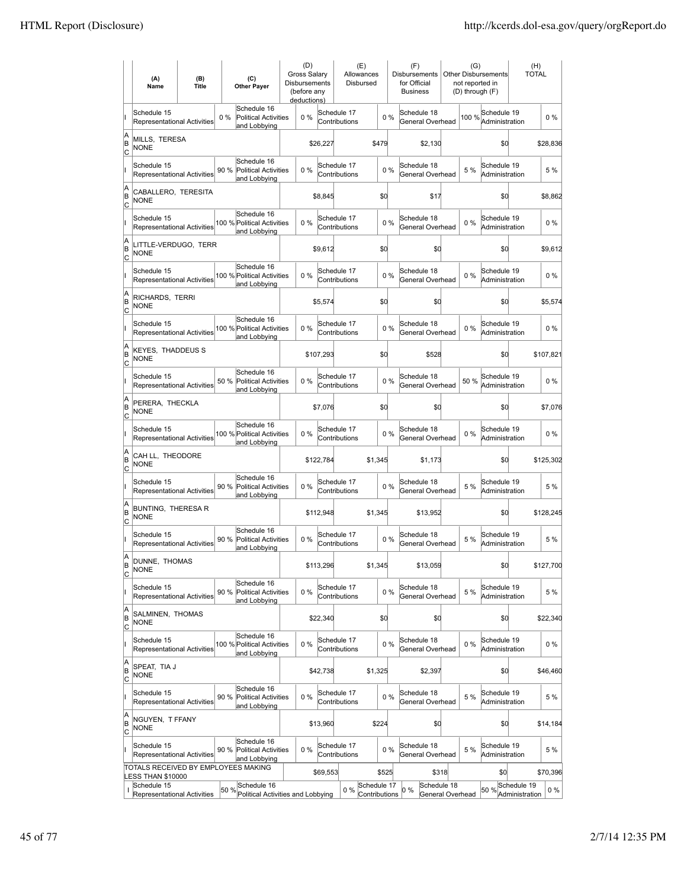| | (A) Name | (B) Title | | (C) Other Payer | (D) Gross Salary Disbursements (before any deductions) | | (E) Allowances Disbursed | | (F) Disbursements for Official Business | | (G) Other Disbursements not reported in (D) through (F) | | (H) TOTAL |
|---|---|---|---|---|---|---|---|---|---|---|---|---|---|
| I | Schedule 15 Representational Activities | | 0 % | Schedule 16 Political Activities and Lobbying | 0 % | Schedule 17 Contributions | | 0 % | Schedule 18 General Overhead | 100 % | Schedule 19 Administration | | 0 % |
| A B C | MILLS, TERESA NONE | | | | | $26,227 | | $479 | | $2,130 | | $0 | $28,836 |
| I | Schedule 15 Representational Activities | | 90 % | Schedule 16 Political Activities and Lobbying | 0 % | Schedule 17 Contributions | | 0 % | Schedule 18 General Overhead | 5 % | Schedule 19 Administration | | 5 % |
| A B C | CABALLERO, TERESITA NONE | | | | | $8,845 | | $0 | | $17 | | $0 | $8,862 |
| I | Schedule 15 Representational Activities | | 100 % | Schedule 16 Political Activities and Lobbying | 0 % | Schedule 17 Contributions | | 0 % | Schedule 18 General Overhead | 0 % | Schedule 19 Administration | | 0 % |
| A B C | LITTLE-VERDUGO, TERR NONE | | | | | $9,612 | | $0 | | $0 | | $0 | $9,612 |
| I | Schedule 15 Representational Activities | | 100 % | Schedule 16 Political Activities and Lobbying | 0 % | Schedule 17 Contributions | | 0 % | Schedule 18 General Overhead | 0 % | Schedule 19 Administration | | 0 % |
| A B C | RICHARDS, TERRI NONE | | | | | $5,574 | | $0 | | $0 | | $0 | $5,574 |
| I | Schedule 15 Representational Activities | | 100 % | Schedule 16 Political Activities and Lobbying | 0 % | Schedule 17 Contributions | | 0 % | Schedule 18 General Overhead | 0 % | Schedule 19 Administration | | 0 % |
| A B C | KEYES, THADDEUS S NONE | | | | | $107,293 | | $0 | | $528 | | $0 | $107,821 |
| I | Schedule 15 Representational Activities | | 50 % | Schedule 16 Political Activities and Lobbying | 0 % | Schedule 17 Contributions | | 0 % | Schedule 18 General Overhead | 50 % | Schedule 19 Administration | | 0 % |
| A B C | PERERA, THECKLA NONE | | | | | $7,076 | | $0 | | $0 | | $0 | $7,076 |
| I | Schedule 15 Representational Activities | | 100 % | Schedule 16 Political Activities and Lobbying | 0 % | Schedule 17 Contributions | | 0 % | Schedule 18 General Overhead | 0 % | Schedule 19 Administration | | 0 % |
| A B C | CAH LL, THEODORE NONE | | | | | $122,784 | | $1,345 | | $1,173 | | $0 | $125,302 |
| I | Schedule 15 Representational Activities | | 90 % | Schedule 16 Political Activities and Lobbying | 0 % | Schedule 17 Contributions | | 0 % | Schedule 18 General Overhead | 5 % | Schedule 19 Administration | | 5 % |
| A B C | BUNTING, THERESA R NONE | | | | | $112,948 | | $1,345 | | $13,952 | | $0 | $128,245 |
| I | Schedule 15 Representational Activities | | 90 % | Schedule 16 Political Activities and Lobbying | 0 % | Schedule 17 Contributions | | 0 % | Schedule 18 General Overhead | 5 % | Schedule 19 Administration | | 5 % |
| A B C | DUNNE, THOMAS NONE | | | | | $113,296 | | $1,345 | | $13,059 | | $0 | $127,700 |
| I | Schedule 15 Representational Activities | | 90 % | Schedule 16 Political Activities and Lobbying | 0 % | Schedule 17 Contributions | | 0 % | Schedule 18 General Overhead | 5 % | Schedule 19 Administration | | 5 % |
| A B C | SALMINEN, THOMAS NONE | | | | | $22,340 | | $0 | | $0 | | $0 | $22,340 |
| I | Schedule 15 Representational Activities | | 100 % | Schedule 16 Political Activities and Lobbying | 0 % | Schedule 17 Contributions | | 0 % | Schedule 18 General Overhead | 0 % | Schedule 19 Administration | | 0 % |
| A B C | SPEAT, TIA J NONE | | | | | $42,738 | | $1,325 | | $2,397 | | $0 | $46,460 |
| I | Schedule 15 Representational Activities | | 90 % | Schedule 16 Political Activities and Lobbying | 0 % | Schedule 17 Contributions | | 0 % | Schedule 18 General Overhead | 5 % | Schedule 19 Administration | | 5 % |
| A B C | NGUYEN, T FFANY NONE | | | | | $13,960 | | $224 | | $0 | | $0 | $14,184 |
| I | Schedule 15 Representational Activities | | 90 % | Schedule 16 Political Activities and Lobbying | 0 % | Schedule 17 Contributions | | 0 % | Schedule 18 General Overhead | 5 % | Schedule 19 Administration | | 5 % |
| | TOTALS RECEIVED BY EMPLOYEES MAKING LESS THAN $10000 | | | | | $69,553 | | $525 | | $318 | | $0 | $70,396 |
| I | Schedule 15 Representational Activities | | 50 % | Schedule 16 Political Activities and Lobbying | 0 % | Schedule 17 Contributions | | 0 % | Schedule 18 General Overhead | 50 % | Schedule 19 Administration | | 0 % |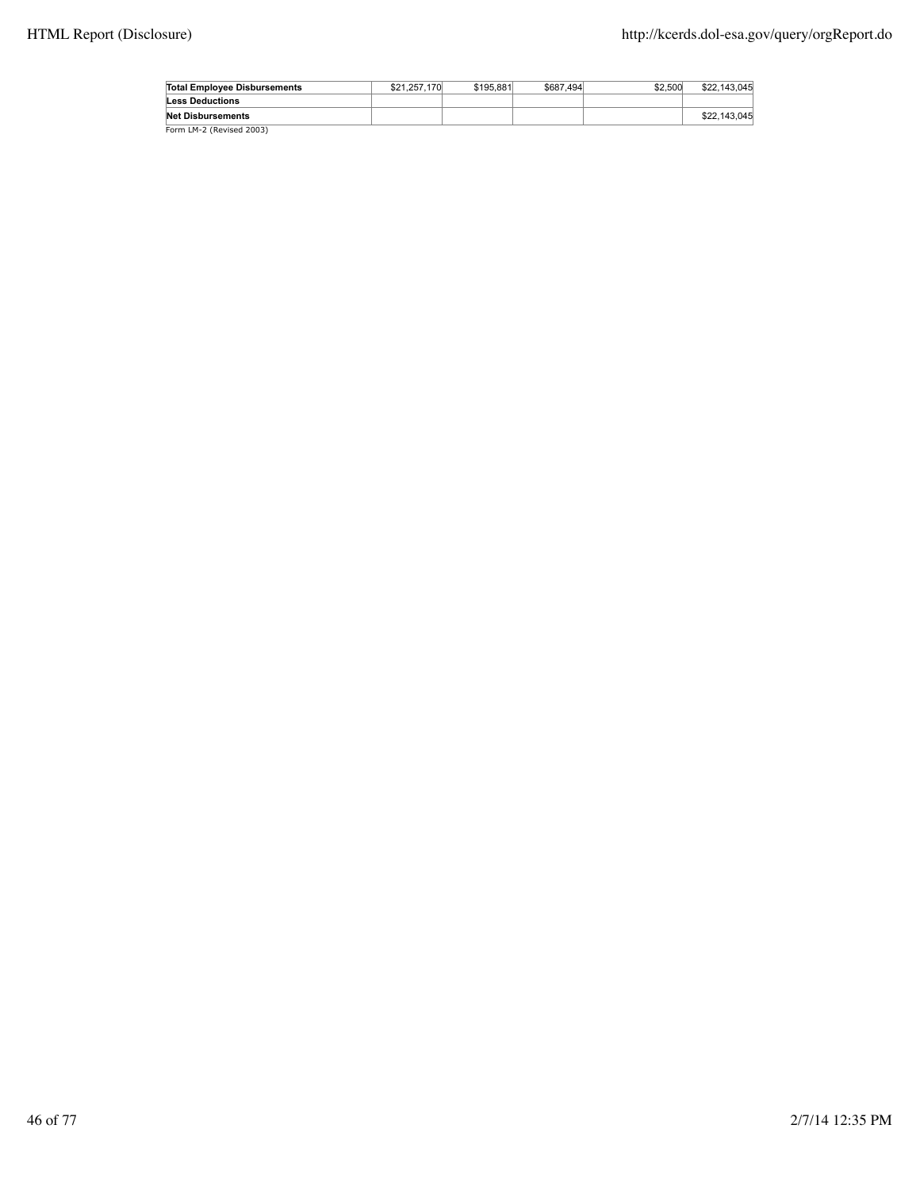| | | | | | |
|---|---|---|---|---|---|
| **Total Employee Disbursements** | $21,257,170 | $195,881 | $687,494 | $2,500 | $22,143,045 |
| **Less Deductions** | | | | | |
| **Net Disbursements** | | | | | $22,143,045 |

Form LM-2 (Revised 2003)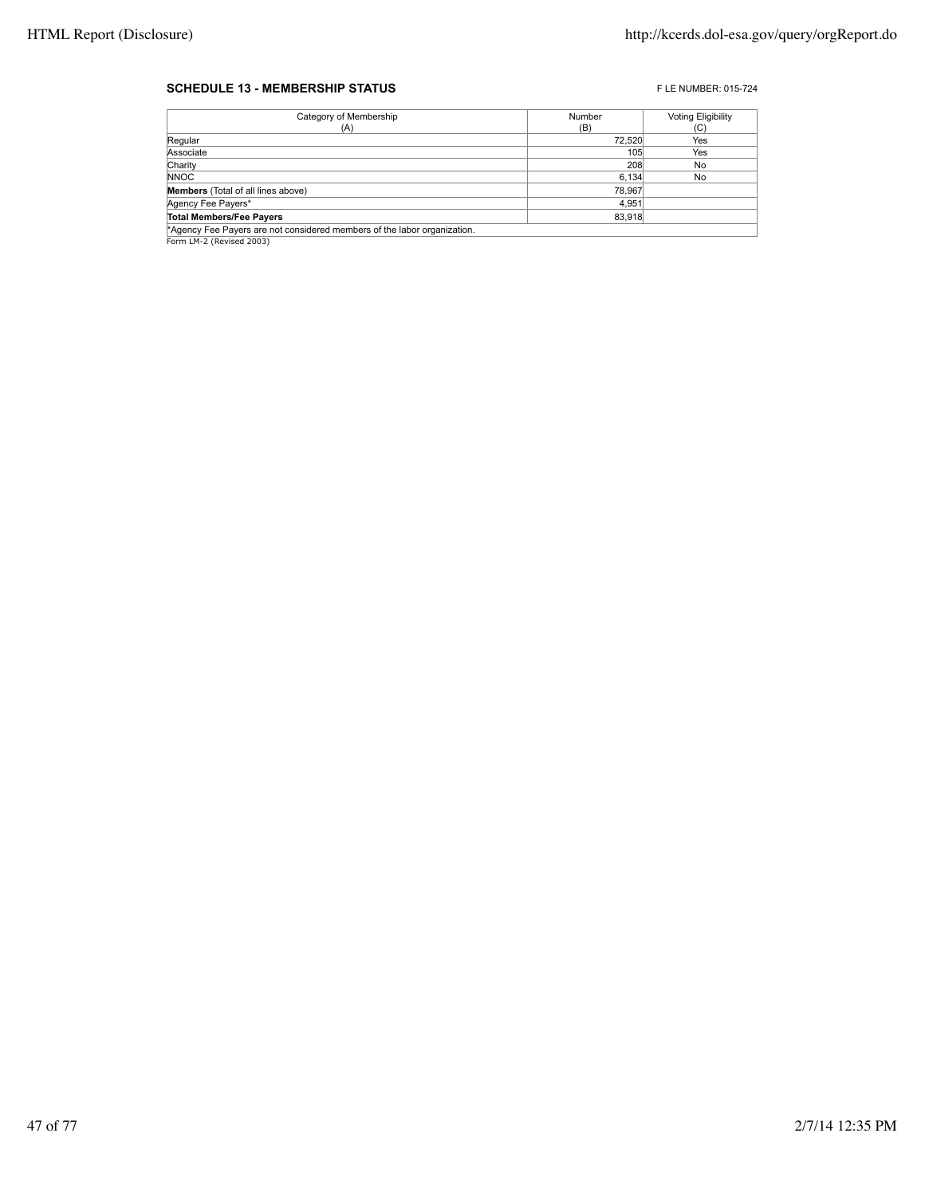**SCHEDULE 13 - MEMBERSHIP STATUS**

F LE NUMBER: 015-724

| Category of Membership (A) | Number (B) | Voting Eligibility (C) |
|---|---|---|
| Regular | 72,520 | Yes |
| Associate | 105 | Yes |
| Charity | 208 | No |
| NNOC | 6,134 | No |
| **Members** (Total of all lines above) | 78,967 | |
| Agency Fee Payers* | 4,951 | |
| **Total Members/Fee Payers** | 83,918 | |

*Agency Fee Payers are not considered members of the labor organization.

Form LM-2 (Revised 2003)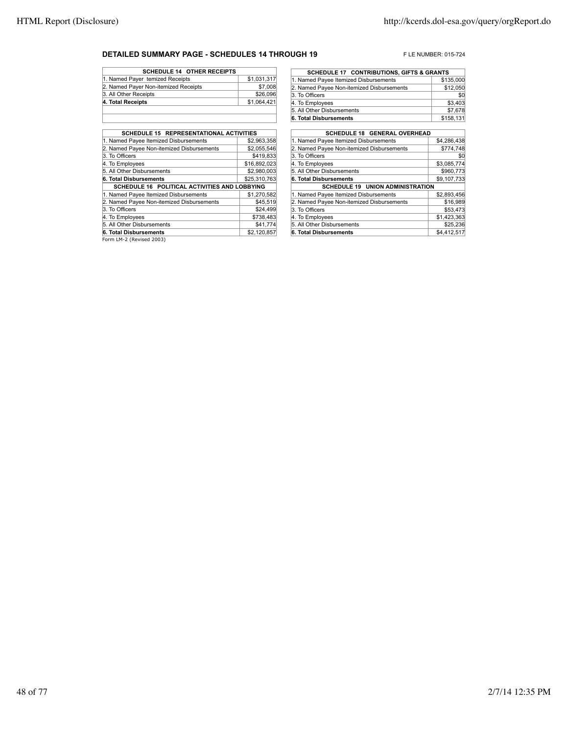## DETAILED SUMMARY PAGE - SCHEDULES 14 THROUGH 19

F LE NUMBER: 015-724

| SCHEDULE 14 OTHER RECEIPTS | |
|---|---|
| 1. Named Payer temized Receipts | $1,031,317 |
| 2. Named Payer Non-itemized Receipts | $7,008 |
| 3. All Other Receipts | $26,096 |
| **4. Total Receipts** | $1,064,421 |

| SCHEDULE 15 REPRESENTATIONAL ACTIVITIES | |
|---|---|
| 1. Named Payee Itemized Disbursements | $2,963,358 |
| 2. Named Payee Non-itemized Disbursements | $2,055,546 |
| 3. To Officers | $419,833 |
| 4. To Employees | $16,892,023 |
| 5. All Other Disbursements | $2,980,003 |
| **6. Total Disbursements** | $25,310,763 |

| SCHEDULE 16 POLITICAL ACTIVITIES AND LOBBYING | |
|---|---|
| 1. Named Payee Itemized Disbursements | $1,270,582 |
| 2. Named Payee Non-itemized Disbursements | $45,519 |
| 3. To Officers | $24,499 |
| 4. To Employees | $738,483 |
| 5. All Other Disbursements | $41,774 |
| **6. Total Disbursements** | $2,120,857 |

Form LM-2 (Revised 2003)

| SCHEDULE 17 CONTRIBUTIONS, GIFTS & GRANTS | |
|---|---|
| 1. Named Payee Itemized Disbursements | $135,000 |
| 2. Named Payee Non-itemized Disbursements | $12,050 |
| 3. To Officers | $0 |
| 4. To Employees | $3,403 |
| 5. All Other Disbursements | $7,678 |
| **6. Total Disbursements** | $158,131 |

| SCHEDULE 18 GENERAL OVERHEAD | |
|---|---|
| 1. Named Payee Itemized Disbursements | $4,286,438 |
| 2. Named Payee Non-itemized Disbursements | $774,748 |
| 3. To Officers | $0 |
| 4. To Employees | $3,085,774 |
| 5. All Other Disbursements | $960,773 |
| **6. Total Disbursements** | $9,107,733 |

| SCHEDULE 19 UNION ADMINISTRATION | |
|---|---|
| 1. Named Payee Itemized Disbursements | $2,893,456 |
| 2. Named Payee Non-itemized Disbursements | $16,989 |
| 3. To Officers | $53,473 |
| 4. To Employees | $1,423,363 |
| 5. All Other Disbursements | $25,236 |
| **6. Total Disbursements** | $4,412,517 |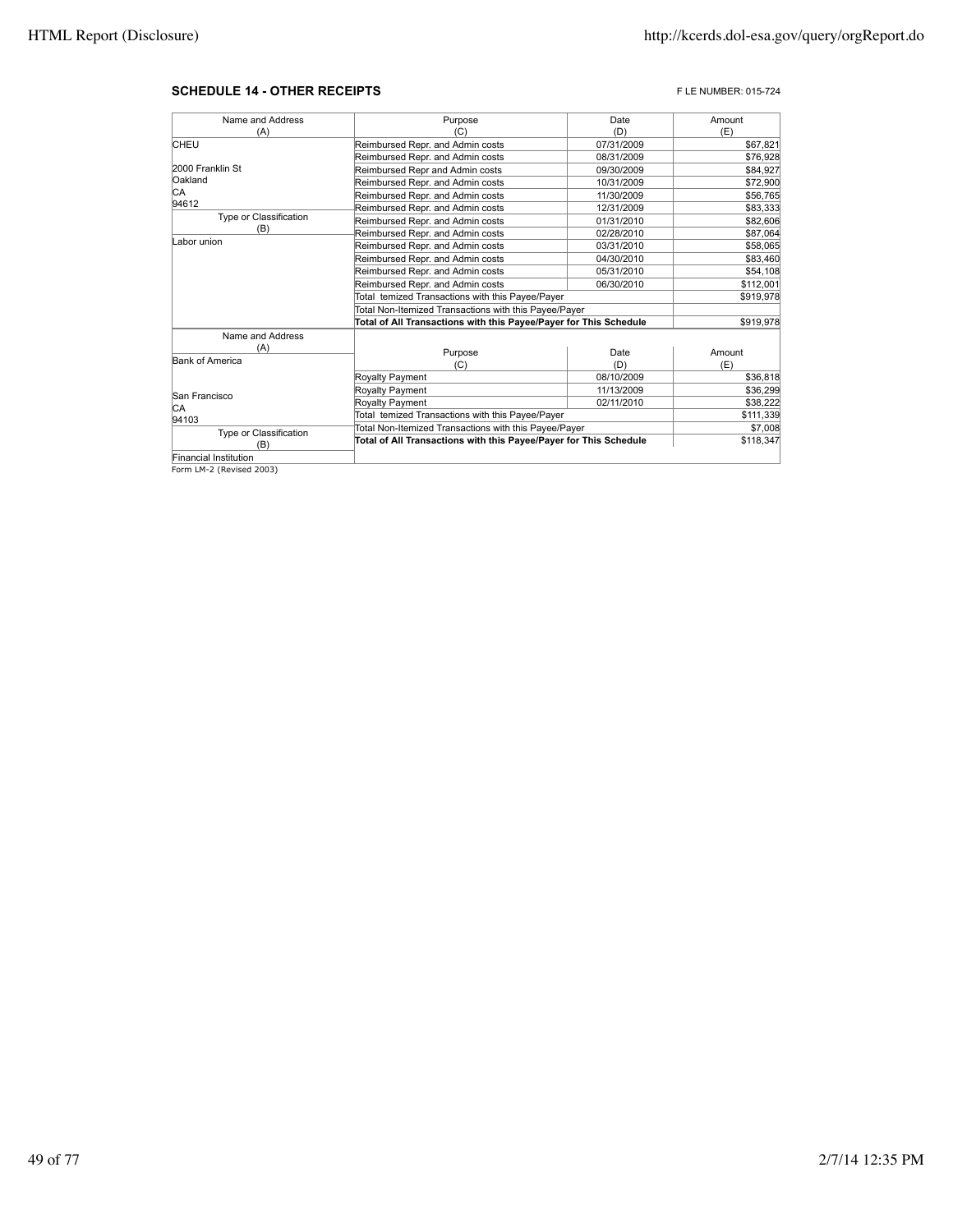## SCHEDULE 14 - OTHER RECEIPTS

F LE NUMBER: 015-724

| Name and Address (A) | Purpose (C) | Date (D) | Amount (E) |
|---|---|---|---|
| CHEU | Reimbursed Repr. and Admin costs | 07/31/2009 | $67,821 |
| | Reimbursed Repr. and Admin costs | 08/31/2009 | $76,928 |
| 2000 Franklin St | Reimbursed Repr and Admin costs | 09/30/2009 | $84,927 |
| Oakland | Reimbursed Repr. and Admin costs | 10/31/2009 | $72,900 |
| CA | Reimbursed Repr. and Admin costs | 11/30/2009 | $56,765 |
| 94612 | Reimbursed Repr. and Admin costs | 12/31/2009 | $83,333 |
| Type or Classification (B) | Reimbursed Repr. and Admin costs | 01/31/2010 | $82,606 |
| | Reimbursed Repr. and Admin costs | 02/28/2010 | $87,064 |
| Labor union | Reimbursed Repr. and Admin costs | 03/31/2010 | $58,065 |
| | Reimbursed Repr. and Admin costs | 04/30/2010 | $83,460 |
| | Reimbursed Repr. and Admin costs | 05/31/2010 | $54,108 |
| | Reimbursed Repr. and Admin costs | 06/30/2010 | $112,001 |
| | Total temized Transactions with this Payee/Payer | | $919,978 |
| | Total Non-Itemized Transactions with this Payee/Payer | | |
| | **Total of All Transactions with this Payee/Payer for This Schedule** | | $919,978 |

| Name and Address (A) | Purpose (C) | Date (D) | Amount (E) |
|---|---|---|---|
| Bank of America | | | |
| | Royalty Payment | 08/10/2009 | $36,818 |
| San Francisco | Royalty Payment | 11/13/2009 | $36,299 |
| CA | Royalty Payment | 02/11/2010 | $38,222 |
| 94103 | Total temized Transactions with this Payee/Payer | | $111,339 |
| Type or Classification (B) | Total Non-Itemized Transactions with this Payee/Payer | | $7,008 |
| | **Total of All Transactions with this Payee/Payer for This Schedule** | | $118,347 |
| Financial Institution | | | |

Form LM-2 (Revised 2003)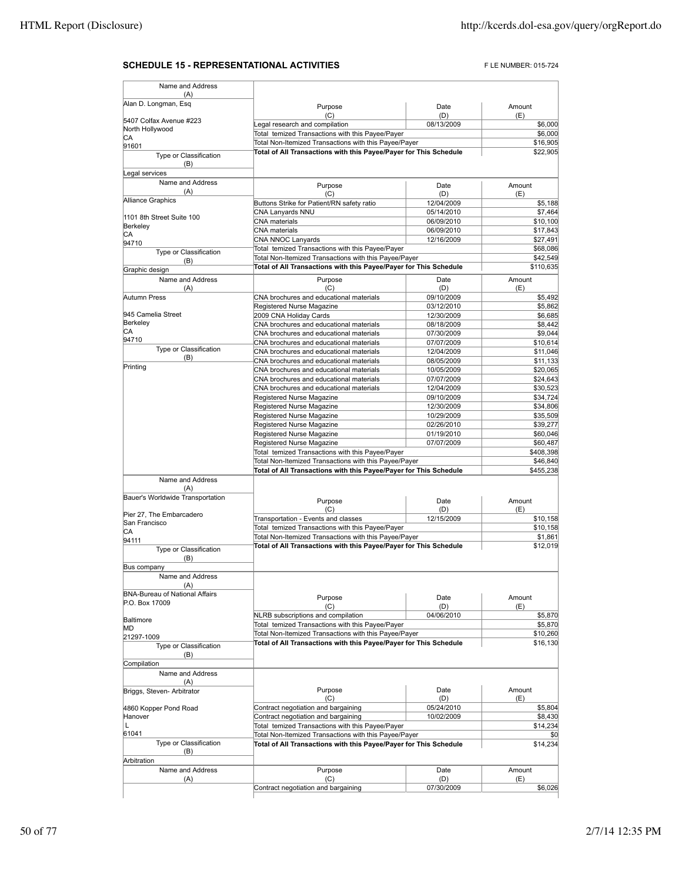## SCHEDULE 15 - REPRESENTATIONAL ACTIVITIES

F LE NUMBER: 015-724

| Name and Address (A) | Purpose (C) | Date (D) | Amount (E) |
|---|---|---|---|
| Alan D. Longman, Esq<br>5407 Colfax Avenue #223<br>North Hollywood<br>CA<br>91601 | Legal research and compilation | 08/13/2009 | $6,000 |
| | Total temized Transactions with this Payee/Payer | | $6,000 |
| | Total Non-Itemized Transactions with this Payee/Payer | | $16,905 |
| Type or Classification (B): Legal services | **Total of All Transactions with this Payee/Payer for This Schedule** | | $22,905 |

| Name and Address (A) | Purpose (C) | Date (D) | Amount (E) |
|---|---|---|---|
| Alliance Graphics<br>1101 8th Street Suite 100<br>Berkeley<br>CA<br>94710 | Buttons Strike for Patient/RN safety ratio | 12/04/2009 | $5,188 |
| | CNA Lanyards NNU | 05/14/2010 | $7,464 |
| | CNA materials | 06/09/2010 | $10,100 |
| | CNA materials | 06/09/2010 | $17,843 |
| | CNA NNOC Lanyards | 12/16/2009 | $27,491 |
| | Total temized Transactions with this Payee/Payer | | $68,086 |
| | Total Non-Itemized Transactions with this Payee/Payer | | $42,549 |
| Type or Classification (B): Graphic design | **Total of All Transactions with this Payee/Payer for This Schedule** | | $110,635 |

| Name and Address (A) | Purpose (C) | Date (D) | Amount (E) |
|---|---|---|---|
| Autumn Press<br>945 Camelia Street<br>Berkeley<br>CA<br>94710 | CNA brochures and educational materials | 09/10/2009 | $5,492 |
| | Registered Nurse Magazine | 03/12/2010 | $5,862 |
| | 2009 CNA Holiday Cards | 12/30/2009 | $6,685 |
| | CNA brochures and educational materials | 08/18/2009 | $8,442 |
| | CNA brochures and educational materials | 07/30/2009 | $9,044 |
| | CNA brochures and educational materials | 07/07/2009 | $10,614 |
| Type or Classification (B): Printing | CNA brochures and educational materials | 12/04/2009 | $11,046 |
| | CNA brochures and educational materials | 08/05/2009 | $11,133 |
| | CNA brochures and educational materials | 10/05/2009 | $20,065 |
| | CNA brochures and educational materials | 07/07/2009 | $24,643 |
| | CNA brochures and educational materials | 12/04/2009 | $30,523 |
| | Registered Nurse Magazine | 09/10/2009 | $34,724 |
| | Registered Nurse Magazine | 12/30/2009 | $34,806 |
| | Registered Nurse Magazine | 10/29/2009 | $35,509 |
| | Registered Nurse Magazine | 02/26/2010 | $39,277 |
| | Registered Nurse Magazine | 01/19/2010 | $60,046 |
| | Registered Nurse Magazine | 07/07/2009 | $60,487 |
| | Total temized Transactions with this Payee/Payer | | $408,398 |
| | Total Non-Itemized Transactions with this Payee/Payer | | $46,840 |
| | **Total of All Transactions with this Payee/Payer for This Schedule** | | $455,238 |

| Name and Address (A) | Purpose (C) | Date (D) | Amount (E) |
|---|---|---|---|
| Bauer's Worldwide Transportation<br>Pier 27, The Embarcadero<br>San Francisco<br>CA<br>94111 | Transportation - Events and classes | 12/15/2009 | $10,158 |
| | Total temized Transactions with this Payee/Payer | | $10,158 |
| | Total Non-Itemized Transactions with this Payee/Payer | | $1,861 |
| Type or Classification (B): Bus company | **Total of All Transactions with this Payee/Payer for This Schedule** | | $12,019 |

| Name and Address (A) | Purpose (C) | Date (D) | Amount (E) |
|---|---|---|---|
| BNA-Bureau of National Affairs<br>P.O. Box 17009<br>Baltimore<br>MD<br>21297-1009 | NLRB subscriptions and compilation | 04/06/2010 | $5,870 |
| | Total temized Transactions with this Payee/Payer | | $5,870 |
| | Total Non-Itemized Transactions with this Payee/Payer | | $10,260 |
| Type or Classification (B): Compilation | **Total of All Transactions with this Payee/Payer for This Schedule** | | $16,130 |

| Name and Address (A) | Purpose (C) | Date (D) | Amount (E) |
|---|---|---|---|
| Briggs, Steven- Arbitrator<br>4860 Kopper Pond Road<br>Hanover<br>L<br>61041 | Contract negotiation and bargaining | 05/24/2010 | $5,804 |
| | Contract negotiation and bargaining | 10/02/2009 | $8,430 |
| | Total temized Transactions with this Payee/Payer | | $14,234 |
| | Total Non-Itemized Transactions with this Payee/Payer | | $0 |
| Type or Classification (B): Arbitration | **Total of All Transactions with this Payee/Payer for This Schedule** | | $14,234 |

| Name and Address (A) | Purpose (C) | Date (D) | Amount (E) |
|---|---|---|---|
| | Contract negotiation and bargaining | 07/30/2009 | $6,026 |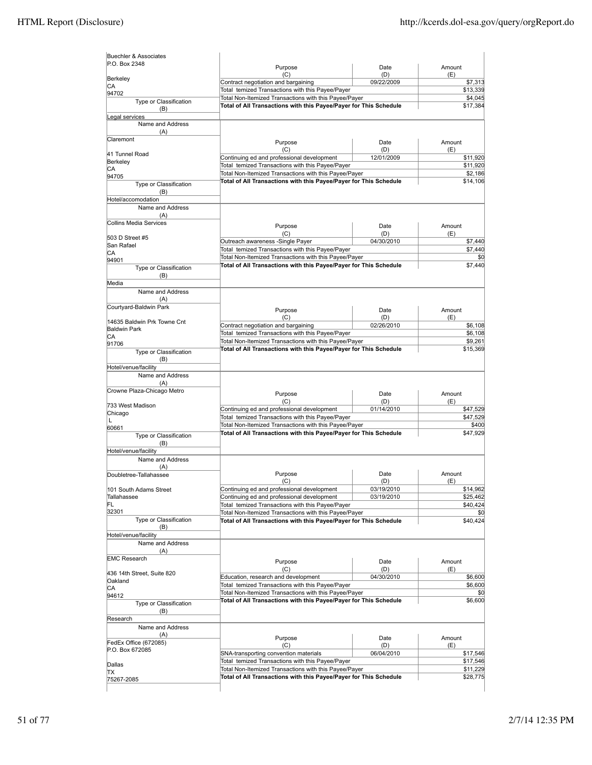| Name and Address (A) | Purpose (C) | Date (D) | Amount (E) |
|---|---|---|---|
| Buechler & Associates<br>P.O. Box 2348<br>Berkeley<br>CA<br>94702 | Contract negotiation and bargaining | 09/22/2009 | $7,313 |
| | Total temized Transactions with this Payee/Payer | | $13,339 |
| | Total Non-Itemized Transactions with this Payee/Payer | | $4,045 |
| | **Total of All Transactions with this Payee/Payer for This Schedule** | | $17,384 |
| Type or Classification (B): Legal services | | | |

| Name and Address (A) | Purpose (C) | Date (D) | Amount (E) |
|---|---|---|---|
| Claremont<br>41 Tunnel Road<br>Berkeley<br>CA<br>94705 | Continuing ed and professional development | 12/01/2009 | $11,920 |
| | Total temized Transactions with this Payee/Payer | | $11,920 |
| | Total Non-Itemized Transactions with this Payee/Payer | | $2,186 |
| | **Total of All Transactions with this Payee/Payer for This Schedule** | | $14,106 |
| Type or Classification (B): Hotel/accomodation | | | |

| Name and Address (A) | Purpose (C) | Date (D) | Amount (E) |
|---|---|---|---|
| Collins Media Services<br>503 D Street #5<br>San Rafael<br>CA<br>94901 | Outreach awareness -Single Payer | 04/30/2010 | $7,440 |
| | Total temized Transactions with this Payee/Payer | | $7,440 |
| | Total Non-Itemized Transactions with this Payee/Payer | | $0 |
| | **Total of All Transactions with this Payee/Payer for This Schedule** | | $7,440 |
| Type or Classification (B): Media | | | |

| Name and Address (A) | Purpose (C) | Date (D) | Amount (E) |
|---|---|---|---|
| Courtyard-Baldwin Park<br>14635 Baldwin Prk Towne Cnt<br>Baldwin Park<br>CA<br>91706 | Contract negotiation and bargaining | 02/26/2010 | $6,108 |
| | Total temized Transactions with this Payee/Payer | | $6,108 |
| | Total Non-Itemized Transactions with this Payee/Payer | | $9,261 |
| | **Total of All Transactions with this Payee/Payer for This Schedule** | | $15,369 |
| Type or Classification (B): Hotel/venue/facility | | | |

| Name and Address (A) | Purpose (C) | Date (D) | Amount (E) |
|---|---|---|---|
| Crowne Plaza-Chicago Metro<br>733 West Madison<br>Chicago<br>L<br>60661 | Continuing ed and professional development | 01/14/2010 | $47,529 |
| | Total temized Transactions with this Payee/Payer | | $47,529 |
| | Total Non-Itemized Transactions with this Payee/Payer | | $400 |
| | **Total of All Transactions with this Payee/Payer for This Schedule** | | $47,929 |
| Type or Classification (B): Hotel/venue/facility | | | |

| Name and Address (A) | Purpose (C) | Date (D) | Amount (E) |
|---|---|---|---|
| Doubletree-Tallahassee<br>101 South Adams Street<br>Tallahassee<br>FL<br>32301 | Continuing ed and professional development | 03/19/2010 | $14,962 |
| | Continuing ed and professional development | 03/19/2010 | $25,462 |
| | Total temized Transactions with this Payee/Payer | | $40,424 |
| | Total Non-Itemized Transactions with this Payee/Payer | | $0 |
| | **Total of All Transactions with this Payee/Payer for This Schedule** | | $40,424 |
| Type or Classification (B): Hotel/venue/facility | | | |

| Name and Address (A) | Purpose (C) | Date (D) | Amount (E) |
|---|---|---|---|
| EMC Research<br>436 14th Street, Suite 820<br>Oakland<br>CA<br>94612 | Education, research and development | 04/30/2010 | $6,600 |
| | Total temized Transactions with this Payee/Payer | | $6,600 |
| | Total Non-Itemized Transactions with this Payee/Payer | | $0 |
| | **Total of All Transactions with this Payee/Payer for This Schedule** | | $6,600 |
| Type or Classification (B): Research | | | |

| Name and Address (A) | Purpose (C) | Date (D) | Amount (E) |
|---|---|---|---|
| FedEx Office (672085)<br>P.O. Box 672085<br>Dallas<br>TX<br>75267-2085 | SNA-transporting convention materials | 06/04/2010 | $17,546 |
| | Total temized Transactions with this Payee/Payer | | $17,546 |
| | Total Non-Itemized Transactions with this Payee/Payer | | $11,229 |
| | **Total of All Transactions with this Payee/Payer for This Schedule** | | $28,775 |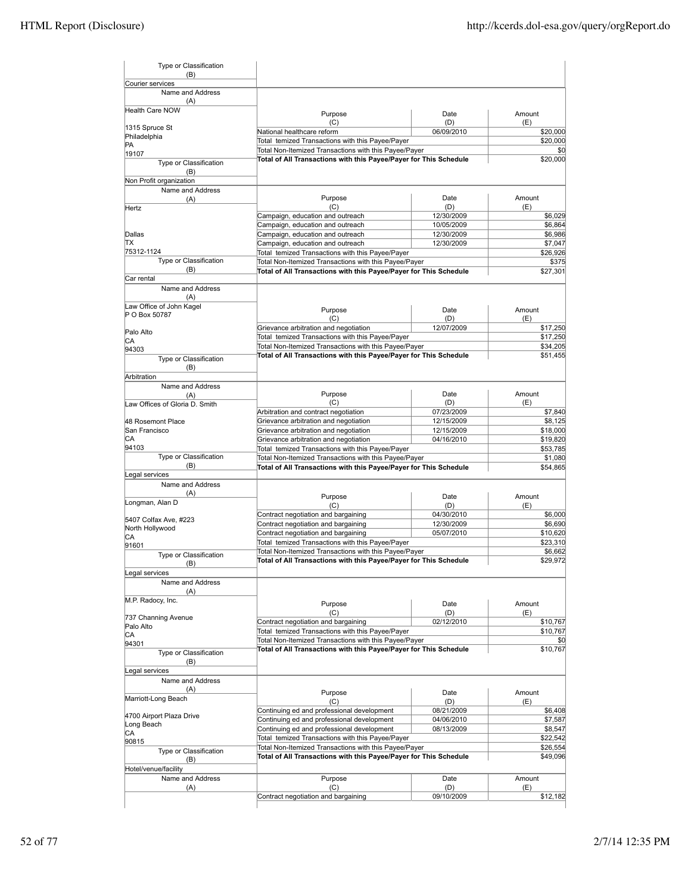| Type or Classification (B) | | | |
|---|---|---|---|
| Courier services | | | |

| Name and Address (A) | Purpose (C) | Date (D) | Amount (E) |
|---|---|---|---|
| Health Care NOW<br>1315 Spruce St<br>Philadelphia<br>PA<br>19107 | National healthcare reform | 06/09/2010 | $20,000 |
| | Total temized Transactions with this Payee/Payer | | $20,000 |
| | Total Non-Itemized Transactions with this Payee/Payer | | $0 |
| | Total of All Transactions with this Payee/Payer for This Schedule | | $20,000 |
| Type or Classification (B) | | | |
| Non Profit organization | | | |

| Name and Address (A) | Purpose (C) | Date (D) | Amount (E) |
|---|---|---|---|
| Hertz<br>Dallas<br>TX<br>75312-1124 | Campaign, education and outreach | 12/30/2009 | $6,029 |
| | Campaign, education and outreach | 10/05/2009 | $6,864 |
| | Campaign, education and outreach | 12/30/2009 | $6,986 |
| | Campaign, education and outreach | 12/30/2009 | $7,047 |
| | Total temized Transactions with this Payee/Payer | | $26,926 |
| | Total Non-Itemized Transactions with this Payee/Payer | | $375 |
| | Total of All Transactions with this Payee/Payer for This Schedule | | $27,301 |
| Type or Classification (B) | | | |
| Car rental | | | |

| Name and Address (A) | Purpose (C) | Date (D) | Amount (E) |
|---|---|---|---|
| Law Office of John Kagel<br>P O Box 50787<br>Palo Alto<br>CA<br>94303 | Grievance arbitration and negotiation | 12/07/2009 | $17,250 |
| | Total temized Transactions with this Payee/Payer | | $17,250 |
| | Total Non-Itemized Transactions with this Payee/Payer | | $34,205 |
| | Total of All Transactions with this Payee/Payer for This Schedule | | $51,455 |
| Type or Classification (B) | | | |
| Arbitration | | | |

| Name and Address (A) | Purpose (C) | Date (D) | Amount (E) |
|---|---|---|---|
| Law Offices of Gloria D. Smith<br>48 Rosemont Place<br>San Francisco<br>CA<br>94103 | Arbitration and contract negotiation | 07/23/2009 | $7,840 |
| | Grievance arbitration and negotiation | 12/15/2009 | $8,125 |
| | Grievance arbitration and negotiation | 12/15/2009 | $18,000 |
| | Grievance arbitration and negotiation | 04/16/2010 | $19,820 |
| | Total temized Transactions with this Payee/Payer | | $53,785 |
| | Total Non-Itemized Transactions with this Payee/Payer | | $1,080 |
| | Total of All Transactions with this Payee/Payer for This Schedule | | $54,865 |
| Type or Classification (B) | | | |
| Legal services | | | |

| Name and Address (A) | Purpose (C) | Date (D) | Amount (E) |
|---|---|---|---|
| Longman, Alan D<br>5407 Colfax Ave, #223<br>North Hollywood<br>CA<br>91601 | Contract negotiation and bargaining | 04/30/2010 | $6,000 |
| | Contract negotiation and bargaining | 12/30/2009 | $6,690 |
| | Contract negotiation and bargaining | 05/07/2010 | $10,620 |
| | Total temized Transactions with this Payee/Payer | | $23,310 |
| | Total Non-Itemized Transactions with this Payee/Payer | | $6,662 |
| | Total of All Transactions with this Payee/Payer for This Schedule | | $29,972 |
| Type or Classification (B) | | | |
| Legal services | | | |

| Name and Address (A) | Purpose (C) | Date (D) | Amount (E) |
|---|---|---|---|
| M.P. Radocy, Inc.<br>737 Channing Avenue<br>Palo Alto<br>CA<br>94301 | Contract negotiation and bargaining | 02/12/2010 | $10,767 |
| | Total temized Transactions with this Payee/Payer | | $10,767 |
| | Total Non-Itemized Transactions with this Payee/Payer | | $0 |
| | Total of All Transactions with this Payee/Payer for This Schedule | | $10,767 |
| Type or Classification (B) | | | |
| Legal services | | | |

| Name and Address (A) | Purpose (C) | Date (D) | Amount (E) |
|---|---|---|---|
| Marriott-Long Beach<br>4700 Airport Plaza Drive<br>Long Beach<br>CA<br>90815 | Continuing ed and professional development | 08/21/2009 | $6,408 |
| | Continuing ed and professional development | 04/06/2010 | $7,587 |
| | Continuing ed and professional development | 08/13/2009 | $8,547 |
| | Total temized Transactions with this Payee/Payer | | $22,542 |
| | Total Non-Itemized Transactions with this Payee/Payer | | $26,554 |
| | Total of All Transactions with this Payee/Payer for This Schedule | | $49,096 |
| Type or Classification (B) | | | |
| Hotel/venue/facility | | | |

| Name and Address (A) | Purpose (C) | Date (D) | Amount (E) |
|---|---|---|---|
| | Contract negotiation and bargaining | 09/10/2009 | $12,182 |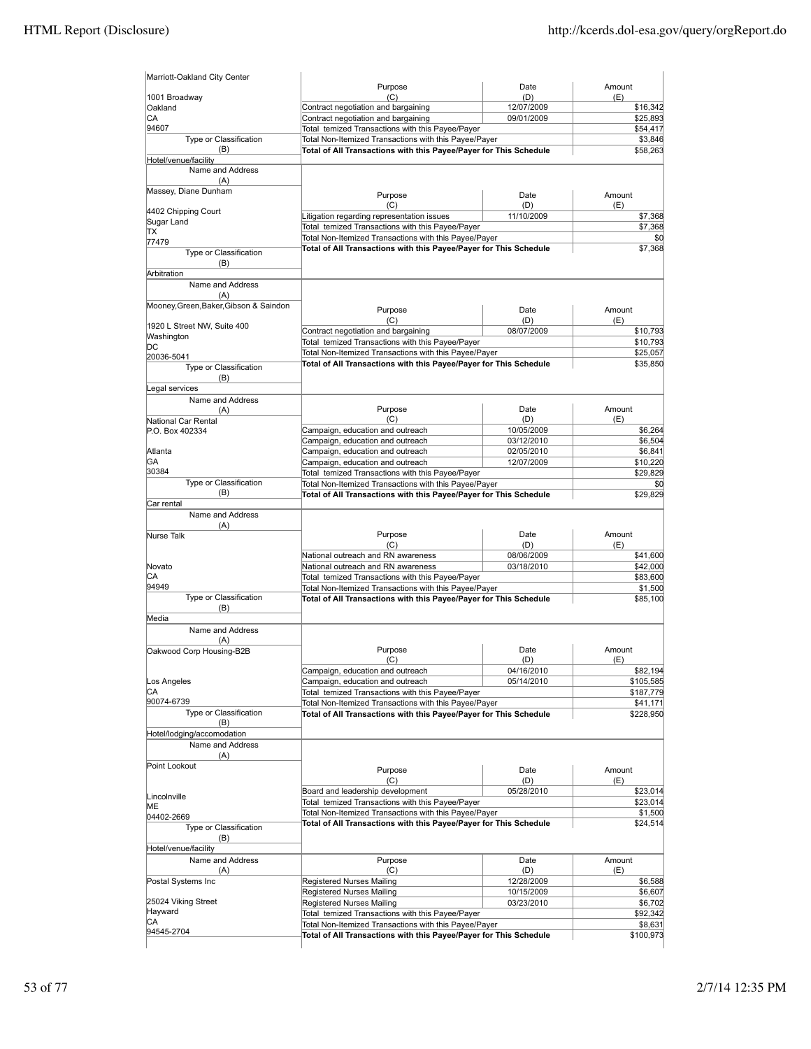| Name and Address (A) | Purpose (C) | Date (D) | Amount (E) |
|---|---|---|---|
| Marriott-Oakland City Center | Contract negotiation and bargaining | 12/07/2009 | $16,342 |
| 1001 Broadway | Contract negotiation and bargaining | 09/01/2009 | $25,893 |
| Oakland | Total temized Transactions with this Payee/Payer | | $54,417 |
| CA | Total Non-Itemized Transactions with this Payee/Payer | | $3,846 |
| 94607 | **Total of All Transactions with this Payee/Payer for This Schedule** | | $58,263 |
| Type or Classification (B): Hotel/venue/facility | | | |

| Name and Address (A) | Purpose (C) | Date (D) | Amount (E) |
|---|---|---|---|
| Massey, Diane Dunham | Litigation regarding representation issues | 11/10/2009 | $7,368 |
| 4402 Chipping Court | Total temized Transactions with this Payee/Payer | | $7,368 |
| Sugar Land | Total Non-Itemized Transactions with this Payee/Payer | | $0 |
| TX | **Total of All Transactions with this Payee/Payer for This Schedule** | | $7,368 |
| 77479 | | | |
| Type or Classification (B): Arbitration | | | |

| Name and Address (A) | Purpose (C) | Date (D) | Amount (E) |
|---|---|---|---|
| Mooney,Green,Baker,Gibson & Saindon | Contract negotiation and bargaining | 08/07/2009 | $10,793 |
| 1920 L Street NW, Suite 400 | Total temized Transactions with this Payee/Payer | | $10,793 |
| Washington | Total Non-Itemized Transactions with this Payee/Payer | | $25,057 |
| DC | **Total of All Transactions with this Payee/Payer for This Schedule** | | $35,850 |
| 20036-5041 | | | |
| Type or Classification (B): Legal services | | | |

| Name and Address (A) | Purpose (C) | Date (D) | Amount (E) |
|---|---|---|---|
| National Car Rental | Campaign, education and outreach | 10/05/2009 | $6,264 |
| P.O. Box 402334 | Campaign, education and outreach | 03/12/2010 | $6,504 |
| Atlanta | Campaign, education and outreach | 02/05/2010 | $6,841 |
| GA | Campaign, education and outreach | 12/07/2009 | $10,220 |
| 30384 | Total temized Transactions with this Payee/Payer | | $29,829 |
| | Total Non-Itemized Transactions with this Payee/Payer | | $0 |
| | **Total of All Transactions with this Payee/Payer for This Schedule** | | $29,829 |
| Type or Classification (B): Car rental | | | |

| Name and Address (A) | Purpose (C) | Date (D) | Amount (E) |
|---|---|---|---|
| Nurse Talk | National outreach and RN awareness | 08/06/2009 | $41,600 |
| Novato | National outreach and RN awareness | 03/18/2010 | $42,000 |
| CA | Total temized Transactions with this Payee/Payer | | $83,600 |
| 94949 | Total Non-Itemized Transactions with this Payee/Payer | | $1,500 |
| | **Total of All Transactions with this Payee/Payer for This Schedule** | | $85,100 |
| Type or Classification (B): Media | | | |

| Name and Address (A) | Purpose (C) | Date (D) | Amount (E) |
|---|---|---|---|
| Oakwood Corp Housing-B2B | Campaign, education and outreach | 04/16/2010 | $82,194 |
| Los Angeles | Campaign, education and outreach | 05/14/2010 | $105,585 |
| CA | Total temized Transactions with this Payee/Payer | | $187,779 |
| 90074-6739 | Total Non-Itemized Transactions with this Payee/Payer | | $41,171 |
| | **Total of All Transactions with this Payee/Payer for This Schedule** | | $228,950 |
| Type or Classification (B): Hotel/lodging/accomodation | | | |

| Name and Address (A) | Purpose (C) | Date (D) | Amount (E) |
|---|---|---|---|
| Point Lookout | Board and leadership development | 05/28/2010 | $23,014 |
| Lincolnville | Total temized Transactions with this Payee/Payer | | $23,014 |
| ME | Total Non-Itemized Transactions with this Payee/Payer | | $1,500 |
| 04402-2669 | **Total of All Transactions with this Payee/Payer for This Schedule** | | $24,514 |
| Type or Classification (B): Hotel/venue/facility | | | |

| Name and Address (A) | Purpose (C) | Date (D) | Amount (E) |
|---|---|---|---|
| Postal Systems Inc | Registered Nurses Mailing | 12/28/2009 | $6,588 |
| 25024 Viking Street | Registered Nurses Mailing | 10/15/2009 | $6,607 |
| Hayward | Registered Nurses Mailing | 03/23/2010 | $6,702 |
| CA | Total temized Transactions with this Payee/Payer | | $92,342 |
| 94545-2704 | Total Non-Itemized Transactions with this Payee/Payer | | $8,631 |
| | **Total of All Transactions with this Payee/Payer for This Schedule** | | $100,973 |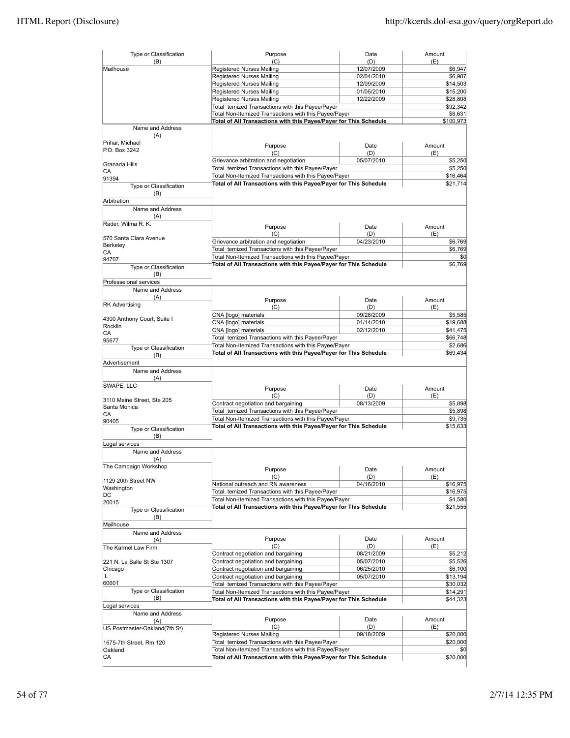| Type or Classification (B) | Purpose (C) | Date (D) | Amount (E) |
|---|---|---|---|
| Mailhouse | Registered Nurses Mailing | 12/07/2009 | $6,947 |
| | Registered Nurses Mailing | 02/04/2010 | $6,987 |
| | Registered Nurses Mailing | 12/09/2009 | $14,503 |
| | Registered Nurses Mailing | 01/05/2010 | $15,200 |
| | Registered Nurses Mailing | 12/22/2009 | $28,808 |
| | Total temized Transactions with this Payee/Payer | | $92,342 |
| | Total Non-Itemized Transactions with this Payee/Payer | | $8,631 |
| | **Total of All Transactions with this Payee/Payer for This Schedule** | | $100,973 |

| Name and Address (A) | Purpose (C) | Date (D) | Amount (E) |
|---|---|---|---|
| Prihar, Michael<br>P.O. Box 3242<br><br>Granada Hills<br>CA<br>91394 | Grievance arbitration and negotiation | 05/07/2010 | $5,250 |
| | Total temized Transactions with this Payee/Payer | | $5,250 |
| | Total Non-Itemized Transactions with this Payee/Payer | | $16,464 |
| | **Total of All Transactions with this Payee/Payer for This Schedule** | | $21,714 |
| **Type or Classification (B)** | | | |
| Arbitration | | | |

| Name and Address (A) | Purpose (C) | Date (D) | Amount (E) |
|---|---|---|---|
| Rader, Wilma R. K.<br><br>570 Santa Clara Avenue<br>Berkeley<br>CA<br>94707 | Grievance arbitration and negotiation | 04/23/2010 | $6,769 |
| | Total temized Transactions with this Payee/Payer | | $6,769 |
| | Total Non-Itemized Transactions with this Payee/Payer | | $0 |
| | **Total of All Transactions with this Payee/Payer for This Schedule** | | $6,769 |
| **Type or Classification (B)** | | | |
| Professeional services | | | |

| Name and Address (A) | Purpose (C) | Date (D) | Amount (E) |
|---|---|---|---|
| RK Advertising<br><br>4300 Anthony Court, Suite I<br>Rocklin<br>CA<br>95677 | CNA [logo] materials | 09/28/2009 | $5,585 |
| | CNA [logo] materials | 01/14/2010 | $19,688 |
| | CNA [logo] materials | 02/12/2010 | $41,475 |
| | Total temized Transactions with this Payee/Payer | | $66,748 |
| | Total Non-Itemized Transactions with this Payee/Payer | | $2,686 |
| | **Total of All Transactions with this Payee/Payer for This Schedule** | | $69,434 |
| **Type or Classification (B)** | | | |
| Advertisement | | | |

| Name and Address (A) | Purpose (C) | Date (D) | Amount (E) |
|---|---|---|---|
| SWAPE, LLC<br><br>3110 Maine Street, Ste 205<br>Santa Monica<br>CA<br>90405 | Contract negotiation and bargaining | 08/13/2009 | $5,898 |
| | Total temized Transactions with this Payee/Payer | | $5,898 |
| | Total Non-Itemized Transactions with this Payee/Payer | | $9,735 |
| | **Total of All Transactions with this Payee/Payer for This Schedule** | | $15,633 |
| **Type or Classification (B)** | | | |
| Legal services | | | |

| Name and Address (A) | Purpose (C) | Date (D) | Amount (E) |
|---|---|---|---|
| The Campaign Workshop<br><br>1129 20th Street NW<br>Washington<br>DC<br>20015 | National outreach and RN awareness | 04/16/2010 | $16,975 |
| | Total temized Transactions with this Payee/Payer | | $16,975 |
| | Total Non-Itemized Transactions with this Payee/Payer | | $4,580 |
| | **Total of All Transactions with this Payee/Payer for This Schedule** | | $21,555 |
| **Type or Classification (B)** | | | |
| Mailhouse | | | |

| Name and Address (A) | Purpose (C) | Date (D) | Amount (E) |
|---|---|---|---|
| The Karmel Law Firm<br><br>221 N. La Salle St Ste 1307<br>Chicago<br>L<br>60601 | Contract negotiation and bargaining | 08/21/2009 | $5,212 |
| | Contract negotiation and bargaining | 05/07/2010 | $5,526 |
| | Contract negotiation and bargaining | 06/25/2010 | $6,100 |
| | Contract negotiation and bargaining | 05/07/2010 | $13,194 |
| | Total temized Transactions with this Payee/Payer | | $30,032 |
| | Total Non-Itemized Transactions with this Payee/Payer | | $14,291 |
| | **Total of All Transactions with this Payee/Payer for This Schedule** | | $44,323 |
| **Type or Classification (B)** | | | |
| Legal services | | | |

| Name and Address (A) | Purpose (C) | Date (D) | Amount (E) |
|---|---|---|---|
| US Postmaster-Oakland(7th St)<br><br>1675-7th Street, Rm 120<br>Oakland<br>CA | Registered Nurses Mailing | 09/18/2009 | $20,000 |
| | Total temized Transactions with this Payee/Payer | | $20,000 |
| | Total Non-Itemized Transactions with this Payee/Payer | | $0 |
| | **Total of All Transactions with this Payee/Payer for This Schedule** | | $20,000 |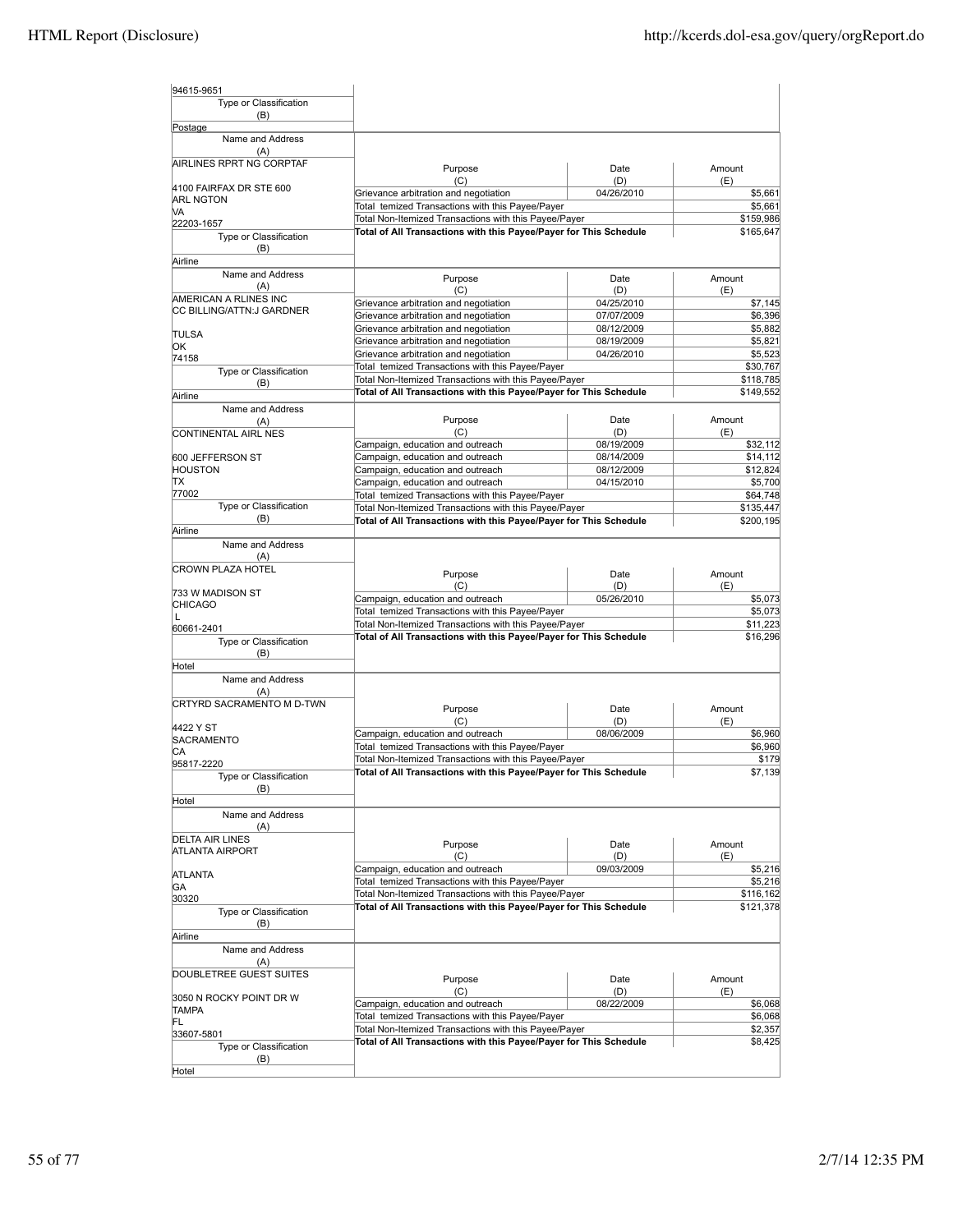| Name and Address (A) | Purpose (C) | Date (D) | Amount (E) |
|---|---|---|---|
| 94615-9651 | | | |
| Type or Classification (B) | | | |
| Postage | | | |

| Name and Address (A) | Purpose (C) | Date (D) | Amount (E) |
|---|---|---|---|
| AIRLINES RPRT NG CORPTAF<br>4100 FAIRFAX DR STE 600<br>ARL NGTON<br>VA<br>22203-1657 | Grievance arbitration and negotiation | 04/26/2010 | $5,661 |
| | Total temized Transactions with this Payee/Payer | | $5,661 |
| | Total Non-Itemized Transactions with this Payee/Payer | | $159,986 |
| | **Total of All Transactions with this Payee/Payer for This Schedule** | | $165,647 |
| Type or Classification (B): Airline | | | |

| Name and Address (A) | Purpose (C) | Date (D) | Amount (E) |
|---|---|---|---|
| AMERICAN A RLINES INC<br>CC BILLING/ATTN:J GARDNER<br>TULSA<br>OK<br>74158 | Grievance arbitration and negotiation | 04/25/2010 | $7,145 |
| | Grievance arbitration and negotiation | 07/07/2009 | $6,396 |
| | Grievance arbitration and negotiation | 08/12/2009 | $5,882 |
| | Grievance arbitration and negotiation | 08/19/2009 | $5,821 |
| | Grievance arbitration and negotiation | 04/26/2010 | $5,523 |
| | Total temized Transactions with this Payee/Payer | | $30,767 |
| | Total Non-Itemized Transactions with this Payee/Payer | | $118,785 |
| | **Total of All Transactions with this Payee/Payer for This Schedule** | | $149,552 |
| Type or Classification (B): Airline | | | |

| Name and Address (A) | Purpose (C) | Date (D) | Amount (E) |
|---|---|---|---|
| CONTINENTAL AIRL NES<br>600 JEFFERSON ST<br>HOUSTON<br>TX<br>77002 | Campaign, education and outreach | 08/19/2009 | $32,112 |
| | Campaign, education and outreach | 08/14/2009 | $14,112 |
| | Campaign, education and outreach | 08/12/2009 | $12,824 |
| | Campaign, education and outreach | 04/15/2010 | $5,700 |
| | Total temized Transactions with this Payee/Payer | | $64,748 |
| | Total Non-Itemized Transactions with this Payee/Payer | | $135,447 |
| | **Total of All Transactions with this Payee/Payer for This Schedule** | | $200,195 |
| Type or Classification (B): Airline | | | |

| Name and Address (A) | Purpose (C) | Date (D) | Amount (E) |
|---|---|---|---|
| CROWN PLAZA HOTEL<br>733 W MADISON ST<br>CHICAGO<br>L<br>60661-2401 | Campaign, education and outreach | 05/26/2010 | $5,073 |
| | Total temized Transactions with this Payee/Payer | | $5,073 |
| | Total Non-Itemized Transactions with this Payee/Payer | | $11,223 |
| | **Total of All Transactions with this Payee/Payer for This Schedule** | | $16,296 |
| Type or Classification (B): Hotel | | | |

| Name and Address (A) | Purpose (C) | Date (D) | Amount (E) |
|---|---|---|---|
| CRTYRD SACRAMENTO M D-TWN<br>4422 Y ST<br>SACRAMENTO<br>CA<br>95817-2220 | Campaign, education and outreach | 08/06/2009 | $6,960 |
| | Total temized Transactions with this Payee/Payer | | $6,960 |
| | Total Non-Itemized Transactions with this Payee/Payer | | $179 |
| | **Total of All Transactions with this Payee/Payer for This Schedule** | | $7,139 |
| Type or Classification (B): Hotel | | | |

| Name and Address (A) | Purpose (C) | Date (D) | Amount (E) |
|---|---|---|---|
| DELTA AIR LINES<br>ATLANTA AIRPORT<br>ATLANTA<br>GA<br>30320 | Campaign, education and outreach | 09/03/2009 | $5,216 |
| | Total temized Transactions with this Payee/Payer | | $5,216 |
| | Total Non-Itemized Transactions with this Payee/Payer | | $116,162 |
| | **Total of All Transactions with this Payee/Payer for This Schedule** | | $121,378 |
| Type or Classification (B): Airline | | | |

| Name and Address (A) | Purpose (C) | Date (D) | Amount (E) |
|---|---|---|---|
| DOUBLETREE GUEST SUITES<br>3050 N ROCKY POINT DR W<br>TAMPA<br>FL<br>33607-5801 | Campaign, education and outreach | 08/22/2009 | $6,068 |
| | Total temized Transactions with this Payee/Payer | | $6,068 |
| | Total Non-Itemized Transactions with this Payee/Payer | | $2,357 |
| | **Total of All Transactions with this Payee/Payer for This Schedule** | | $8,425 |
| Type or Classification (B): Hotel | | | |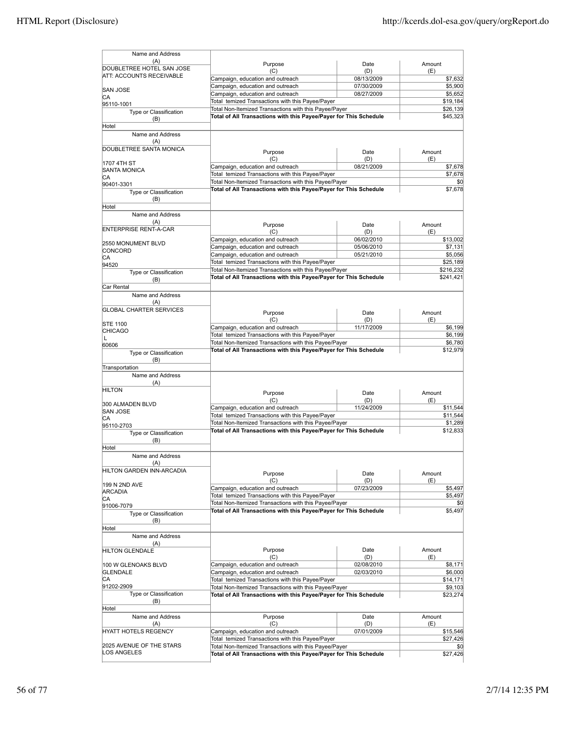| Name and Address (A) | Purpose (C) | Date (D) | Amount (E) |
|---|---|---|---|
| DOUBLETREE HOTEL SAN JOSE<br>ATT: ACCOUNTS RECEIVABLE<br><br>SAN JOSE<br>CA<br>95110-1001 | Campaign, education and outreach | 08/13/2009 | $7,632 |
| | Campaign, education and outreach | 07/30/2009 | $5,900 |
| | Campaign, education and outreach | 08/27/2009 | $5,652 |
| | Total temized Transactions with this Payee/Payer | | $19,184 |
| | Total Non-Itemized Transactions with this Payee/Payer | | $26,139 |
| | **Total of All Transactions with this Payee/Payer for This Schedule** | | $45,323 |
| Type or Classification (B): Hotel | | | |

| Name and Address (A) | Purpose (C) | Date (D) | Amount (E) |
|---|---|---|---|
| DOUBLETREE SANTA MONICA<br><br>1707 4TH ST<br>SANTA MONICA<br>CA<br>90401-3301 | Campaign, education and outreach | 08/21/2009 | $7,678 |
| | Total temized Transactions with this Payee/Payer | | $7,678 |
| | Total Non-Itemized Transactions with this Payee/Payer | | $0 |
| | **Total of All Transactions with this Payee/Payer for This Schedule** | | $7,678 |
| Type or Classification (B): Hotel | | | |

| Name and Address (A) | Purpose (C) | Date (D) | Amount (E) |
|---|---|---|---|
| ENTERPRISE RENT-A-CAR<br><br>2550 MONUMENT BLVD<br>CONCORD<br>CA<br>94520 | Campaign, education and outreach | 06/02/2010 | $13,002 |
| | Campaign, education and outreach | 05/06/2010 | $7,131 |
| | Campaign, education and outreach | 05/21/2010 | $5,056 |
| | Total temized Transactions with this Payee/Payer | | $25,189 |
| | Total Non-Itemized Transactions with this Payee/Payer | | $216,232 |
| | **Total of All Transactions with this Payee/Payer for This Schedule** | | $241,421 |
| Type or Classification (B): Car Rental | | | |

| Name and Address (A) | Purpose (C) | Date (D) | Amount (E) |
|---|---|---|---|
| GLOBAL CHARTER SERVICES<br><br>STE 1100<br>CHICAGO<br>L<br>60606 | Campaign, education and outreach | 11/17/2009 | $6,199 |
| | Total temized Transactions with this Payee/Payer | | $6,199 |
| | Total Non-Itemized Transactions with this Payee/Payer | | $6,780 |
| | **Total of All Transactions with this Payee/Payer for This Schedule** | | $12,979 |
| Type or Classification (B): Transportation | | | |

| Name and Address (A) | Purpose (C) | Date (D) | Amount (E) |
|---|---|---|---|
| HILTON<br><br>300 ALMADEN BLVD<br>SAN JOSE<br>CA<br>95110-2703 | Campaign, education and outreach | 11/24/2009 | $11,544 |
| | Total temized Transactions with this Payee/Payer | | $11,544 |
| | Total Non-Itemized Transactions with this Payee/Payer | | $1,289 |
| | **Total of All Transactions with this Payee/Payer for This Schedule** | | $12,833 |
| Type or Classification (B): Hotel | | | |

| Name and Address (A) | Purpose (C) | Date (D) | Amount (E) |
|---|---|---|---|
| HILTON GARDEN INN-ARCADIA<br><br>199 N 2ND AVE<br>ARCADIA<br>CA<br>91006-7079 | Campaign, education and outreach | 07/23/2009 | $5,497 |
| | Total temized Transactions with this Payee/Payer | | $5,497 |
| | Total Non-Itemized Transactions with this Payee/Payer | | $0 |
| | **Total of All Transactions with this Payee/Payer for This Schedule** | | $5,497 |
| Type or Classification (B): Hotel | | | |

| Name and Address (A) | Purpose (C) | Date (D) | Amount (E) |
|---|---|---|---|
| HILTON GLENDALE<br><br>100 W GLENOAKS BLVD<br>GLENDALE<br>CA<br>91202-2909 | Campaign, education and outreach | 02/08/2010 | $8,171 |
| | Campaign, education and outreach | 02/03/2010 | $6,000 |
| | Total temized Transactions with this Payee/Payer | | $14,171 |
| | Total Non-Itemized Transactions with this Payee/Payer | | $9,103 |
| | **Total of All Transactions with this Payee/Payer for This Schedule** | | $23,274 |
| Type or Classification (B): Hotel | | | |

| Name and Address (A) | Purpose (C) | Date (D) | Amount (E) |
|---|---|---|---|
| HYATT HOTELS REGENCY<br><br>2025 AVENUE OF THE STARS<br>LOS ANGELES | Campaign, education and outreach | 07/01/2009 | $15,546 |
| | Total temized Transactions with this Payee/Payer | | $27,426 |
| | Total Non-Itemized Transactions with this Payee/Payer | | $0 |
| | **Total of All Transactions with this Payee/Payer for This Schedule** | | $27,426 |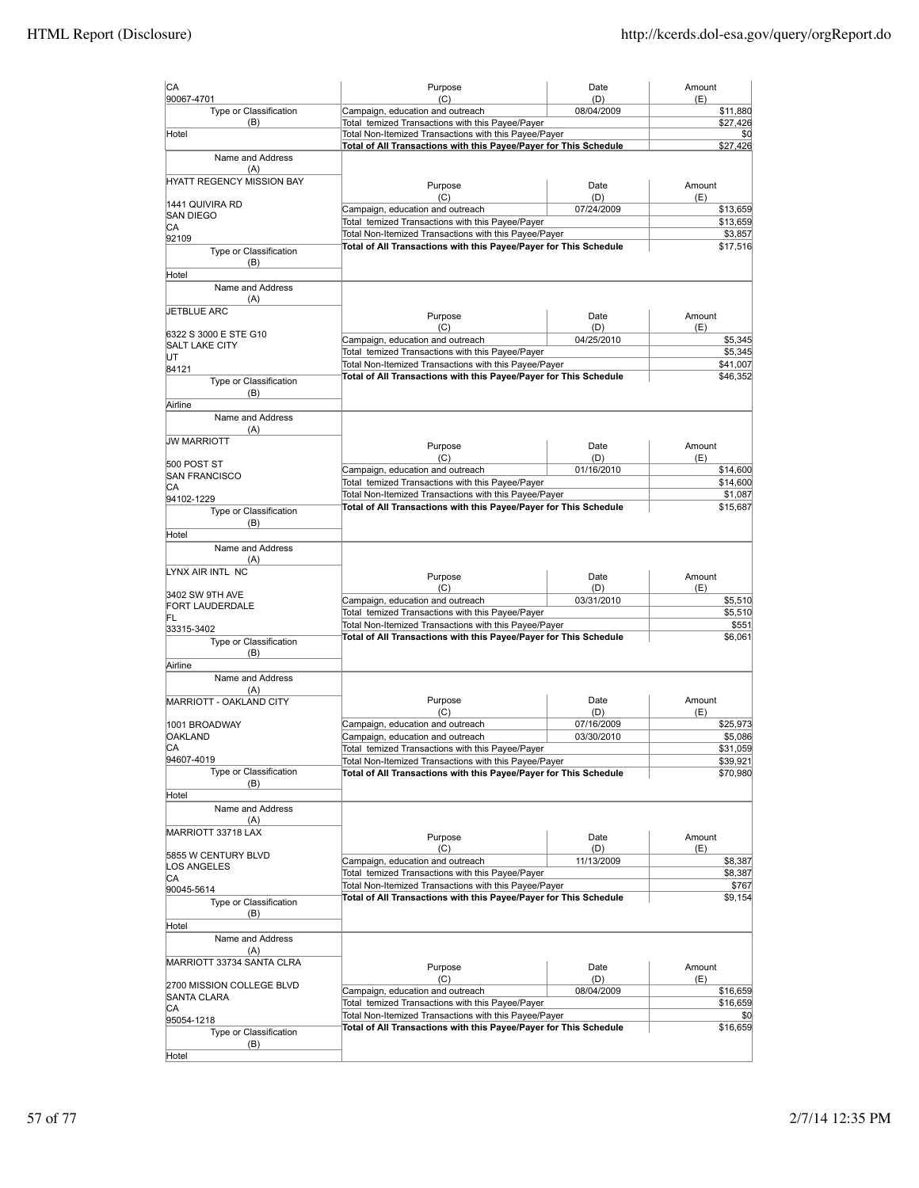| Name and Address (A) | Purpose (C) | Date (D) | Amount (E) |
|---|---|---|---|
| CA<br>90067-4701 | Campaign, education and outreach | 08/04/2009 | $11,880 |
| Type or Classification (B) | Total temized Transactions with this Payee/Payer | | $27,426 |
| Hotel | Total Non-Itemized Transactions with this Payee/Payer | | $0 |
| | **Total of All Transactions with this Payee/Payer for This Schedule** | | $27,426 |

| Name and Address (A) | Purpose (C) | Date (D) | Amount (E) |
|---|---|---|---|
| HYATT REGENCY MISSION BAY<br><br>1441 QUIVIRA RD<br>SAN DIEGO<br>CA<br>92109 | Campaign, education and outreach | 07/24/2009 | $13,659 |
| | Total temized Transactions with this Payee/Payer | | $13,659 |
| | Total Non-Itemized Transactions with this Payee/Payer | | $3,857 |
| Type or Classification (B): Hotel | **Total of All Transactions with this Payee/Payer for This Schedule** | | $17,516 |

| Name and Address (A) | Purpose (C) | Date (D) | Amount (E) |
|---|---|---|---|
| JETBLUE ARC<br><br>6322 S 3000 E STE G10<br>SALT LAKE CITY<br>UT<br>84121 | Campaign, education and outreach | 04/25/2010 | $5,345 |
| | Total temized Transactions with this Payee/Payer | | $5,345 |
| | Total Non-Itemized Transactions with this Payee/Payer | | $41,007 |
| Type or Classification (B): Airline | **Total of All Transactions with this Payee/Payer for This Schedule** | | $46,352 |

| Name and Address (A) | Purpose (C) | Date (D) | Amount (E) |
|---|---|---|---|
| JW MARRIOTT<br><br>500 POST ST<br>SAN FRANCISCO<br>CA<br>94102-1229 | Campaign, education and outreach | 01/16/2010 | $14,600 |
| | Total temized Transactions with this Payee/Payer | | $14,600 |
| | Total Non-Itemized Transactions with this Payee/Payer | | $1,087 |
| Type or Classification (B): Hotel | **Total of All Transactions with this Payee/Payer for This Schedule** | | $15,687 |

| Name and Address (A) | Purpose (C) | Date (D) | Amount (E) |
|---|---|---|---|
| LYNX AIR INTL NC<br><br>3402 SW 9TH AVE<br>FORT LAUDERDALE<br>FL<br>33315-3402 | Campaign, education and outreach | 03/31/2010 | $5,510 |
| | Total temized Transactions with this Payee/Payer | | $5,510 |
| | Total Non-Itemized Transactions with this Payee/Payer | | $551 |
| Type or Classification (B): Airline | **Total of All Transactions with this Payee/Payer for This Schedule** | | $6,061 |

| Name and Address (A) | Purpose (C) | Date (D) | Amount (E) |
|---|---|---|---|
| MARRIOTT - OAKLAND CITY<br><br>1001 BROADWAY<br>OAKLAND<br>CA<br>94607-4019 | Campaign, education and outreach | 07/16/2009 | $25,973 |
| | Campaign, education and outreach | 03/30/2010 | $5,086 |
| | Total temized Transactions with this Payee/Payer | | $31,059 |
| | Total Non-Itemized Transactions with this Payee/Payer | | $39,921 |
| Type or Classification (B): Hotel | **Total of All Transactions with this Payee/Payer for This Schedule** | | $70,980 |

| Name and Address (A) | Purpose (C) | Date (D) | Amount (E) |
|---|---|---|---|
| MARRIOTT 33718 LAX<br><br>5855 W CENTURY BLVD<br>LOS ANGELES<br>CA<br>90045-5614 | Campaign, education and outreach | 11/13/2009 | $8,387 |
| | Total temized Transactions with this Payee/Payer | | $8,387 |
| | Total Non-Itemized Transactions with this Payee/Payer | | $767 |
| Type or Classification (B): Hotel | **Total of All Transactions with this Payee/Payer for This Schedule** | | $9,154 |

| Name and Address (A) | Purpose (C) | Date (D) | Amount (E) |
|---|---|---|---|
| MARRIOTT 33734 SANTA CLRA<br><br>2700 MISSION COLLEGE BLVD<br>SANTA CLARA<br>CA<br>95054-1218 | Campaign, education and outreach | 08/04/2009 | $16,659 |
| | Total temized Transactions with this Payee/Payer | | $16,659 |
| | Total Non-Itemized Transactions with this Payee/Payer | | $0 |
| Type or Classification (B): Hotel | **Total of All Transactions with this Payee/Payer for This Schedule** | | $16,659 |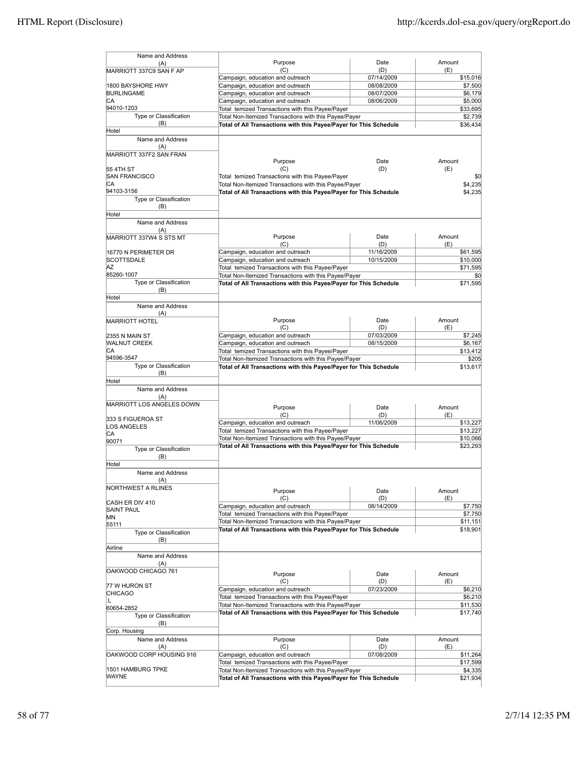| Name and Address (A) | Purpose (C) | Date (D) | Amount (E) |
|---|---|---|---|
| MARRIOTT 337C9 SAN F AP | Campaign, education and outreach | 07/14/2009 | $15,016 |
| 1800 BAYSHORE HWY | Campaign, education and outreach | 08/08/2009 | $7,500 |
| BURLINGAME | Campaign, education and outreach | 08/07/2009 | $6,179 |
| CA | Campaign, education and outreach | 08/06/2009 | $5,000 |
| 94010-1203 | Total temized Transactions with this Payee/Payer | | $33,695 |
| Type or Classification (B) | Total Non-Itemized Transactions with this Payee/Payer | | $2,739 |
| Hotel | **Total of All Transactions with this Payee/Payer for This Schedule** | | $36,434 |

| Name and Address (A) | Purpose (C) | Date (D) | Amount (E) |
|---|---|---|---|
| MARRIOTT 337F2 SAN FRAN | | | |
| 55 4TH ST | | | |
| SAN FRANCISCO | Total temized Transactions with this Payee/Payer | | $0 |
| CA | Total Non-Itemized Transactions with this Payee/Payer | | $4,235 |
| 94103-3156 | **Total of All Transactions with this Payee/Payer for This Schedule** | | $4,235 |
| Type or Classification (B) | | | |
| Hotel | | | |

| Name and Address (A) | Purpose (C) | Date (D) | Amount (E) |
|---|---|---|---|
| MARRIOTT 337W4 S STS MT | | | |
| 16770 N PERIMETER DR | Campaign, education and outreach | 11/16/2009 | $61,595 |
| SCOTTSDALE | Campaign, education and outreach | 10/15/2009 | $10,000 |
| AZ | Total temized Transactions with this Payee/Payer | | $71,595 |
| 85260-1007 | Total Non-Itemized Transactions with this Payee/Payer | | $0 |
| Type or Classification (B) | **Total of All Transactions with this Payee/Payer for This Schedule** | | $71,595 |
| Hotel | | | |

| Name and Address (A) | Purpose (C) | Date (D) | Amount (E) |
|---|---|---|---|
| MARRIOTT HOTEL | | | |
| 2355 N MAIN ST | Campaign, education and outreach | 07/03/2009 | $7,245 |
| WALNUT CREEK | Campaign, education and outreach | 08/15/2009 | $6,167 |
| CA | Total temized Transactions with this Payee/Payer | | $13,412 |
| 94596-3547 | Total Non-Itemized Transactions with this Payee/Payer | | $205 |
| Type or Classification (B) | **Total of All Transactions with this Payee/Payer for This Schedule** | | $13,617 |
| Hotel | | | |

| Name and Address (A) | Purpose (C) | Date (D) | Amount (E) |
|---|---|---|---|
| MARRIOTT LOS ANGELES DOWN | | | |
| 333 S FIGUEROA ST | Campaign, education and outreach | 11/06/2009 | $13,227 |
| LOS ANGELES | Total temized Transactions with this Payee/Payer | | $13,227 |
| CA | Total Non-Itemized Transactions with this Payee/Payer | | $10,066 |
| 90071 | **Total of All Transactions with this Payee/Payer for This Schedule** | | $23,293 |
| Type or Classification (B) | | | |
| Hotel | | | |

| Name and Address (A) | Purpose (C) | Date (D) | Amount (E) |
|---|---|---|---|
| NORTHWEST A RLINES | | | |
| CASH ER DIV 410 | Campaign, education and outreach | 08/14/2009 | $7,750 |
| SAINT PAUL | Total temized Transactions with this Payee/Payer | | $7,750 |
| MN | Total Non-Itemized Transactions with this Payee/Payer | | $11,151 |
| 55111 | **Total of All Transactions with this Payee/Payer for This Schedule** | | $18,901 |
| Type or Classification (B) | | | |
| Airline | | | |

| Name and Address (A) | Purpose (C) | Date (D) | Amount (E) |
|---|---|---|---|
| OAKWOOD CHICAGO 761 | | | |
| 77 W HURON ST | Campaign, education and outreach | 07/23/2009 | $6,210 |
| CHICAGO | Total temized Transactions with this Payee/Payer | | $6,210 |
| L | Total Non-Itemized Transactions with this Payee/Payer | | $11,530 |
| 60654-2852 | **Total of All Transactions with this Payee/Payer for This Schedule** | | $17,740 |
| Type or Classification (B) | | | |
| Corp. Housing | | | |

| Name and Address (A) | Purpose (C) | Date (D) | Amount (E) |
|---|---|---|---|
| OAKWOOD CORP HOUSING 916 | Campaign, education and outreach | 07/08/2009 | $11,264 |
| | Total temized Transactions with this Payee/Payer | | $17,599 |
| 1501 HAMBURG TPKE | Total Non-Itemized Transactions with this Payee/Payer | | $4,335 |
| WAYNE | **Total of All Transactions with this Payee/Payer for This Schedule** | | $21,934 |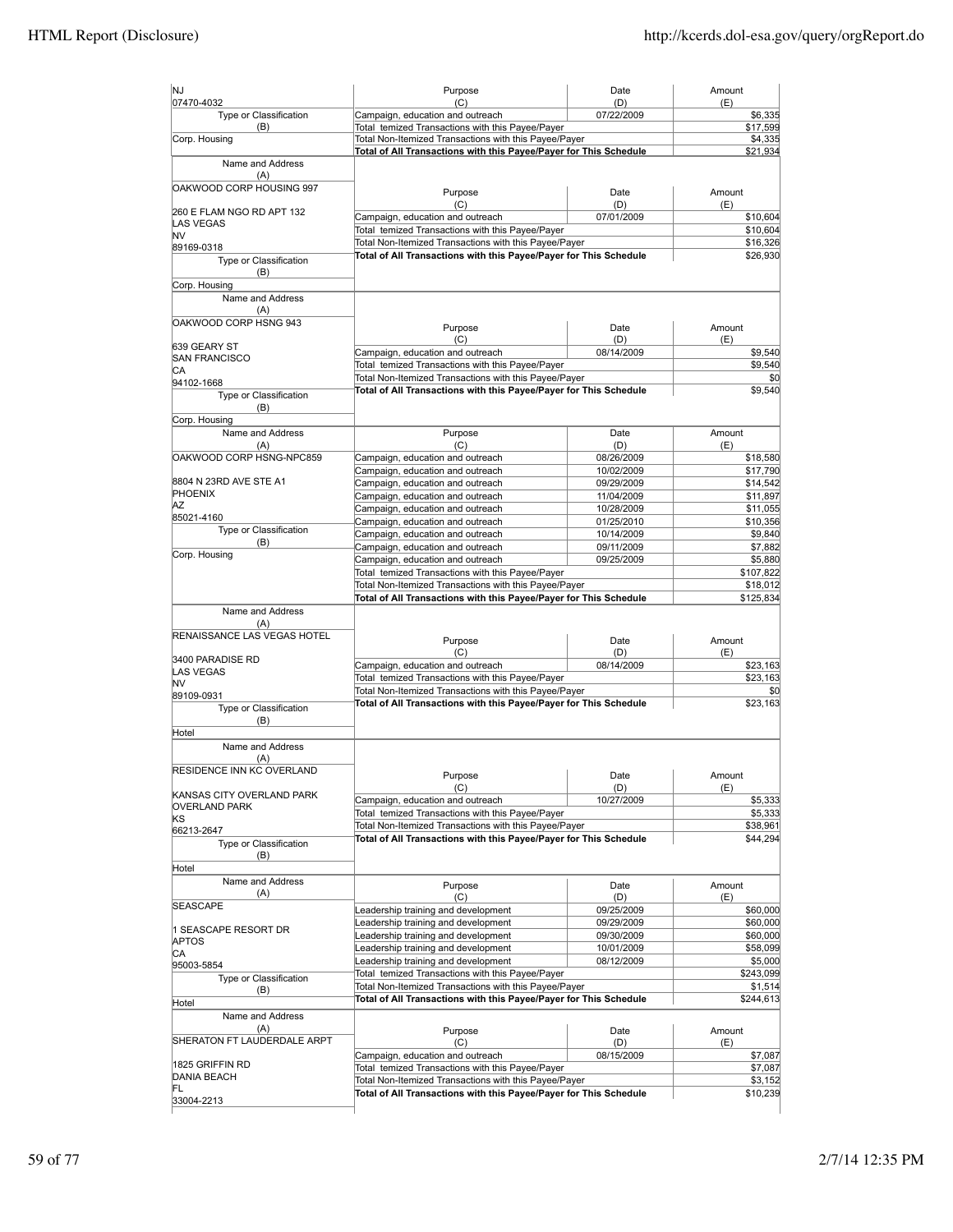| Name and Address (A) | Purpose (C) | Date (D) | Amount (E) |
|---|---|---|---|
| NJ 07470-4032 | Campaign, education and outreach | 07/22/2009 | $6,335 |
| Type or Classification (B) | Total temized Transactions with this Payee/Payer | | $17,599 |
| Corp. Housing | Total Non-Itemized Transactions with this Payee/Payer | | $4,335 |
| | **Total of All Transactions with this Payee/Payer for This Schedule** | | $21,934 |

| Name and Address (A) | Purpose (C) | Date (D) | Amount (E) |
|---|---|---|---|
| OAKWOOD CORP HOUSING 997<br>260 E FLAM NGO RD APT 132<br>LAS VEGAS<br>NV<br>89169-0318 | Campaign, education and outreach | 07/01/2009 | $10,604 |
| | Total temized Transactions with this Payee/Payer | | $10,604 |
| | Total Non-Itemized Transactions with this Payee/Payer | | $16,326 |
| Type or Classification (B)<br>Corp. Housing | **Total of All Transactions with this Payee/Payer for This Schedule** | | $26,930 |

| Name and Address (A) | Purpose (C) | Date (D) | Amount (E) |
|---|---|---|---|
| OAKWOOD CORP HSNG 943<br>639 GEARY ST<br>SAN FRANCISCO<br>CA<br>94102-1668 | Campaign, education and outreach | 08/14/2009 | $9,540 |
| | Total temized Transactions with this Payee/Payer | | $9,540 |
| | Total Non-Itemized Transactions with this Payee/Payer | | $0 |
| Type or Classification (B)<br>Corp. Housing | **Total of All Transactions with this Payee/Payer for This Schedule** | | $9,540 |

| Name and Address (A) | Purpose (C) | Date (D) | Amount (E) |
|---|---|---|---|
| OAKWOOD CORP HSNG-NPC859<br>8804 N 23RD AVE STE A1<br>PHOENIX<br>AZ<br>85021-4160 | Campaign, education and outreach | 08/26/2009 | $18,580 |
| | Campaign, education and outreach | 10/02/2009 | $17,790 |
| | Campaign, education and outreach | 09/29/2009 | $14,542 |
| | Campaign, education and outreach | 11/04/2009 | $11,897 |
| | Campaign, education and outreach | 10/28/2009 | $11,055 |
| | Campaign, education and outreach | 01/25/2010 | $10,356 |
| Type or Classification (B) | Campaign, education and outreach | 10/14/2009 | $9,840 |
| | Campaign, education and outreach | 09/11/2009 | $7,882 |
| Corp. Housing | Campaign, education and outreach | 09/25/2009 | $5,880 |
| | Total temized Transactions with this Payee/Payer | | $107,822 |
| | Total Non-Itemized Transactions with this Payee/Payer | | $18,012 |
| | **Total of All Transactions with this Payee/Payer for This Schedule** | | $125,834 |

| Name and Address (A) | Purpose (C) | Date (D) | Amount (E) |
|---|---|---|---|
| RENAISSANCE LAS VEGAS HOTEL<br>3400 PARADISE RD<br>LAS VEGAS<br>NV<br>89109-0931 | Campaign, education and outreach | 08/14/2009 | $23,163 |
| | Total temized Transactions with this Payee/Payer | | $23,163 |
| | Total Non-Itemized Transactions with this Payee/Payer | | $0 |
| Type or Classification (B)<br>Hotel | **Total of All Transactions with this Payee/Payer for This Schedule** | | $23,163 |

| Name and Address (A) | Purpose (C) | Date (D) | Amount (E) |
|---|---|---|---|
| RESIDENCE INN KC OVERLAND<br>KANSAS CITY OVERLAND PARK<br>OVERLAND PARK<br>KS<br>66213-2647 | Campaign, education and outreach | 10/27/2009 | $5,333 |
| | Total temized Transactions with this Payee/Payer | | $5,333 |
| | Total Non-Itemized Transactions with this Payee/Payer | | $38,961 |
| Type or Classification (B)<br>Hotel | **Total of All Transactions with this Payee/Payer for This Schedule** | | $44,294 |

| Name and Address (A) | Purpose (C) | Date (D) | Amount (E) |
|---|---|---|---|
| SEASCAPE<br>1 SEASCAPE RESORT DR<br>APTOS<br>CA<br>95003-5854 | Leadership training and development | 09/25/2009 | $60,000 |
| | Leadership training and development | 09/29/2009 | $60,000 |
| | Leadership training and development | 09/30/2009 | $60,000 |
| | Leadership training and development | 10/01/2009 | $58,099 |
| | Leadership training and development | 08/12/2009 | $5,000 |
| Type or Classification (B) | Total temized Transactions with this Payee/Payer | | $243,099 |
| | Total Non-Itemized Transactions with this Payee/Payer | | $1,514 |
| Hotel | **Total of All Transactions with this Payee/Payer for This Schedule** | | $244,613 |

| Name and Address (A) | Purpose (C) | Date (D) | Amount (E) |
|---|---|---|---|
| SHERATON FT LAUDERDALE ARPT<br>1825 GRIFFIN RD<br>DANIA BEACH<br>FL<br>33004-2213 | Campaign, education and outreach | 08/15/2009 | $7,087 |
| | Total temized Transactions with this Payee/Payer | | $7,087 |
| | Total Non-Itemized Transactions with this Payee/Payer | | $3,152 |
| | **Total of All Transactions with this Payee/Payer for This Schedule** | | $10,239 |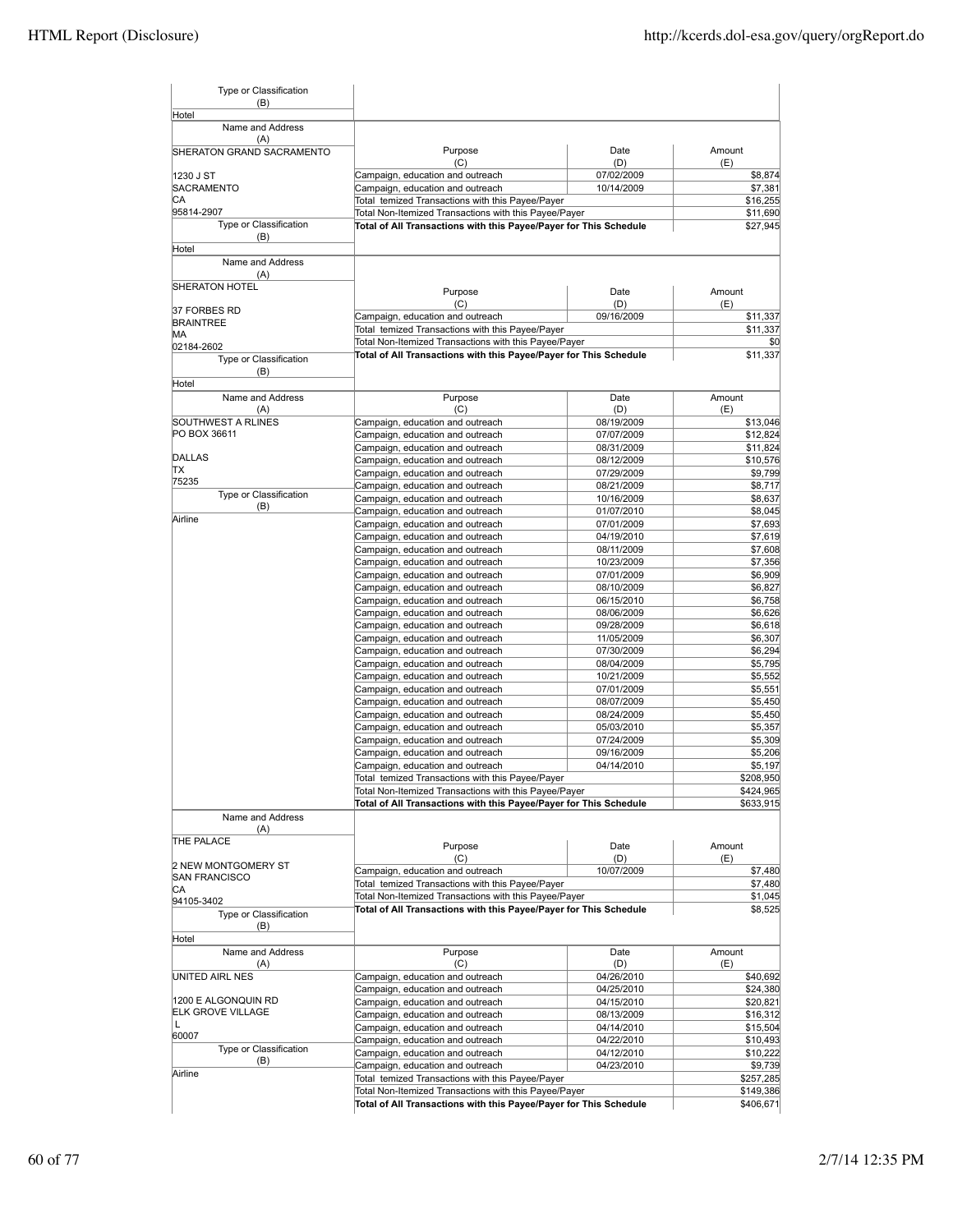| Type or Classification (B) | | | |
|---|---|---|---|
| Hotel | | | |

| Name and Address (A) | Purpose (C) | Date (D) | Amount (E) |
|---|---|---|---|
| SHERATON GRAND SACRAMENTO<br>1230 J ST<br>SACRAMENTO<br>CA<br>95814-2907 | Campaign, education and outreach | 07/02/2009 | $8,874 |
| | Campaign, education and outreach | 10/14/2009 | $7,381 |
| | Total temized Transactions with this Payee/Payer | | $16,255 |
| | Total Non-Itemized Transactions with this Payee/Payer | | $11,690 |
| | **Total of All Transactions with this Payee/Payer for This Schedule** | | $27,945 |
| Type or Classification (B): Hotel | | | |

| Name and Address (A) | Purpose (C) | Date (D) | Amount (E) |
|---|---|---|---|
| SHERATON HOTEL<br>37 FORBES RD<br>BRAINTREE<br>MA<br>02184-2602 | Campaign, education and outreach | 09/16/2009 | $11,337 |
| | Total temized Transactions with this Payee/Payer | | $11,337 |
| | Total Non-Itemized Transactions with this Payee/Payer | | $0 |
| | **Total of All Transactions with this Payee/Payer for This Schedule** | | $11,337 |
| Type or Classification (B): Hotel | | | |

| Name and Address (A) | Purpose (C) | Date (D) | Amount (E) |
|---|---|---|---|
| SOUTHWEST A RLINES<br>PO BOX 36611<br><br>DALLAS<br>TX<br>75235 | Campaign, education and outreach | 08/19/2009 | $13,046 |
| | Campaign, education and outreach | 07/07/2009 | $12,824 |
| | Campaign, education and outreach | 08/31/2009 | $11,824 |
| | Campaign, education and outreach | 08/12/2009 | $10,576 |
| | Campaign, education and outreach | 07/29/2009 | $9,799 |
| | Campaign, education and outreach | 08/21/2009 | $8,717 |
| Type or Classification (B): Airline | Campaign, education and outreach | 10/16/2009 | $8,637 |
| | Campaign, education and outreach | 01/07/2010 | $8,045 |
| | Campaign, education and outreach | 07/01/2009 | $7,693 |
| | Campaign, education and outreach | 04/19/2010 | $7,619 |
| | Campaign, education and outreach | 08/11/2009 | $7,608 |
| | Campaign, education and outreach | 10/23/2009 | $7,356 |
| | Campaign, education and outreach | 07/01/2009 | $6,909 |
| | Campaign, education and outreach | 08/10/2009 | $6,827 |
| | Campaign, education and outreach | 06/15/2010 | $6,758 |
| | Campaign, education and outreach | 08/06/2009 | $6,626 |
| | Campaign, education and outreach | 09/28/2009 | $6,618 |
| | Campaign, education and outreach | 11/05/2009 | $6,307 |
| | Campaign, education and outreach | 07/30/2009 | $6,294 |
| | Campaign, education and outreach | 08/04/2009 | $5,795 |
| | Campaign, education and outreach | 10/21/2009 | $5,552 |
| | Campaign, education and outreach | 07/01/2009 | $5,551 |
| | Campaign, education and outreach | 08/07/2009 | $5,450 |
| | Campaign, education and outreach | 08/24/2009 | $5,450 |
| | Campaign, education and outreach | 05/03/2010 | $5,357 |
| | Campaign, education and outreach | 07/24/2009 | $5,309 |
| | Campaign, education and outreach | 09/16/2009 | $5,206 |
| | Campaign, education and outreach | 04/14/2010 | $5,197 |
| | Total temized Transactions with this Payee/Payer | | $208,950 |
| | Total Non-Itemized Transactions with this Payee/Payer | | $424,965 |
| | **Total of All Transactions with this Payee/Payer for This Schedule** | | $633,915 |

| Name and Address (A) | Purpose (C) | Date (D) | Amount (E) |
|---|---|---|---|
| THE PALACE<br>2 NEW MONTGOMERY ST<br>SAN FRANCISCO<br>CA<br>94105-3402 | Campaign, education and outreach | 10/07/2009 | $7,480 |
| | Total temized Transactions with this Payee/Payer | | $7,480 |
| | Total Non-Itemized Transactions with this Payee/Payer | | $1,045 |
| | **Total of All Transactions with this Payee/Payer for This Schedule** | | $8,525 |
| Type or Classification (B): Hotel | | | |

| Name and Address (A) | Purpose (C) | Date (D) | Amount (E) |
|---|---|---|---|
| UNITED AIRL NES<br><br>1200 E ALGONQUIN RD<br>ELK GROVE VILLAGE<br>L<br>60007 | Campaign, education and outreach | 04/26/2010 | $40,692 |
| | Campaign, education and outreach | 04/25/2010 | $24,380 |
| | Campaign, education and outreach | 04/15/2010 | $20,821 |
| | Campaign, education and outreach | 08/13/2009 | $16,312 |
| | Campaign, education and outreach | 04/14/2010 | $15,504 |
| | Campaign, education and outreach | 04/22/2010 | $10,493 |
| Type or Classification (B): Airline | Campaign, education and outreach | 04/12/2010 | $10,222 |
| | Campaign, education and outreach | 04/23/2010 | $9,739 |
| | Total temized Transactions with this Payee/Payer | | $257,285 |
| | Total Non-Itemized Transactions with this Payee/Payer | | $149,386 |
| | **Total of All Transactions with this Payee/Payer for This Schedule** | | $406,671 |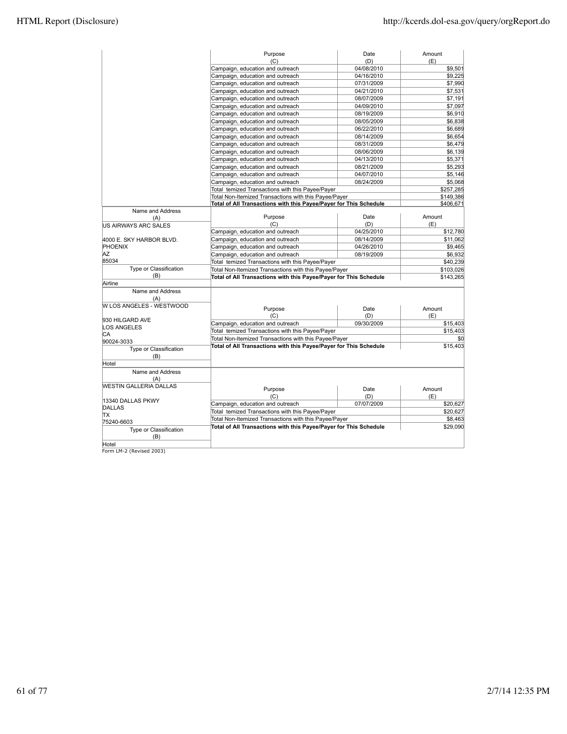| Purpose (C) | Date (D) | Amount (E) |
|---|---|---|
| Campaign, education and outreach | 04/08/2010 | $9,501 |
| Campaign, education and outreach | 04/16/2010 | $9,225 |
| Campaign, education and outreach | 07/31/2009 | $7,990 |
| Campaign, education and outreach | 04/21/2010 | $7,531 |
| Campaign, education and outreach | 08/07/2009 | $7,191 |
| Campaign, education and outreach | 04/09/2010 | $7,097 |
| Campaign, education and outreach | 08/19/2009 | $6,910 |
| Campaign, education and outreach | 08/05/2009 | $6,838 |
| Campaign, education and outreach | 06/22/2010 | $6,689 |
| Campaign, education and outreach | 08/14/2009 | $6,654 |
| Campaign, education and outreach | 08/31/2009 | $6,479 |
| Campaign, education and outreach | 08/06/2009 | $6,139 |
| Campaign, education and outreach | 04/13/2010 | $5,371 |
| Campaign, education and outreach | 08/21/2009 | $5,293 |
| Campaign, education and outreach | 04/07/2010 | $5,146 |
| Campaign, education and outreach | 08/24/2009 | $5,068 |
| Total temized Transactions with this Payee/Payer | | $257,285 |
| Total Non-Itemized Transactions with this Payee/Payer | | $149,386 |
| **Total of All Transactions with this Payee/Payer for This Schedule** | | $406,671 |

| Name and Address (A) | Purpose (C) | Date (D) | Amount (E) |
|---|---|---|---|
| US AIRWAYS ARC SALES | | | |
| | Campaign, education and outreach | 04/25/2010 | $12,780 |
| 4000 E. SKY HARBOR BLVD. | Campaign, education and outreach | 08/14/2009 | $11,062 |
| PHOENIX | Campaign, education and outreach | 04/26/2010 | $9,465 |
| AZ | Campaign, education and outreach | 08/19/2009 | $6,932 |
| 85034 | Total temized Transactions with this Payee/Payer | | $40,239 |
| Type or Classification (B) | Total Non-Itemized Transactions with this Payee/Payer | | $103,026 |
| Airline | **Total of All Transactions with this Payee/Payer for This Schedule** | | $143,265 |

| Name and Address (A) | Purpose (C) | Date (D) | Amount (E) |
|---|---|---|---|
| W LOS ANGELES - WESTWOOD | | | |
| 930 HILGARD AVE | | | |
| LOS ANGELES | Campaign, education and outreach | 09/30/2009 | $15,403 |
| CA | Total temized Transactions with this Payee/Payer | | $15,403 |
| 90024-3033 | Total Non-Itemized Transactions with this Payee/Payer | | $0 |
| Type or Classification (B) | **Total of All Transactions with this Payee/Payer for This Schedule** | | $15,403 |
| Hotel | | | |

| Name and Address (A) | Purpose (C) | Date (D) | Amount (E) |
|---|---|---|---|
| WESTIN GALLERIA DALLAS | | | |
| 13340 DALLAS PKWY | | | |
| DALLAS | Campaign, education and outreach | 07/07/2009 | $20,627 |
| TX | Total temized Transactions with this Payee/Payer | | $20,627 |
| 75240-6603 | Total Non-Itemized Transactions with this Payee/Payer | | $8,463 |
| Type or Classification (B) | **Total of All Transactions with this Payee/Payer for This Schedule** | | $29,090 |
| Hotel | | | |

Form LM-2 (Revised 2003)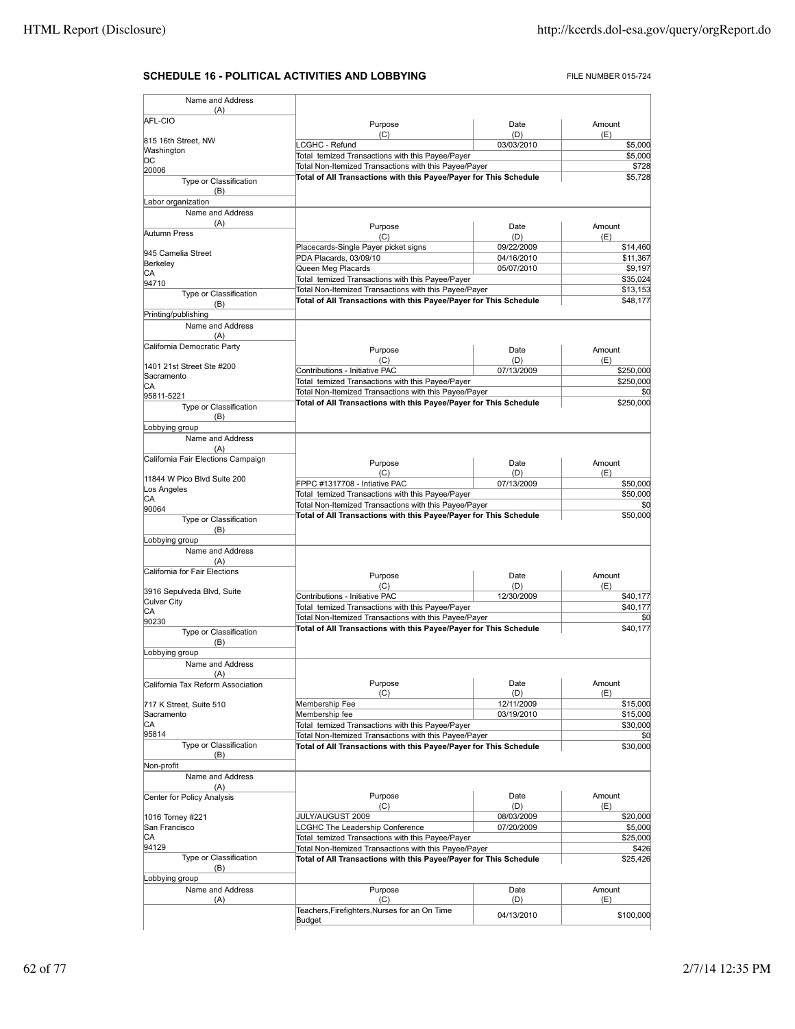**SCHEDULE 16 - POLITICAL ACTIVITIES AND LOBBYING**

FILE NUMBER 015-724

| Name and Address (A) | Purpose (C) | Date (D) | Amount (E) |
|---|---|---|---|
| AFL-CIO<br>815 16th Street, NW<br>Washington<br>DC<br>20006 | LCGHC - Refund | 03/03/2010 | $5,000 |
| | Total temized Transactions with this Payee/Payer | | $5,000 |
| | Total Non-Itemized Transactions with this Payee/Payer | | $728 |
| | **Total of All Transactions with this Payee/Payer for This Schedule** | | $5,728 |
| Type or Classification (B)<br>Labor organization | | | |

| Name and Address (A) | Purpose (C) | Date (D) | Amount (E) |
|---|---|---|---|
| Autumn Press<br>945 Camelia Street<br>Berkeley<br>CA<br>94710 | Placecards-Single Payer picket signs | 09/22/2009 | $14,460 |
| | PDA Placards, 03/09/10 | 04/16/2010 | $11,367 |
| | Queen Meg Placards | 05/07/2010 | $9,197 |
| | Total temized Transactions with this Payee/Payer | | $35,024 |
| | Total Non-Itemized Transactions with this Payee/Payer | | $13,153 |
| | **Total of All Transactions with this Payee/Payer for This Schedule** | | $48,177 |
| Type or Classification (B)<br>Printing/publishing | | | |

| Name and Address (A) | Purpose (C) | Date (D) | Amount (E) |
|---|---|---|---|
| California Democratic Party<br>1401 21st Street Ste #200<br>Sacramento<br>CA<br>95811-5221 | Contributions - Initiative PAC | 07/13/2009 | $250,000 |
| | Total temized Transactions with this Payee/Payer | | $250,000 |
| | Total Non-Itemized Transactions with this Payee/Payer | | $0 |
| | **Total of All Transactions with this Payee/Payer for This Schedule** | | $250,000 |
| Type or Classification (B)<br>Lobbying group | | | |

| Name and Address (A) | Purpose (C) | Date (D) | Amount (E) |
|---|---|---|---|
| California Fair Elections Campaign<br>11844 W Pico Blvd Suite 200<br>Los Angeles<br>CA<br>90064 | FPPC #1317708 - Intiative PAC | 07/13/2009 | $50,000 |
| | Total temized Transactions with this Payee/Payer | | $50,000 |
| | Total Non-Itemized Transactions with this Payee/Payer | | $0 |
| | **Total of All Transactions with this Payee/Payer for This Schedule** | | $50,000 |
| Type or Classification (B)<br>Lobbying group | | | |

| Name and Address (A) | Purpose (C) | Date (D) | Amount (E) |
|---|---|---|---|
| California for Fair Elections<br>3916 Sepulveda Blvd, Suite<br>Culver City<br>CA<br>90230 | Contributions - Initiative PAC | 12/30/2009 | $40,177 |
| | Total temized Transactions with this Payee/Payer | | $40,177 |
| | Total Non-Itemized Transactions with this Payee/Payer | | $0 |
| | **Total of All Transactions with this Payee/Payer for This Schedule** | | $40,177 |
| Type or Classification (B)<br>Lobbying group | | | |

| Name and Address (A) | Purpose (C) | Date (D) | Amount (E) |
|---|---|---|---|
| California Tax Reform Association<br>717 K Street, Suite 510<br>Sacramento<br>CA<br>95814 | Membership Fee | 12/11/2009 | $15,000 |
| | Membership fee | 03/19/2010 | $15,000 |
| | Total temized Transactions with this Payee/Payer | | $30,000 |
| | Total Non-Itemized Transactions with this Payee/Payer | | $0 |
| | **Total of All Transactions with this Payee/Payer for This Schedule** | | $30,000 |
| Type or Classification (B)<br>Non-profit | | | |

| Name and Address (A) | Purpose (C) | Date (D) | Amount (E) |
|---|---|---|---|
| Center for Policy Analysis<br>1016 Torney #221<br>San Francisco<br>CA<br>94129 | JULY/AUGUST 2009 | 08/03/2009 | $20,000 |
| | LCGHC The Leadership Conference | 07/20/2009 | $5,000 |
| | Total temized Transactions with this Payee/Payer | | $25,000 |
| | Total Non-Itemized Transactions with this Payee/Payer | | $426 |
| | **Total of All Transactions with this Payee/Payer for This Schedule** | | $25,426 |
| Type or Classification (B)<br>Lobbying group | | | |

| Name and Address (A) | Purpose (C) | Date (D) | Amount (E) |
|---|---|---|---|
| | Teachers,Firefighters,Nurses for an On Time Budget | 04/13/2010 | $100,000 |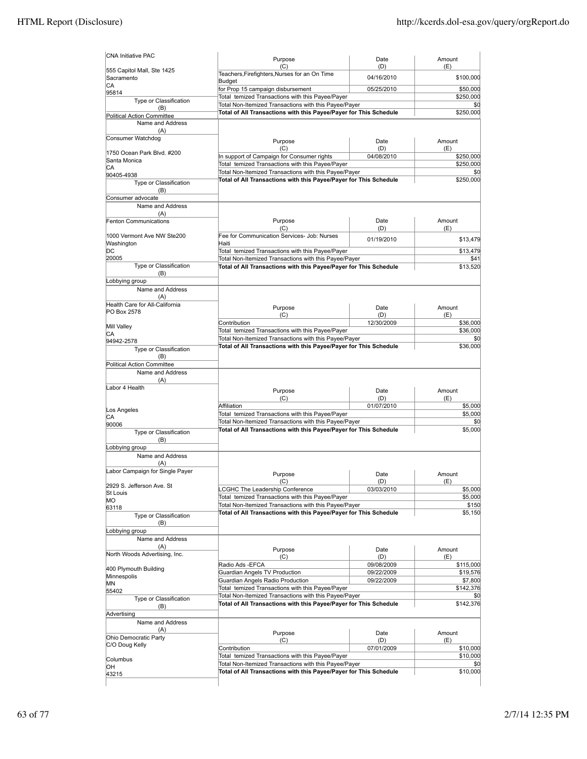| Name and Address (A) | Purpose (C) | Date (D) | Amount (E) |
|---|---|---|---|
| CNA Initiative PAC<br>555 Capitol Mall, Ste 1425<br>Sacramento<br>CA<br>95814 | Teachers,Firefighters,Nurses for an On Time Budget | 04/16/2010 | $100,000 |
| | for Prop 15 campaign disbursement | 05/25/2010 | $50,000 |
| | Total temized Transactions with this Payee/Payer | | $250,000 |
| Type or Classification (B): Political Action Committee | Total Non-Itemized Transactions with this Payee/Payer | | $0 |
| | **Total of All Transactions with this Payee/Payer for This Schedule** | | $250,000 |

| Name and Address (A) | Purpose (C) | Date (D) | Amount (E) |
|---|---|---|---|
| Consumer Watchdog<br>1750 Ocean Park Blvd. #200<br>Santa Monica<br>CA<br>90405-4938 | In support of Campaign for Consumer rights | 04/08/2010 | $250,000 |
| | Total temized Transactions with this Payee/Payer | | $250,000 |
| | Total Non-Itemized Transactions with this Payee/Payer | | $0 |
| Type or Classification (B): Consumer advocate | **Total of All Transactions with this Payee/Payer for This Schedule** | | $250,000 |

| Name and Address (A) | Purpose (C) | Date (D) | Amount (E) |
|---|---|---|---|
| Fenton Communications<br>1000 Vermont Ave NW Ste200<br>Washington<br>DC<br>20005 | Fee for Communication Services- Job: Nurses Haiti | 01/19/2010 | $13,479 |
| | Total temized Transactions with this Payee/Payer | | $13,479 |
| | Total Non-Itemized Transactions with this Payee/Payer | | $41 |
| Type or Classification (B): Lobbying group | **Total of All Transactions with this Payee/Payer for This Schedule** | | $13,520 |

| Name and Address (A) | Purpose (C) | Date (D) | Amount (E) |
|---|---|---|---|
| Health Care for All-California<br>PO Box 2578<br>Mill Valley<br>CA<br>94942-2578 | Contribution | 12/30/2009 | $36,000 |
| | Total temized Transactions with this Payee/Payer | | $36,000 |
| | Total Non-Itemized Transactions with this Payee/Payer | | $0 |
| Type or Classification (B): Political Action Committee | **Total of All Transactions with this Payee/Payer for This Schedule** | | $36,000 |

| Name and Address (A) | Purpose (C) | Date (D) | Amount (E) |
|---|---|---|---|
| Labor 4 Health<br>Los Angeles<br>CA<br>90006 | Affiliation | 01/07/2010 | $5,000 |
| | Total temized Transactions with this Payee/Payer | | $5,000 |
| | Total Non-Itemized Transactions with this Payee/Payer | | $0 |
| Type or Classification (B): Lobbying group | **Total of All Transactions with this Payee/Payer for This Schedule** | | $5,000 |

| Name and Address (A) | Purpose (C) | Date (D) | Amount (E) |
|---|---|---|---|
| Labor Campaign for Single Payer<br>2929 S. Jefferson Ave. St<br>St Louis<br>MO<br>63118 | LCGHC The Leadership Conference | 03/03/2010 | $5,000 |
| | Total temized Transactions with this Payee/Payer | | $5,000 |
| | Total Non-Itemized Transactions with this Payee/Payer | | $150 |
| Type or Classification (B): Lobbying group | **Total of All Transactions with this Payee/Payer for This Schedule** | | $5,150 |

| Name and Address (A) | Purpose (C) | Date (D) | Amount (E) |
|---|---|---|---|
| North Woods Advertising, Inc.<br>400 Plymouth Building<br>Minnespolis<br>MN<br>55402 | Radio Ads -EFCA | 09/08/2009 | $115,000 |
| | Guardian Angels TV Production | 09/22/2009 | $19,576 |
| | Guardian Angels Radio Production | 09/22/2009 | $7,800 |
| | Total temized Transactions with this Payee/Payer | | $142,376 |
| | Total Non-Itemized Transactions with this Payee/Payer | | $0 |
| Type or Classification (B): Advertising | **Total of All Transactions with this Payee/Payer for This Schedule** | | $142,376 |

| Name and Address (A) | Purpose (C) | Date (D) | Amount (E) |
|---|---|---|---|
| Ohio Democratic Party<br>C/O Doug Kelly<br>Columbus<br>OH<br>43215 | Contribution | 07/01/2009 | $10,000 |
| | Total temized Transactions with this Payee/Payer | | $10,000 |
| | Total Non-Itemized Transactions with this Payee/Payer | | $0 |
| | **Total of All Transactions with this Payee/Payer for This Schedule** | | $10,000 |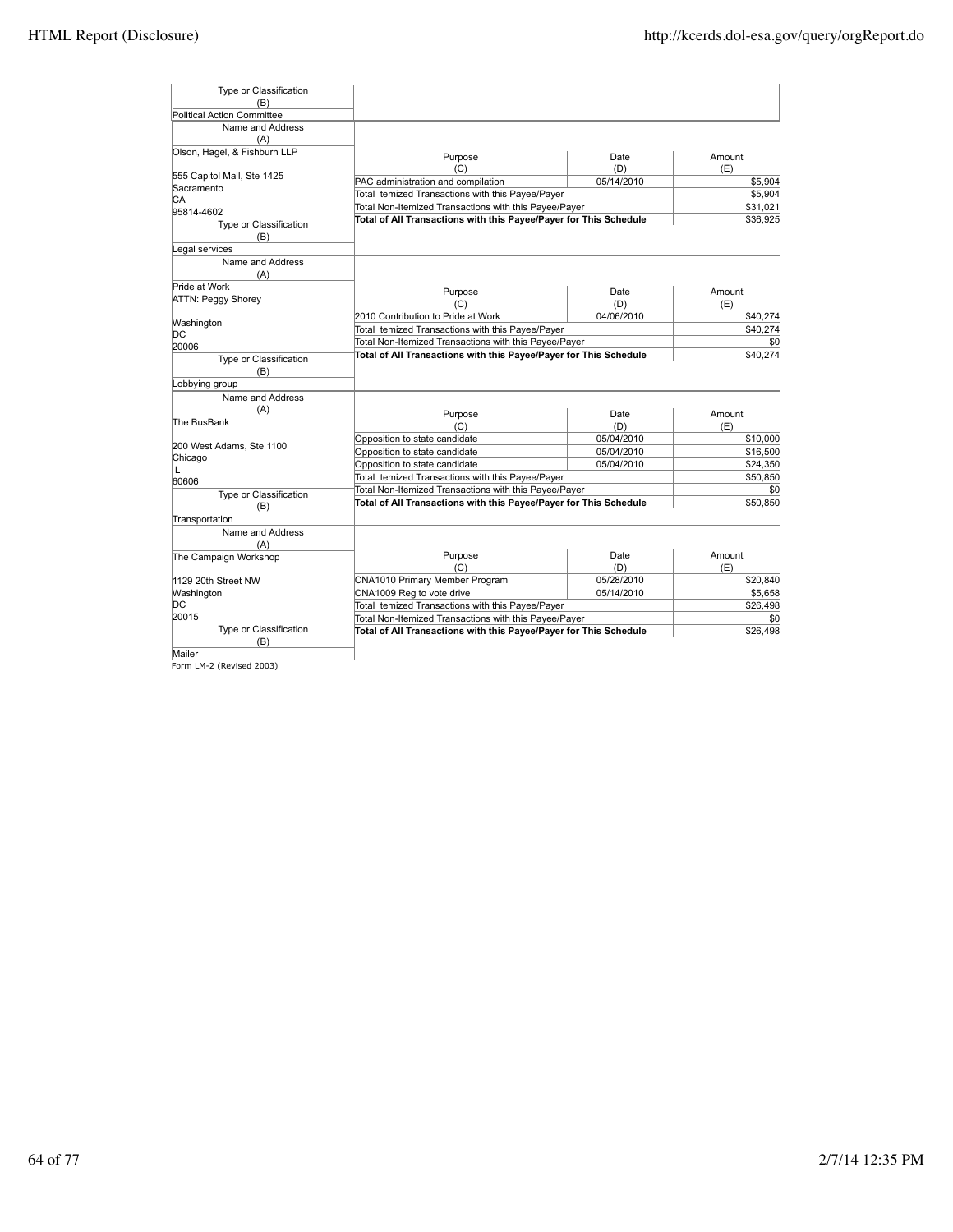| Type or Classification (B) | | | |
|---|---|---|---|
| Political Action Committee | | | |

| Name and Address (A) | Purpose (C) | Date (D) | Amount (E) |
|---|---|---|---|
| Olson, Hagel, & Fishburn LLP<br><br>555 Capitol Mall, Ste 1425<br>Sacramento<br>CA<br>95814-4602 | PAC administration and compilation | 05/14/2010 | $5,904 |
| | Total temized Transactions with this Payee/Payer | | $5,904 |
| | Total Non-Itemized Transactions with this Payee/Payer | | $31,021 |
| | **Total of All Transactions with this Payee/Payer for This Schedule** | | $36,925 |
| **Type or Classification (B)**<br>Legal services | | | |

| Name and Address (A) | Purpose (C) | Date (D) | Amount (E) |
|---|---|---|---|
| Pride at Work<br>ATTN: Peggy Shorey<br><br>Washington<br>DC<br>20006 | 2010 Contribution to Pride at Work | 04/06/2010 | $40,274 |
| | Total temized Transactions with this Payee/Payer | | $40,274 |
| | Total Non-Itemized Transactions with this Payee/Payer | | $0 |
| | **Total of All Transactions with this Payee/Payer for This Schedule** | | $40,274 |
| **Type or Classification (B)**<br>Lobbying group | | | |

| Name and Address (A) | Purpose (C) | Date (D) | Amount (E) |
|---|---|---|---|
| The BusBank<br><br>200 West Adams, Ste 1100<br>Chicago<br>L<br>60606 | Opposition to state candidate | 05/04/2010 | $10,000 |
| | Opposition to state candidate | 05/04/2010 | $16,500 |
| | Opposition to state candidate | 05/04/2010 | $24,350 |
| | Total temized Transactions with this Payee/Payer | | $50,850 |
| | Total Non-Itemized Transactions with this Payee/Payer | | $0 |
| | **Total of All Transactions with this Payee/Payer for This Schedule** | | $50,850 |
| **Type or Classification (B)**<br>Transportation | | | |

| Name and Address (A) | Purpose (C) | Date (D) | Amount (E) |
|---|---|---|---|
| The Campaign Workshop<br><br>1129 20th Street NW<br>Washington<br>DC<br>20015 | CNA1010 Primary Member Program | 05/28/2010 | $20,840 |
| | CNA1009 Reg to vote drive | 05/14/2010 | $5,658 |
| | Total temized Transactions with this Payee/Payer | | $26,498 |
| | Total Non-Itemized Transactions with this Payee/Payer | | $0 |
| | **Total of All Transactions with this Payee/Payer for This Schedule** | | $26,498 |
| **Type or Classification (B)**<br>Mailer | | | |

Form LM-2 (Revised 2003)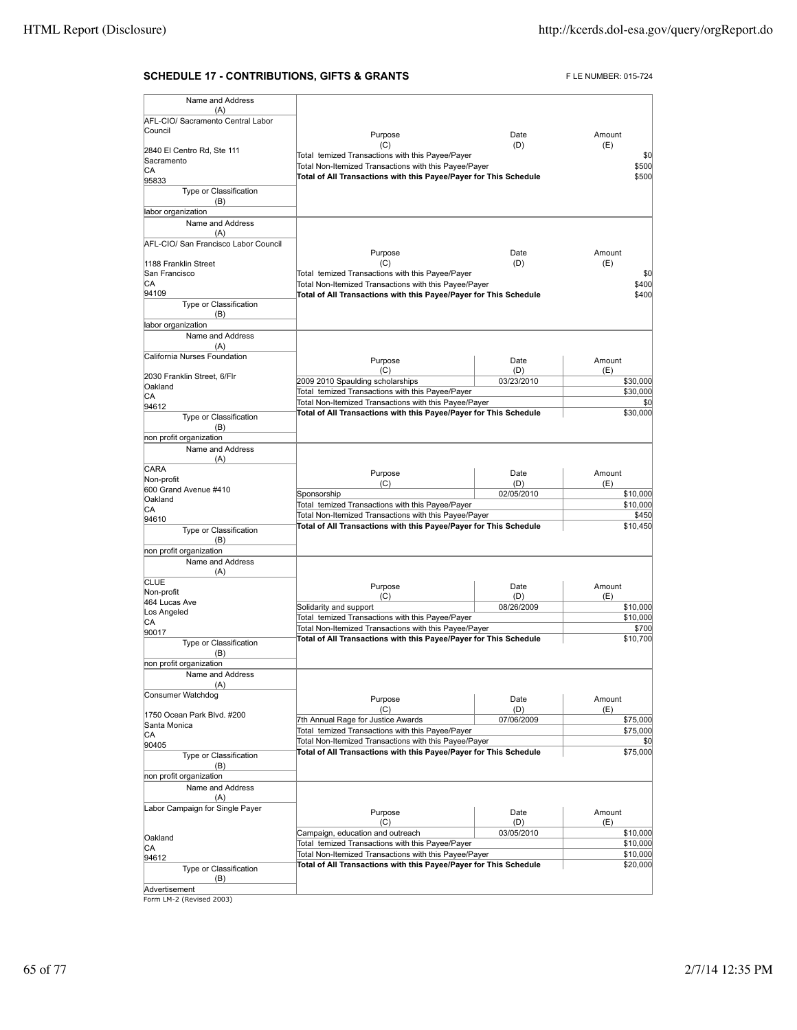## SCHEDULE 17 - CONTRIBUTIONS, GIFTS & GRANTS

FILE NUMBER: 015-724

| Name and Address (A) | Purpose (C) | Date (D) | Amount (E) |
|---|---|---|---|
| AFL-CIO/ Sacramento Central Labor Council<br>2840 El Centro Rd, Ste 111<br>Sacramento<br>CA<br>95833 | Total Itemized Transactions with this Payee/Payer | | $0 |
| | Total Non-Itemized Transactions with this Payee/Payer | | $500 |
| | **Total of All Transactions with this Payee/Payer for This Schedule** | | $500 |
| Type or Classification (B): labor organization | | | |

| Name and Address (A) | Purpose (C) | Date (D) | Amount (E) |
|---|---|---|---|
| AFL-CIO/ San Francisco Labor Council<br>1188 Franklin Street<br>San Francisco<br>CA<br>94109 | Total Itemized Transactions with this Payee/Payer | | $0 |
| | Total Non-Itemized Transactions with this Payee/Payer | | $400 |
| | **Total of All Transactions with this Payee/Payer for This Schedule** | | $400 |
| Type or Classification (B): labor organization | | | |

| Name and Address (A) | Purpose (C) | Date (D) | Amount (E) |
|---|---|---|---|
| California Nurses Foundation<br>2030 Franklin Street, 6/Flr<br>Oakland<br>CA<br>94612 | 2009 2010 Spaulding scholarships | 03/23/2010 | $30,000 |
| | Total Itemized Transactions with this Payee/Payer | | $30,000 |
| | Total Non-Itemized Transactions with this Payee/Payer | | $0 |
| | **Total of All Transactions with this Payee/Payer for This Schedule** | | $30,000 |
| Type or Classification (B): non profit organization | | | |

| Name and Address (A) | Purpose (C) | Date (D) | Amount (E) |
|---|---|---|---|
| CARA<br>Non-profit<br>600 Grand Avenue #410<br>Oakland<br>CA<br>94610 | Sponsorship | 02/05/2010 | $10,000 |
| | Total Itemized Transactions with this Payee/Payer | | $10,000 |
| | Total Non-Itemized Transactions with this Payee/Payer | | $450 |
| | **Total of All Transactions with this Payee/Payer for This Schedule** | | $10,450 |
| Type or Classification (B): non profit organization | | | |

| Name and Address (A) | Purpose (C) | Date (D) | Amount (E) |
|---|---|---|---|
| CLUE<br>Non-profit<br>464 Lucas Ave<br>Los Angeled<br>CA<br>90017 | Solidarity and support | 08/26/2009 | $10,000 |
| | Total Itemized Transactions with this Payee/Payer | | $10,000 |
| | Total Non-Itemized Transactions with this Payee/Payer | | $700 |
| | **Total of All Transactions with this Payee/Payer for This Schedule** | | $10,700 |
| Type or Classification (B): non profit organization | | | |

| Name and Address (A) | Purpose (C) | Date (D) | Amount (E) |
|---|---|---|---|
| Consumer Watchdog<br>1750 Ocean Park Blvd. #200<br>Santa Monica<br>CA<br>90405 | 7th Annual Rage for Justice Awards | 07/06/2009 | $75,000 |
| | Total Itemized Transactions with this Payee/Payer | | $75,000 |
| | Total Non-Itemized Transactions with this Payee/Payer | | $0 |
| | **Total of All Transactions with this Payee/Payer for This Schedule** | | $75,000 |
| Type or Classification (B): non profit organization | | | |

| Name and Address (A) | Purpose (C) | Date (D) | Amount (E) |
|---|---|---|---|
| Labor Campaign for Single Payer<br>Oakland<br>CA<br>94612 | Campaign, education and outreach | 03/05/2010 | $10,000 |
| | Total Itemized Transactions with this Payee/Payer | | $10,000 |
| | Total Non-Itemized Transactions with this Payee/Payer | | $10,000 |
| | **Total of All Transactions with this Payee/Payer for This Schedule** | | $20,000 |
| Type or Classification (B): Advertisement | | | |

Form LM-2 (Revised 2003)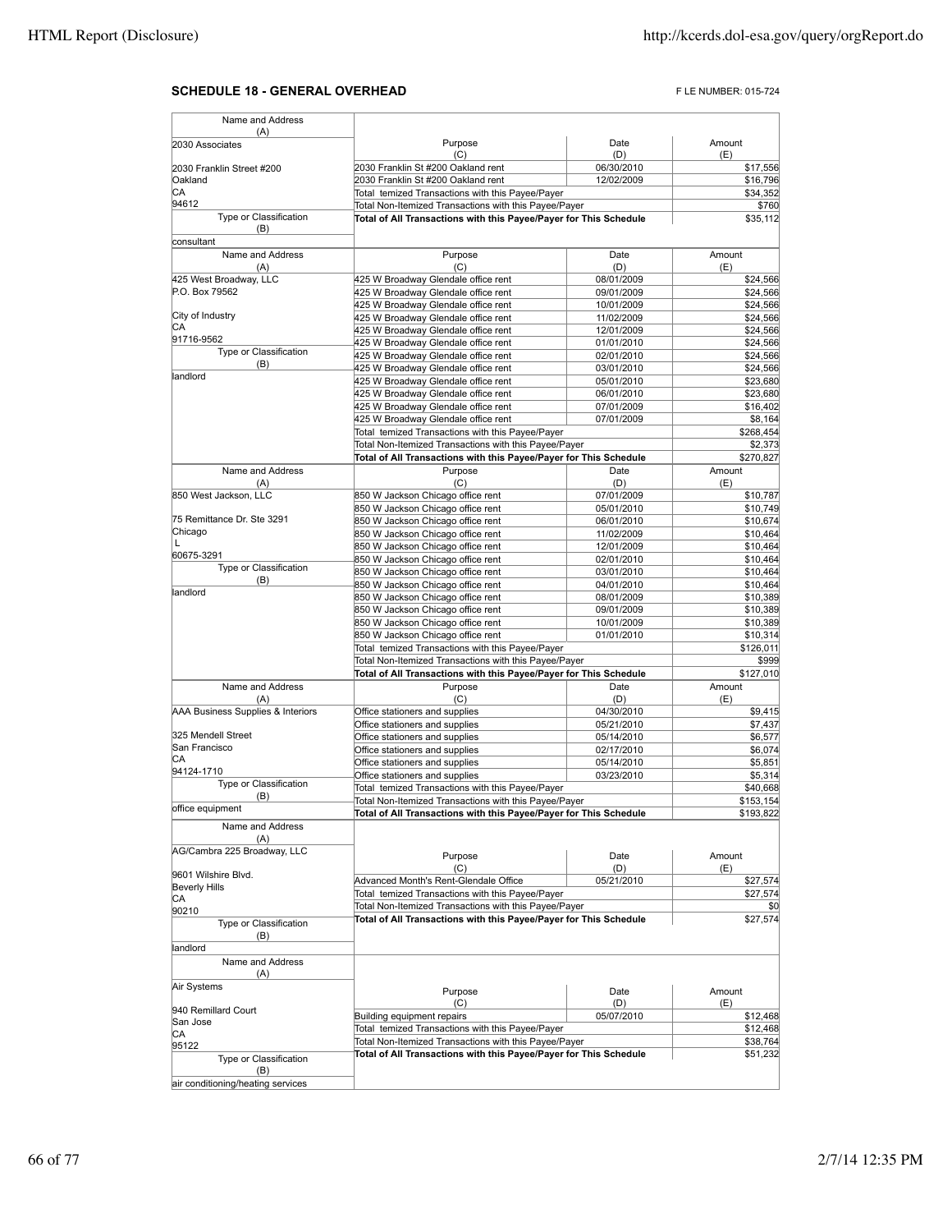## SCHEDULE 18 - GENERAL OVERHEAD

F LE NUMBER: 015-724

| Name and Address (A) | Purpose (C) | Date (D) | Amount (E) |
|---|---|---|---|
| 2030 Associates | 2030 Franklin St #200 Oakland rent | 06/30/2010 | $17,556 |
| 2030 Franklin Street #200 | 2030 Franklin St #200 Oakland rent | 12/02/2009 | $16,796 |
| Oakland | Total temized Transactions with this Payee/Payer | | $34,352 |
| CA | Total Non-Itemized Transactions with this Payee/Payer | | $760 |
| 94612 | **Total of All Transactions with this Payee/Payer for This Schedule** | | $35,112 |
| Type or Classification (B): consultant | | | |

| Name and Address (A) | Purpose (C) | Date (D) | Amount (E) |
|---|---|---|---|
| 425 West Broadway, LLC | 425 W Broadway Glendale office rent | 08/01/2009 | $24,566 |
| P.O. Box 79562 | 425 W Broadway Glendale office rent | 09/01/2009 | $24,566 |
| | 425 W Broadway Glendale office rent | 10/01/2009 | $24,566 |
| City of Industry | 425 W Broadway Glendale office rent | 11/02/2009 | $24,566 |
| CA | 425 W Broadway Glendale office rent | 12/01/2009 | $24,566 |
| 91716-9562 | 425 W Broadway Glendale office rent | 01/01/2010 | $24,566 |
| Type or Classification (B) | 425 W Broadway Glendale office rent | 02/01/2010 | $24,566 |
| | 425 W Broadway Glendale office rent | 03/01/2010 | $24,566 |
| landlord | 425 W Broadway Glendale office rent | 05/01/2010 | $23,680 |
| | 425 W Broadway Glendale office rent | 06/01/2010 | $23,680 |
| | 425 W Broadway Glendale office rent | 07/01/2009 | $16,402 |
| | 425 W Broadway Glendale office rent | 07/01/2009 | $8,164 |
| | Total temized Transactions with this Payee/Payer | | $268,454 |
| | Total Non-Itemized Transactions with this Payee/Payer | | $2,373 |
| | **Total of All Transactions with this Payee/Payer for This Schedule** | | $270,827 |

| Name and Address (A) | Purpose (C) | Date (D) | Amount (E) |
|---|---|---|---|
| 850 West Jackson, LLC | 850 W Jackson Chicago office rent | 07/01/2009 | $10,787 |
| | 850 W Jackson Chicago office rent | 05/01/2010 | $10,749 |
| 75 Remittance Dr. Ste 3291 | 850 W Jackson Chicago office rent | 06/01/2010 | $10,674 |
| Chicago | 850 W Jackson Chicago office rent | 11/02/2009 | $10,464 |
| L | 850 W Jackson Chicago office rent | 12/01/2009 | $10,464 |
| 60675-3291 | 850 W Jackson Chicago office rent | 02/01/2010 | $10,464 |
| Type or Classification (B) | 850 W Jackson Chicago office rent | 03/01/2010 | $10,464 |
| | 850 W Jackson Chicago office rent | 04/01/2010 | $10,464 |
| landlord | 850 W Jackson Chicago office rent | 08/01/2009 | $10,389 |
| | 850 W Jackson Chicago office rent | 09/01/2009 | $10,389 |
| | 850 W Jackson Chicago office rent | 10/01/2009 | $10,389 |
| | 850 W Jackson Chicago office rent | 01/01/2010 | $10,314 |
| | Total temized Transactions with this Payee/Payer | | $126,011 |
| | Total Non-Itemized Transactions with this Payee/Payer | | $999 |
| | **Total of All Transactions with this Payee/Payer for This Schedule** | | $127,010 |

| Name and Address (A) | Purpose (C) | Date (D) | Amount (E) |
|---|---|---|---|
| AAA Business Supplies & Interiors | Office stationers and supplies | 04/30/2010 | $9,415 |
| | Office stationers and supplies | 05/21/2010 | $7,437 |
| 325 Mendell Street | Office stationers and supplies | 05/14/2010 | $6,577 |
| San Francisco | Office stationers and supplies | 02/17/2010 | $6,074 |
| CA | Office stationers and supplies | 05/14/2010 | $5,851 |
| 94124-1710 | Office stationers and supplies | 03/23/2010 | $5,314 |
| Type or Classification (B) | Total temized Transactions with this Payee/Payer | | $40,668 |
| | Total Non-Itemized Transactions with this Payee/Payer | | $153,154 |
| office equipment | **Total of All Transactions with this Payee/Payer for This Schedule** | | $193,822 |

| Name and Address (A) | Purpose (C) | Date (D) | Amount (E) |
|---|---|---|---|
| AG/Cambra 225 Broadway, LLC | Advanced Month's Rent-Glendale Office | 05/21/2010 | $27,574 |
| 9601 Wilshire Blvd. | Total temized Transactions with this Payee/Payer | | $27,574 |
| Beverly Hills | Total Non-Itemized Transactions with this Payee/Payer | | $0 |
| CA | **Total of All Transactions with this Payee/Payer for This Schedule** | | $27,574 |
| 90210 | | | |
| Type or Classification (B): landlord | | | |

| Name and Address (A) | Purpose (C) | Date (D) | Amount (E) |
|---|---|---|---|
| Air Systems | Building equipment repairs | 05/07/2010 | $12,468 |
| 940 Remillard Court | Total temized Transactions with this Payee/Payer | | $12,468 |
| San Jose | Total Non-Itemized Transactions with this Payee/Payer | | $38,764 |
| CA | **Total of All Transactions with this Payee/Payer for This Schedule** | | $51,232 |
| 95122 | | | |
| Type or Classification (B): air conditioning/heating services | | | |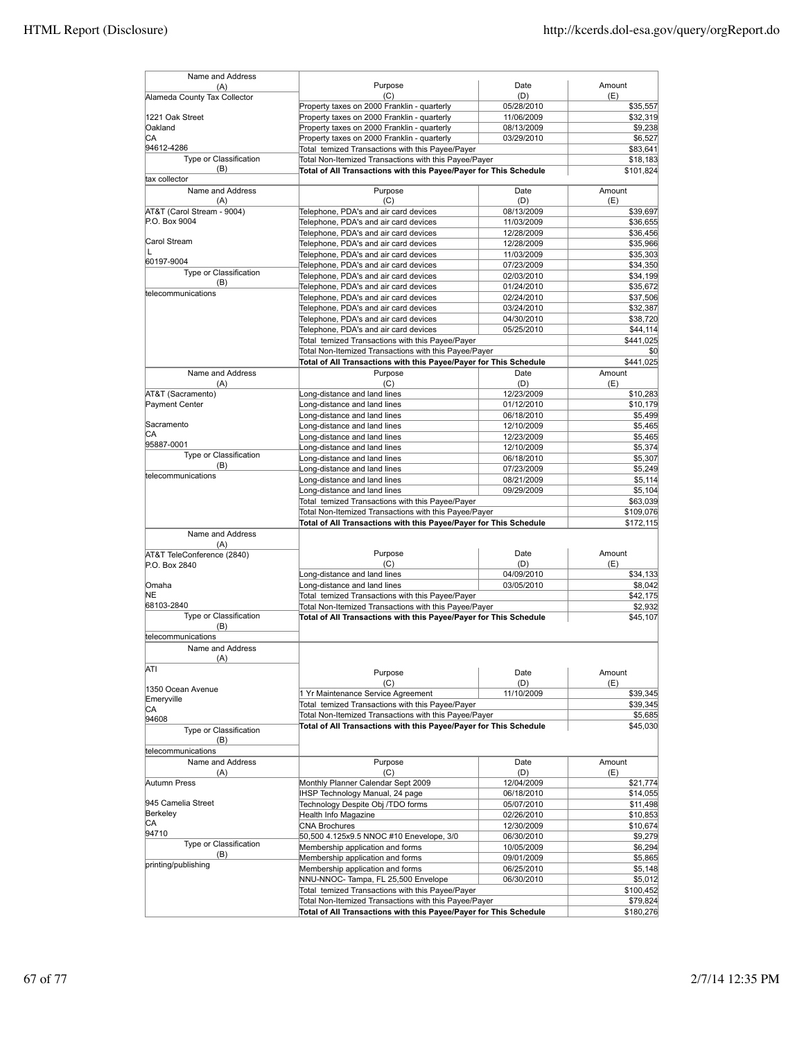| Name and Address (A) | Purpose (C) | Date (D) | Amount (E) |
|---|---|---|---|
| Alameda County Tax Collector | Property taxes on 2000 Franklin - quarterly | 05/28/2010 | $35,557 |
| 1221 Oak Street | Property taxes on 2000 Franklin - quarterly | 11/06/2009 | $32,319 |
| Oakland | Property taxes on 2000 Franklin - quarterly | 08/13/2009 | $9,238 |
| CA | Property taxes on 2000 Franklin - quarterly | 03/29/2010 | $6,527 |
| 94612-4286 | Total temized Transactions with this Payee/Payer | | $83,641 |
| Type or Classification (B) | Total Non-Itemized Transactions with this Payee/Payer | | $18,183 |
| tax collector | **Total of All Transactions with this Payee/Payer for This Schedule** | | $101,824 |

| Name and Address (A) | Purpose (C) | Date (D) | Amount (E) |
|---|---|---|---|
| AT&T (Carol Stream - 9004) | Telephone, PDA's and air card devices | 08/13/2009 | $39,697 |
| P.O. Box 9004 | Telephone, PDA's and air card devices | 11/03/2009 | $36,655 |
| | Telephone, PDA's and air card devices | 12/28/2009 | $36,456 |
| Carol Stream | Telephone, PDA's and air card devices | 12/28/2009 | $35,966 |
| L | Telephone, PDA's and air card devices | 11/03/2009 | $35,303 |
| 60197-9004 | Telephone, PDA's and air card devices | 07/23/2009 | $34,350 |
| Type or Classification (B) | Telephone, PDA's and air card devices | 02/03/2010 | $34,199 |
| | Telephone, PDA's and air card devices | 01/24/2010 | $35,672 |
| telecommunications | Telephone, PDA's and air card devices | 02/24/2010 | $37,506 |
| | Telephone, PDA's and air card devices | 03/24/2010 | $32,387 |
| | Telephone, PDA's and air card devices | 04/30/2010 | $38,720 |
| | Telephone, PDA's and air card devices | 05/25/2010 | $44,114 |
| | Total temized Transactions with this Payee/Payer | | $441,025 |
| | Total Non-Itemized Transactions with this Payee/Payer | | $0 |
| | **Total of All Transactions with this Payee/Payer for This Schedule** | | $441,025 |

| Name and Address (A) | Purpose (C) | Date (D) | Amount (E) |
|---|---|---|---|
| AT&T (Sacramento) | Long-distance and land lines | 12/23/2009 | $10,283 |
| Payment Center | Long-distance and land lines | 01/12/2010 | $10,179 |
| | Long-distance and land lines | 06/18/2010 | $5,499 |
| Sacramento | Long-distance and land lines | 12/10/2009 | $5,465 |
| CA | Long-distance and land lines | 12/23/2009 | $5,465 |
| 95887-0001 | Long-distance and land lines | 12/10/2009 | $5,374 |
| Type or Classification (B) | Long-distance and land lines | 06/18/2010 | $5,307 |
| | Long-distance and land lines | 07/23/2009 | $5,249 |
| telecommunications | Long-distance and land lines | 08/21/2009 | $5,114 |
| | Long-distance and land lines | 09/29/2009 | $5,104 |
| | Total temized Transactions with this Payee/Payer | | $63,039 |
| | Total Non-Itemized Transactions with this Payee/Payer | | $109,076 |
| | **Total of All Transactions with this Payee/Payer for This Schedule** | | $172,115 |

| Name and Address (A) | Purpose (C) | Date (D) | Amount (E) |
|---|---|---|---|
| AT&T TeleConference (2840) | | | |
| P.O. Box 2840 | Long-distance and land lines | 04/09/2010 | $34,133 |
| Omaha | Long-distance and land lines | 03/05/2010 | $8,042 |
| NE | Total temized Transactions with this Payee/Payer | | $42,175 |
| 68103-2840 | Total Non-Itemized Transactions with this Payee/Payer | | $2,932 |
| Type or Classification (B) | **Total of All Transactions with this Payee/Payer for This Schedule** | | $45,107 |
| telecommunications | | | |

| Name and Address (A) | Purpose (C) | Date (D) | Amount (E) |
|---|---|---|---|
| ATI | | | |
| 1350 Ocean Avenue | 1 Yr Maintenance Service Agreement | 11/10/2009 | $39,345 |
| Emeryville | Total temized Transactions with this Payee/Payer | | $39,345 |
| CA | Total Non-Itemized Transactions with this Payee/Payer | | $5,685 |
| 94608 | **Total of All Transactions with this Payee/Payer for This Schedule** | | $45,030 |
| Type or Classification (B) | | | |
| telecommunications | | | |

| Name and Address (A) | Purpose (C) | Date (D) | Amount (E) |
|---|---|---|---|
| Autumn Press | Monthly Planner Calendar Sept 2009 | 12/04/2009 | $21,774 |
| | IHSP Technology Manual, 24 page | 06/18/2010 | $14,055 |
| 945 Camelia Street | Technology Despite Obj /TDO forms | 05/07/2010 | $11,498 |
| Berkeley | Health Info Magazine | 02/26/2010 | $10,853 |
| CA | CNA Brochures | 12/30/2009 | $10,674 |
| 94710 | 50,500 4.125x9.5 NNOC #10 Enevelope, 3/0 | 06/30/2010 | $9,279 |
| Type or Classification (B) | Membership application and forms | 10/05/2009 | $6,294 |
| | Membership application and forms | 09/01/2009 | $5,865 |
| printing/publishing | Membership application and forms | 06/25/2010 | $5,148 |
| | NNU-NNOC- Tampa, FL 25,500 Envelope | 06/30/2010 | $5,012 |
| | Total temized Transactions with this Payee/Payer | | $100,452 |
| | Total Non-Itemized Transactions with this Payee/Payer | | $79,824 |
| | **Total of All Transactions with this Payee/Payer for This Schedule** | | $180,276 |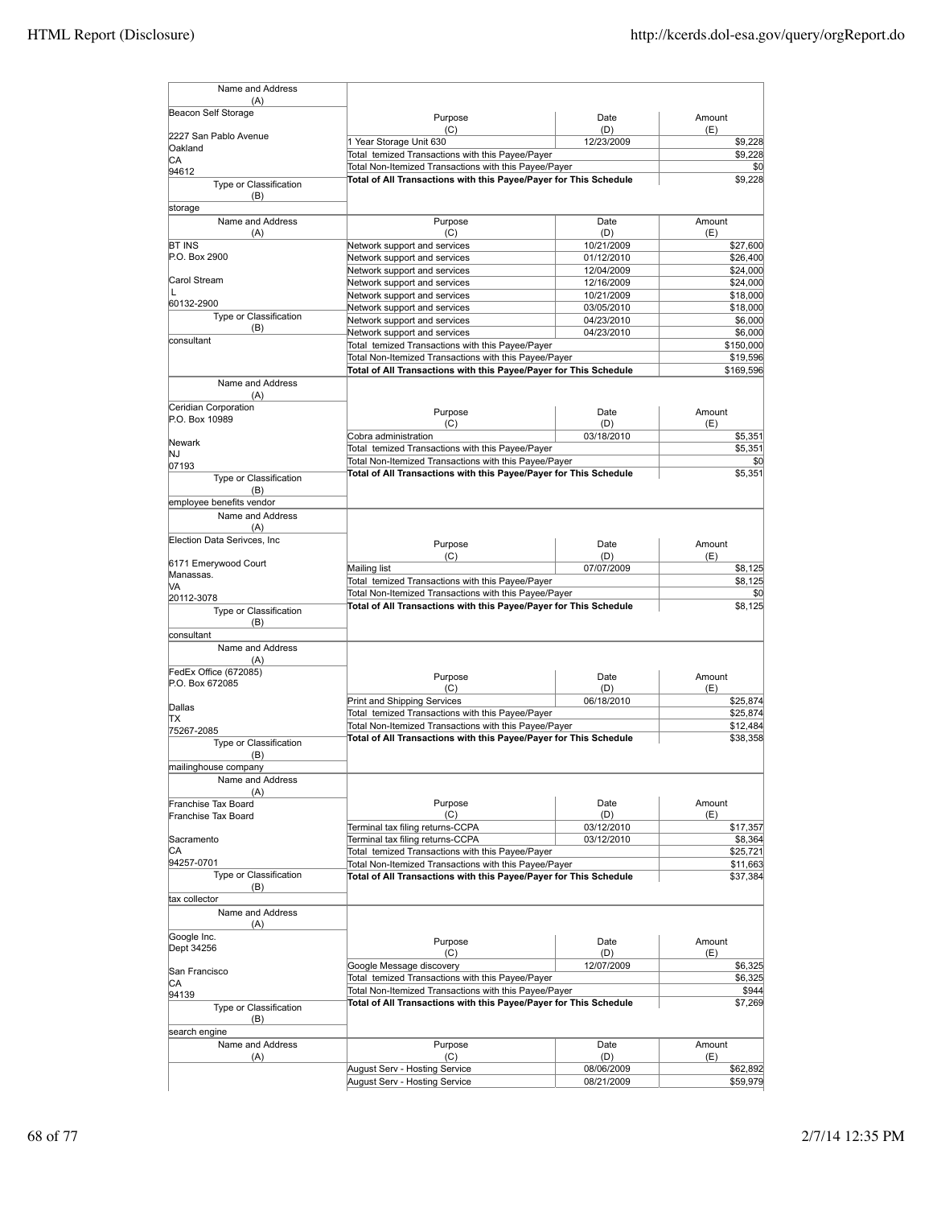| Name and Address (A) | Purpose (C) | Date (D) | Amount (E) |
|---|---|---|---|
| Beacon Self Storage<br>2227 San Pablo Avenue<br>Oakland<br>CA<br>94612 | 1 Year Storage Unit 630 | 12/23/2009 | $9,228 |
| | Total temized Transactions with this Payee/Payer | | $9,228 |
| | Total Non-Itemized Transactions with this Payee/Payer | | $0 |
| | **Total of All Transactions with this Payee/Payer for This Schedule** | | $9,228 |
| Type or Classification (B): storage | | | |

| Name and Address (A) | Purpose (C) | Date (D) | Amount (E) |
|---|---|---|---|
| BT INS<br>P.O. Box 2900<br>Carol Stream<br>L<br>60132-2900 | Network support and services | 10/21/2009 | $27,600 |
| | Network support and services | 01/12/2010 | $26,400 |
| | Network support and services | 12/04/2009 | $24,000 |
| | Network support and services | 12/16/2009 | $24,000 |
| | Network support and services | 10/21/2009 | $18,000 |
| | Network support and services | 03/05/2010 | $18,000 |
| | Network support and services | 04/23/2010 | $6,000 |
| | Network support and services | 04/23/2010 | $6,000 |
| | Total temized Transactions with this Payee/Payer | | $150,000 |
| | Total Non-Itemized Transactions with this Payee/Payer | | $19,596 |
| | **Total of All Transactions with this Payee/Payer for This Schedule** | | $169,596 |
| Type or Classification (B): consultant | | | |

| Name and Address (A) | Purpose (C) | Date (D) | Amount (E) |
|---|---|---|---|
| Ceridian Corporation<br>P.O. Box 10989<br>Newark<br>NJ<br>07193 | Cobra administration | 03/18/2010 | $5,351 |
| | Total temized Transactions with this Payee/Payer | | $5,351 |
| | Total Non-Itemized Transactions with this Payee/Payer | | $0 |
| | **Total of All Transactions with this Payee/Payer for This Schedule** | | $5,351 |
| Type or Classification (B): employee benefits vendor | | | |

| Name and Address (A) | Purpose (C) | Date (D) | Amount (E) |
|---|---|---|---|
| Election Data Serivces, Inc<br>6171 Emerywood Court<br>Manassas.<br>VA<br>20112-3078 | Mailing list | 07/07/2009 | $8,125 |
| | Total temized Transactions with this Payee/Payer | | $8,125 |
| | Total Non-Itemized Transactions with this Payee/Payer | | $0 |
| | **Total of All Transactions with this Payee/Payer for This Schedule** | | $8,125 |
| Type or Classification (B): consultant | | | |

| Name and Address (A) | Purpose (C) | Date (D) | Amount (E) |
|---|---|---|---|
| FedEx Office (672085)<br>P.O. Box 672085<br>Dallas<br>TX<br>75267-2085 | Print and Shipping Services | 06/18/2010 | $25,874 |
| | Total temized Transactions with this Payee/Payer | | $25,874 |
| | Total Non-Itemized Transactions with this Payee/Payer | | $12,484 |
| | **Total of All Transactions with this Payee/Payer for This Schedule** | | $38,358 |
| Type or Classification (B): mailinghouse company | | | |

| Name and Address (A) | Purpose (C) | Date (D) | Amount (E) |
|---|---|---|---|
| Franchise Tax Board<br>Franchise Tax Board<br>Sacramento<br>CA<br>94257-0701 | Terminal tax filing returns-CCPA | 03/12/2010 | $17,357 |
| | Terminal tax filing returns-CCPA | 03/12/2010 | $8,364 |
| | Total temized Transactions with this Payee/Payer | | $25,721 |
| | Total Non-Itemized Transactions with this Payee/Payer | | $11,663 |
| | **Total of All Transactions with this Payee/Payer for This Schedule** | | $37,384 |
| Type or Classification (B): tax collector | | | |

| Name and Address (A) | Purpose (C) | Date (D) | Amount (E) |
|---|---|---|---|
| Google Inc.<br>Dept 34256<br>San Francisco<br>CA<br>94139 | Google Message discovery | 12/07/2009 | $6,325 |
| | Total temized Transactions with this Payee/Payer | | $6,325 |
| | Total Non-Itemized Transactions with this Payee/Payer | | $944 |
| | **Total of All Transactions with this Payee/Payer for This Schedule** | | $7,269 |
| Type or Classification (B): search engine | | | |

| Name and Address (A) | Purpose (C) | Date (D) | Amount (E) |
|---|---|---|---|
| | August Serv - Hosting Service | 08/06/2009 | $62,892 |
| | August Serv - Hosting Service | 08/21/2009 | $59,979 |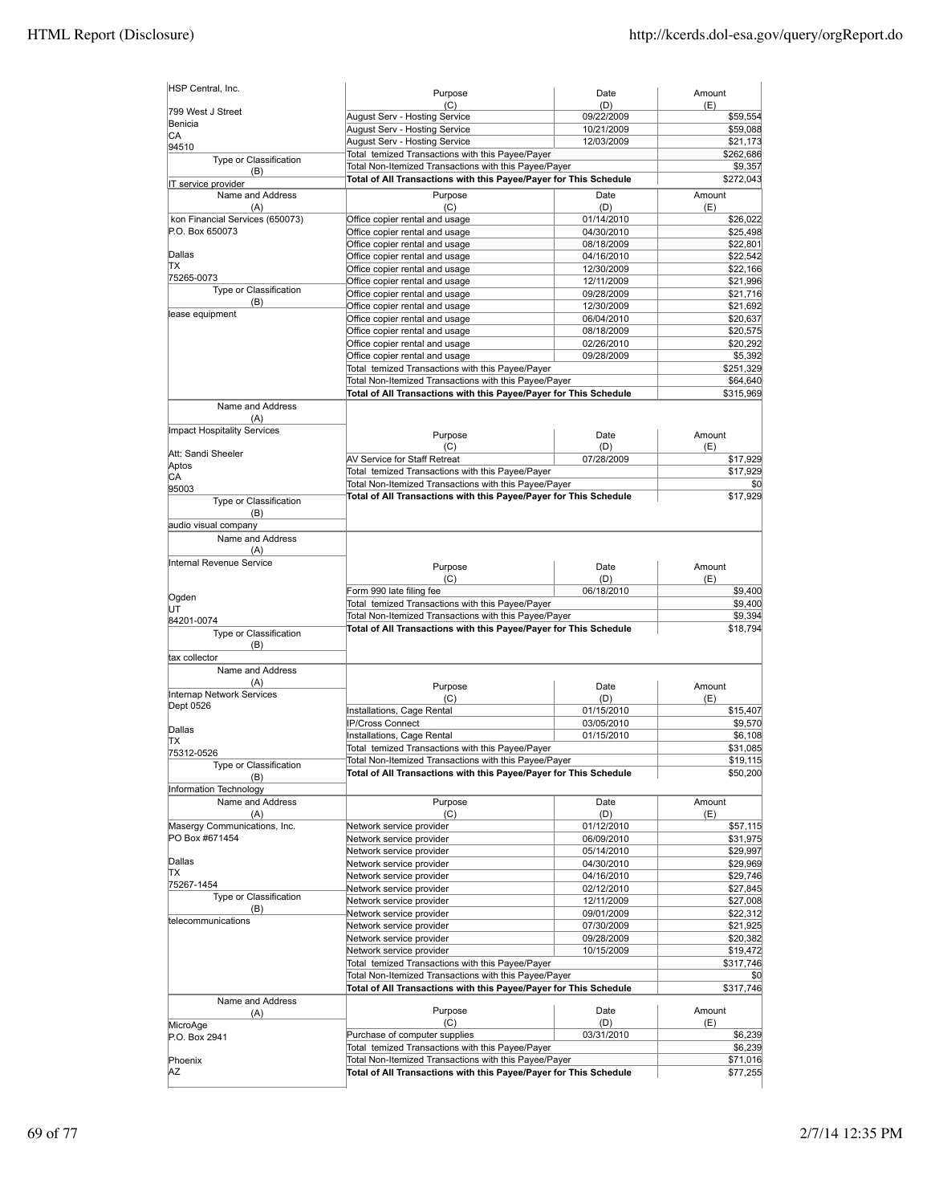| Name and Address (A) | Purpose (C) | Date (D) | Amount (E) |
|---|---|---|---|
| HSP Central, Inc. | August Serv - Hosting Service | 09/22/2009 | $59,554 |
| 799 West J Street | August Serv - Hosting Service | 10/21/2009 | $59,088 |
| Benicia | August Serv - Hosting Service | 12/03/2009 | $21,173 |
| CA | Total temized Transactions with this Payee/Payer | | $262,686 |
| 94510 | Total Non-Itemized Transactions with this Payee/Payer | | $9,357 |
| Type or Classification (B): IT service provider | **Total of All Transactions with this Payee/Payer for This Schedule** | | $272,043 |

| Name and Address (A) | Purpose (C) | Date (D) | Amount (E) |
|---|---|---|---|
| kon Financial Services (650073) | Office copier rental and usage | 01/14/2010 | $26,022 |
| P.O. Box 650073 | Office copier rental and usage | 04/30/2010 | $25,498 |
| | Office copier rental and usage | 08/18/2009 | $22,801 |
| Dallas | Office copier rental and usage | 04/16/2010 | $22,542 |
| TX | Office copier rental and usage | 12/30/2009 | $22,166 |
| 75265-0073 | Office copier rental and usage | 12/11/2009 | $21,996 |
| Type or Classification (B): lease equipment | Office copier rental and usage | 09/28/2009 | $21,716 |
| | Office copier rental and usage | 12/30/2009 | $21,692 |
| | Office copier rental and usage | 06/04/2010 | $20,637 |
| | Office copier rental and usage | 08/18/2009 | $20,575 |
| | Office copier rental and usage | 02/26/2010 | $20,292 |
| | Office copier rental and usage | 09/28/2009 | $5,392 |
| | Total temized Transactions with this Payee/Payer | | $251,329 |
| | Total Non-Itemized Transactions with this Payee/Payer | | $64,640 |
| | **Total of All Transactions with this Payee/Payer for This Schedule** | | $315,969 |

| Name and Address (A) | Purpose (C) | Date (D) | Amount (E) |
|---|---|---|---|
| Impact Hospitality Services | AV Service for Staff Retreat | 07/28/2009 | $17,929 |
| Att: Sandi Sheeler | Total temized Transactions with this Payee/Payer | | $17,929 |
| Aptos | Total Non-Itemized Transactions with this Payee/Payer | | $0 |
| CA | **Total of All Transactions with this Payee/Payer for This Schedule** | | $17,929 |
| 95003 | | | |
| Type or Classification (B): audio visual company | | | |

| Name and Address (A) | Purpose (C) | Date (D) | Amount (E) |
|---|---|---|---|
| Internal Revenue Service | Form 990 late filing fee | 06/18/2010 | $9,400 |
| Ogden | Total temized Transactions with this Payee/Payer | | $9,400 |
| UT | Total Non-Itemized Transactions with this Payee/Payer | | $9,394 |
| 84201-0074 | **Total of All Transactions with this Payee/Payer for This Schedule** | | $18,794 |
| Type or Classification (B): tax collector | | | |

| Name and Address (A) | Purpose (C) | Date (D) | Amount (E) |
|---|---|---|---|
| Internap Network Services | Installations, Cage Rental | 01/15/2010 | $15,407 |
| Dept 0526 | IP/Cross Connect | 03/05/2010 | $9,570 |
| Dallas | Installations, Cage Rental | 01/15/2010 | $6,108 |
| TX | Total temized Transactions with this Payee/Payer | | $31,085 |
| 75312-0526 | Total Non-Itemized Transactions with this Payee/Payer | | $19,115 |
| Type or Classification (B): Information Technology | **Total of All Transactions with this Payee/Payer for This Schedule** | | $50,200 |

| Name and Address (A) | Purpose (C) | Date (D) | Amount (E) |
|---|---|---|---|
| Masergy Communications, Inc. | Network service provider | 01/12/2010 | $57,115 |
| PO Box #671454 | Network service provider | 06/09/2010 | $31,975 |
| | Network service provider | 05/14/2010 | $29,997 |
| Dallas | Network service provider | 04/30/2010 | $29,969 |
| TX | Network service provider | 04/16/2010 | $29,746 |
| 75267-1454 | Network service provider | 02/12/2010 | $27,845 |
| Type or Classification (B): telecommunications | Network service provider | 12/11/2009 | $27,008 |
| | Network service provider | 09/01/2009 | $22,312 |
| | Network service provider | 07/30/2009 | $21,925 |
| | Network service provider | 09/28/2009 | $20,382 |
| | Network service provider | 10/15/2009 | $19,472 |
| | Total temized Transactions with this Payee/Payer | | $317,746 |
| | Total Non-Itemized Transactions with this Payee/Payer | | $0 |
| | **Total of All Transactions with this Payee/Payer for This Schedule** | | $317,746 |

| Name and Address (A) | Purpose (C) | Date (D) | Amount (E) |
|---|---|---|---|
| MicroAge | Purchase of computer supplies | 03/31/2010 | $6,239 |
| P.O. Box 2941 | Total temized Transactions with this Payee/Payer | | $6,239 |
| Phoenix | Total Non-Itemized Transactions with this Payee/Payer | | $71,016 |
| AZ | **Total of All Transactions with this Payee/Payer for This Schedule** | | $77,255 |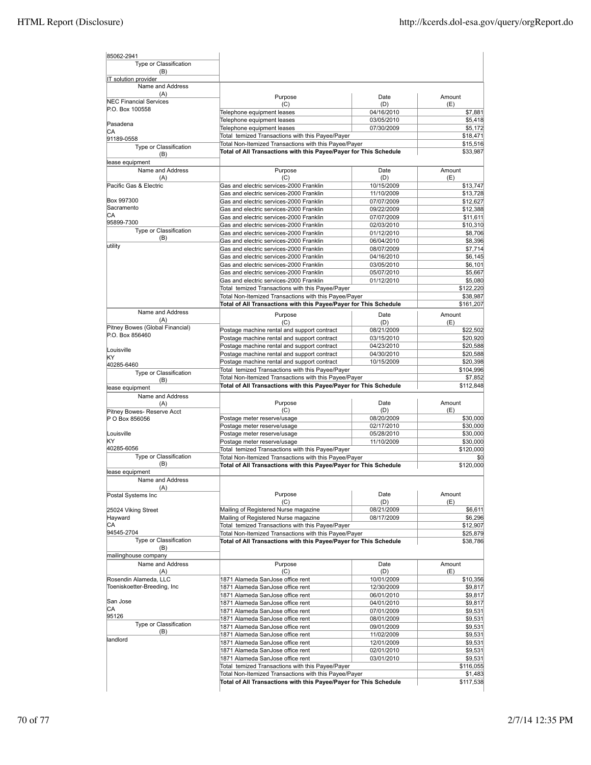| Name and Address (A) | Purpose (C) | Date (D) | Amount (E) |
|---|---|---|---|
| 85062-2941 | | | |
| Type or Classification (B) | | | |
| IT solution provider | | | |

| Name and Address (A) | Purpose (C) | Date (D) | Amount (E) |
|---|---|---|---|
| NEC Financial Services<br>P.O. Box 100558<br><br>Pasadena<br>CA<br>91189-0558 | Telephone equipment leases | 04/16/2010 | $7,881 |
| | Telephone equipment leases | 03/05/2010 | $5,418 |
| | Telephone equipment leases | 07/30/2009 | $5,172 |
| | Total temized Transactions with this Payee/Payer | | $18,471 |
| Type or Classification (B) | Total Non-Itemized Transactions with this Payee/Payer | | $15,516 |
| lease equipment | **Total of All Transactions with this Payee/Payer for This Schedule** | | $33,987 |

| Name and Address (A) | Purpose (C) | Date (D) | Amount (E) |
|---|---|---|---|
| Pacific Gas & Electric<br><br>Box 997300<br>Sacramento<br>CA<br>95899-7300 | Gas and electric services-2000 Franklin | 10/15/2009 | $13,747 |
| | Gas and electric services-2000 Franklin | 11/10/2009 | $13,728 |
| | Gas and electric services-2000 Franklin | 07/07/2009 | $12,627 |
| | Gas and electric services-2000 Franklin | 09/22/2009 | $12,388 |
| | Gas and electric services-2000 Franklin | 07/07/2009 | $11,611 |
| | Gas and electric services-2000 Franklin | 02/03/2010 | $10,310 |
| Type or Classification (B) | Gas and electric services-2000 Franklin | 01/12/2010 | $8,706 |
| utility | Gas and electric services-2000 Franklin | 06/04/2010 | $8,396 |
| | Gas and electric services-2000 Franklin | 08/07/2009 | $7,714 |
| | Gas and electric services-2000 Franklin | 04/16/2010 | $6,145 |
| | Gas and electric services-2000 Franklin | 03/05/2010 | $6,101 |
| | Gas and electric services-2000 Franklin | 05/07/2010 | $5,667 |
| | Gas and electric services-2000 Franklin | 01/12/2010 | $5,080 |
| | Total temized Transactions with this Payee/Payer | | $122,220 |
| | Total Non-Itemized Transactions with this Payee/Payer | | $38,987 |
| | **Total of All Transactions with this Payee/Payer for This Schedule** | | $161,207 |

| Name and Address (A) | Purpose (C) | Date (D) | Amount (E) |
|---|---|---|---|
| Pitney Bowes (Global Financial)<br>P.O. Box 856460<br><br>Louisville<br>KY<br>40285-6460 | Postage machine rental and support contract | 08/21/2009 | $22,502 |
| | Postage machine rental and support contract | 03/15/2010 | $20,920 |
| | Postage machine rental and support contract | 04/23/2010 | $20,588 |
| | Postage machine rental and support contract | 04/30/2010 | $20,588 |
| | Postage machine rental and support contract | 10/15/2009 | $20,398 |
| Type or Classification (B) | Total temized Transactions with this Payee/Payer | | $104,996 |
| | Total Non-Itemized Transactions with this Payee/Payer | | $7,852 |
| lease equipment | **Total of All Transactions with this Payee/Payer for This Schedule** | | $112,848 |

| Name and Address (A) | Purpose (C) | Date (D) | Amount (E) |
|---|---|---|---|
| Pitney Bowes- Reserve Acct<br>P O Box 856056<br><br>Louisville<br>KY<br>40285-6056 | Postage meter reserve/usage | 08/20/2009 | $30,000 |
| | Postage meter reserve/usage | 02/17/2010 | $30,000 |
| | Postage meter reserve/usage | 05/28/2010 | $30,000 |
| | Postage meter reserve/usage | 11/10/2009 | $30,000 |
| | Total temized Transactions with this Payee/Payer | | $120,000 |
| Type or Classification (B) | Total Non-Itemized Transactions with this Payee/Payer | | $0 |
| lease equipment | **Total of All Transactions with this Payee/Payer for This Schedule** | | $120,000 |

| Name and Address (A) | Purpose (C) | Date (D) | Amount (E) |
|---|---|---|---|
| Postal Systems Inc<br><br>25024 Viking Street<br>Hayward<br>CA<br>94545-2704 | Mailing of Registered Nurse magazine | 08/21/2009 | $6,611 |
| | Mailing of Registered Nurse magazine | 08/17/2009 | $6,296 |
| | Total temized Transactions with this Payee/Payer | | $12,907 |
| | Total Non-Itemized Transactions with this Payee/Payer | | $25,879 |
| Type or Classification (B) | **Total of All Transactions with this Payee/Payer for This Schedule** | | $38,786 |
| mailinghouse company | | | |

| Name and Address (A) | Purpose (C) | Date (D) | Amount (E) |
|---|---|---|---|
| Rosendin Alameda, LLC<br>Toeniskoetter-Breeding, Inc<br><br>San Jose<br>CA<br>95126 | 1871 Alameda SanJose office rent | 10/01/2009 | $10,356 |
| | 1871 Alameda SanJose office rent | 12/30/2009 | $9,817 |
| | 1871 Alameda SanJose office rent | 06/01/2010 | $9,817 |
| | 1871 Alameda SanJose office rent | 04/01/2010 | $9,817 |
| | 1871 Alameda SanJose office rent | 07/01/2009 | $9,531 |
| | 1871 Alameda SanJose office rent | 08/01/2009 | $9,531 |
| Type or Classification (B) | 1871 Alameda SanJose office rent | 09/01/2009 | $9,531 |
| landlord | 1871 Alameda SanJose office rent | 11/02/2009 | $9,531 |
| | 1871 Alameda SanJose office rent | 12/01/2009 | $9,531 |
| | 1871 Alameda SanJose office rent | 02/01/2010 | $9,531 |
| | 1871 Alameda SanJose office rent | 03/01/2010 | $9,531 |
| | Total temized Transactions with this Payee/Payer | | $116,055 |
| | Total Non-Itemized Transactions with this Payee/Payer | | $1,483 |
| | **Total of All Transactions with this Payee/Payer for This Schedule** | | $117,538 |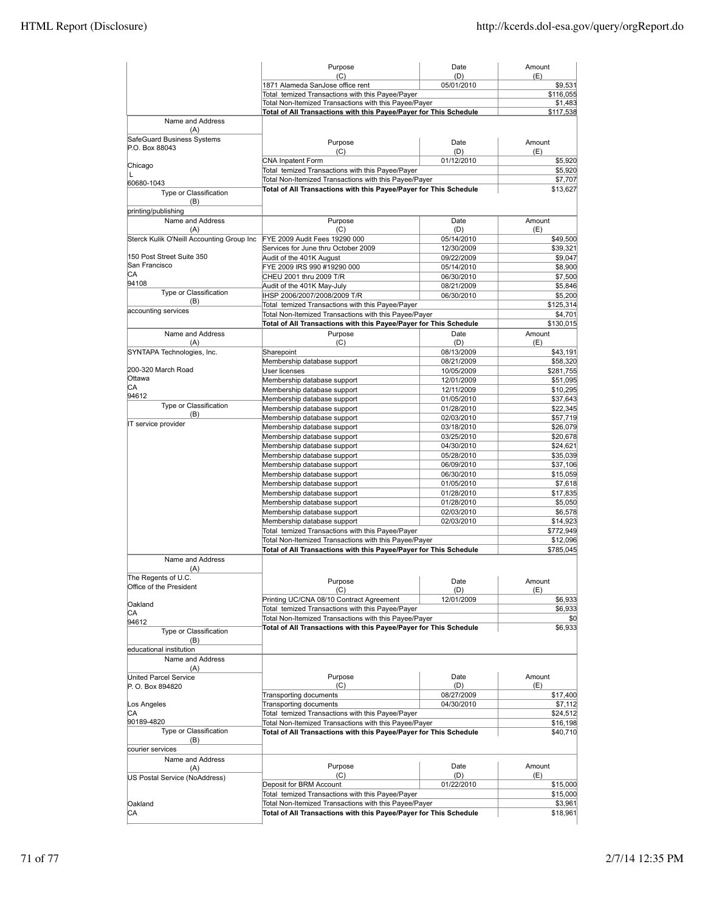| Purpose (C) | Date (D) | Amount (E) |
|---|---|---|
| 1871 Alameda SanJose office rent | 05/01/2010 | $9,531 |
| Total temized Transactions with this Payee/Payer | | $116,055 |
| Total Non-Itemized Transactions with this Payee/Payer | | $1,483 |
| **Total of All Transactions with this Payee/Payer for This Schedule** | | **$117,538** |

| Name and Address (A) | Purpose (C) | Date (D) | Amount (E) |
|---|---|---|---|
| SafeGuard Business Systems<br>P.O. Box 88043<br><br>Chicago<br>L<br>60680-1043 | CNA Inpatent Form | 01/12/2010 | $5,920 |
| | Total temized Transactions with this Payee/Payer | | $5,920 |
| | Total Non-Itemized Transactions with this Payee/Payer | | $7,707 |
| | **Total of All Transactions with this Payee/Payer for This Schedule** | | **$13,627** |
| Type or Classification (B) | | | |
| printing/publishing | | | |

| Name and Address (A) | Purpose (C) | Date (D) | Amount (E) |
|---|---|---|---|
| Sterck Kulik O'Neill Accounting Group Inc | FYE 2009 Audit Fees 19290 000 | 05/14/2010 | $49,500 |
| | Services for June thru October 2009 | 12/30/2009 | $39,321 |
| 150 Post Street Suite 350 | Audit of the 401K August | 09/22/2009 | $9,047 |
| San Francisco | FYE 2009 IRS 990 #19290 000 | 05/14/2010 | $8,900 |
| CA | CHEU 2001 thru 2009 T/R | 06/30/2010 | $7,500 |
| 94108 | Audit of the 401K May-July | 08/21/2009 | $5,846 |
| Type or Classification (B) | IHSP 2006/2007/2008/2009 T/R | 06/30/2010 | $5,200 |
| | Total temized Transactions with this Payee/Payer | | $125,314 |
| accounting services | Total Non-Itemized Transactions with this Payee/Payer | | $4,701 |
| | **Total of All Transactions with this Payee/Payer for This Schedule** | | **$130,015** |

| Name and Address (A) | Purpose (C) | Date (D) | Amount (E) |
|---|---|---|---|
| SYNTAPA Technologies, Inc. | Sharepoint | 08/13/2009 | $43,191 |
| | Membership database support | 08/21/2009 | $58,320 |
| 200-320 March Road | User licenses | 10/05/2009 | $281,755 |
| Ottawa | Membership database support | 12/01/2009 | $51,095 |
| CA | Membership database support | 12/11/2009 | $10,295 |
| 94612 | Membership database support | 01/05/2010 | $37,643 |
| Type or Classification (B) | Membership database support | 01/28/2010 | $22,345 |
| | Membership database support | 02/03/2010 | $57,719 |
| IT service provider | Membership database support | 03/18/2010 | $26,079 |
| | Membership database support | 03/25/2010 | $20,678 |
| | Membership database support | 04/30/2010 | $24,621 |
| | Membership database support | 05/28/2010 | $35,039 |
| | Membership database support | 06/09/2010 | $37,106 |
| | Membership database support | 06/30/2010 | $15,059 |
| | Membership database support | 01/05/2010 | $7,618 |
| | Membership database support | 01/28/2010 | $17,835 |
| | Membership database support | 01/28/2010 | $5,050 |
| | Membership database support | 02/03/2010 | $6,578 |
| | Membership database support | 02/03/2010 | $14,923 |
| | Total temized Transactions with this Payee/Payer | | $772,949 |
| | Total Non-Itemized Transactions with this Payee/Payer | | $12,096 |
| | **Total of All Transactions with this Payee/Payer for This Schedule** | | **$785,045** |

| Name and Address (A) | Purpose (C) | Date (D) | Amount (E) |
|---|---|---|---|
| The Regents of U.C.<br>Office of the President<br><br>Oakland<br>CA<br>94612 | Printing UC/CNA 08/10 Contract Agreement | 12/01/2009 | $6,933 |
| | Total temized Transactions with this Payee/Payer | | $6,933 |
| | Total Non-Itemized Transactions with this Payee/Payer | | $0 |
| | **Total of All Transactions with this Payee/Payer for This Schedule** | | **$6,933** |
| Type or Classification (B) | | | |
| educational institution | | | |

| Name and Address (A) | Purpose (C) | Date (D) | Amount (E) |
|---|---|---|---|
| United Parcel Service<br>P. O. Box 894820 | Transporting documents | 08/27/2009 | $17,400 |
| Los Angeles | Transporting documents | 04/30/2010 | $7,112 |
| CA | Total temized Transactions with this Payee/Payer | | $24,512 |
| 90189-4820 | Total Non-Itemized Transactions with this Payee/Payer | | $16,198 |
| Type or Classification (B) | **Total of All Transactions with this Payee/Payer for This Schedule** | | **$40,710** |
| courier services | | | |

| Name and Address (A) | Purpose (C) | Date (D) | Amount (E) |
|---|---|---|---|
| US Postal Service (NoAddress) | Deposit for BRM Account | 01/22/2010 | $15,000 |
| | Total temized Transactions with this Payee/Payer | | $15,000 |
| Oakland | Total Non-Itemized Transactions with this Payee/Payer | | $3,961 |
| CA | **Total of All Transactions with this Payee/Payer for This Schedule** | | **$18,961** |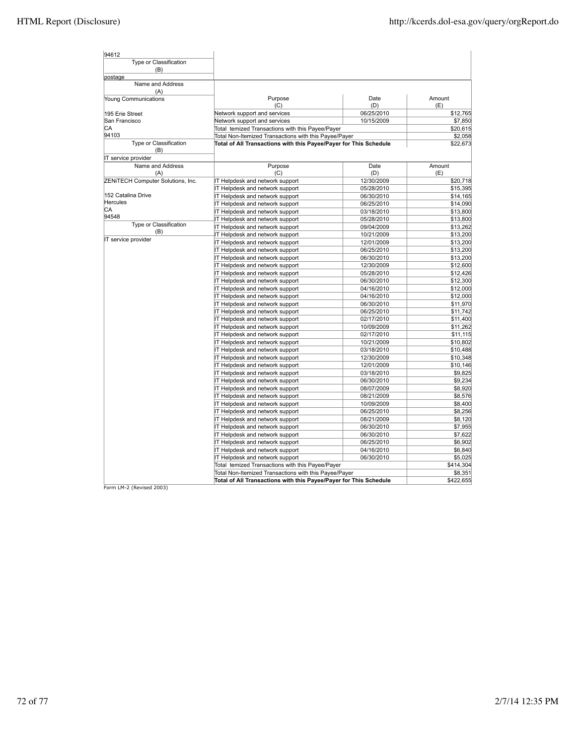| | | | |
|---|---|---|---|
| 94612 | | | |
| Type or Classification (B) | | | |
| postage | | | |

| Name and Address (A) | Purpose (C) | Date (D) | Amount (E) |
|---|---|---|---|
| Young Communications | | | |
| 195 Erie Street | Network support and services | 06/25/2010 | $12,765 |
| San Francisco | Network support and services | 10/15/2009 | $7,850 |
| CA | Total temized Transactions with this Payee/Payer | | $20,615 |
| 94103 | Total Non-Itemized Transactions with this Payee/Payer | | $2,058 |
| Type or Classification (B) | **Total of All Transactions with this Payee/Payer for This Schedule** | | $22,673 |
| IT service provider | | | |

| Name and Address (A) | Purpose (C) | Date (D) | Amount (E) |
|---|---|---|---|
| ZENiTECH Computer Solutions, Inc. | IT Helpdesk and network support | 12/30/2009 | $20,718 |
| | IT Helpdesk and network support | 05/28/2010 | $15,395 |
| 152 Catalina Drive | IT Helpdesk and network support | 06/30/2010 | $14,165 |
| Hercules | IT Helpdesk and network support | 06/25/2010 | $14,090 |
| CA | IT Helpdesk and network support | 03/18/2010 | $13,800 |
| 94548 | IT Helpdesk and network support | 05/28/2010 | $13,800 |
| Type or Classification (B) | IT Helpdesk and network support | 09/04/2009 | $13,262 |
| | IT Helpdesk and network support | 10/21/2009 | $13,200 |
| IT service provider | IT Helpdesk and network support | 12/01/2009 | $13,200 |
| | IT Helpdesk and network support | 06/25/2010 | $13,200 |
| | IT Helpdesk and network support | 06/30/2010 | $13,200 |
| | IT Helpdesk and network support | 12/30/2009 | $12,600 |
| | IT Helpdesk and network support | 05/28/2010 | $12,426 |
| | IT Helpdesk and network support | 06/30/2010 | $12,300 |
| | IT Helpdesk and network support | 04/16/2010 | $12,000 |
| | IT Helpdesk and network support | 04/16/2010 | $12,000 |
| | IT Helpdesk and network support | 06/30/2010 | $11,970 |
| | IT Helpdesk and network support | 06/25/2010 | $11,742 |
| | IT Helpdesk and network support | 02/17/2010 | $11,400 |
| | IT Helpdesk and network support | 10/09/2009 | $11,262 |
| | IT Helpdesk and network support | 02/17/2010 | $11,115 |
| | IT Helpdesk and network support | 10/21/2009 | $10,802 |
| | IT Helpdesk and network support | 03/18/2010 | $10,488 |
| | IT Helpdesk and network support | 12/30/2009 | $10,348 |
| | IT Helpdesk and network support | 12/01/2009 | $10,146 |
| | IT Helpdesk and network support | 03/18/2010 | $9,825 |
| | IT Helpdesk and network support | 06/30/2010 | $9,234 |
| | IT Helpdesk and network support | 08/07/2009 | $8,920 |
| | IT Helpdesk and network support | 08/21/2009 | $8,576 |
| | IT Helpdesk and network support | 10/09/2009 | $8,400 |
| | IT Helpdesk and network support | 06/25/2010 | $8,256 |
| | IT Helpdesk and network support | 08/21/2009 | $8,120 |
| | IT Helpdesk and network support | 06/30/2010 | $7,955 |
| | IT Helpdesk and network support | 06/30/2010 | $7,622 |
| | IT Helpdesk and network support | 06/25/2010 | $6,902 |
| | IT Helpdesk and network support | 04/16/2010 | $6,840 |
| | IT Helpdesk and network support | 06/30/2010 | $5,025 |
| | Total temized Transactions with this Payee/Payer | | $414,304 |
| | Total Non-Itemized Transactions with this Payee/Payer | | $8,351 |
| | **Total of All Transactions with this Payee/Payer for This Schedule** | | $422,655 |

Form LM-2 (Revised 2003)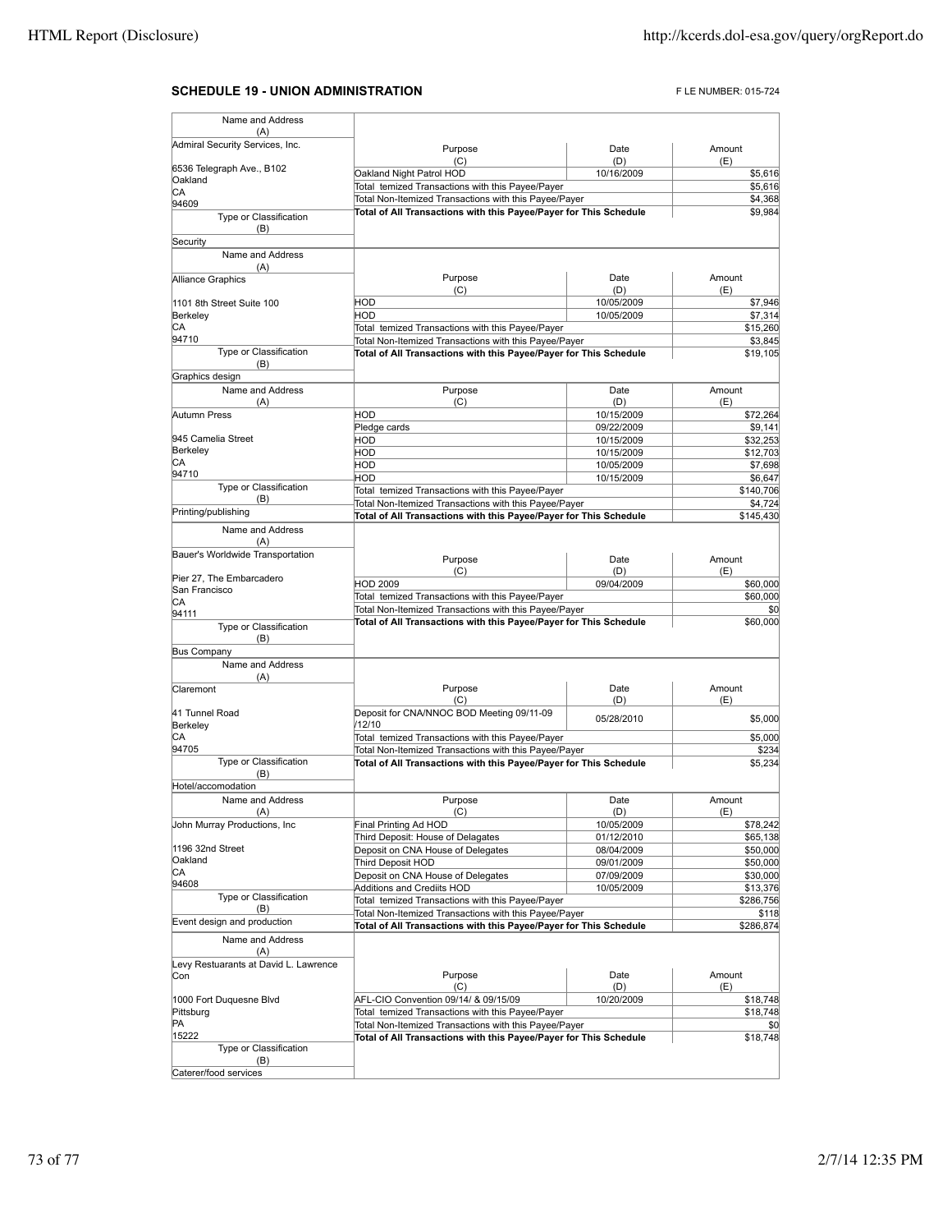## SCHEDULE 19 - UNION ADMINISTRATION

F LE NUMBER: 015-724

| Name and Address (A) | Purpose (C) | Date (D) | Amount (E) |
|---|---|---|---|
| Admiral Security Services, Inc.<br>6536 Telegraph Ave., B102<br>Oakland<br>CA<br>94609 | Oakland Night Patrol HOD | 10/16/2009 | $5,616 |
| | Total temized Transactions with this Payee/Payer | | $5,616 |
| | Total Non-Itemized Transactions with this Payee/Payer | | $4,368 |
| Type or Classification (B): Security | Total of All Transactions with this Payee/Payer for This Schedule | | $9,984 |

| Name and Address (A) | Purpose (C) | Date (D) | Amount (E) |
|---|---|---|---|
| Alliance Graphics<br>1101 8th Street Suite 100<br>Berkeley<br>CA<br>94710 | HOD | 10/05/2009 | $7,946 |
| | HOD | 10/05/2009 | $7,314 |
| | Total temized Transactions with this Payee/Payer | | $15,260 |
| | Total Non-Itemized Transactions with this Payee/Payer | | $3,845 |
| Type or Classification (B): Graphics design | Total of All Transactions with this Payee/Payer for This Schedule | | $19,105 |

| Name and Address (A) | Purpose (C) | Date (D) | Amount (E) |
|---|---|---|---|
| Autumn Press<br>945 Camelia Street<br>Berkeley<br>CA<br>94710 | HOD | 10/15/2009 | $72,264 |
| | Pledge cards | 09/22/2009 | $9,141 |
| | HOD | 10/15/2009 | $32,253 |
| | HOD | 10/15/2009 | $12,703 |
| | HOD | 10/05/2009 | $7,698 |
| | HOD | 10/15/2009 | $6,647 |
| | Total temized Transactions with this Payee/Payer | | $140,706 |
| | Total Non-Itemized Transactions with this Payee/Payer | | $4,724 |
| Type or Classification (B): Printing/publishing | Total of All Transactions with this Payee/Payer for This Schedule | | $145,430 |

| Name and Address (A) | Purpose (C) | Date (D) | Amount (E) |
|---|---|---|---|
| Bauer's Worldwide Transportation<br>Pier 27, The Embarcadero<br>San Francisco<br>CA<br>94111 | HOD 2009 | 09/04/2009 | $60,000 |
| | Total temized Transactions with this Payee/Payer | | $60,000 |
| | Total Non-Itemized Transactions with this Payee/Payer | | $0 |
| Type or Classification (B): Bus Company | Total of All Transactions with this Payee/Payer for This Schedule | | $60,000 |

| Name and Address (A) | Purpose (C) | Date (D) | Amount (E) |
|---|---|---|---|
| Claremont<br>41 Tunnel Road<br>Berkeley<br>CA<br>94705 | Deposit for CNA/NNOC BOD Meeting 09/11-09 /12/10 | 05/28/2010 | $5,000 |
| | Total temized Transactions with this Payee/Payer | | $5,000 |
| | Total Non-Itemized Transactions with this Payee/Payer | | $234 |
| Type or Classification (B): Hotel/accomodation | Total of All Transactions with this Payee/Payer for This Schedule | | $5,234 |

| Name and Address (A) | Purpose (C) | Date (D) | Amount (E) |
|---|---|---|---|
| John Murray Productions, Inc<br>1196 32nd Street<br>Oakland<br>CA<br>94608 | Final Printing Ad HOD | 10/05/2009 | $78,242 |
| | Third Deposit: House of Delagates | 01/12/2010 | $65,138 |
| | Deposit on CNA House of Delegates | 08/04/2009 | $50,000 |
| | Third Deposit HOD | 09/01/2009 | $50,000 |
| | Deposit on CNA House of Delegates | 07/09/2009 | $30,000 |
| | Additions and Credits HOD | 10/05/2009 | $13,376 |
| | Total temized Transactions with this Payee/Payer | | $286,756 |
| | Total Non-Itemized Transactions with this Payee/Payer | | $118 |
| Type or Classification (B): Event design and production | Total of All Transactions with this Payee/Payer for This Schedule | | $286,874 |

| Name and Address (A) | Purpose (C) | Date (D) | Amount (E) |
|---|---|---|---|
| Levy Restuarants at David L. Lawrence Con<br>1000 Fort Duquesne Blvd<br>Pittsburg<br>PA<br>15222 | AFL-CIO Convention 09/14/ & 09/15/09 | 10/20/2009 | $18,748 |
| | Total temized Transactions with this Payee/Payer | | $18,748 |
| | Total Non-Itemized Transactions with this Payee/Payer | | $0 |
| Type or Classification (B): Caterer/food services | Total of All Transactions with this Payee/Payer for This Schedule | | $18,748 |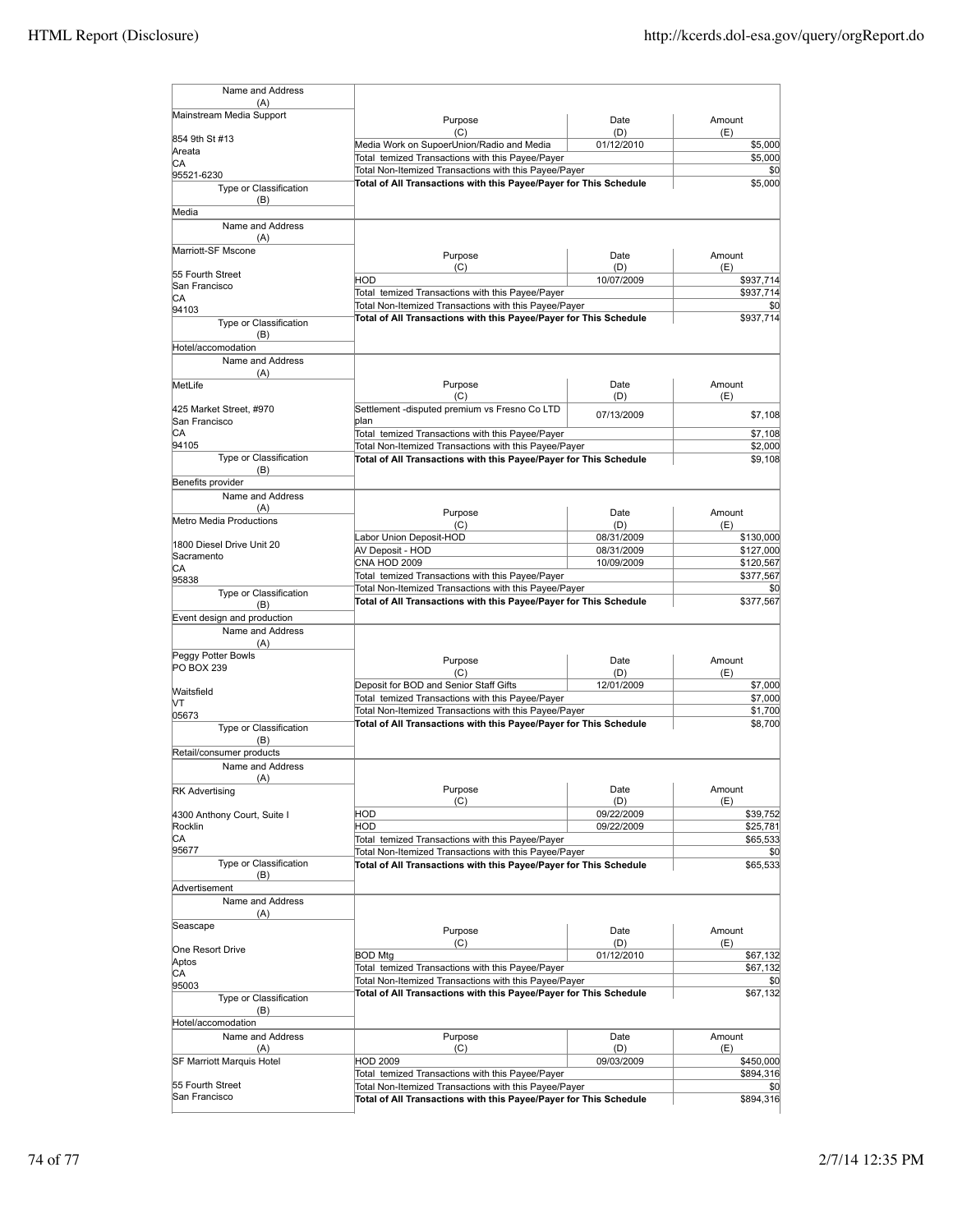| Name and Address (A) | Purpose (C) | Date (D) | Amount (E) |
|---|---|---|---|
| Mainstream Media Support<br>854 9th St #13<br>Areata<br>CA<br>95521-6230 | Media Work on SupoerUnion/Radio and Media | 01/12/2010 | $5,000 |
| | Total temized Transactions with this Payee/Payer | | $5,000 |
| | Total Non-Itemized Transactions with this Payee/Payer | | $0 |
| Type or Classification (B)<br>Media | Total of All Transactions with this Payee/Payer for This Schedule | | $5,000 |

| Name and Address (A) | Purpose (C) | Date (D) | Amount (E) |
|---|---|---|---|
| Marriott-SF Mscone<br>55 Fourth Street<br>San Francisco<br>CA<br>94103 | HOD | 10/07/2009 | $937,714 |
| | Total temized Transactions with this Payee/Payer | | $937,714 |
| | Total Non-Itemized Transactions with this Payee/Payer | | $0 |
| Type or Classification (B)<br>Hotel/accomodation | Total of All Transactions with this Payee/Payer for This Schedule | | $937,714 |

| Name and Address (A) | Purpose (C) | Date (D) | Amount (E) |
|---|---|---|---|
| MetLife<br>425 Market Street, #970<br>San Francisco<br>CA<br>94105 | Settlement -disputed premium vs Fresno Co LTD plan | 07/13/2009 | $7,108 |
| | Total temized Transactions with this Payee/Payer | | $7,108 |
| | Total Non-Itemized Transactions with this Payee/Payer | | $2,000 |
| Type or Classification (B)<br>Benefits provider | Total of All Transactions with this Payee/Payer for This Schedule | | $9,108 |

| Name and Address (A) | Purpose (C) | Date (D) | Amount (E) |
|---|---|---|---|
| Metro Media Productions<br>1800 Diesel Drive Unit 20<br>Sacramento<br>CA<br>95838 | Labor Union Deposit-HOD | 08/31/2009 | $130,000 |
| | AV Deposit - HOD | 08/31/2009 | $127,000 |
| | CNA HOD 2009 | 10/09/2009 | $120,567 |
| | Total temized Transactions with this Payee/Payer | | $377,567 |
| | Total Non-Itemized Transactions with this Payee/Payer | | $0 |
| Type or Classification (B)<br>Event design and production | Total of All Transactions with this Payee/Payer for This Schedule | | $377,567 |

| Name and Address (A) | Purpose (C) | Date (D) | Amount (E) |
|---|---|---|---|
| Peggy Potter Bowls<br>PO BOX 239<br>Waitsfield<br>VT<br>05673 | Deposit for BOD and Senior Staff Gifts | 12/01/2009 | $7,000 |
| | Total temized Transactions with this Payee/Payer | | $7,000 |
| | Total Non-Itemized Transactions with this Payee/Payer | | $1,700 |
| Type or Classification (B)<br>Retail/consumer products | Total of All Transactions with this Payee/Payer for This Schedule | | $8,700 |

| Name and Address (A) | Purpose (C) | Date (D) | Amount (E) |
|---|---|---|---|
| RK Advertising<br>4300 Anthony Court, Suite I<br>Rocklin<br>CA<br>95677 | HOD | 09/22/2009 | $39,752 |
| | HOD | 09/22/2009 | $25,781 |
| | Total temized Transactions with this Payee/Payer | | $65,533 |
| | Total Non-Itemized Transactions with this Payee/Payer | | $0 |
| Type or Classification (B)<br>Advertisement | Total of All Transactions with this Payee/Payer for This Schedule | | $65,533 |

| Name and Address (A) | Purpose (C) | Date (D) | Amount (E) |
|---|---|---|---|
| Seascape<br>One Resort Drive<br>Aptos<br>CA<br>95003 | BOD Mtg | 01/12/2010 | $67,132 |
| | Total temized Transactions with this Payee/Payer | | $67,132 |
| | Total Non-Itemized Transactions with this Payee/Payer | | $0 |
| Type or Classification (B)<br>Hotel/accomodation | Total of All Transactions with this Payee/Payer for This Schedule | | $67,132 |

| Name and Address (A) | Purpose (C) | Date (D) | Amount (E) |
|---|---|---|---|
| SF Marriott Marquis Hotel<br>55 Fourth Street<br>San Francisco | HOD 2009 | 09/03/2009 | $450,000 |
| | Total temized Transactions with this Payee/Payer | | $894,316 |
| | Total Non-Itemized Transactions with this Payee/Payer | | $0 |
| | Total of All Transactions with this Payee/Payer for This Schedule | | $894,316 |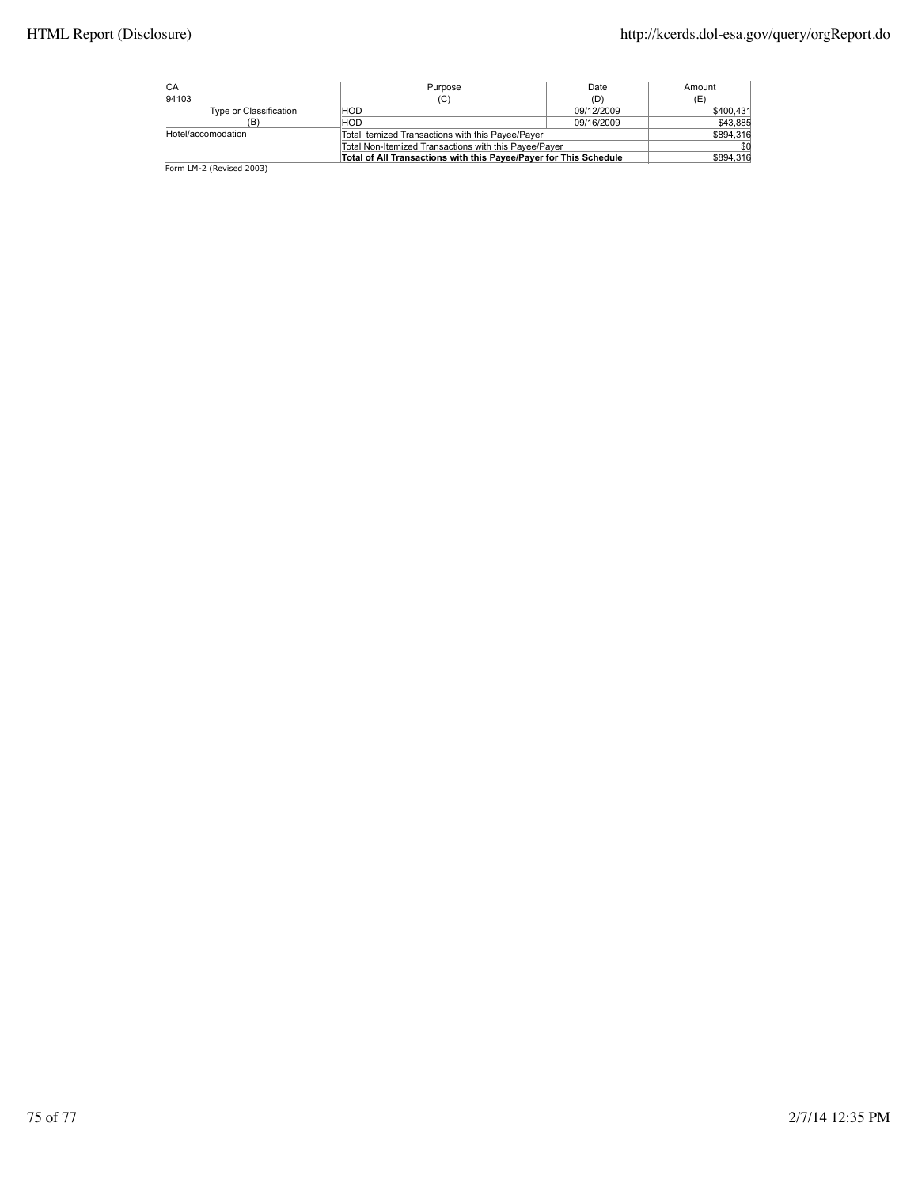| CA<br>94103 | Purpose<br>(C) | Date<br>(D) | Amount<br>(E) |
|---|---|---|---|
| Type or Classification<br>(B) | HOD | 09/12/2009 | $400,431 |
| | HOD | 09/16/2009 | $43,885 |
| Hotel/accomodation | Total temized Transactions with this Payee/Payer | | $894,316 |
| | Total Non-Itemized Transactions with this Payee/Payer | | $0 |
| | **Total of All Transactions with this Payee/Payer for This Schedule** | | $894,316 |

Form LM-2 (Revised 2003)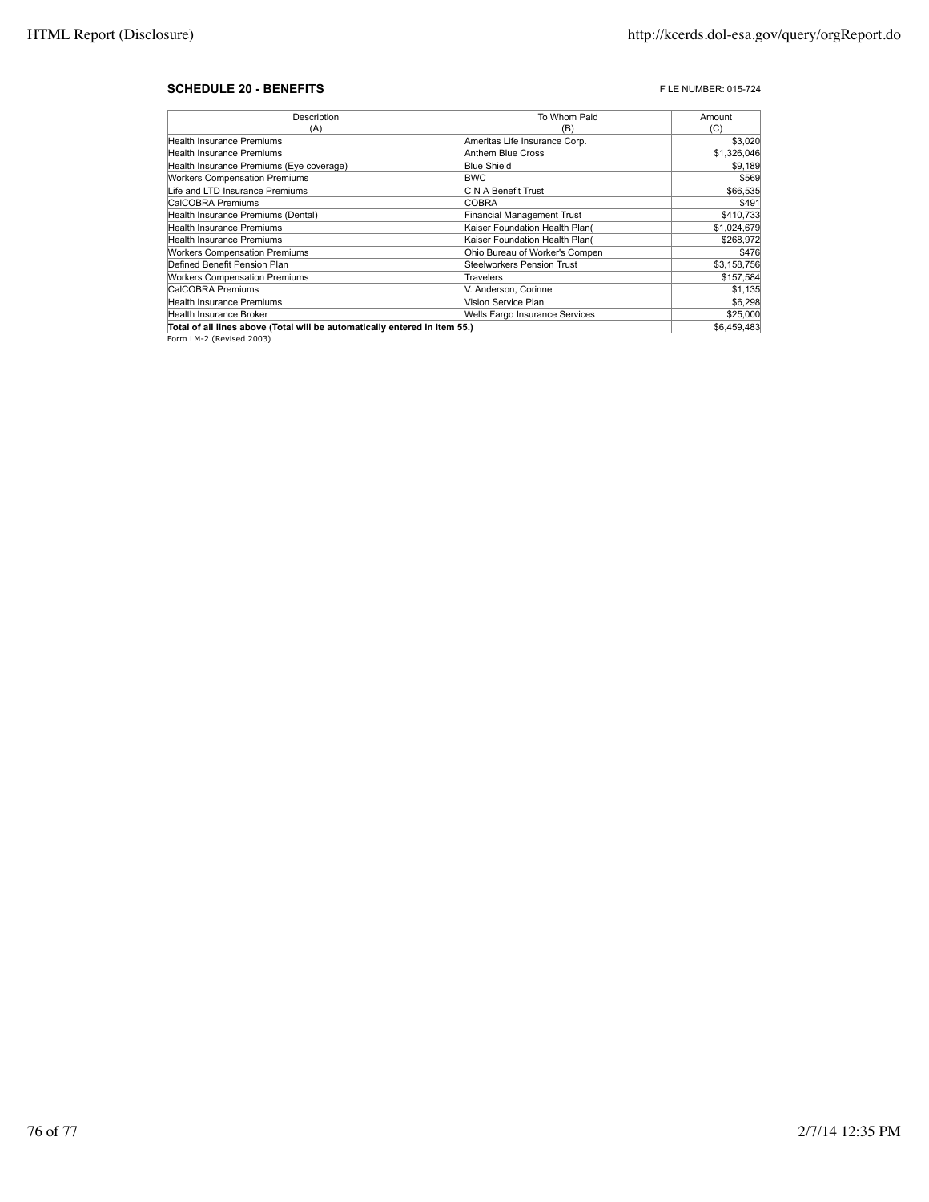**SCHEDULE 20 - BENEFITS**

F LE NUMBER: 015-724

| Description (A) | To Whom Paid (B) | Amount (C) |
|---|---|---|
| Health Insurance Premiums | Ameritas Life Insurance Corp. | $3,020 |
| Health Insurance Premiums | Anthem Blue Cross | $1,326,046 |
| Health Insurance Premiums (Eye coverage) | Blue Shield | $9,189 |
| Workers Compensation Premiums | BWC | $569 |
| Life and LTD Insurance Premiums | C N A Benefit Trust | $66,535 |
| CalCOBRA Premiums | COBRA | $491 |
| Health Insurance Premiums (Dental) | Financial Management Trust | $410,733 |
| Health Insurance Premiums | Kaiser Foundation Health Plan( | $1,024,679 |
| Health Insurance Premiums | Kaiser Foundation Health Plan( | $268,972 |
| Workers Compensation Premiums | Ohio Bureau of Worker's Compen | $476 |
| Defined Benefit Pension Plan | Steelworkers Pension Trust | $3,158,756 |
| Workers Compensation Premiums | Travelers | $157,584 |
| CalCOBRA Premiums | V. Anderson, Corinne | $1,135 |
| Health Insurance Premiums | Vision Service Plan | $6,298 |
| Health Insurance Broker | Wells Fargo Insurance Services | $25,000 |
| **Total of all lines above (Total will be automatically entered in Item 55.)** | | $6,459,483 |

Form LM-2 (Revised 2003)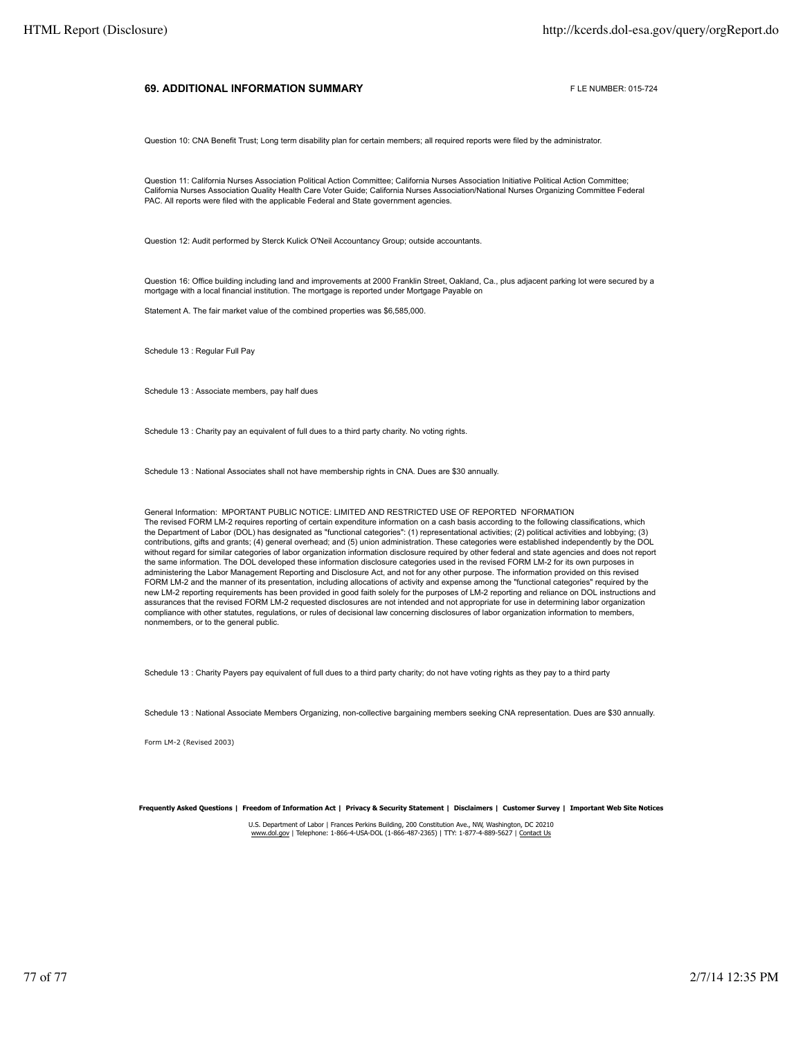### 69. ADDITIONAL INFORMATION SUMMARY

F LE NUMBER: 015-724

Question 10: CNA Benefit Trust; Long term disability plan for certain members; all required reports were filed by the administrator.

Question 11: California Nurses Association Political Action Committee; California Nurses Association Initiative Political Action Committee; California Nurses Association Quality Health Care Voter Guide; California Nurses Association/National Nurses Organizing Committee Federal PAC. All reports were filed with the applicable Federal and State government agencies.

Question 12: Audit performed by Sterck Kulick O'Neil Accountancy Group; outside accountants.

Question 16: Office building including land and improvements at 2000 Franklin Street, Oakland, Ca., plus adjacent parking lot were secured by a mortgage with a local financial institution. The mortgage is reported under Mortgage Payable on

Statement A. The fair market value of the combined properties was $6,585,000.

Schedule 13 : Regular Full Pay

Schedule 13 : Associate members, pay half dues

Schedule 13 : Charity pay an equivalent of full dues to a third party charity. No voting rights.

Schedule 13 : National Associates shall not have membership rights in CNA. Dues are $30 annually.

General Information: MPORTANT PUBLIC NOTICE: LIMITED AND RESTRICTED USE OF REPORTED NFORMATION
The revised FORM LM-2 requires reporting of certain expenditure information on a cash basis according to the following classifications, which the Department of Labor (DOL) has designated as "functional categories": (1) representational activities; (2) political activities and lobbying; (3) contributions, gifts and grants; (4) general overhead; and (5) union administration. These categories were established independently by the DOL without regard for similar categories of labor organization information disclosure required by other federal and state agencies and does not report the same information. The DOL developed these information disclosure categories used in the revised FORM LM-2 for its own purposes in administering the Labor Management Reporting and Disclosure Act, and not for any other purpose. The information provided on this revised FORM LM-2 and the manner of its presentation, including allocations of activity and expense among the "functional categories" required by the new LM-2 reporting requirements has been provided in good faith solely for the purposes of LM-2 reporting and reliance on DOL instructions and assurances that the revised FORM LM-2 requested disclosures are not intended and not appropriate for use in determining labor organization compliance with other statutes, regulations, or rules of decisional law concerning disclosures of labor organization information to members, nonmembers, or to the general public.

Schedule 13 : Charity Payers pay equivalent of full dues to a third party charity; do not have voting rights as they pay to a third party

Schedule 13 : National Associate Members Organizing, non-collective bargaining members seeking CNA representation. Dues are $30 annually.

Form LM-2 (Revised 2003)